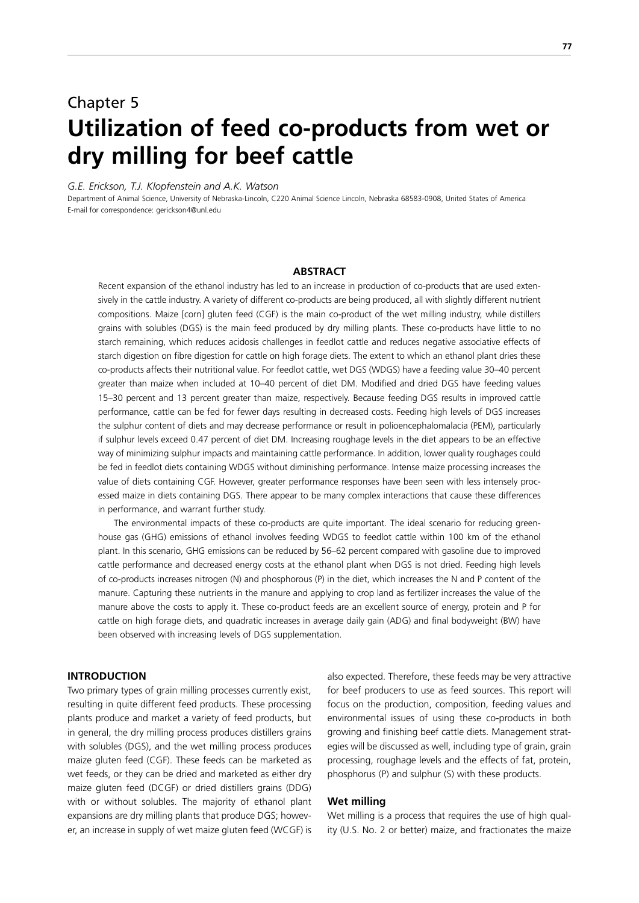# Chapter 5

# Utilization of feed co-products from wet or dry milling for beef cattle

*G.E. Erickson, T.J. Klopfenstein and A.K. Watson*

Department of Animal Science, University of Nebraska-Lincoln, C220 Animal Science Lincoln, Nebraska 68583-0908, United States of America
E-mail for correspondence: gerickson4@unl.edu

## ABSTRACT

Recent expansion of the ethanol industry has led to an increase in production of co-products that are used extensively in the cattle industry. A variety of different co-products are being produced, all with slightly different nutrient compositions. Maize [corn] gluten feed (CGF) is the main co-product of the wet milling industry, while distillers grains with solubles (DGS) is the main feed produced by dry milling plants. These co-products have little to no starch remaining, which reduces acidosis challenges in feedlot cattle and reduces negative associative effects of starch digestion on fibre digestion for cattle on high forage diets. The extent to which an ethanol plant dries these co-products affects their nutritional value. For feedlot cattle, wet DGS (WDGS) have a feeding value 30–40 percent greater than maize when included at 10–40 percent of diet DM. Modified and dried DGS have feeding values 15–30 percent and 13 percent greater than maize, respectively. Because feeding DGS results in improved cattle performance, cattle can be fed for fewer days resulting in decreased costs. Feeding high levels of DGS increases the sulphur content of diets and may decrease performance or result in polioencephalomalacia (PEM), particularly if sulphur levels exceed 0.47 percent of diet DM. Increasing roughage levels in the diet appears to be an effective way of minimizing sulphur impacts and maintaining cattle performance. In addition, lower quality roughages could be fed in feedlot diets containing WDGS without diminishing performance. Intense maize processing increases the value of diets containing CGF. However, greater performance responses have been seen with less intensely processed maize in diets containing DGS. There appear to be many complex interactions that cause these differences in performance, and warrant further study.

The environmental impacts of these co-products are quite important. The ideal scenario for reducing greenhouse gas (GHG) emissions of ethanol involves feeding WDGS to feedlot cattle within 100 km of the ethanol plant. In this scenario, GHG emissions can be reduced by 56–62 percent compared with gasoline due to improved cattle performance and decreased energy costs at the ethanol plant when DGS is not dried. Feeding high levels of co-products increases nitrogen (N) and phosphorous (P) in the diet, which increases the N and P content of the manure. Capturing these nutrients in the manure and applying to crop land as fertilizer increases the value of the manure above the costs to apply it. These co-product feeds are an excellent source of energy, protein and P for cattle on high forage diets, and quadratic increases in average daily gain (ADG) and final bodyweight (BW) have been observed with increasing levels of DGS supplementation.

## INTRODUCTION

Two primary types of grain milling processes currently exist, resulting in quite different feed products. These processing plants produce and market a variety of feed products, but in general, the dry milling process produces distillers grains with solubles (DGS), and the wet milling process produces maize gluten feed (CGF). These feeds can be marketed as wet feeds, or they can be dried and marketed as either dry maize gluten feed (DCGF) or dried distillers grains (DDG) with or without solubles. The majority of ethanol plant expansions are dry milling plants that produce DGS; however, an increase in supply of wet maize gluten feed (WCGF) is also expected. Therefore, these feeds may be very attractive for beef producers to use as feed sources. This report will focus on the production, composition, feeding values and environmental issues of using these co-products in both growing and finishing beef cattle diets. Management strategies will be discussed as well, including type of grain, grain processing, roughage levels and the effects of fat, protein, phosphorus (P) and sulphur (S) with these products.

### Wet milling

Wet milling is a process that requires the use of high quality (U.S. No. 2 or better) maize, and fractionates the maize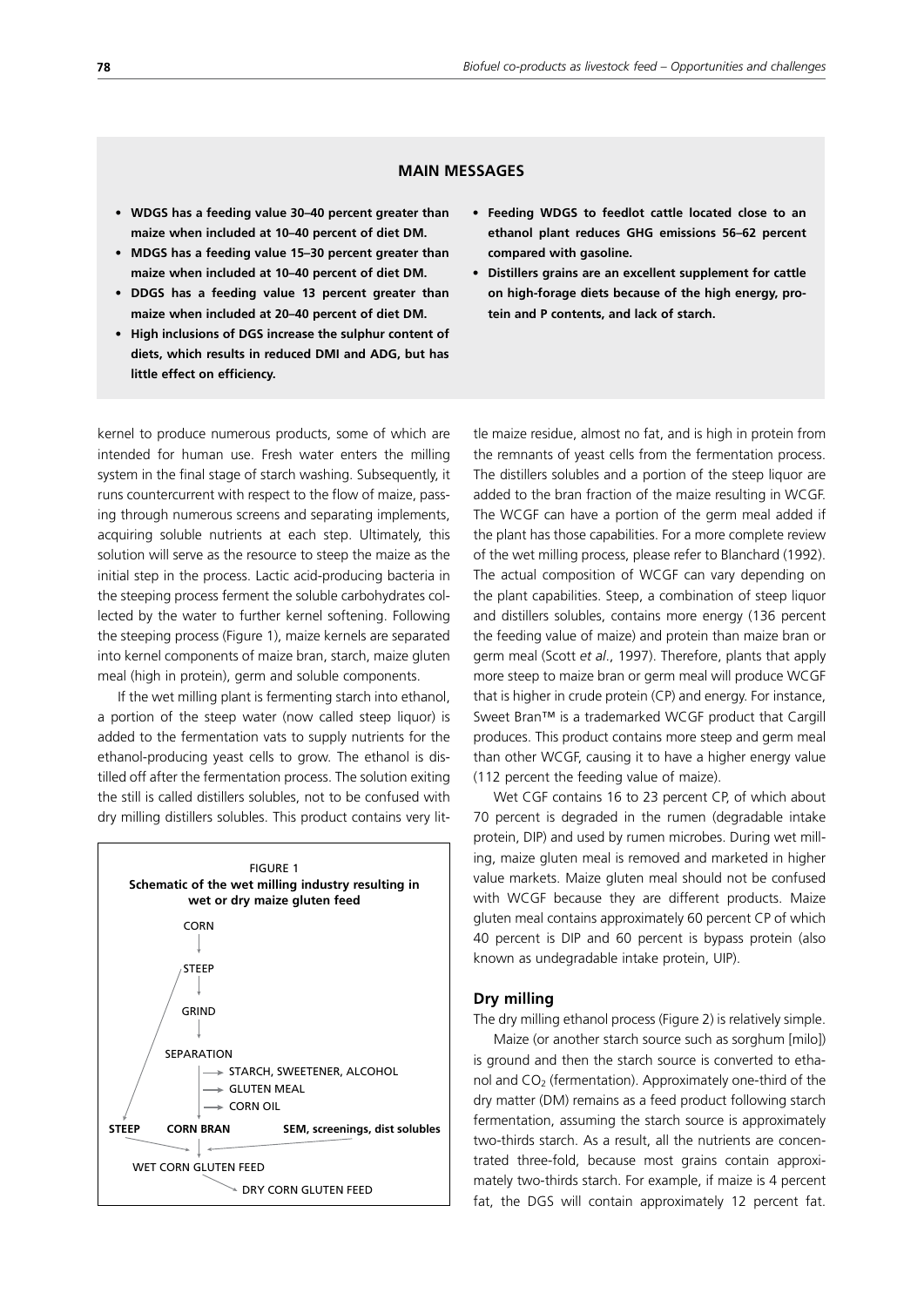## MAIN MESSAGES

- **WDGS has a feeding value 30–40 percent greater than maize when included at 10–40 percent of diet DM.**
- **MDGS has a feeding value 15–30 percent greater than maize when included at 10–40 percent of diet DM.**
- **DDGS has a feeding value 13 percent greater than maize when included at 20–40 percent of diet DM.**
- **High inclusions of DGS increase the sulphur content of diets, which results in reduced DMI and ADG, but has little effect on efficiency.**
- **Feeding WDGS to feedlot cattle located close to an ethanol plant reduces GHG emissions 56–62 percent compared with gasoline.**
- **Distillers grains are an excellent supplement for cattle on high-forage diets because of the high energy, protein and P contents, and lack of starch.**

kernel to produce numerous products, some of which are intended for human use. Fresh water enters the milling system in the final stage of starch washing. Subsequently, it runs countercurrent with respect to the flow of maize, passing through numerous screens and separating implements, acquiring soluble nutrients at each step. Ultimately, this solution will serve as the resource to steep the maize as the initial step in the process. Lactic acid-producing bacteria in the steeping process ferment the soluble carbohydrates collected by the water to further kernel softening. Following the steeping process (Figure 1), maize kernels are separated into kernel components of maize bran, starch, maize gluten meal (high in protein), germ and soluble components.

If the wet milling plant is fermenting starch into ethanol, a portion of the steep water (now called steep liquor) is added to the fermentation vats to supply nutrients for the ethanol-producing yeast cells to grow. The ethanol is distilled off after the fermentation process. The solution exiting the still is called distillers solubles, not to be confused with dry milling distillers solubles. This product contains very little maize residue, almost no fat, and is high in protein from the remnants of yeast cells from the fermentation process. The distillers solubles and a portion of the steep liquor are added to the bran fraction of the maize resulting in WCGF. The WCGF can have a portion of the germ meal added if the plant has those capabilities. For a more complete review of the wet milling process, please refer to Blanchard (1992). The actual composition of WCGF can vary depending on the plant capabilities. Steep, a combination of steep liquor and distillers solubles, contains more energy (136 percent the feeding value of maize) and protein than maize bran or germ meal (Scott *et al*., 1997). Therefore, plants that apply more steep to maize bran or germ meal will produce WCGF that is higher in crude protein (CP) and energy. For instance, Sweet Bran™ is a trademarked WCGF product that Cargill produces. This product contains more steep and germ meal than other WCGF, causing it to have a higher energy value (112 percent the feeding value of maize).

FIGURE 1
**Schematic of the wet milling industry resulting in wet or dry maize gluten feed**

```
CORN
  ↓
STEEP
  ↓
GRIND
  ↓
SEPARATION
  → STARCH, SWEETENER, ALCOHOL
  → GLUTEN MEAL
  → CORN OIL
STEEP    CORN BRAN    SEM, screenings, dist solubles
  ↓
WET CORN GLUTEN FEED
  ↓
DRY CORN GLUTEN FEED
```

Wet CGF contains 16 to 23 percent CP, of which about 70 percent is degraded in the rumen (degradable intake protein, DIP) and used by rumen microbes. During wet milling, maize gluten meal is removed and marketed in higher value markets. Maize gluten meal should not be confused with WCGF because they are different products. Maize gluten meal contains approximately 60 percent CP of which 40 percent is DIP and 60 percent is bypass protein (also known as undegradable intake protein, UIP).

### Dry milling

The dry milling ethanol process (Figure 2) is relatively simple.

Maize (or another starch source such as sorghum [milo]) is ground and then the starch source is converted to ethanol and $CO_2$ (fermentation). Approximately one-third of the dry matter (DM) remains as a feed product following starch fermentation, assuming the starch source is approximately two-thirds starch. As a result, all the nutrients are concentrated three-fold, because most grains contain approximately two-thirds starch. For example, if maize is 4 percent fat, the DGS will contain approximately 12 percent fat.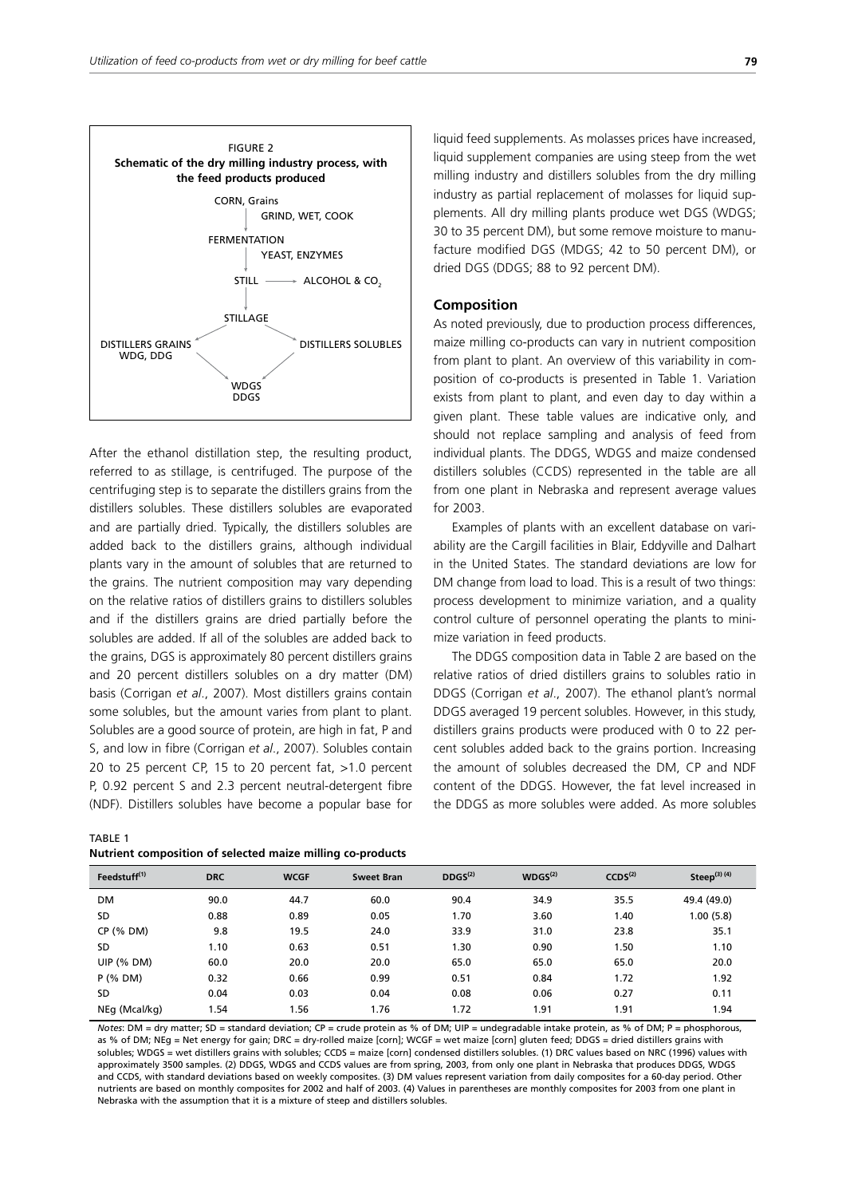FIGURE 2
**Schematic of the dry milling industry process, with the feed products produced**

```
                CORN, Grains
                  |  GRIND, WET, COOK
                FERMENTATION
                  |  YEAST, ENZYMES
                STILL ——→ ALCOHOL & CO2
                  |
                STILLAGE
               ↙        ↘
DISTILLERS GRAINS      DISTILLERS SOLUBLES
  WDG, DDG
               ↘        ↙
                 WDGS
                 DDGS
```

After the ethanol distillation step, the resulting product, referred to as stillage, is centrifuged. The purpose of the centrifuging step is to separate the distillers grains from the distillers solubles. These distillers solubles are evaporated and are partially dried. Typically, the distillers solubles are added back to the distillers grains, although individual plants vary in the amount of solubles that are returned to the grains. The nutrient composition may vary depending on the relative ratios of distillers grains to distillers solubles and if the distillers grains are dried partially before the solubles are added. If all of the solubles are added back to the grains, DGS is approximately 80 percent distillers grains and 20 percent distillers solubles on a dry matter (DM) basis (Corrigan *et al*., 2007). Most distillers grains contain some solubles, but the amount varies from plant to plant. Solubles are a good source of protein, are high in fat, P and S, and low in fibre (Corrigan *et al*., 2007). Solubles contain 20 to 25 percent CP, 15 to 20 percent fat, >1.0 percent P, 0.92 percent S and 2.3 percent neutral-detergent fibre (NDF). Distillers solubles have become a popular base for liquid feed supplements. As molasses prices have increased, liquid supplement companies are using steep from the wet milling industry and distillers solubles from the dry milling industry as partial replacement of molasses for liquid supplements. All dry milling plants produce wet DGS (WDGS; 30 to 35 percent DM), but some remove moisture to manufacture modified DGS (MDGS; 42 to 50 percent DM), or dried DGS (DDGS; 88 to 92 percent DM).

## Composition

As noted previously, due to production process differences, maize milling co-products can vary in nutrient composition from plant to plant. An overview of this variability in composition of co-products is presented in Table 1. Variation exists from plant to plant, and even day to day within a given plant. These table values are indicative only, and should not replace sampling and analysis of feed from individual plants. The DDGS, WDGS and maize condensed distillers solubles (CCDS) represented in the table are all from one plant in Nebraska and represent average values for 2003.

Examples of plants with an excellent database on variability are the Cargill facilities in Blair, Eddyville and Dalhart in the United States. The standard deviations are low for DM change from load to load. This is a result of two things: process development to minimize variation, and a quality control culture of personnel operating the plants to minimize variation in feed products.

The DDGS composition data in Table 2 are based on the relative ratios of dried distillers grains to solubles ratio in DDGS (Corrigan *et al*., 2007). The ethanol plant's normal DDGS averaged 19 percent solubles. However, in this study, distillers grains products were produced with 0 to 22 percent solubles added back to the grains portion. Increasing the amount of solubles decreased the DM, CP and NDF content of the DDGS. However, the fat level increased in the DDGS as more solubles were added. As more solubles

TABLE 1
**Nutrient composition of selected maize milling co-products**

| Feedstuff[1] | DRC | WCGF | Sweet Bran | DDGS[2] | WDGS[2] | CCDS[2] | Steep[3] [4] |
|---|---|---|---|---|---|---|---|
| DM | 90.0 | 44.7 | 60.0 | 90.4 | 34.9 | 35.5 | 49.4 (49.0) |
| SD | 0.88 | 0.89 | 0.05 | 1.70 | 3.60 | 1.40 | 1.00 (5.8) |
| CP (% DM) | 9.8 | 19.5 | 24.0 | 33.9 | 31.0 | 23.8 | 35.1 |
| SD | 1.10 | 0.63 | 0.51 | 1.30 | 0.90 | 1.50 | 1.10 |
| UIP (% DM) | 60.0 | 20.0 | 20.0 | 65.0 | 65.0 | 65.0 | 20.0 |
| P (% DM) | 0.32 | 0.66 | 0.99 | 0.51 | 0.84 | 1.72 | 1.92 |
| SD | 0.04 | 0.03 | 0.04 | 0.08 | 0.06 | 0.27 | 0.11 |
| NEg (Mcal/kg) | 1.54 | 1.56 | 1.76 | 1.72 | 1.91 | 1.91 | 1.94 |

*Notes*: DM = dry matter; SD = standard deviation; CP = crude protein as % of DM; UIP = undegradable intake protein, as % of DM; P = phosphorous, as % of DM; NEg = Net energy for gain; DRC = dry-rolled maize [corn]; WCGF = wet maize [corn] gluten feed; DDGS = dried distillers grains with solubles; WDGS = wet distillers grains with solubles; CCDS = maize [corn] condensed distillers solubles. (1) DRC values based on NRC (1996) values with approximately 3500 samples. (2) DDGS, WDGS and CCDS values are from spring, 2003, from only one plant in Nebraska that produces DDGS, WDGS and CCDS, with standard deviations based on weekly composites. (3) DM values represent variation from daily composites for a 60-day period. Other nutrients are based on monthly composites for 2002 and half of 2003. (4) Values in parentheses are monthly composites for 2003 from one plant in Nebraska with the assumption that it is a mixture of steep and distillers solubles.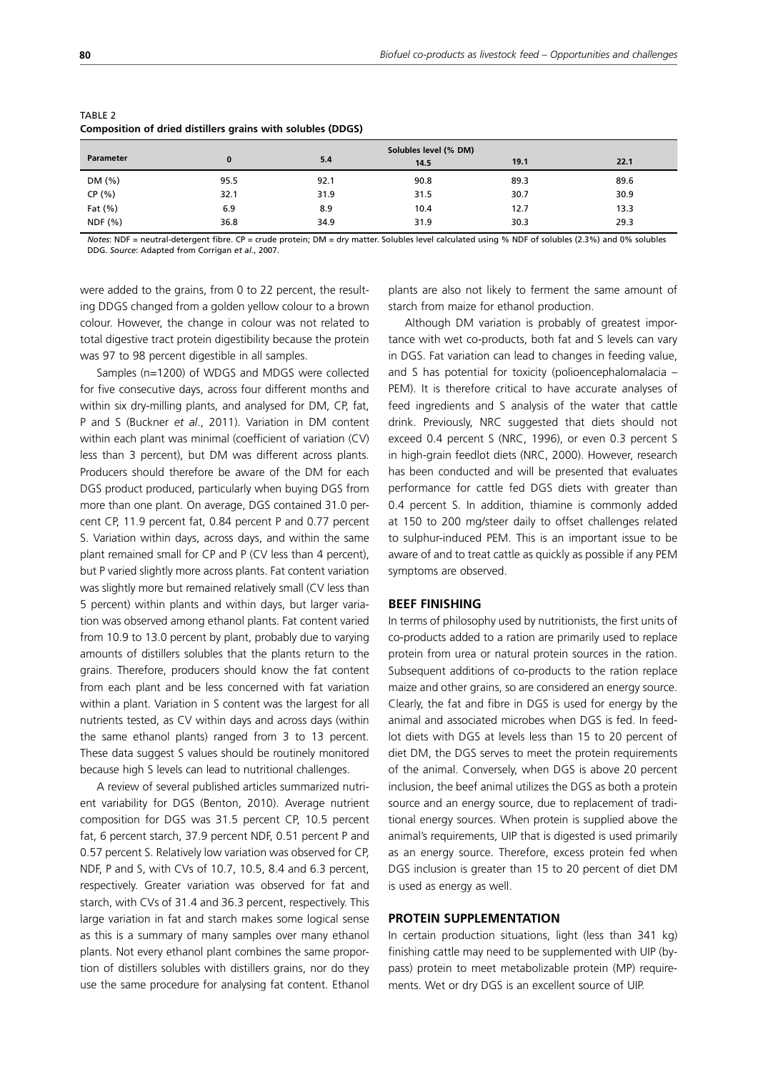TABLE 2
**Composition of dried distillers grains with solubles (DDGS)**

| Parameter | Solubles level (% DM) | | | | |
|---|---|---|---|---|---|
| | 0 | 5.4 | 14.5 | 19.1 | 22.1 |
| DM (%) | 95.5 | 92.1 | 90.8 | 89.3 | 89.6 |
| CP (%) | 32.1 | 31.9 | 31.5 | 30.7 | 30.9 |
| Fat (%) | 6.9 | 8.9 | 10.4 | 12.7 | 13.3 |
| NDF (%) | 36.8 | 34.9 | 31.9 | 30.3 | 29.3 |

*Notes*: NDF = neutral-detergent fibre. CP = crude protein; DM = dry matter. Solubles level calculated using % NDF of solubles (2.3%) and 0% solubles DDG. *Source*: Adapted from Corrigan *et al*., 2007.

were added to the grains, from 0 to 22 percent, the resulting DDGS changed from a golden yellow colour to a brown colour. However, the change in colour was not related to total digestive tract protein digestibility because the protein was 97 to 98 percent digestible in all samples.

Samples (n=1200) of WDGS and MDGS were collected for five consecutive days, across four different months and within six dry-milling plants, and analysed for DM, CP, fat, P and S (Buckner *et al*., 2011). Variation in DM content within each plant was minimal (coefficient of variation (CV) less than 3 percent), but DM was different across plants. Producers should therefore be aware of the DM for each DGS product produced, particularly when buying DGS from more than one plant. On average, DGS contained 31.0 percent CP, 11.9 percent fat, 0.84 percent P and 0.77 percent S. Variation within days, across days, and within the same plant remained small for CP and P (CV less than 4 percent), but P varied slightly more across plants. Fat content variation was slightly more but remained relatively small (CV less than 5 percent) within plants and within days, but larger variation was observed among ethanol plants. Fat content varied from 10.9 to 13.0 percent by plant, probably due to varying amounts of distillers solubles that the plants return to the grains. Therefore, producers should know the fat content from each plant and be less concerned with fat variation within a plant. Variation in S content was the largest for all nutrients tested, as CV within days and across days (within the same ethanol plants) ranged from 3 to 13 percent. These data suggest S values should be routinely monitored because high S levels can lead to nutritional challenges.

A review of several published articles summarized nutrient variability for DGS (Benton, 2010). Average nutrient composition for DGS was 31.5 percent CP, 10.5 percent fat, 6 percent starch, 37.9 percent NDF, 0.51 percent P and 0.57 percent S. Relatively low variation was observed for CP, NDF, P and S, with CVs of 10.7, 10.5, 8.4 and 6.3 percent, respectively. Greater variation was observed for fat and starch, with CVs of 31.4 and 36.3 percent, respectively. This large variation in fat and starch makes some logical sense as this is a summary of many samples over many ethanol plants. Not every ethanol plant combines the same proportion of distillers solubles with distillers grains, nor do they use the same procedure for analysing fat content. Ethanol plants are also not likely to ferment the same amount of starch from maize for ethanol production.

Although DM variation is probably of greatest importance with wet co-products, both fat and S levels can vary in DGS. Fat variation can lead to changes in feeding value, and S has potential for toxicity (polioencephalomalacia – PEM). It is therefore critical to have accurate analyses of feed ingredients and S analysis of the water that cattle drink. Previously, NRC suggested that diets should not exceed 0.4 percent S (NRC, 1996), or even 0.3 percent S in high-grain feedlot diets (NRC, 2000). However, research has been conducted and will be presented that evaluates performance for cattle fed DGS diets with greater than 0.4 percent S. In addition, thiamine is commonly added at 150 to 200 mg/steer daily to offset challenges related to sulphur-induced PEM. This is an important issue to be aware of and to treat cattle as quickly as possible if any PEM symptoms are observed.

## BEEF FINISHING

In terms of philosophy used by nutritionists, the first units of co-products added to a ration are primarily used to replace protein from urea or natural protein sources in the ration. Subsequent additions of co-products to the ration replace maize and other grains, so are considered an energy source. Clearly, the fat and fibre in DGS is used for energy by the animal and associated microbes when DGS is fed. In feedlot diets with DGS at levels less than 15 to 20 percent of diet DM, the DGS serves to meet the protein requirements of the animal. Conversely, when DGS is above 20 percent inclusion, the beef animal utilizes the DGS as both a protein source and an energy source, due to replacement of traditional energy sources. When protein is supplied above the animal's requirements, UIP that is digested is used primarily as an energy source. Therefore, excess protein fed when DGS inclusion is greater than 15 to 20 percent of diet DM is used as energy as well.

## PROTEIN SUPPLEMENTATION

In certain production situations, light (less than 341 kg) finishing cattle may need to be supplemented with UIP (bypass) protein to meet metabolizable protein (MP) requirements. Wet or dry DGS is an excellent source of UIP.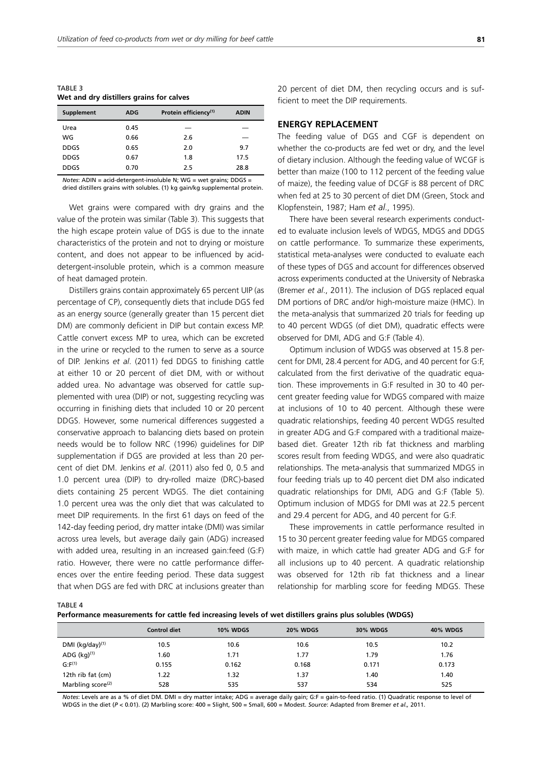TABLE 3
**Wet and dry distillers grains for calves**

| Supplement | ADG | Protein efficiency[1] | ADIN |
|---|---|---|---|
| Urea | 0.45 | — | — |
| WG | 0.66 | 2.6 | — |
| DDGS | 0.65 | 2.0 | 9.7 |
| DDGS | 0.67 | 1.8 | 17.5 |
| DDGS | 0.70 | 2.5 | 28.8 |

*Notes*: ADIN = acid-detergent-insoluble N; WG = wet grains; DDGS = dried distillers grains with solubles. (1) kg gain/kg supplemental protein.

Wet grains were compared with dry grains and the value of the protein was similar (Table 3). This suggests that the high escape protein value of DGS is due to the innate characteristics of the protein and not to drying or moisture content, and does not appear to be influenced by acid-detergent-insoluble protein, which is a common measure of heat damaged protein.

Distillers grains contain approximately 65 percent UIP (as percentage of CP), consequently diets that include DGS fed as an energy source (generally greater than 15 percent diet DM) are commonly deficient in DIP but contain excess MP. Cattle convert excess MP to urea, which can be excreted in the urine or recycled to the rumen to serve as a source of DIP. Jenkins *et al*. (2011) fed DDGS to finishing cattle at either 10 or 20 percent of diet DM, with or without added urea. No advantage was observed for cattle supplemented with urea (DIP) or not, suggesting recycling was occurring in finishing diets that included 10 or 20 percent DDGS. However, some numerical differences suggested a conservative approach to balancing diets based on protein needs would be to follow NRC (1996) guidelines for DIP supplementation if DGS are provided at less than 20 percent of diet DM. Jenkins *et al*. (2011) also fed 0, 0.5 and 1.0 percent urea (DIP) to dry-rolled maize (DRC)-based diets containing 25 percent WDGS. The diet containing 1.0 percent urea was the only diet that was calculated to meet DIP requirements. In the first 61 days on feed of the 142-day feeding period, dry matter intake (DMI) was similar across urea levels, but average daily gain (ADG) increased with added urea, resulting in an increased gain:feed (G:F) ratio. However, there were no cattle performance differences over the entire feeding period. These data suggest that when DGS are fed with DRC at inclusions greater than 20 percent of diet DM, then recycling occurs and is sufficient to meet the DIP requirements.

## ENERGY REPLACEMENT

The feeding value of DGS and CGF is dependent on whether the co-products are fed wet or dry, and the level of dietary inclusion. Although the feeding value of WCGF is better than maize (100 to 112 percent of the feeding value of maize), the feeding value of DCGF is 88 percent of DRC when fed at 25 to 30 percent of diet DM (Green, Stock and Klopfenstein, 1987; Ham *et al*., 1995).

There have been several research experiments conducted to evaluate inclusion levels of WDGS, MDGS and DDGS on cattle performance. To summarize these experiments, statistical meta-analyses were conducted to evaluate each of these types of DGS and account for differences observed across experiments conducted at the University of Nebraska (Bremer *et al*., 2011). The inclusion of DGS replaced equal DM portions of DRC and/or high-moisture maize (HMC). In the meta-analysis that summarized 20 trials for feeding up to 40 percent WDGS (of diet DM), quadratic effects were observed for DMI, ADG and G:F (Table 4).

Optimum inclusion of WDGS was observed at 15.8 percent for DMI, 28.4 percent for ADG, and 40 percent for G:F, calculated from the first derivative of the quadratic equation. These improvements in G:F resulted in 30 to 40 percent greater feeding value for WDGS compared with maize at inclusions of 10 to 40 percent. Although these were quadratic relationships, feeding 40 percent WDGS resulted in greater ADG and G:F compared with a traditional maize-based diet. Greater 12th rib fat thickness and marbling scores result from feeding WDGS, and were also quadratic relationships. The meta-analysis that summarized MDGS in four feeding trials up to 40 percent diet DM also indicated quadratic relationships for DMI, ADG and G:F (Table 5). Optimum inclusion of MDGS for DMI was at 22.5 percent and 29.4 percent for ADG, and 40 percent for G:F.

These improvements in cattle performance resulted in 15 to 30 percent greater feeding value for MDGS compared with maize, in which cattle had greater ADG and G:F for all inclusions up to 40 percent. A quadratic relationship was observed for 12th rib fat thickness and a linear relationship for marbling score for feeding MDGS. These

TABLE 4
**Performance measurements for cattle fed increasing levels of wet distillers grains plus solubles (WDGS)**

| | Control diet | 10% WDGS | 20% WDGS | 30% WDGS | 40% WDGS |
|---|---|---|---|---|---|
| DMI (kg/day)[1] | 10.5 | 10.6 | 10.6 | 10.5 | 10.2 |
| ADG (kg)[1] | 1.60 | 1.71 | 1.77 | 1.79 | 1.76 |
| G:F[1] | 0.155 | 0.162 | 0.168 | 0.171 | 0.173 |
| 12th rib fat (cm) | 1.22 | 1.32 | 1.37 | 1.40 | 1.40 |
| Marbling score[2] | 528 | 535 | 537 | 534 | 525 |

*Notes*: Levels are as a % of diet DM. DMI = dry matter intake; ADG = average daily gain; G:F = gain-to-feed ratio. (1) Quadratic response to level of WDGS in the diet ($P < 0.01$). (2) Marbling score: 400 = Slight, 500 = Small, 600 = Modest. *Source*: Adapted from Bremer *et al.,* 2011.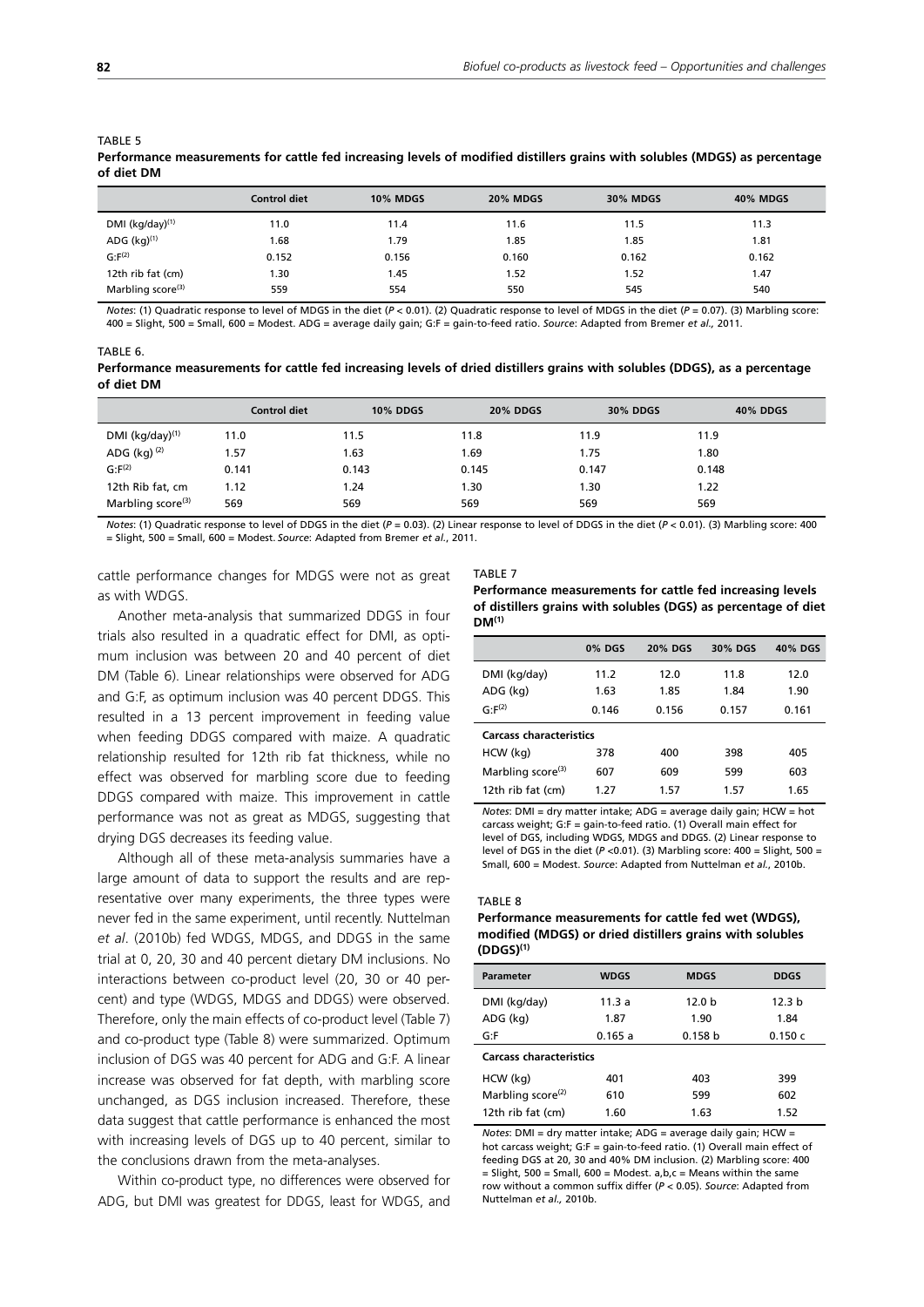TABLE 5

**Performance measurements for cattle fed increasing levels of modified distillers grains with solubles (MDGS) as percentage of diet DM**

| | Control diet | 10% MDGS | 20% MDGS | 30% MDGS | 40% MDGS |
|---|---|---|---|---|---|
| DMI (kg/day)[(1)] | 11.0 | 11.4 | 11.6 | 11.5 | 11.3 |
| ADG (kg)[(1)] | 1.68 | 1.79 | 1.85 | 1.85 | 1.81 |
| G:F[(2)] | 0.152 | 0.156 | 0.160 | 0.162 | 0.162 |
| 12th rib fat (cm) | 1.30 | 1.45 | 1.52 | 1.52 | 1.47 |
| Marbling score[(3)] | 559 | 554 | 550 | 545 | 540 |

*Notes*: (1) Quadratic response to level of MDGS in the diet ($P < 0.01$). (2) Quadratic response to level of MDGS in the diet ($P = 0.07$). (3) Marbling score: 400 = Slight, 500 = Small, 600 = Modest. ADG = average daily gain; G:F = gain-to-feed ratio. *Source*: Adapted from Bremer *et al.*, 2011.

TABLE 6.

**Performance measurements for cattle fed increasing levels of dried distillers grains with solubles (DDGS), as a percentage of diet DM**

| | Control diet | 10% DDGS | 20% DDGS | 30% DDGS | 40% DDGS |
|---|---|---|---|---|---|
| DMI (kg/day)[(1)] | 11.0 | 11.5 | 11.8 | 11.9 | 11.9 |
| ADG (kg)[(2)] | 1.57 | 1.63 | 1.69 | 1.75 | 1.80 |
| G:F[(2)] | 0.141 | 0.143 | 0.145 | 0.147 | 0.148 |
| 12th Rib fat, cm | 1.12 | 1.24 | 1.30 | 1.30 | 1.22 |
| Marbling score[(3)] | 569 | 569 | 569 | 569 | 569 |

*Notes*: (1) Quadratic response to level of DDGS in the diet ($P = 0.03$). (2) Linear response to level of DDGS in the diet ($P < 0.01$). (3) Marbling score: 400 = Slight, 500 = Small, 600 = Modest. *Source*: Adapted from Bremer *et al.*, 2011.

cattle performance changes for MDGS were not as great as with WDGS.

Another meta-analysis that summarized DDGS in four trials also resulted in a quadratic effect for DMI, as optimum inclusion was between 20 and 40 percent of diet DM (Table 6). Linear relationships were observed for ADG and G:F, as optimum inclusion was 40 percent DDGS. This resulted in a 13 percent improvement in feeding value when feeding DDGS compared with maize. A quadratic relationship resulted for 12th rib fat thickness, while no effect was observed for marbling score due to feeding DDGS compared with maize. This improvement in cattle performance was not as great as MDGS, suggesting that drying DGS decreases its feeding value.

Although all of these meta-analysis summaries have a large amount of data to support the results and are representative over many experiments, the three types were never fed in the same experiment, until recently. Nuttelman *et al*. (2010b) fed WDGS, MDGS, and DDGS in the same trial at 0, 20, 30 and 40 percent dietary DM inclusions. No interactions between co-product level (20, 30 or 40 percent) and type (WDGS, MDGS and DDGS) were observed. Therefore, only the main effects of co-product level (Table 7) and co-product type (Table 8) were summarized. Optimum inclusion of DGS was 40 percent for ADG and G:F. A linear increase was observed for fat depth, with marbling score unchanged, as DGS inclusion increased. Therefore, these data suggest that cattle performance is enhanced the most with increasing levels of DGS up to 40 percent, similar to the conclusions drawn from the meta-analyses.

Within co-product type, no differences were observed for ADG, but DMI was greatest for DDGS, least for WDGS, and

TABLE 7

**Performance measurements for cattle fed increasing levels of distillers grains with solubles (DGS) as percentage of diet DM[(1)]**

| | 0% DGS | 20% DGS | 30% DGS | 40% DGS |
|---|---|---|---|---|
| DMI (kg/day) | 11.2 | 12.0 | 11.8 | 12.0 |
| ADG (kg) | 1.63 | 1.85 | 1.84 | 1.90 |
| G:F[(2)] | 0.146 | 0.156 | 0.157 | 0.161 |
| **Carcass characteristics** | | | | |
| HCW (kg) | 378 | 400 | 398 | 405 |
| Marbling score[(3)] | 607 | 609 | 599 | 603 |
| 12th rib fat (cm) | 1.27 | 1.57 | 1.57 | 1.65 |

*Notes*: DMI = dry matter intake; ADG = average daily gain; HCW = hot carcass weight; G:F = gain-to-feed ratio. (1) Overall main effect for level of DGS, including WDGS, MDGS and DDGS. (2) Linear response to level of DGS in the diet ($P < 0.01$). (3) Marbling score: 400 = Slight, 500 = Small, 600 = Modest. *Source*: Adapted from Nuttelman *et al.*, 2010b.

TABLE 8

**Performance measurements for cattle fed wet (WDGS), modified (MDGS) or dried distillers grains with solubles (DDGS)[(1)]**

| Parameter | WDGS | MDGS | DDGS |
|---|---|---|---|
| DMI (kg/day) | 11.3 a | 12.0 b | 12.3 b |
| ADG (kg) | 1.87 | 1.90 | 1.84 |
| G:F | 0.165 a | 0.158 b | 0.150 c |
| **Carcass characteristics** | | | |
| HCW (kg) | 401 | 403 | 399 |
| Marbling score[(2)] | 610 | 599 | 602 |
| 12th rib fat (cm) | 1.60 | 1.63 | 1.52 |

*Notes*: DMI = dry matter intake; ADG = average daily gain; HCW = hot carcass weight; G:F = gain-to-feed ratio. (1) Overall main effect of feeding DGS at 20, 30 and 40% DM inclusion. (2) Marbling score: 400 = Slight, 500 = Small, 600 = Modest. a,b,c = Means within the same row without a common suffix differ ($P < 0.05$). *Source*: Adapted from Nuttelman *et al.*, 2010b.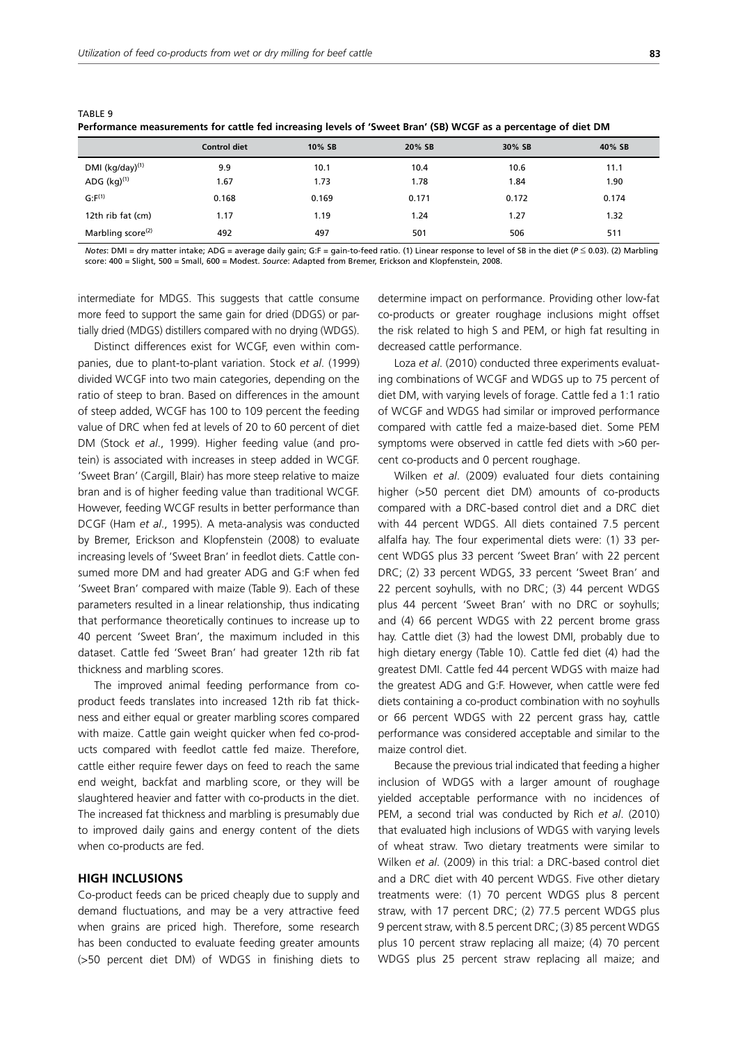TABLE 9

**Performance measurements for cattle fed increasing levels of 'Sweet Bran' (SB) WCGF as a percentage of diet DM**

| | Control diet | 10% SB | 20% SB | 30% SB | 40% SB |
|---|---|---|---|---|---|
| DMI (kg/day)[(1)] | 9.9 | 10.1 | 10.4 | 10.6 | 11.1 |
| ADG (kg)[(1)] | 1.67 | 1.73 | 1.78 | 1.84 | 1.90 |
| G:F[(1)] | 0.168 | 0.169 | 0.171 | 0.172 | 0.174 |
| 12th rib fat (cm) | 1.17 | 1.19 | 1.24 | 1.27 | 1.32 |
| Marbling score[(2)] | 492 | 497 | 501 | 506 | 511 |

*Notes*: DMI = dry matter intake; ADG = average daily gain; G:F = gain-to-feed ratio. (1) Linear response to level of SB in the diet ($P \leq 0.03$). (2) Marbling score: 400 = Slight, 500 = Small, 600 = Modest. *Source*: Adapted from Bremer, Erickson and Klopfenstein, 2008.

intermediate for MDGS. This suggests that cattle consume more feed to support the same gain for dried (DDGS) or partially dried (MDGS) distillers compared with no drying (WDGS).

Distinct differences exist for WCGF, even within companies, due to plant-to-plant variation. Stock *et al*. (1999) divided WCGF into two main categories, depending on the ratio of steep to bran. Based on differences in the amount of steep added, WCGF has 100 to 109 percent the feeding value of DRC when fed at levels of 20 to 60 percent of diet DM (Stock *et al*., 1999). Higher feeding value (and protein) is associated with increases in steep added in WCGF. 'Sweet Bran' (Cargill, Blair) has more steep relative to maize bran and is of higher feeding value than traditional WCGF. However, feeding WCGF results in better performance than DCGF (Ham *et al*., 1995). A meta-analysis was conducted by Bremer, Erickson and Klopfenstein (2008) to evaluate increasing levels of 'Sweet Bran' in feedlot diets. Cattle consumed more DM and had greater ADG and G:F when fed 'Sweet Bran' compared with maize (Table 9). Each of these parameters resulted in a linear relationship, thus indicating that performance theoretically continues to increase up to 40 percent 'Sweet Bran', the maximum included in this dataset. Cattle fed 'Sweet Bran' had greater 12th rib fat thickness and marbling scores.

The improved animal feeding performance from co-product feeds translates into increased 12th rib fat thickness and either equal or greater marbling scores compared with maize. Cattle gain weight quicker when fed co-products compared with feedlot cattle fed maize. Therefore, cattle either require fewer days on feed to reach the same end weight, backfat and marbling score, or they will be slaughtered heavier and fatter with co-products in the diet. The increased fat thickness and marbling is presumably due to improved daily gains and energy content of the diets when co-products are fed.

## HIGH INCLUSIONS

Co-product feeds can be priced cheaply due to supply and demand fluctuations, and may be a very attractive feed when grains are priced high. Therefore, some research has been conducted to evaluate feeding greater amounts (>50 percent diet DM) of WDGS in finishing diets to determine impact on performance. Providing other low-fat co-products or greater roughage inclusions might offset the risk related to high S and PEM, or high fat resulting in decreased cattle performance.

Loza *et al*. (2010) conducted three experiments evaluating combinations of WCGF and WDGS up to 75 percent of diet DM, with varying levels of forage. Cattle fed a 1:1 ratio of WCGF and WDGS had similar or improved performance compared with cattle fed a maize-based diet. Some PEM symptoms were observed in cattle fed diets with >60 percent co-products and 0 percent roughage.

Wilken *et al*. (2009) evaluated four diets containing higher (>50 percent diet DM) amounts of co-products compared with a DRC-based control diet and a DRC diet with 44 percent WDGS. All diets contained 7.5 percent alfalfa hay. The four experimental diets were: (1) 33 percent WDGS plus 33 percent 'Sweet Bran' with 22 percent DRC; (2) 33 percent WDGS, 33 percent 'Sweet Bran' and 22 percent soyhulls, with no DRC; (3) 44 percent WDGS plus 44 percent 'Sweet Bran' with no DRC or soyhulls; and (4) 66 percent WDGS with 22 percent brome grass hay. Cattle diet (3) had the lowest DMI, probably due to high dietary energy (Table 10). Cattle fed diet (4) had the greatest DMI. Cattle fed 44 percent WDGS with maize had the greatest ADG and G:F. However, when cattle were fed diets containing a co-product combination with no soyhulls or 66 percent WDGS with 22 percent grass hay, cattle performance was considered acceptable and similar to the maize control diet.

Because the previous trial indicated that feeding a higher inclusion of WDGS with a larger amount of roughage yielded acceptable performance with no incidences of PEM, a second trial was conducted by Rich *et al*. (2010) that evaluated high inclusions of WDGS with varying levels of wheat straw. Two dietary treatments were similar to Wilken *et al*. (2009) in this trial: a DRC-based control diet and a DRC diet with 40 percent WDGS. Five other dietary treatments were: (1) 70 percent WDGS plus 8 percent straw, with 17 percent DRC; (2) 77.5 percent WDGS plus 9 percent straw, with 8.5 percent DRC; (3) 85 percent WDGS plus 10 percent straw replacing all maize; (4) 70 percent WDGS plus 25 percent straw replacing all maize; and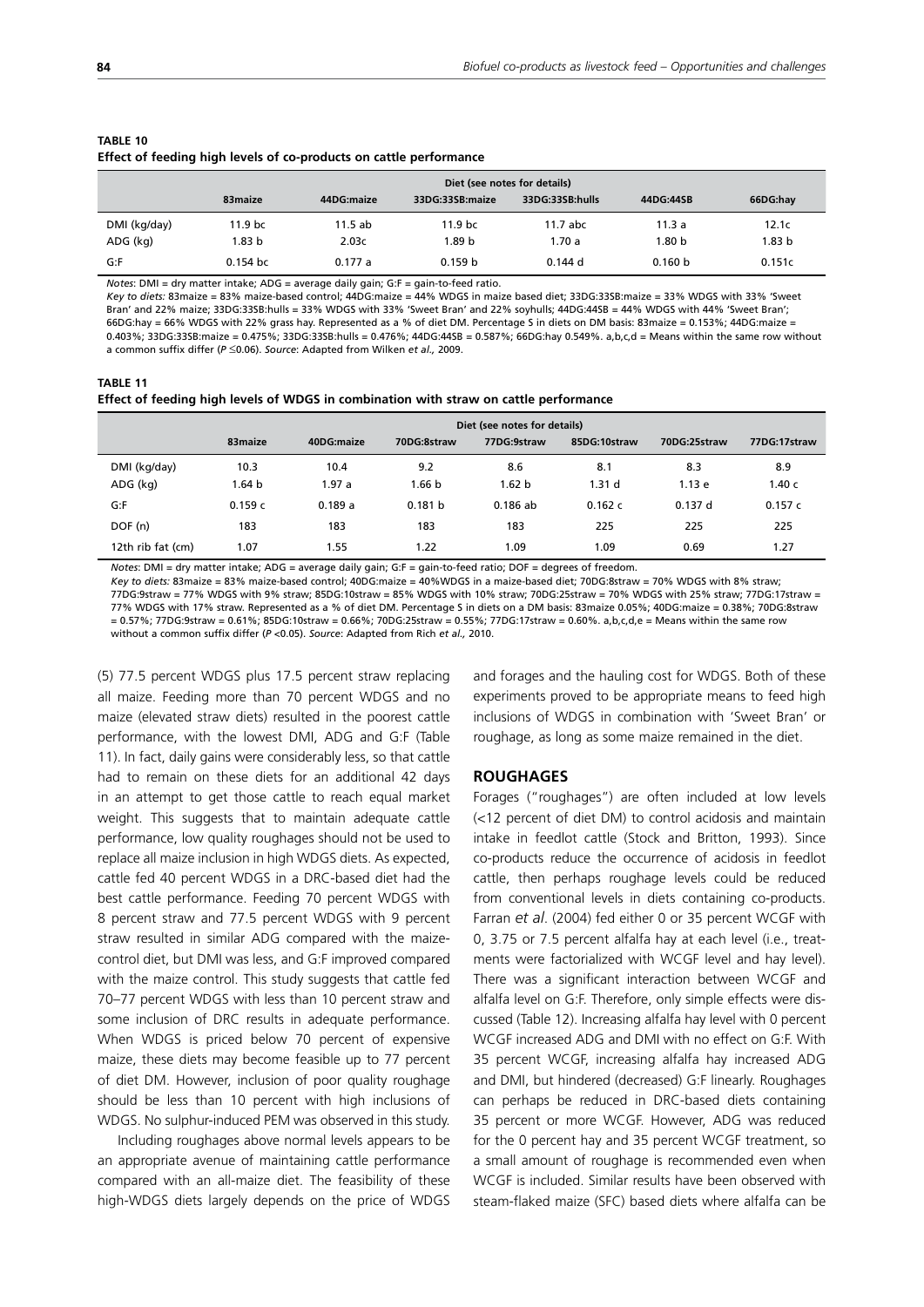**TABLE 10**
**Effect of feeding high levels of co-products on cattle performance**

| | Diet (see notes for details) | | | | | |
|---|---|---|---|---|---|---|
| | 83maize | 44DG:maize | 33DG:33SB:maize | 33DG:33SB:hulls | 44DG:44SB | 66DG:hay |
| DMI (kg/day) | 11.9 bc | 11.5 ab | 11.9 bc | 11.7 abc | 11.3 a | 12.1c |
| ADG (kg) | 1.83 b | 2.03c | 1.89 b | 1.70 a | 1.80 b | 1.83 b |
| G:F | 0.154 bc | 0.177 a | 0.159 b | 0.144 d | 0.160 b | 0.151c |

*Notes*: DMI = dry matter intake; ADG = average daily gain; G:F = gain-to-feed ratio.
*Key to diets:* 83maize = 83% maize-based control; 44DG:maize = 44% WDGS in maize based diet; 33DG:33SB:maize = 33% WDGS with 33% 'Sweet Bran' and 22% maize; 33DG:33SB:hulls = 33% WDGS with 33% 'Sweet Bran' and 22% soyhulls; 44DG:44SB = 44% WDGS with 44% 'Sweet Bran'; 66DG:hay = 66% WDGS with 22% grass hay. Represented as a % of diet DM. Percentage S in diets on DM basis: 83maize = 0.153%; 44DG:maize = 0.403%; 33DG:33SB:maize = 0.475%; 33DG:33SB:hulls = 0.476%; 44DG:44SB = 0.587%; 66DG:hay 0.549%. a,b,c,d = Means within the same row without a common suffix differ ($P \leq 0.06$). *Source*: Adapted from Wilken *et al.,* 2009.

**TABLE 11**
**Effect of feeding high levels of WDGS in combination with straw on cattle performance**

| | Diet (see notes for details) | | | | | | |
|---|---|---|---|---|---|---|---|
| | 83maize | 40DG:maize | 70DG:8straw | 77DG:9straw | 85DG:10straw | 70DG:25straw | 77DG:17straw |
| DMI (kg/day) | 10.3 | 10.4 | 9.2 | 8.6 | 8.1 | 8.3 | 8.9 |
| ADG (kg) | 1.64 b | 1.97 a | 1.66 b | 1.62 b | 1.31 d | 1.13 e | 1.40 c |
| G:F | 0.159 c | 0.189 a | 0.181 b | 0.186 ab | 0.162 c | 0.137 d | 0.157 c |
| DOF (n) | 183 | 183 | 183 | 183 | 225 | 225 | 225 |
| 12th rib fat (cm) | 1.07 | 1.55 | 1.22 | 1.09 | 1.09 | 0.69 | 1.27 |

*Notes*: DMI = dry matter intake; ADG = average daily gain; G:F = gain-to-feed ratio; DOF = degrees of freedom.
*Key to diets:* 83maize = 83% maize-based control; 40DG:maize = 40%WDGS in a maize-based diet; 70DG:8straw = 70% WDGS with 8% straw; 77DG:9straw = 77% WDGS with 9% straw; 85DG:10straw = 85% WDGS with 10% straw; 70DG:25straw = 70% WDGS with 25% straw; 77DG:17straw = 77% WDGS with 17% straw. Represented as a % of diet DM. Percentage S in diets on a DM basis: 83maize 0.05%; 40DG:maize = 0.38%; 70DG:8straw = 0.57%; 77DG:9straw = 0.61%; 85DG:10straw = 0.66%; 70DG:25straw = 0.55%; 77DG:17straw = 0.60%. a,b,c,d,e = Means within the same row without a common suffix differ ($P < 0.05$). *Source*: Adapted from Rich *et al.,* 2010.

(5) 77.5 percent WDGS plus 17.5 percent straw replacing all maize. Feeding more than 70 percent WDGS and no maize (elevated straw diets) resulted in the poorest cattle performance, with the lowest DMI, ADG and G:F (Table 11). In fact, daily gains were considerably less, so that cattle had to remain on these diets for an additional 42 days in an attempt to get those cattle to reach equal market weight. This suggests that to maintain adequate cattle performance, low quality roughages should not be used to replace all maize inclusion in high WDGS diets. As expected, cattle fed 40 percent WDGS in a DRC-based diet had the best cattle performance. Feeding 70 percent WDGS with 8 percent straw and 77.5 percent WDGS with 9 percent straw resulted in similar ADG compared with the maize-control diet, but DMI was less, and G:F improved compared with the maize control. This study suggests that cattle fed 70–77 percent WDGS with less than 10 percent straw and some inclusion of DRC results in adequate performance. When WDGS is priced below 70 percent of expensive maize, these diets may become feasible up to 77 percent of diet DM. However, inclusion of poor quality roughage should be less than 10 percent with high inclusions of WDGS. No sulphur-induced PEM was observed in this study.

Including roughages above normal levels appears to be an appropriate avenue of maintaining cattle performance compared with an all-maize diet. The feasibility of these high-WDGS diets largely depends on the price of WDGS and forages and the hauling cost for WDGS. Both of these experiments proved to be appropriate means to feed high inclusions of WDGS in combination with 'Sweet Bran' or roughage, as long as some maize remained in the diet.

## ROUGHAGES

Forages ("roughages") are often included at low levels (<12 percent of diet DM) to control acidosis and maintain intake in feedlot cattle (Stock and Britton, 1993). Since co-products reduce the occurrence of acidosis in feedlot cattle, then perhaps roughage levels could be reduced from conventional levels in diets containing co-products. Farran *et al*. (2004) fed either 0 or 35 percent WCGF with 0, 3.75 or 7.5 percent alfalfa hay at each level (i.e., treatments were factorialized with WCGF level and hay level). There was a significant interaction between WCGF and alfalfa level on G:F. Therefore, only simple effects were discussed (Table 12). Increasing alfalfa hay level with 0 percent WCGF increased ADG and DMI with no effect on G:F. With 35 percent WCGF, increasing alfalfa hay increased ADG and DMI, but hindered (decreased) G:F linearly. Roughages can perhaps be reduced in DRC-based diets containing 35 percent or more WCGF. However, ADG was reduced for the 0 percent hay and 35 percent WCGF treatment, so a small amount of roughage is recommended even when WCGF is included. Similar results have been observed with steam-flaked maize (SFC) based diets where alfalfa can be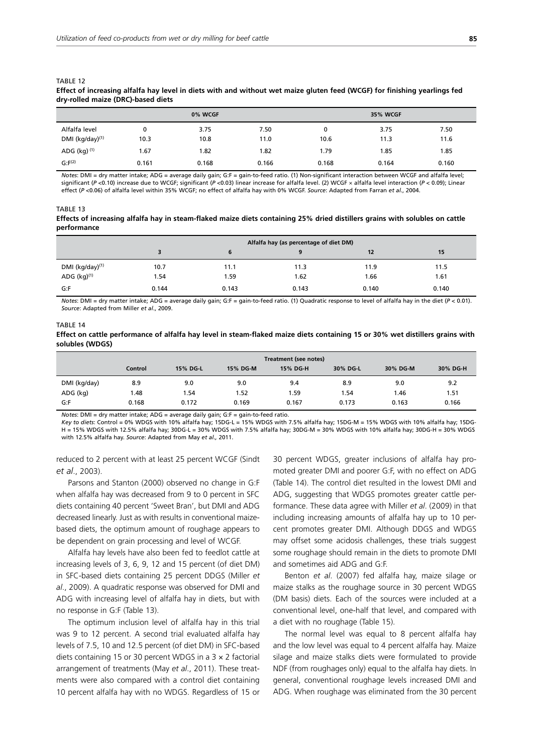TABLE 12

**Effect of increasing alfalfa hay level in diets with and without wet maize gluten feed (WCGF) for finishing yearlings fed dry-rolled maize (DRC)-based diets**

| | 0% WCGF | | | 35% WCGF | | |
|---|---|---|---|---|---|---|
| Alfalfa level | 0 | 3.75 | 7.50 | 0 | 3.75 | 7.50 |
| DMI (kg/day)[(1)] | 10.3 | 10.8 | 11.0 | 10.6 | 11.3 | 11.6 |
| ADG (kg) [(1)] | 1.67 | 1.82 | 1.82 | 1.79 | 1.85 | 1.85 |
| G:F[(2)] | 0.161 | 0.168 | 0.166 | 0.168 | 0.164 | 0.160 |

*Notes*: DMI = dry matter intake; ADG = average daily gain; G:F = gain-to-feed ratio. (1) Non-significant interaction between WCGF and alfalfa level; significant ($P$ <0.10) increase due to WCGF; significant ($P$ <0.03) linear increase for alfalfa level. (2) WCGF × alfalfa level interaction ($P$ < 0.09); Linear effect ($P$ <0.06) of alfalfa level within 35% WCGF; no effect of alfalfa hay with 0% WCGF. *Source*: Adapted from Farran *et al*., 2004.

TABLE 13

**Effects of increasing alfalfa hay in steam-flaked maize diets containing 25% dried distillers grains with solubles on cattle performance**

| | Alfalfa hay (as percentage of diet DM) | | | | |
|---|---|---|---|---|---|
| | 3 | 6 | 9 | 12 | 15 |
| DMI (kg/day)[(1)] | 10.7 | 11.1 | 11.3 | 11.9 | 11.5 |
| ADG (kg)[(1)] | 1.54 | 1.59 | 1.62 | 1.66 | 1.61 |
| G:F | 0.144 | 0.143 | 0.143 | 0.140 | 0.140 |

*Notes*: DMI = dry matter intake; ADG = average daily gain; G:F = gain-to-feed ratio. (1) Quadratic response to level of alfalfa hay in the diet ($P$ < 0.01). *Source*: Adapted from Miller *et al*., 2009.

TABLE 14

**Effect on cattle performance of alfalfa hay level in steam-flaked maize diets containing 15 or 30% wet distillers grains with solubles (WDGS)**

| | Treatment (see notes) | | | | | | |
|---|---|---|---|---|---|---|---|
| | Control | 15% DG-L | 15% DG-M | 15% DG-H | 30% DG-L | 30% DG-M | 30% DG-H |
| DMI (kg/day) | 8.9 | 9.0 | 9.0 | 9.4 | 8.9 | 9.0 | 9.2 |
| ADG (kg) | 1.48 | 1.54 | 1.52 | 1.59 | 1.54 | 1.46 | 1.51 |
| G:F | 0.168 | 0.172 | 0.169 | 0.167 | 0.173 | 0.163 | 0.166 |

*Notes*: DMI = dry matter intake; ADG = average daily gain; G:F = gain-to-feed ratio.
*Key to diets*: Control = 0% WDGS with 10% alfalfa hay; 15DG-L = 15% WDGS with 7.5% alfalfa hay; 15DG-M = 15% WDGS with 10% alfalfa hay; 15DG-H = 15% WDGS with 12.5% alfalfa hay; 30DG-L = 30% WDGS with 7.5% alfalfa hay; 30DG-M = 30% WDGS with 10% alfalfa hay; 30DG-H = 30% WDGS with 12.5% alfalfa hay. *Source*: Adapted from May *et al*., 2011.

reduced to 2 percent with at least 25 percent WCGF (Sindt *et al*., 2003).

Parsons and Stanton (2000) observed no change in G:F when alfalfa hay was decreased from 9 to 0 percent in SFC diets containing 40 percent 'Sweet Bran', but DMI and ADG decreased linearly. Just as with results in conventional maize-based diets, the optimum amount of roughage appears to be dependent on grain processing and level of WCGF.

Alfalfa hay levels have also been fed to feedlot cattle at increasing levels of 3, 6, 9, 12 and 15 percent (of diet DM) in SFC-based diets containing 25 percent DDGS (Miller *et al*., 2009). A quadratic response was observed for DMI and ADG with increasing level of alfalfa hay in diets, but with no response in G:F (Table 13).

The optimum inclusion level of alfalfa hay in this trial was 9 to 12 percent. A second trial evaluated alfalfa hay levels of 7.5, 10 and 12.5 percent (of diet DM) in SFC-based diets containing 15 or 30 percent WDGS in a 3 × 2 factorial arrangement of treatments (May *et al*., 2011). These treatments were also compared with a control diet containing 10 percent alfalfa hay with no WDGS. Regardless of 15 or 30 percent WDGS, greater inclusions of alfalfa hay promoted greater DMI and poorer G:F, with no effect on ADG (Table 14). The control diet resulted in the lowest DMI and ADG, suggesting that WDGS promotes greater cattle performance. These data agree with Miller *et al*. (2009) in that including increasing amounts of alfalfa hay up to 10 percent promotes greater DMI. Although DDGS and WDGS may offset some acidosis challenges, these trials suggest some roughage should remain in the diets to promote DMI and sometimes aid ADG and G:F.

Benton *et al*. (2007) fed alfalfa hay, maize silage or maize stalks as the roughage source in 30 percent WDGS (DM basis) diets. Each of the sources were included at a conventional level, one-half that level, and compared with a diet with no roughage (Table 15).

The normal level was equal to 8 percent alfalfa hay and the low level was equal to 4 percent alfalfa hay. Maize silage and maize stalks diets were formulated to provide NDF (from roughages only) equal to the alfalfa hay diets. In general, conventional roughage levels increased DMI and ADG. When roughage was eliminated from the 30 percent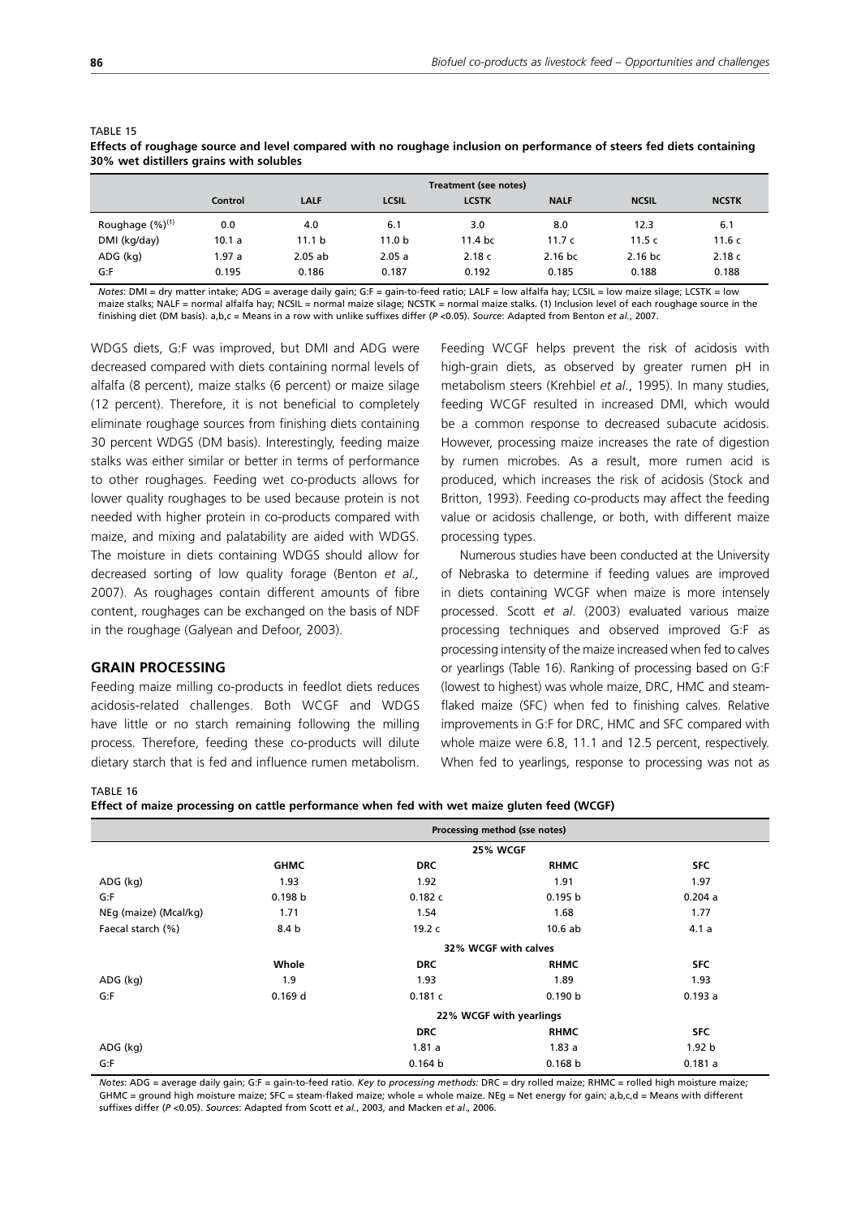TABLE 15
**Effects of roughage source and level compared with no roughage inclusion on performance of steers fed diets containing 30% wet distillers grains with solubles**

| | Treatment (see notes) | | | | | | |
|---|---|---|---|---|---|---|---|
| | Control | LALF | LCSIL | LCSTK | NALF | NCSIL | NCSTK |
| Roughage (%)[(1)] | 0.0 | 4.0 | 6.1 | 3.0 | 8.0 | 12.3 | 6.1 |
| DMI (kg/day) | 10.1 a | 11.1 b | 11.0 b | 11.4 bc | 11.7 c | 11.5 c | 11.6 c |
| ADG (kg) | 1.97 a | 2.05 ab | 2.05 a | 2.18 c | 2.16 bc | 2.16 bc | 2.18 c |
| G:F | 0.195 | 0.186 | 0.187 | 0.192 | 0.185 | 0.188 | 0.188 |

*Notes*: DMI = dry matter intake; ADG = average daily gain; G:F = gain-to-feed ratio; LALF = low alfalfa hay; LCSIL = low maize silage; LCSTK = low maize stalks; NALF = normal alfalfa hay; NCSIL = normal maize silage; NCSTK = normal maize stalks. (1) Inclusion level of each roughage source in the finishing diet (DM basis). a,b,c = Means in a row with unlike suffixes differ ($P$ <0.05). *Source*: Adapted from Benton *et al*., 2007.

WDGS diets, G:F was improved, but DMI and ADG were decreased compared with diets containing normal levels of alfalfa (8 percent), maize stalks (6 percent) or maize silage (12 percent). Therefore, it is not beneficial to completely eliminate roughage sources from finishing diets containing 30 percent WDGS (DM basis). Interestingly, feeding maize stalks was either similar or better in terms of performance to other roughages. Feeding wet co-products allows for lower quality roughages to be used because protein is not needed with higher protein in co-products compared with maize, and mixing and palatability are aided with WDGS. The moisture in diets containing WDGS should allow for decreased sorting of low quality forage (Benton *et al.,* 2007). As roughages contain different amounts of fibre content, roughages can be exchanged on the basis of NDF in the roughage (Galyean and Defoor, 2003).

## GRAIN PROCESSING

Feeding maize milling co-products in feedlot diets reduces acidosis-related challenges. Both WCGF and WDGS have little or no starch remaining following the milling process. Therefore, feeding these co-products will dilute dietary starch that is fed and influence rumen metabolism. Feeding WCGF helps prevent the risk of acidosis with high-grain diets, as observed by greater rumen pH in metabolism steers (Krehbiel *et al*., 1995). In many studies, feeding WCGF resulted in increased DMI, which would be a common response to decreased subacute acidosis. However, processing maize increases the rate of digestion by rumen microbes. As a result, more rumen acid is produced, which increases the risk of acidosis (Stock and Britton, 1993). Feeding co-products may affect the feeding value or acidosis challenge, or both, with different maize processing types.

Numerous studies have been conducted at the University of Nebraska to determine if feeding values are improved in diets containing WCGF when maize is more intensely processed. Scott *et al*. (2003) evaluated various maize processing techniques and observed improved G:F as processing intensity of the maize increased when fed to calves or yearlings (Table 16). Ranking of processing based on G:F (lowest to highest) was whole maize, DRC, HMC and steam-flaked maize (SFC) when fed to finishing calves. Relative improvements in G:F for DRC, HMC and SFC compared with whole maize were 6.8, 11.1 and 12.5 percent, respectively. When fed to yearlings, response to processing was not as

TABLE 16
**Effect of maize processing on cattle performance when fed with wet maize gluten feed (WCGF)**

| | Processing method (sse notes) | | | |
|---|---|---|---|---|
| | 25% WCGF | | | |
| | GHMC | DRC | RHMC | SFC |
| ADG (kg) | 1.93 | 1.92 | 1.91 | 1.97 |
| G:F | 0.198 b | 0.182 c | 0.195 b | 0.204 a |
| NEg (maize) (Mcal/kg) | 1.71 | 1.54 | 1.68 | 1.77 |
| Faecal starch (%) | 8.4 b | 19.2 c | 10.6 ab | 4.1 a |
| | 32% WCGF with calves | | | |
| | Whole | DRC | RHMC | SFC |
| ADG (kg) | 1.9 | 1.93 | 1.89 | 1.93 |
| G:F | 0.169 d | 0.181 c | 0.190 b | 0.193 a |
| | 22% WCGF with yearlings | | | |
| | | DRC | RHMC | SFC |
| ADG (kg) | | 1.81 a | 1.83 a | 1.92 b |
| G:F | | 0.164 b | 0.168 b | 0.181 a |

*Notes*: ADG = average daily gain; G:F = gain-to-feed ratio. *Key to processing methods:* DRC = dry rolled maize; RHMC = rolled high moisture maize; GHMC = ground high moisture maize; SFC = steam-flaked maize; whole = whole maize. NEg = Net energy for gain; a,b,c,d = Means with different suffixes differ ($P$ <0.05). *Sources*: Adapted from Scott *et al*., 2003, and Macken *et al*., 2006.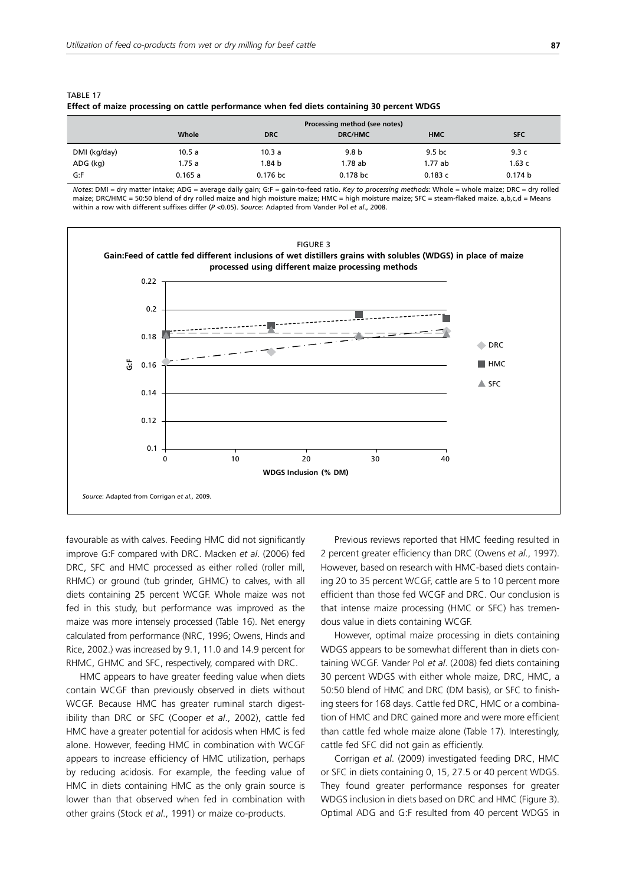TABLE 17

**Effect of maize processing on cattle performance when fed diets containing 30 percent WDGS**

| | Processing method (see notes) | | | | |
|---|---|---|---|---|---|
| | **Whole** | **DRC** | **DRC/HMC** | **HMC** | **SFC** |
| DMI (kg/day) | 10.5 a | 10.3 a | 9.8 b | 9.5 bc | 9.3 c |
| ADG (kg) | 1.75 a | 1.84 b | 1.78 ab | 1.77 ab | 1.63 c |
| G:F | 0.165 a | 0.176 bc | 0.178 bc | 0.183 c | 0.174 b |

*Notes*: DMI = dry matter intake; ADG = average daily gain; G:F = gain-to-feed ratio. *Key to processing methods:* Whole = whole maize; DRC = dry rolled maize; DRC/HMC = 50:50 blend of dry rolled maize and high moisture maize; HMC = high moisture maize; SFC = steam-flaked maize. a,b,c,d = Means within a row with different suffixes differ ($P < 0.05$). *Source*: Adapted from Vander Pol *et al*., 2008.

FIGURE 3

**Gain:Feed of cattle fed different inclusions of wet distillers grains with solubles (WDGS) in place of maize processed using different maize processing methods**

*Source*: Adapted from Corrigan *et al.,* 2009.

favourable as with calves. Feeding HMC did not significantly improve G:F compared with DRC. Macken *et al*. (2006) fed DRC, SFC and HMC processed as either rolled (roller mill, RHMC) or ground (tub grinder, GHMC) to calves, with all diets containing 25 percent WCGF. Whole maize was not fed in this study, but performance was improved as the maize was more intensely processed (Table 16). Net energy calculated from performance (NRC, 1996; Owens, Hinds and Rice, 2002.) was increased by 9.1, 11.0 and 14.9 percent for RHMC, GHMC and SFC, respectively, compared with DRC.

HMC appears to have greater feeding value when diets contain WCGF than previously observed in diets without WCGF. Because HMC has greater ruminal starch digestibility than DRC or SFC (Cooper *et al*., 2002), cattle fed HMC have a greater potential for acidosis when HMC is fed alone. However, feeding HMC in combination with WCGF appears to increase efficiency of HMC utilization, perhaps by reducing acidosis. For example, the feeding value of HMC in diets containing HMC as the only grain source is lower than that observed when fed in combination with other grains (Stock *et al*., 1991) or maize co-products.

Previous reviews reported that HMC feeding resulted in 2 percent greater efficiency than DRC (Owens *et al*., 1997). However, based on research with HMC-based diets containing 20 to 35 percent WCGF, cattle are 5 to 10 percent more efficient than those fed WCGF and DRC. Our conclusion is that intense maize processing (HMC or SFC) has tremendous value in diets containing WCGF.

However, optimal maize processing in diets containing WDGS appears to be somewhat different than in diets containing WCGF. Vander Pol *et al*. (2008) fed diets containing 30 percent WDGS with either whole maize, DRC, HMC, a 50:50 blend of HMC and DRC (DM basis), or SFC to finishing steers for 168 days. Cattle fed DRC, HMC or a combination of HMC and DRC gained more and were more efficient than cattle fed whole maize alone (Table 17). Interestingly, cattle fed SFC did not gain as efficiently.

Corrigan *et al*. (2009) investigated feeding DRC, HMC or SFC in diets containing 0, 15, 27.5 or 40 percent WDGS. They found greater performance responses for greater WDGS inclusion in diets based on DRC and HMC (Figure 3). Optimal ADG and G:F resulted from 40 percent WDGS in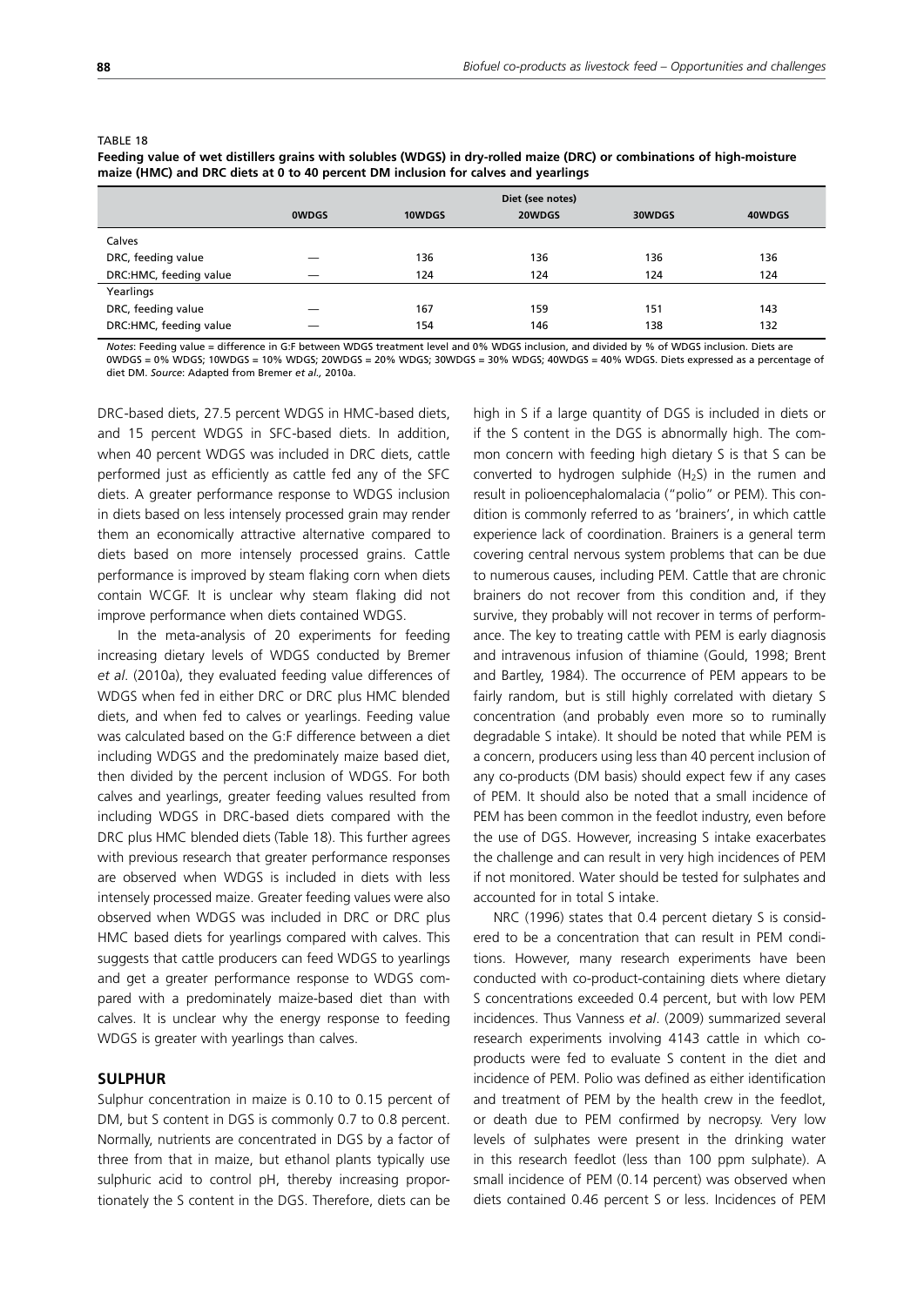TABLE 18

**Feeding value of wet distillers grains with solubles (WDGS) in dry-rolled maize (DRC) or combinations of high-moisture maize (HMC) and DRC diets at 0 to 40 percent DM inclusion for calves and yearlings**

| | Diet (see notes) | | | | |
|---|---|---|---|---|---|
| | **0WDGS** | **10WDGS** | **20WDGS** | **30WDGS** | **40WDGS** |
| Calves | | | | | |
| DRC, feeding value | — | 136 | 136 | 136 | 136 |
| DRC:HMC, feeding value | — | 124 | 124 | 124 | 124 |
| Yearlings | | | | | |
| DRC, feeding value | — | 167 | 159 | 151 | 143 |
| DRC:HMC, feeding value | — | 154 | 146 | 138 | 132 |

*Notes*: Feeding value = difference in G:F between WDGS treatment level and 0% WDGS inclusion, and divided by % of WDGS inclusion. Diets are 0WDGS = 0% WDGS; 10WDGS = 10% WDGS; 20WDGS = 20% WDGS; 30WDGS = 30% WDGS; 40WDGS = 40% WDGS. Diets expressed as a percentage of diet DM. *Source*: Adapted from Bremer *et al*., 2010a.

DRC-based diets, 27.5 percent WDGS in HMC-based diets, and 15 percent WDGS in SFC-based diets. In addition, when 40 percent WDGS was included in DRC diets, cattle performed just as efficiently as cattle fed any of the SFC diets. A greater performance response to WDGS inclusion in diets based on less intensely processed grain may render them an economically attractive alternative compared to diets based on more intensely processed grains. Cattle performance is improved by steam flaking corn when diets contain WCGF. It is unclear why steam flaking did not improve performance when diets contained WDGS.

In the meta-analysis of 20 experiments for feeding increasing dietary levels of WDGS conducted by Bremer *et al*. (2010a), they evaluated feeding value differences of WDGS when fed in either DRC or DRC plus HMC blended diets, and when fed to calves or yearlings. Feeding value was calculated based on the G:F difference between a diet including WDGS and the predominately maize based diet, then divided by the percent inclusion of WDGS. For both calves and yearlings, greater feeding values resulted from including WDGS in DRC-based diets compared with the DRC plus HMC blended diets (Table 18). This further agrees with previous research that greater performance responses are observed when WDGS is included in diets with less intensely processed maize. Greater feeding values were also observed when WDGS was included in DRC or DRC plus HMC based diets for yearlings compared with calves. This suggests that cattle producers can feed WDGS to yearlings and get a greater performance response to WDGS compared with a predominately maize-based diet than with calves. It is unclear why the energy response to feeding WDGS is greater with yearlings than calves.

## SULPHUR

Sulphur concentration in maize is 0.10 to 0.15 percent of DM, but S content in DGS is commonly 0.7 to 0.8 percent. Normally, nutrients are concentrated in DGS by a factor of three from that in maize, but ethanol plants typically use sulphuric acid to control pH, thereby increasing proportionately the S content in the DGS. Therefore, diets can be high in S if a large quantity of DGS is included in diets or if the S content in the DGS is abnormally high. The common concern with feeding high dietary S is that S can be converted to hydrogen sulphide ($H_2S$) in the rumen and result in polioencephalomalacia ("polio" or PEM). This condition is commonly referred to as 'brainers', in which cattle experience lack of coordination. Brainers is a general term covering central nervous system problems that can be due to numerous causes, including PEM. Cattle that are chronic brainers do not recover from this condition and, if they survive, they probably will not recover in terms of performance. The key to treating cattle with PEM is early diagnosis and intravenous infusion of thiamine (Gould, 1998; Brent and Bartley, 1984). The occurrence of PEM appears to be fairly random, but is still highly correlated with dietary S concentration (and probably even more so to ruminally degradable S intake). It should be noted that while PEM is a concern, producers using less than 40 percent inclusion of any co-products (DM basis) should expect few if any cases of PEM. It should also be noted that a small incidence of PEM has been common in the feedlot industry, even before the use of DGS. However, increasing S intake exacerbates the challenge and can result in very high incidences of PEM if not monitored. Water should be tested for sulphates and accounted for in total S intake.

NRC (1996) states that 0.4 percent dietary S is considered to be a concentration that can result in PEM conditions. However, many research experiments have been conducted with co-product-containing diets where dietary S concentrations exceeded 0.4 percent, but with low PEM incidences. Thus Vanness *et al*. (2009) summarized several research experiments involving 4143 cattle in which co-products were fed to evaluate S content in the diet and incidence of PEM. Polio was defined as either identification and treatment of PEM by the health crew in the feedlot, or death due to PEM confirmed by necropsy. Very low levels of sulphates were present in the drinking water in this research feedlot (less than 100 ppm sulphate). A small incidence of PEM (0.14 percent) was observed when diets contained 0.46 percent S or less. Incidences of PEM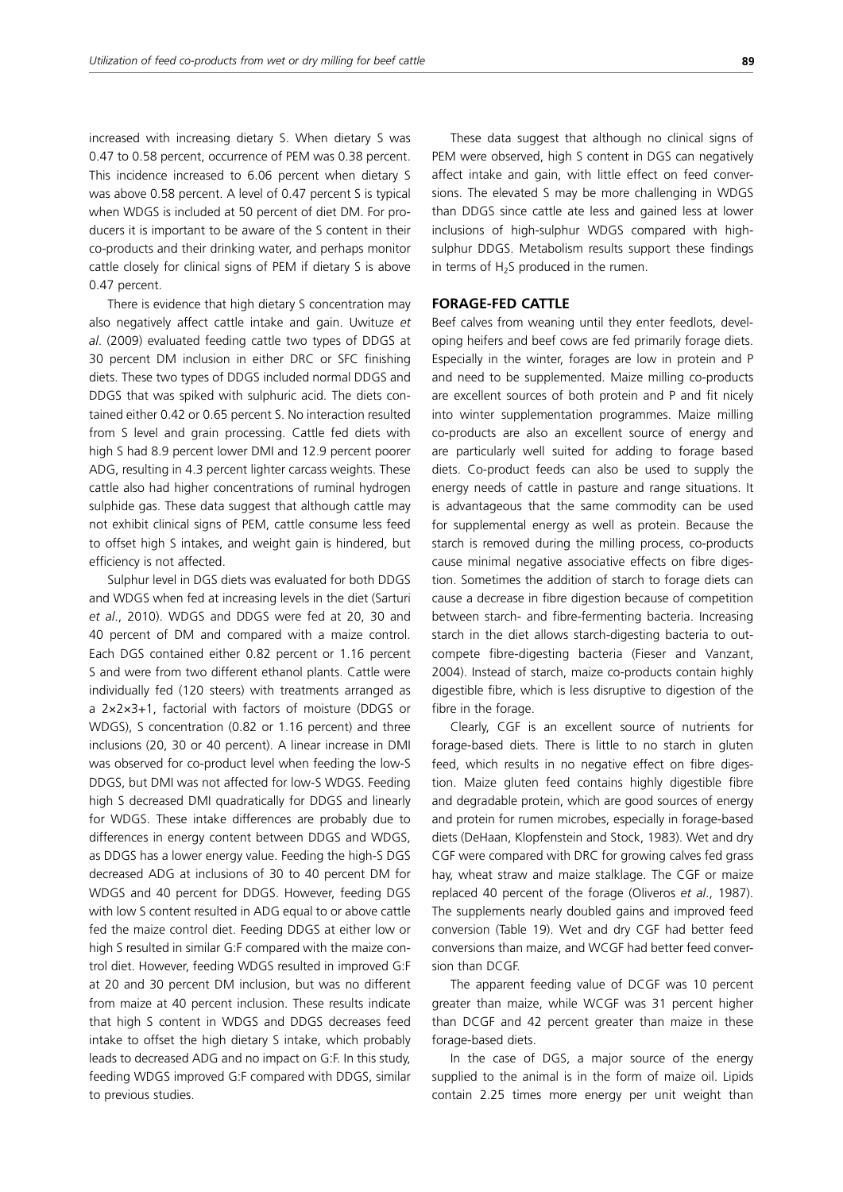increased with increasing dietary S. When dietary S was 0.47 to 0.58 percent, occurrence of PEM was 0.38 percent. This incidence increased to 6.06 percent when dietary S was above 0.58 percent. A level of 0.47 percent S is typical when WDGS is included at 50 percent of diet DM. For producers it is important to be aware of the S content in their co-products and their drinking water, and perhaps monitor cattle closely for clinical signs of PEM if dietary S is above 0.47 percent.

There is evidence that high dietary S concentration may also negatively affect cattle intake and gain. Uwituze *et al*. (2009) evaluated feeding cattle two types of DDGS at 30 percent DM inclusion in either DRC or SFC finishing diets. These two types of DDGS included normal DDGS and DDGS that was spiked with sulphuric acid. The diets contained either 0.42 or 0.65 percent S. No interaction resulted from S level and grain processing. Cattle fed diets with high S had 8.9 percent lower DMI and 12.9 percent poorer ADG, resulting in 4.3 percent lighter carcass weights. These cattle also had higher concentrations of ruminal hydrogen sulphide gas. These data suggest that although cattle may not exhibit clinical signs of PEM, cattle consume less feed to offset high S intakes, and weight gain is hindered, but efficiency is not affected.

Sulphur level in DGS diets was evaluated for both DDGS and WDGS when fed at increasing levels in the diet (Sarturi *et al*., 2010). WDGS and DDGS were fed at 20, 30 and 40 percent of DM and compared with a maize control. Each DGS contained either 0.82 percent or 1.16 percent S and were from two different ethanol plants. Cattle were individually fed (120 steers) with treatments arranged as a 2×2×3+1, factorial with factors of moisture (DDGS or WDGS), S concentration (0.82 or 1.16 percent) and three inclusions (20, 30 or 40 percent). A linear increase in DMI was observed for co-product level when feeding the low-S DDGS, but DMI was not affected for low-S WDGS. Feeding high S decreased DMI quadratically for DDGS and linearly for WDGS. These intake differences are probably due to differences in energy content between DDGS and WDGS, as DDGS has a lower energy value. Feeding the high-S DGS decreased ADG at inclusions of 30 to 40 percent DM for WDGS and 40 percent for DDGS. However, feeding DGS with low S content resulted in ADG equal to or above cattle fed the maize control diet. Feeding DDGS at either low or high S resulted in similar G:F compared with the maize control diet. However, feeding WDGS resulted in improved G:F at 20 and 30 percent DM inclusion, but was no different from maize at 40 percent inclusion. These results indicate that high S content in WDGS and DDGS decreases feed intake to offset the high dietary S intake, which probably leads to decreased ADG and no impact on G:F. In this study, feeding WDGS improved G:F compared with DDGS, similar to previous studies.

These data suggest that although no clinical signs of PEM were observed, high S content in DGS can negatively affect intake and gain, with little effect on feed conversions. The elevated S may be more challenging in WDGS than DDGS since cattle ate less and gained less at lower inclusions of high-sulphur WDGS compared with high-sulphur DDGS. Metabolism results support these findings in terms of $H_2S$ produced in the rumen.

## FORAGE-FED CATTLE

Beef calves from weaning until they enter feedlots, developing heifers and beef cows are fed primarily forage diets. Especially in the winter, forages are low in protein and P and need to be supplemented. Maize milling co-products are excellent sources of both protein and P and fit nicely into winter supplementation programmes. Maize milling co-products are also an excellent source of energy and are particularly well suited for adding to forage based diets. Co-product feeds can also be used to supply the energy needs of cattle in pasture and range situations. It is advantageous that the same commodity can be used for supplemental energy as well as protein. Because the starch is removed during the milling process, co-products cause minimal negative associative effects on fibre digestion. Sometimes the addition of starch to forage diets can cause a decrease in fibre digestion because of competition between starch- and fibre-fermenting bacteria. Increasing starch in the diet allows starch-digesting bacteria to outcompete fibre-digesting bacteria (Fieser and Vanzant, 2004). Instead of starch, maize co-products contain highly digestible fibre, which is less disruptive to digestion of the fibre in the forage.

Clearly, CGF is an excellent source of nutrients for forage-based diets. There is little to no starch in gluten feed, which results in no negative effect on fibre digestion. Maize gluten feed contains highly digestible fibre and degradable protein, which are good sources of energy and protein for rumen microbes, especially in forage-based diets (DeHaan, Klopfenstein and Stock, 1983). Wet and dry CGF were compared with DRC for growing calves fed grass hay, wheat straw and maize stalklage. The CGF or maize replaced 40 percent of the forage (Oliveros *et al*., 1987). The supplements nearly doubled gains and improved feed conversion (Table 19). Wet and dry CGF had better feed conversions than maize, and WCGF had better feed conversion than DCGF.

The apparent feeding value of DCGF was 10 percent greater than maize, while WCGF was 31 percent higher than DCGF and 42 percent greater than maize in these forage-based diets.

In the case of DGS, a major source of the energy supplied to the animal is in the form of maize oil. Lipids contain 2.25 times more energy per unit weight than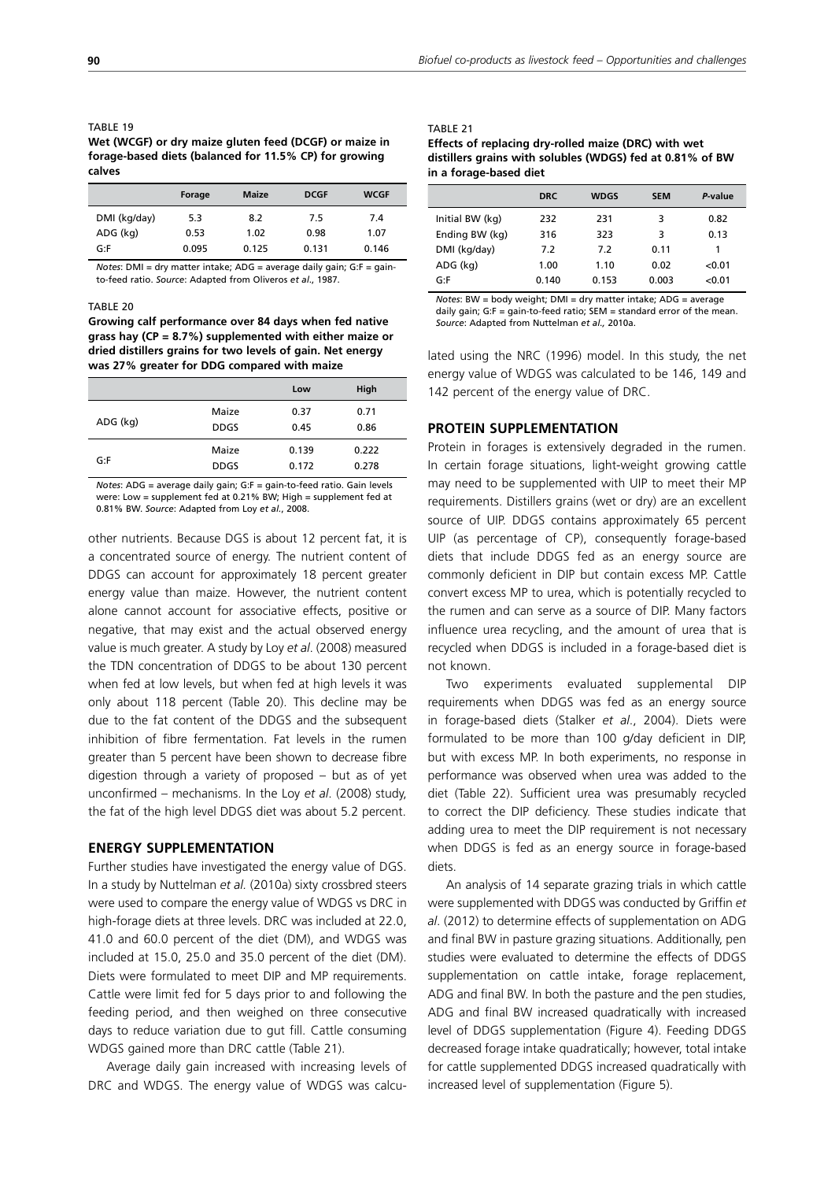TABLE 19

**Wet (WCGF) or dry maize gluten feed (DCGF) or maize in forage-based diets (balanced for 11.5% CP) for growing calves**

| | Forage | Maize | DCGF | WCGF |
|---|---|---|---|---|
| DMI (kg/day) | 5.3 | 8.2 | 7.5 | 7.4 |
| ADG (kg) | 0.53 | 1.02 | 0.98 | 1.07 |
| G:F | 0.095 | 0.125 | 0.131 | 0.146 |

*Notes*: DMI = dry matter intake; ADG = average daily gain; G:F = gain-to-feed ratio. *Source*: Adapted from Oliveros *et al*., 1987.

TABLE 20

**Growing calf performance over 84 days when fed native grass hay (CP = 8.7%) supplemented with either maize or dried distillers grains for two levels of gain. Net energy was 27% greater for DDG compared with maize**

| | | Low | High |
|---|---|---|---|
| ADG (kg) | Maize | 0.37 | 0.71 |
| | DDGS | 0.45 | 0.86 |
| G:F | Maize | 0.139 | 0.222 |
| | DDGS | 0.172 | 0.278 |

*Notes*: ADG = average daily gain; G:F = gain-to-feed ratio. Gain levels were: Low = supplement fed at 0.21% BW; High = supplement fed at 0.81% BW. *Source*: Adapted from Loy *et al*., 2008.

other nutrients. Because DGS is about 12 percent fat, it is a concentrated source of energy. The nutrient content of DDGS can account for approximately 18 percent greater energy value than maize. However, the nutrient content alone cannot account for associative effects, positive or negative, that may exist and the actual observed energy value is much greater. A study by Loy *et al*. (2008) measured the TDN concentration of DDGS to be about 130 percent when fed at low levels, but when fed at high levels it was only about 118 percent (Table 20). This decline may be due to the fat content of the DDGS and the subsequent inhibition of fibre fermentation. Fat levels in the rumen greater than 5 percent have been shown to decrease fibre digestion through a variety of proposed – but as of yet unconfirmed – mechanisms. In the Loy *et al*. (2008) study, the fat of the high level DDGS diet was about 5.2 percent.

## ENERGY SUPPLEMENTATION

Further studies have investigated the energy value of DGS. In a study by Nuttelman *et al.* (2010a) sixty crossbred steers were used to compare the energy value of WDGS vs DRC in high-forage diets at three levels. DRC was included at 22.0, 41.0 and 60.0 percent of the diet (DM), and WDGS was included at 15.0, 25.0 and 35.0 percent of the diet (DM). Diets were formulated to meet DIP and MP requirements. Cattle were limit fed for 5 days prior to and following the feeding period, and then weighed on three consecutive days to reduce variation due to gut fill. Cattle consuming WDGS gained more than DRC cattle (Table 21).

Average daily gain increased with increasing levels of DRC and WDGS. The energy value of WDGS was calculated using the NRC (1996) model. In this study, the net energy value of WDGS was calculated to be 146, 149 and 142 percent of the energy value of DRC.

TABLE 21

**Effects of replacing dry-rolled maize (DRC) with wet distillers grains with solubles (WDGS) fed at 0.81% of BW in a forage-based diet**

| | DRC | WDGS | SEM | *P*-value |
|---|---|---|---|---|
| Initial BW (kg) | 232 | 231 | 3 | 0.82 |
| Ending BW (kg) | 316 | 323 | 3 | 0.13 |
| DMI (kg/day) | 7.2 | 7.2 | 0.11 | 1 |
| ADG (kg) | 1.00 | 1.10 | 0.02 | <0.01 |
| G:F | 0.140 | 0.153 | 0.003 | <0.01 |

*Notes*: BW = body weight; DMI = dry matter intake; ADG = average daily gain; G:F = gain-to-feed ratio; SEM = standard error of the mean. *Source*: Adapted from Nuttelman *et al*., 2010a.

## PROTEIN SUPPLEMENTATION

Protein in forages is extensively degraded in the rumen. In certain forage situations, light-weight growing cattle may need to be supplemented with UIP to meet their MP requirements. Distillers grains (wet or dry) are an excellent source of UIP. DDGS contains approximately 65 percent UIP (as percentage of CP), consequently forage-based diets that include DDGS fed as an energy source are commonly deficient in DIP but contain excess MP. Cattle convert excess MP to urea, which is potentially recycled to the rumen and can serve as a source of DIP. Many factors influence urea recycling, and the amount of urea that is recycled when DDGS is included in a forage-based diet is not known.

Two experiments evaluated supplemental DIP requirements when DDGS was fed as an energy source in forage-based diets (Stalker *et al*., 2004). Diets were formulated to be more than 100 g/day deficient in DIP, but with excess MP. In both experiments, no response in performance was observed when urea was added to the diet (Table 22). Sufficient urea was presumably recycled to correct the DIP deficiency. These studies indicate that adding urea to meet the DIP requirement is not necessary when DDGS is fed as an energy source in forage-based diets.

An analysis of 14 separate grazing trials in which cattle were supplemented with DDGS was conducted by Griffin *et al*. (2012) to determine effects of supplementation on ADG and final BW in pasture grazing situations. Additionally, pen studies were evaluated to determine the effects of DDGS supplementation on cattle intake, forage replacement, ADG and final BW. In both the pasture and the pen studies, ADG and final BW increased quadratically with increased level of DDGS supplementation (Figure 4). Feeding DDGS decreased forage intake quadratically; however, total intake for cattle supplemented DDGS increased quadratically with increased level of supplementation (Figure 5).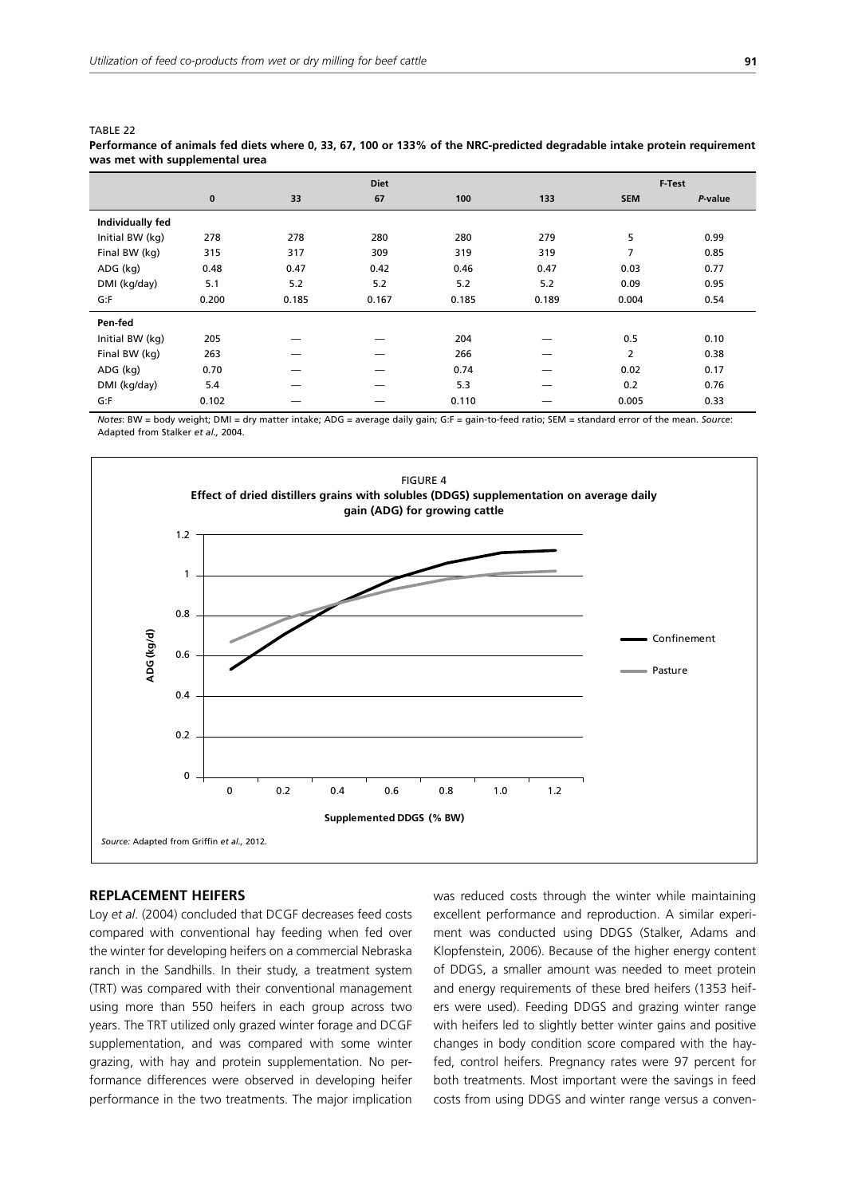TABLE 22

**Performance of animals fed diets where 0, 33, 67, 100 or 133% of the NRC-predicted degradable intake protein requirement was met with supplemental urea**

| | Diet | | | | | F-Test | |
|---|---|---|---|---|---|---|---|
| | 0 | 33 | 67 | 100 | 133 | SEM | *P*-value |
| **Individually fed** | | | | | | | |
| Initial BW (kg) | 278 | 278 | 280 | 280 | 279 | 5 | 0.99 |
| Final BW (kg) | 315 | 317 | 309 | 319 | 319 | 7 | 0.85 |
| ADG (kg) | 0.48 | 0.47 | 0.42 | 0.46 | 0.47 | 0.03 | 0.77 |
| DMI (kg/day) | 5.1 | 5.2 | 5.2 | 5.2 | 5.2 | 0.09 | 0.95 |
| G:F | 0.200 | 0.185 | 0.167 | 0.185 | 0.189 | 0.004 | 0.54 |
| **Pen-fed** | | | | | | | |
| Initial BW (kg) | 205 | — | — | 204 | — | 0.5 | 0.10 |
| Final BW (kg) | 263 | — | — | 266 | — | 2 | 0.38 |
| ADG (kg) | 0.70 | — | — | 0.74 | — | 0.02 | 0.17 |
| DMI (kg/day) | 5.4 | — | — | 5.3 | — | 0.2 | 0.76 |
| G:F | 0.102 | — | — | 0.110 | — | 0.005 | 0.33 |

*Notes*: BW = body weight; DMI = dry matter intake; ADG = average daily gain; G:F = gain-to-feed ratio; SEM = standard error of the mean. *Source*: Adapted from Stalker *et al.*, 2004.

FIGURE 4

**Effect of dried distillers grains with solubles (DDGS) supplementation on average daily gain (ADG) for growing cattle**

*Source:* Adapted from Griffin *et al.*, 2012.

## REPLACEMENT HEIFERS

Loy *et al*. (2004) concluded that DCGF decreases feed costs compared with conventional hay feeding when fed over the winter for developing heifers on a commercial Nebraska ranch in the Sandhills. In their study, a treatment system (TRT) was compared with their conventional management using more than 550 heifers in each group across two years. The TRT utilized only grazed winter forage and DCGF supplementation, and was compared with some winter grazing, with hay and protein supplementation. No performance differences were observed in developing heifer performance in the two treatments. The major implication was reduced costs through the winter while maintaining excellent performance and reproduction. A similar experiment was conducted using DDGS (Stalker, Adams and Klopfenstein, 2006). Because of the higher energy content of DDGS, a smaller amount was needed to meet protein and energy requirements of these bred heifers (1353 heifers were used). Feeding DDGS and grazing winter range with heifers led to slightly better winter gains and positive changes in body condition score compared with the hay-fed, control heifers. Pregnancy rates were 97 percent for both treatments. Most important were the savings in feed costs from using DDGS and winter range versus a conven-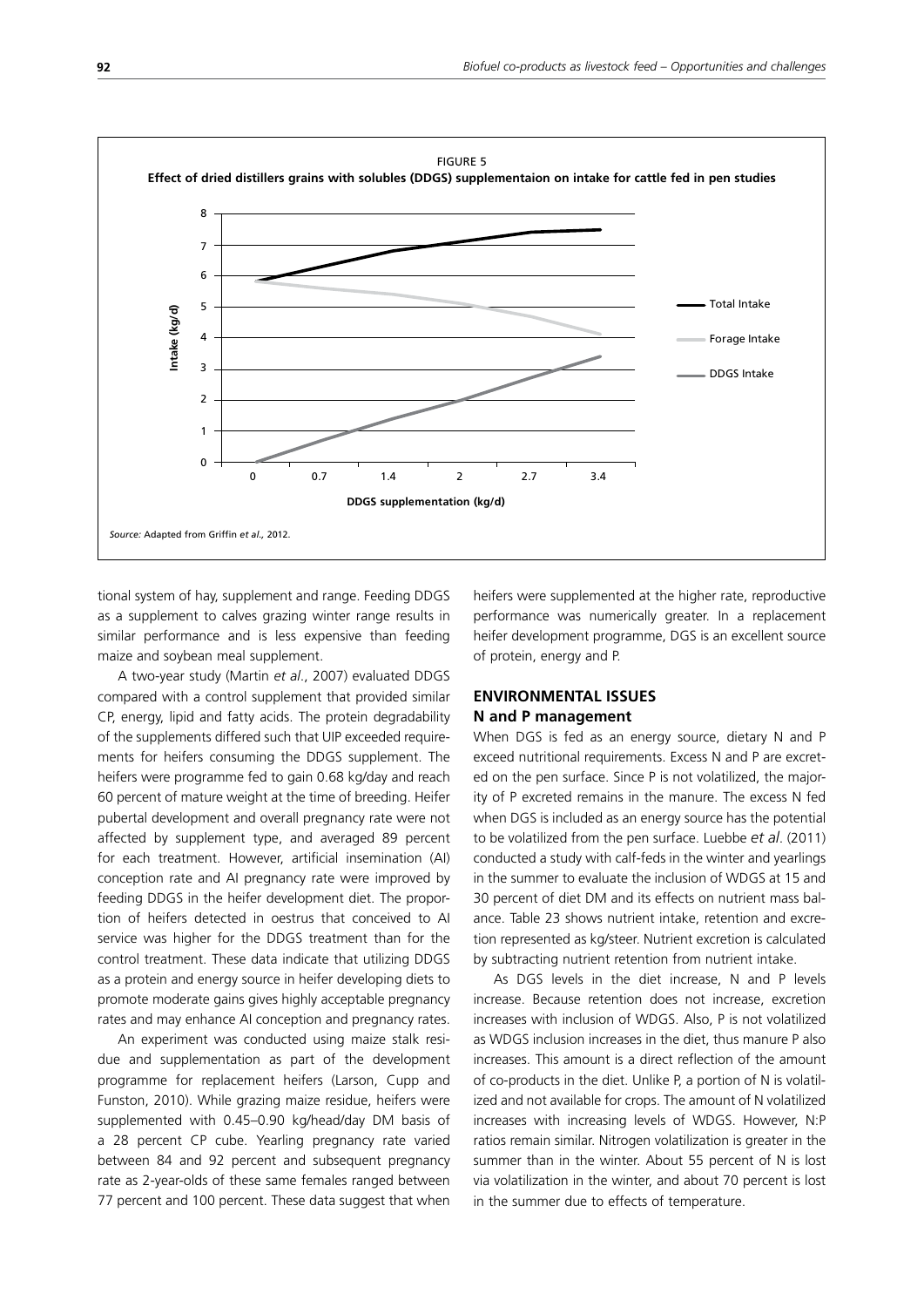FIGURE 5

**Effect of dried distillers grains with solubles (DDGS) supplementaion on intake for cattle fed in pen studies**

*Source:* Adapted from Griffin *et al.,* 2012.

tional system of hay, supplement and range. Feeding DDGS as a supplement to calves grazing winter range results in similar performance and is less expensive than feeding maize and soybean meal supplement.

A two-year study (Martin *et al.*, 2007) evaluated DDGS compared with a control supplement that provided similar CP, energy, lipid and fatty acids. The protein degradability of the supplements differed such that UIP exceeded requirements for heifers consuming the DDGS supplement. The heifers were programme fed to gain 0.68 kg/day and reach 60 percent of mature weight at the time of breeding. Heifer pubertal development and overall pregnancy rate were not affected by supplement type, and averaged 89 percent for each treatment. However, artificial insemination (AI) conception rate and AI pregnancy rate were improved by feeding DDGS in the heifer development diet. The proportion of heifers detected in oestrus that conceived to AI service was higher for the DDGS treatment than for the control treatment. These data indicate that utilizing DDGS as a protein and energy source in heifer developing diets to promote moderate gains gives highly acceptable pregnancy rates and may enhance AI conception and pregnancy rates.

An experiment was conducted using maize stalk residue and supplementation as part of the development programme for replacement heifers (Larson, Cupp and Funston, 2010). While grazing maize residue, heifers were supplemented with 0.45–0.90 kg/head/day DM basis of a 28 percent CP cube. Yearling pregnancy rate varied between 84 and 92 percent and subsequent pregnancy rate as 2-year-olds of these same females ranged between 77 percent and 100 percent. These data suggest that when heifers were supplemented at the higher rate, reproductive performance was numerically greater. In a replacement heifer development programme, DGS is an excellent source of protein, energy and P.

## ENVIRONMENTAL ISSUES

### N and P management

When DGS is fed as an energy source, dietary N and P exceed nutritional requirements. Excess N and P are excreted on the pen surface. Since P is not volatilized, the majority of P excreted remains in the manure. The excess N fed when DGS is included as an energy source has the potential to be volatilized from the pen surface. Luebbe *et al*. (2011) conducted a study with calf-feds in the winter and yearlings in the summer to evaluate the inclusion of WDGS at 15 and 30 percent of diet DM and its effects on nutrient mass balance. Table 23 shows nutrient intake, retention and excretion represented as kg/steer. Nutrient excretion is calculated by subtracting nutrient retention from nutrient intake.

As DGS levels in the diet increase, N and P levels increase. Because retention does not increase, excretion increases with inclusion of WDGS. Also, P is not volatilized as WDGS inclusion increases in the diet, thus manure P also increases. This amount is a direct reflection of the amount of co-products in the diet. Unlike P, a portion of N is volatilized and not available for crops. The amount of N volatilized increases with increasing levels of WDGS. However, N:P ratios remain similar. Nitrogen volatilization is greater in the summer than in the winter. About 55 percent of N is lost via volatilization in the winter, and about 70 percent is lost in the summer due to effects of temperature.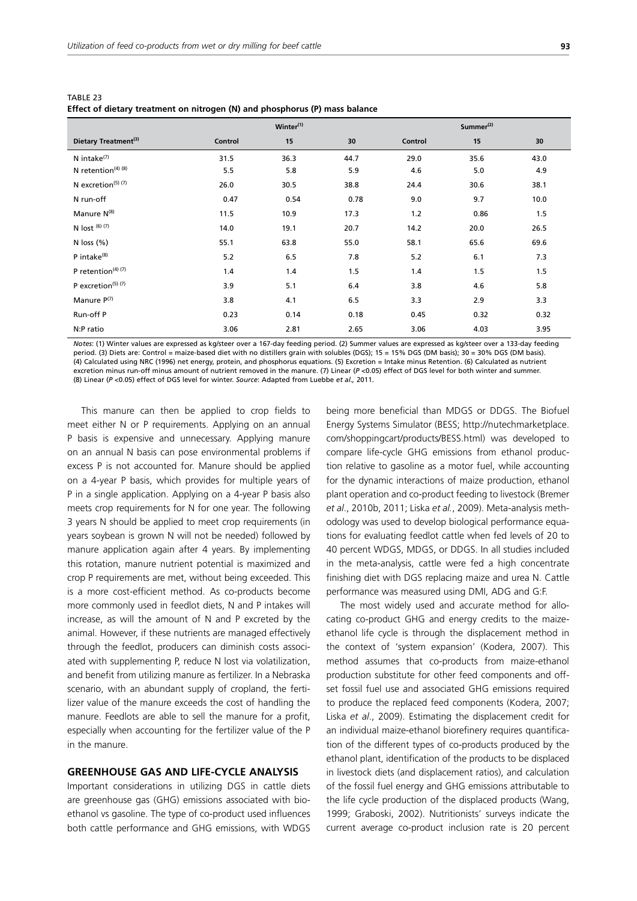TABLE 23
**Effect of dietary treatment on nitrogen (N) and phosphorus (P) mass balance**

| | Winter[(1)] | | | Summer[(2)] | | |
|---|---|---|---|---|---|---|
| **Dietary Treatment[(3)]** | **Control** | **15** | **30** | **Control** | **15** | **30** |
| N intake[(7)] | 31.5 | 36.3 | 44.7 | 29.0 | 35.6 | 43.0 |
| N retention[(4) (8)] | 5.5 | 5.8 | 5.9 | 4.6 | 5.0 | 4.9 |
| N excretion[(5) (7)] | 26.0 | 30.5 | 38.8 | 24.4 | 30.6 | 38.1 |
| N run-off | 0.47 | 0.54 | 0.78 | 9.0 | 9.7 | 10.0 |
| Manure N[(8)] | 11.5 | 10.9 | 17.3 | 1.2 | 0.86 | 1.5 |
| N lost [(6) (7)] | 14.0 | 19.1 | 20.7 | 14.2 | 20.0 | 26.5 |
| N loss (%) | 55.1 | 63.8 | 55.0 | 58.1 | 65.6 | 69.6 |
| P intake[(8)] | 5.2 | 6.5 | 7.8 | 5.2 | 6.1 | 7.3 |
| P retention[(4) (7)] | 1.4 | 1.4 | 1.5 | 1.4 | 1.5 | 1.5 |
| P excretion[(5) (7)] | 3.9 | 5.1 | 6.4 | 3.8 | 4.6 | 5.8 |
| Manure P[(7)] | 3.8 | 4.1 | 6.5 | 3.3 | 2.9 | 3.3 |
| Run-off P | 0.23 | 0.14 | 0.18 | 0.45 | 0.32 | 0.32 |
| N:P ratio | 3.06 | 2.81 | 2.65 | 3.06 | 4.03 | 3.95 |

*Notes*: (1) Winter values are expressed as kg/steer over a 167-day feeding period. (2) Summer values are expressed as kg/steer over a 133-day feeding period. (3) Diets are: Control = maize-based diet with no distillers grain with solubles (DGS); 15 = 15% DGS (DM basis); 30 = 30% DGS (DM basis). (4) Calculated using NRC (1996) net energy, protein, and phosphorus equations. (5) Excretion = Intake minus Retention. (6) Calculated as nutrient excretion minus run-off minus amount of nutrient removed in the manure. (7) Linear ($P$ <0.05) effect of DGS level for both winter and summer. (8) Linear ($P$ <0.05) effect of DGS level for winter. *Source*: Adapted from Luebbe *et al*., 2011.

This manure can then be applied to crop fields to meet either N or P requirements. Applying on an annual P basis is expensive and unnecessary. Applying manure on an annual N basis can pose environmental problems if excess P is not accounted for. Manure should be applied on a 4-year P basis, which provides for multiple years of P in a single application. Applying on a 4-year P basis also meets crop requirements for N for one year. The following 3 years N should be applied to meet crop requirements (in years soybean is grown N will not be needed) followed by manure application again after 4 years. By implementing this rotation, manure nutrient potential is maximized and crop P requirements are met, without being exceeded. This is a more cost-efficient method. As co-products become more commonly used in feedlot diets, N and P intakes will increase, as will the amount of N and P excreted by the animal. However, if these nutrients are managed effectively through the feedlot, producers can diminish costs associated with supplementing P, reduce N lost via volatilization, and benefit from utilizing manure as fertilizer. In a Nebraska scenario, with an abundant supply of cropland, the fertilizer value of the manure exceeds the cost of handling the manure. Feedlots are able to sell the manure for a profit, especially when accounting for the fertilizer value of the P in the manure.

## GREENHOUSE GAS AND LIFE-CYCLE ANALYSIS

Important considerations in utilizing DGS in cattle diets are greenhouse gas (GHG) emissions associated with bioethanol vs gasoline. The type of co-product used influences both cattle performance and GHG emissions, with WDGS being more beneficial than MDGS or DDGS. The Biofuel Energy Systems Simulator (BESS; http://nutechmarketplace.com/shoppingcart/products/BESS.html) was developed to compare life-cycle GHG emissions from ethanol production relative to gasoline as a motor fuel, while accounting for the dynamic interactions of maize production, ethanol plant operation and co-product feeding to livestock (Bremer *et al*., 2010b, 2011; Liska *et al.*, 2009). Meta-analysis methodology was used to develop biological performance equations for evaluating feedlot cattle when fed levels of 20 to 40 percent WDGS, MDGS, or DDGS. In all studies included in the meta-analysis, cattle were fed a high concentrate finishing diet with DGS replacing maize and urea N. Cattle performance was measured using DMI, ADG and G:F.

The most widely used and accurate method for allocating co-product GHG and energy credits to the maize-ethanol life cycle is through the displacement method in the context of 'system expansion' (Kodera, 2007). This method assumes that co-products from maize-ethanol production substitute for other feed components and offset fossil fuel use and associated GHG emissions required to produce the replaced feed components (Kodera, 2007; Liska *et al*., 2009). Estimating the displacement credit for an individual maize-ethanol biorefinery requires quantification of the different types of co-products produced by the ethanol plant, identification of the products to be displaced in livestock diets (and displacement ratios), and calculation of the fossil fuel energy and GHG emissions attributable to the life cycle production of the displaced products (Wang, 1999; Graboski, 2002). Nutritionists' surveys indicate the current average co-product inclusion rate is 20 percent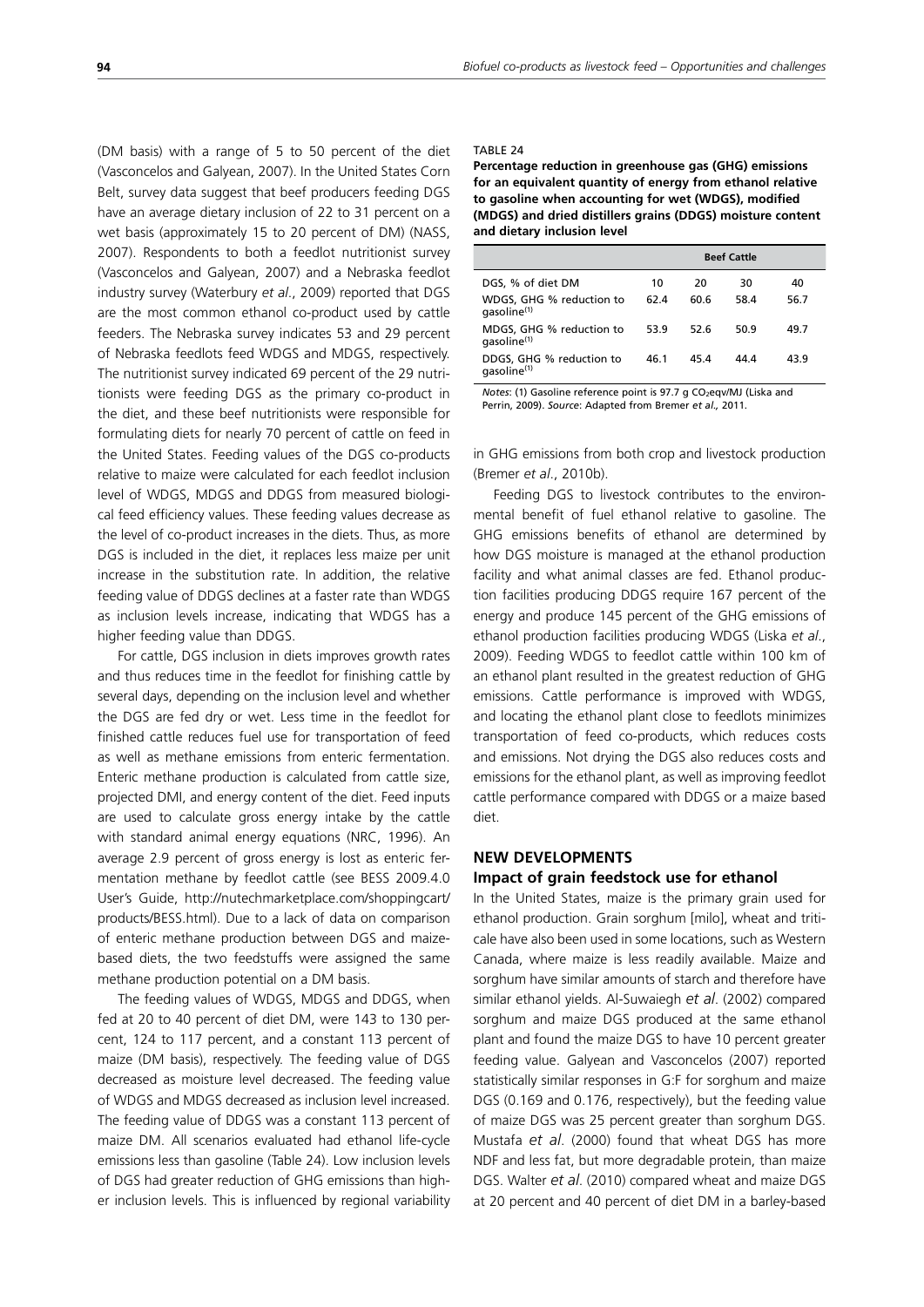(DM basis) with a range of 5 to 50 percent of the diet (Vasconcelos and Galyean, 2007). In the United States Corn Belt, survey data suggest that beef producers feeding DGS have an average dietary inclusion of 22 to 31 percent on a wet basis (approximately 15 to 20 percent of DM) (NASS, 2007). Respondents to both a feedlot nutritionist survey (Vasconcelos and Galyean, 2007) and a Nebraska feedlot industry survey (Waterbury *et al*., 2009) reported that DGS are the most common ethanol co-product used by cattle feeders. The Nebraska survey indicates 53 and 29 percent of Nebraska feedlots feed WDGS and MDGS, respectively. The nutritionist survey indicated 69 percent of the 29 nutritionists were feeding DGS as the primary co-product in the diet, and these beef nutritionists were responsible for formulating diets for nearly 70 percent of cattle on feed in the United States. Feeding values of the DGS co-products relative to maize were calculated for each feedlot inclusion level of WDGS, MDGS and DDGS from measured biological feed efficiency values. These feeding values decrease as the level of co-product increases in the diets. Thus, as more DGS is included in the diet, it replaces less maize per unit increase in the substitution rate. In addition, the relative feeding value of DDGS declines at a faster rate than WDGS as inclusion levels increase, indicating that WDGS has a higher feeding value than DDGS.

For cattle, DGS inclusion in diets improves growth rates and thus reduces time in the feedlot for finishing cattle by several days, depending on the inclusion level and whether the DGS are fed dry or wet. Less time in the feedlot for finished cattle reduces fuel use for transportation of feed as well as methane emissions from enteric fermentation. Enteric methane production is calculated from cattle size, projected DMI, and energy content of the diet. Feed inputs are used to calculate gross energy intake by the cattle with standard animal energy equations (NRC, 1996). An average 2.9 percent of gross energy is lost as enteric fermentation methane by feedlot cattle (see BESS 2009.4.0 User's Guide, http://nutechmarketplace.com/shoppingcart/products/BESS.html). Due to a lack of data on comparison of enteric methane production between DGS and maize-based diets, the two feedstuffs were assigned the same methane production potential on a DM basis.

The feeding values of WDGS, MDGS and DDGS, when fed at 20 to 40 percent of diet DM, were 143 to 130 percent, 124 to 117 percent, and a constant 113 percent of maize (DM basis), respectively. The feeding value of DGS decreased as moisture level decreased. The feeding value of WDGS and MDGS decreased as inclusion level increased. The feeding value of DDGS was a constant 113 percent of maize DM. All scenarios evaluated had ethanol life-cycle emissions less than gasoline (Table 24). Low inclusion levels of DGS had greater reduction of GHG emissions than higher inclusion levels. This is influenced by regional variability in GHG emissions from both crop and livestock production (Bremer *et al*., 2010b).

TABLE 24

**Percentage reduction in greenhouse gas (GHG) emissions for an equivalent quantity of energy from ethanol relative to gasoline when accounting for wet (WDGS), modified (MDGS) and dried distillers grains (DDGS) moisture content and dietary inclusion level**

| | Beef Cattle | | | |
|---|---|---|---|---|
| DGS, % of diet DM | 10 | 20 | 30 | 40 |
| WDGS, GHG % reduction to gasoline[(1)] | 62.4 | 60.6 | 58.4 | 56.7 |
| MDGS, GHG % reduction to gasoline[(1)] | 53.9 | 52.6 | 50.9 | 49.7 |
| DDGS, GHG % reduction to gasoline[(1)] | 46.1 | 45.4 | 44.4 | 43.9 |

*Notes*: (1) Gasoline reference point is 97.7 g $CO_2$eqv/MJ (Liska and Perrin, 2009). *Source*: Adapted from Bremer *et al*., 2011.

Feeding DGS to livestock contributes to the environmental benefit of fuel ethanol relative to gasoline. The GHG emissions benefits of ethanol are determined by how DGS moisture is managed at the ethanol production facility and what animal classes are fed. Ethanol production facilities producing DDGS require 167 percent of the energy and produce 145 percent of the GHG emissions of ethanol production facilities producing WDGS (Liska *et al*., 2009). Feeding WDGS to feedlot cattle within 100 km of an ethanol plant resulted in the greatest reduction of GHG emissions. Cattle performance is improved with WDGS, and locating the ethanol plant close to feedlots minimizes transportation of feed co-products, which reduces costs and emissions. Not drying the DGS also reduces costs and emissions for the ethanol plant, as well as improving feedlot cattle performance compared with DDGS or a maize based diet.

## NEW DEVELOPMENTS

### Impact of grain feedstock use for ethanol

In the United States, maize is the primary grain used for ethanol production. Grain sorghum [milo], wheat and triticale have also been used in some locations, such as Western Canada, where maize is less readily available. Maize and sorghum have similar amounts of starch and therefore have similar ethanol yields. Al-Suwaiegh *et al*. (2002) compared sorghum and maize DGS produced at the same ethanol plant and found the maize DGS to have 10 percent greater feeding value. Galyean and Vasconcelos (2007) reported statistically similar responses in G:F for sorghum and maize DGS (0.169 and 0.176, respectively), but the feeding value of maize DGS was 25 percent greater than sorghum DGS. Mustafa *et al*. (2000) found that wheat DGS has more NDF and less fat, but more degradable protein, than maize DGS. Walter *et al*. (2010) compared wheat and maize DGS at 20 percent and 40 percent of diet DM in a barley-based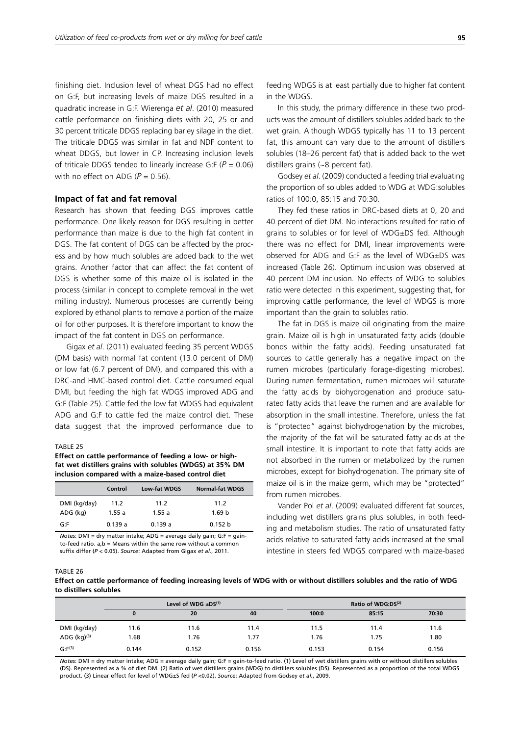finishing diet. Inclusion level of wheat DGS had no effect on G:F, but increasing levels of maize DGS resulted in a quadratic increase in G:F. Wierenga *et al*. (2010) measured cattle performance on finishing diets with 20, 25 or and 30 percent triticale DDGS replacing barley silage in the diet. The triticale DDGS was similar in fat and NDF content to wheat DDGS, but lower in CP. Increasing inclusion levels of triticale DDGS tended to linearly increase G:F ($P = 0.06$) with no effect on ADG ($P = 0.56$).

### Impact of fat and fat removal

Research has shown that feeding DGS improves cattle performance. One likely reason for DGS resulting in better performance than maize is due to the high fat content in DGS. The fat content of DGS can be affected by the process and by how much solubles are added back to the wet grains. Another factor that can affect the fat content of DGS is whether some of this maize oil is isolated in the process (similar in concept to complete removal in the wet milling industry). Numerous processes are currently being explored by ethanol plants to remove a portion of the maize oil for other purposes. It is therefore important to know the impact of the fat content in DGS on performance.

Gigax *et al*. (2011) evaluated feeding 35 percent WDGS (DM basis) with normal fat content (13.0 percent of DM) or low fat (6.7 percent of DM), and compared this with a DRC-and HMC-based control diet. Cattle consumed equal DMI, but feeding the high fat WDGS improved ADG and G:F (Table 25). Cattle fed the low fat WDGS had equivalent ADG and G:F to cattle fed the maize control diet. These data suggest that the improved performance due to feeding WDGS is at least partially due to higher fat content in the WDGS.

TABLE 25

**Effect on cattle performance of feeding a low- or high-fat wet distillers grains with solubles (WDGS) at 35% DM inclusion compared with a maize-based control diet**

| | Control | Low-fat WDGS | Normal-fat WDGS |
|---|---|---|---|
| DMI (kg/day) | 11.2 | 11.2 | 11.2 |
| ADG (kg) | 1.55 a | 1.55 a | 1.69 b |
| G:F | 0.139 a | 0.139 a | 0.152 b |

*Notes*: DMI = dry matter intake; ADG = average daily gain; G:F = gain-to-feed ratio. a,b = Means within the same row without a common suffix differ ($P < 0.05$). *Source*: Adapted from Gigax *et al*., 2011.

In this study, the primary difference in these two products was the amount of distillers solubles added back to the wet grain. Although WDGS typically has 11 to 13 percent fat, this amount can vary due to the amount of distillers solubles (18–26 percent fat) that is added back to the wet distillers grains (~8 percent fat).

Godsey *et al*. (2009) conducted a feeding trial evaluating the proportion of solubles added to WDG at WDG:solubles ratios of 100:0, 85:15 and 70:30.

They fed these ratios in DRC-based diets at 0, 20 and 40 percent of diet DM. No interactions resulted for ratio of grains to solubles or for level of WDG±DS fed. Although there was no effect for DMI, linear improvements were observed for ADG and G:F as the level of WDG±DS was increased (Table 26). Optimum inclusion was observed at 40 percent DM inclusion. No effects of WDG to solubles ratio were detected in this experiment, suggesting that, for improving cattle performance, the level of WDGS is more important than the grain to solubles ratio.

The fat in DGS is maize oil originating from the maize grain. Maize oil is high in unsaturated fatty acids (double bonds within the fatty acids). Feeding unsaturated fat sources to cattle generally has a negative impact on the rumen microbes (particularly forage-digesting microbes). During rumen fermentation, rumen microbes will saturate the fatty acids by biohydrogenation and produce saturated fatty acids that leave the rumen and are available for absorption in the small intestine. Therefore, unless the fat is "protected" against biohydrogenation by the microbes, the majority of the fat will be saturated fatty acids at the small intestine. It is important to note that fatty acids are not absorbed in the rumen or metabolized by the rumen microbes, except for biohydrogenation. The primary site of maize oil is in the maize germ, which may be "protected" from rumen microbes.

Vander Pol *et al*. (2009) evaluated different fat sources, including wet distillers grains plus solubles, in both feeding and metabolism studies. The ratio of unsaturated fatty acids relative to saturated fatty acids increased at the small intestine in steers fed WDGS compared with maize-based

TABLE 26

**Effect on cattle performance of feeding increasing levels of WDG with or without distillers solubles and the ratio of WDG to distillers solubles**

| | Level of WDG ±DS[1] | | | Ratio of WDG:DS[2] | | |
|---|---|---|---|---|---|---|
| | 0 | 20 | 40 | 100:0 | 85:15 | 70:30 |
| DMI (kg/day) | 11.6 | 11.6 | 11.4 | 11.5 | 11.4 | 11.6 |
| ADG (kg)[3] | 1.68 | 1.76 | 1.77 | 1.76 | 1.75 | 1.80 |
| G:F[3] | 0.144 | 0.152 | 0.156 | 0.153 | 0.154 | 0.156 |

*Notes*: DMI = dry matter intake; ADG = average daily gain; G:F = gain-to-feed ratio. (1) Level of wet distillers grains with or without distillers solubles (DS). Represented as a % of diet DM. (2) Ratio of wet distillers grains (WDG) to distillers solubles (DS). Represented as a proportion of the total WDGS product. (3) Linear effect for level of WDG±S fed ($P < 0.02$). *Source*: Adapted from Godsey *et al*., 2009.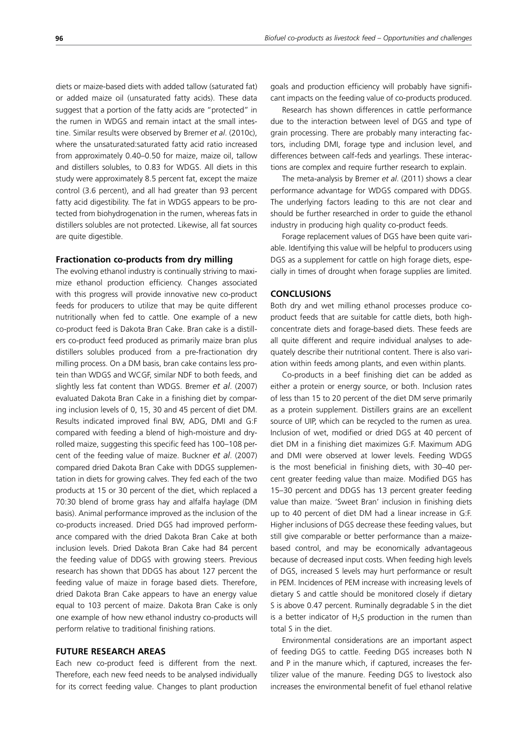diets or maize-based diets with added tallow (saturated fat) or added maize oil (unsaturated fatty acids). These data suggest that a portion of the fatty acids are "protected" in the rumen in WDGS and remain intact at the small intestine. Similar results were observed by Bremer *et al*. (2010c), where the unsaturated:saturated fatty acid ratio increased from approximately 0.40–0.50 for maize, maize oil, tallow and distillers solubles, to 0.83 for WDGS. All diets in this study were approximately 8.5 percent fat, except the maize control (3.6 percent), and all had greater than 93 percent fatty acid digestibility. The fat in WDGS appears to be protected from biohydrogenation in the rumen, whereas fats in distillers solubles are not protected. Likewise, all fat sources are quite digestible.

### Fractionation co-products from dry milling

The evolving ethanol industry is continually striving to maximize ethanol production efficiency. Changes associated with this progress will provide innovative new co-product feeds for producers to utilize that may be quite different nutritionally when fed to cattle. One example of a new co-product feed is Dakota Bran Cake. Bran cake is a distillers co-product feed produced as primarily maize bran plus distillers solubles produced from a pre-fractionation dry milling process. On a DM basis, bran cake contains less protein than WDGS and WCGF, similar NDF to both feeds, and slightly less fat content than WDGS. Bremer *et al*. (2007) evaluated Dakota Bran Cake in a finishing diet by comparing inclusion levels of 0, 15, 30 and 45 percent of diet DM. Results indicated improved final BW, ADG, DMI and G:F compared with feeding a blend of high-moisture and dry-rolled maize, suggesting this specific feed has 100–108 percent of the feeding value of maize. Buckner *et al*. (2007) compared dried Dakota Bran Cake with DDGS supplementation in diets for growing calves. They fed each of the two products at 15 or 30 percent of the diet, which replaced a 70:30 blend of brome grass hay and alfalfa haylage (DM basis). Animal performance improved as the inclusion of the co-products increased. Dried DGS had improved performance compared with the dried Dakota Bran Cake at both inclusion levels. Dried Dakota Bran Cake had 84 percent the feeding value of DDGS with growing steers. Previous research has shown that DDGS has about 127 percent the feeding value of maize in forage based diets. Therefore, dried Dakota Bran Cake appears to have an energy value equal to 103 percent of maize. Dakota Bran Cake is only one example of how new ethanol industry co-products will perform relative to traditional finishing rations.

## FUTURE RESEARCH AREAS

Each new co-product feed is different from the next. Therefore, each new feed needs to be analysed individually for its correct feeding value. Changes to plant production goals and production efficiency will probably have significant impacts on the feeding value of co-products produced.

Research has shown differences in cattle performance due to the interaction between level of DGS and type of grain processing. There are probably many interacting factors, including DMI, forage type and inclusion level, and differences between calf-feds and yearlings. These interactions are complex and require further research to explain.

The meta-analysis by Bremer *et al*. (2011) shows a clear performance advantage for WDGS compared with DDGS. The underlying factors leading to this are not clear and should be further researched in order to guide the ethanol industry in producing high quality co-product feeds.

Forage replacement values of DGS have been quite variable. Identifying this value will be helpful to producers using DGS as a supplement for cattle on high forage diets, especially in times of drought when forage supplies are limited.

## CONCLUSIONS

Both dry and wet milling ethanol processes produce co-product feeds that are suitable for cattle diets, both high-concentrate diets and forage-based diets. These feeds are all quite different and require individual analyses to adequately describe their nutritional content. There is also variation within feeds among plants, and even within plants.

Co-products in a beef finishing diet can be added as either a protein or energy source, or both. Inclusion rates of less than 15 to 20 percent of the diet DM serve primarily as a protein supplement. Distillers grains are an excellent source of UIP, which can be recycled to the rumen as urea. Inclusion of wet, modified or dried DGS at 40 percent of diet DM in a finishing diet maximizes G:F. Maximum ADG and DMI were observed at lower levels. Feeding WDGS is the most beneficial in finishing diets, with 30–40 percent greater feeding value than maize. Modified DGS has 15–30 percent and DDGS has 13 percent greater feeding value than maize. 'Sweet Bran' inclusion in finishing diets up to 40 percent of diet DM had a linear increase in G:F. Higher inclusions of DGS decrease these feeding values, but still give comparable or better performance than a maize-based control, and may be economically advantageous because of decreased input costs. When feeding high levels of DGS, increased S levels may hurt performance or result in PEM. Incidences of PEM increase with increasing levels of dietary S and cattle should be monitored closely if dietary S is above 0.47 percent. Ruminally degradable S in the diet is a better indicator of $H_2S$ production in the rumen than total S in the diet.

Environmental considerations are an important aspect of feeding DGS to cattle. Feeding DGS increases both N and P in the manure which, if captured, increases the fertilizer value of the manure. Feeding DGS to livestock also increases the environmental benefit of fuel ethanol relative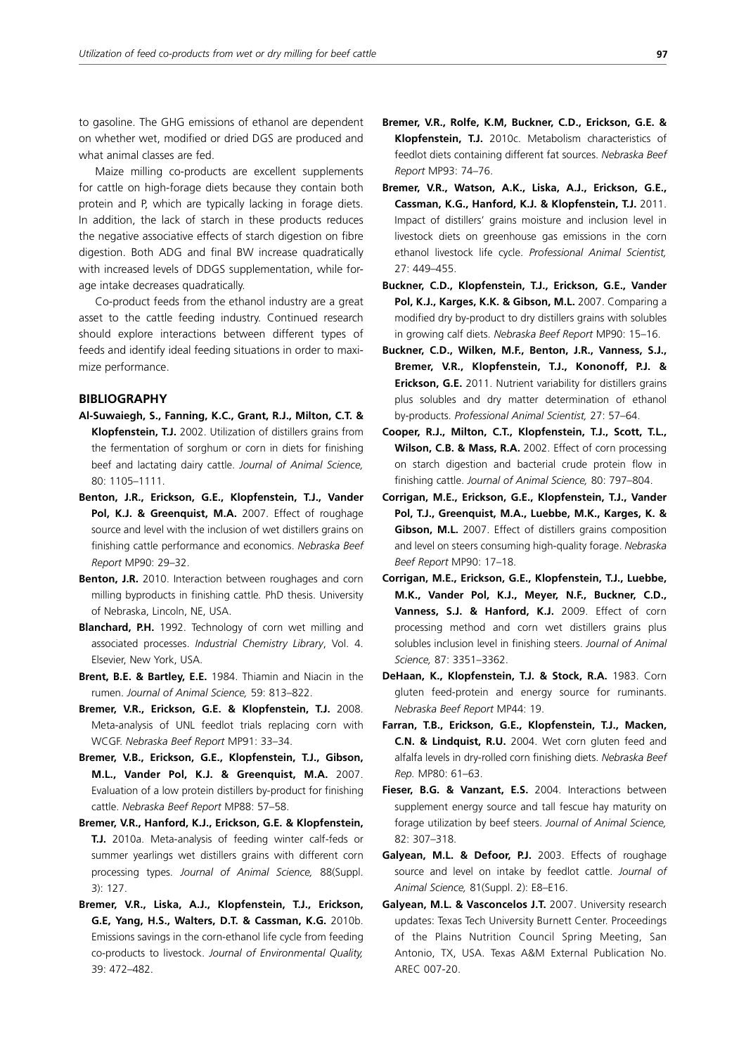to gasoline. The GHG emissions of ethanol are dependent on whether wet, modified or dried DGS are produced and what animal classes are fed.

Maize milling co-products are excellent supplements for cattle on high-forage diets because they contain both protein and P, which are typically lacking in forage diets. In addition, the lack of starch in these products reduces the negative associative effects of starch digestion on fibre digestion. Both ADG and final BW increase quadratically with increased levels of DDGS supplementation, while forage intake decreases quadratically.

Co-product feeds from the ethanol industry are a great asset to the cattle feeding industry. Continued research should explore interactions between different types of feeds and identify ideal feeding situations in order to maximize performance.

## BIBLIOGRAPHY

**Al-Suwaiegh, S., Fanning, K.C., Grant, R.J., Milton, C.T. & Klopfenstein, T.J.** 2002. Utilization of distillers grains from the fermentation of sorghum or corn in diets for finishing beef and lactating dairy cattle. *Journal of Animal Science,* 80: 1105–1111.

**Benton, J.R., Erickson, G.E., Klopfenstein, T.J., Vander Pol, K.J. & Greenquist, M.A.** 2007. Effect of roughage source and level with the inclusion of wet distillers grains on finishing cattle performance and economics. *Nebraska Beef Report* MP90: 29–32.

**Benton, J.R.** 2010. Interaction between roughages and corn milling byproducts in finishing cattle. PhD thesis. University of Nebraska, Lincoln, NE, USA.

**Blanchard, P.H.** 1992. Technology of corn wet milling and associated processes. *Industrial Chemistry Library*, Vol. 4. Elsevier, New York, USA.

**Brent, B.E. & Bartley, E.E.** 1984. Thiamin and Niacin in the rumen. *Journal of Animal Science,* 59: 813–822.

**Bremer, V.R., Erickson, G.E. & Klopfenstein, T.J.** 2008. Meta-analysis of UNL feedlot trials replacing corn with WCGF. *Nebraska Beef Report* MP91: 33–34.

**Bremer, V.B., Erickson, G.E., Klopfenstein, T.J., Gibson, M.L., Vander Pol, K.J. & Greenquist, M.A.** 2007. Evaluation of a low protein distillers by-product for finishing cattle. *Nebraska Beef Report* MP88: 57–58.

**Bremer, V.R., Hanford, K.J., Erickson, G.E. & Klopfenstein, T.J.** 2010a. Meta-analysis of feeding winter calf-feds or summer yearlings wet distillers grains with different corn processing types. *Journal of Animal Science,* 88(Suppl. 3): 127.

**Bremer, V.R., Liska, A.J., Klopfenstein, T.J., Erickson, G.E, Yang, H.S., Walters, D.T. & Cassman, K.G.** 2010b. Emissions savings in the corn-ethanol life cycle from feeding co-products to livestock. *Journal of Environmental Quality,* 39: 472–482.

**Bremer, V.R., Rolfe, K.M, Buckner, C.D., Erickson, G.E. & Klopfenstein, T.J.** 2010c. Metabolism characteristics of feedlot diets containing different fat sources. *Nebraska Beef Report* MP93: 74–76.

**Bremer, V.R., Watson, A.K., Liska, A.J., Erickson, G.E., Cassman, K.G., Hanford, K.J. & Klopfenstein, T.J.** 2011. Impact of distillers' grains moisture and inclusion level in livestock diets on greenhouse gas emissions in the corn ethanol livestock life cycle. *Professional Animal Scientist,* 27: 449–455.

**Buckner, C.D., Klopfenstein, T.J., Erickson, G.E., Vander Pol, K.J., Karges, K.K. & Gibson, M.L.** 2007. Comparing a modified dry by-product to dry distillers grains with solubles in growing calf diets. *Nebraska Beef Report* MP90: 15–16.

**Buckner, C.D., Wilken, M.F., Benton, J.R., Vanness, S.J., Bremer, V.R., Klopfenstein, T.J., Kononoff, P.J. & Erickson, G.E.** 2011. Nutrient variability for distillers grains plus solubles and dry matter determination of ethanol by-products. *Professional Animal Scientist,* 27: 57–64.

**Cooper, R.J., Milton, C.T., Klopfenstein, T.J., Scott, T.L., Wilson, C.B. & Mass, R.A.** 2002. Effect of corn processing on starch digestion and bacterial crude protein flow in finishing cattle. *Journal of Animal Science,* 80: 797–804.

**Corrigan, M.E., Erickson, G.E., Klopfenstein, T.J., Vander Pol, T.J., Greenquist, M.A., Luebbe, M.K., Karges, K. & Gibson, M.L.** 2007. Effect of distillers grains composition and level on steers consuming high-quality forage. *Nebraska Beef Report* MP90: 17–18.

**Corrigan, M.E., Erickson, G.E., Klopfenstein, T.J., Luebbe, M.K., Vander Pol, K.J., Meyer, N.F., Buckner, C.D., Vanness, S.J. & Hanford, K.J.** 2009. Effect of corn processing method and corn wet distillers grains plus solubles inclusion level in finishing steers. *Journal of Animal Science,* 87: 3351–3362.

**DeHaan, K., Klopfenstein, T.J. & Stock, R.A.** 1983. Corn gluten feed-protein and energy source for ruminants. *Nebraska Beef Report* MP44: 19.

**Farran, T.B., Erickson, G.E., Klopfenstein, T.J., Macken, C.N. & Lindquist, R.U.** 2004. Wet corn gluten feed and alfalfa levels in dry-rolled corn finishing diets. *Nebraska Beef Rep.* MP80: 61–63.

**Fieser, B.G. & Vanzant, E.S.** 2004. Interactions between supplement energy source and tall fescue hay maturity on forage utilization by beef steers. *Journal of Animal Science,* 82: 307–318.

**Galyean, M.L. & Defoor, P.J.** 2003. Effects of roughage source and level on intake by feedlot cattle. *Journal of Animal Science,* 81(Suppl. 2): E8–E16.

**Galyean, M.L. & Vasconcelos J.T.** 2007. University research updates: Texas Tech University Burnett Center. Proceedings of the Plains Nutrition Council Spring Meeting, San Antonio, TX, USA. Texas A&M External Publication No. AREC 007-20.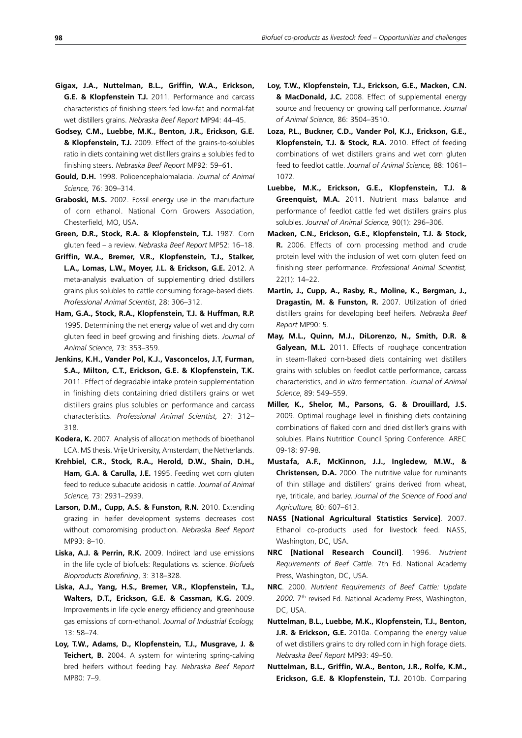**Gigax, J.A., Nuttelman, B.L., Griffin, W.A., Erickson, G.E. & Klopfenstein T.J.** 2011. Performance and carcass characteristics of finishing steers fed low-fat and normal-fat wet distillers grains. *Nebraska Beef Report* MP94: 44–45.

**Godsey, C.M., Luebbe, M.K., Benton, J.R., Erickson, G.E. & Klopfenstein, T.J.** 2009. Effect of the grains-to-solubles ratio in diets containing wet distillers grains ± solubles fed to finishing steers. *Nebraska Beef Report* MP92: 59–61.

**Gould, D.H.** 1998. Polioencephalomalacia. *Journal of Animal Science,* 76: 309–314.

**Graboski, M.S.** 2002. Fossil energy use in the manufacture of corn ethanol. National Corn Growers Association, Chesterfield, MO, USA.

**Green, D.R., Stock, R.A. & Klopfenstein, T.J.** 1987. Corn gluten feed – a review. *Nebraska Beef Report* MP52: 16–18.

**Griffin, W.A., Bremer, V.R., Klopfenstein, T.J., Stalker, L.A., Lomas, L.W., Moyer, J.L. & Erickson, G.E.** 2012. A meta-analysis evaluation of supplementing dried distillers grains plus solubles to cattle consuming forage-based diets. *Professional Animal Scientist*, 28: 306–312.

**Ham, G.A., Stock, R.A., Klopfenstein, T.J. & Huffman, R.P.** 1995. Determining the net energy value of wet and dry corn gluten feed in beef growing and finishing diets. *Journal of Animal Science,* 73: 353–359.

**Jenkins, K.H., Vander Pol, K.J., Vasconcelos, J.T, Furman, S.A., Milton, C.T., Erickson, G.E. & Klopfenstein, T.K.** 2011. Effect of degradable intake protein supplementation in finishing diets containing dried distillers grains or wet distillers grains plus solubles on performance and carcass characteristics. *Professional Animal Scientist,* 27: 312–318.

**Kodera, K.** 2007. Analysis of allocation methods of bioethanol LCA. MS thesis. Vrije University, Amsterdam, the Netherlands.

**Krehbiel, C.R., Stock, R.A., Herold, D.W., Shain, D.H., Ham, G.A. & Carulla, J.E.** 1995. Feeding wet corn gluten feed to reduce subacute acidosis in cattle. *Journal of Animal Science,* 73: 2931–2939.

**Larson, D.M., Cupp, A.S. & Funston, R.N.** 2010. Extending grazing in heifer development systems decreases cost without compromising production. *Nebraska Beef Report* MP93: 8–10.

**Liska, A.J. & Perrin, R.K.** 2009. Indirect land use emissions in the life cycle of biofuels: Regulations vs. science. *Biofuels Bioproducts Biorefining*, 3: 318–328.

**Liska, A.J., Yang, H.S., Bremer, V.R., Klopfenstein, T.J., Walters, D.T., Erickson, G.E. & Cassman, K.G.** 2009. Improvements in life cycle energy efficiency and greenhouse gas emissions of corn-ethanol. *Journal of Industrial Ecology,* 13: 58–74.

**Loy, T.W., Adams, D., Klopfenstein, T.J., Musgrave, J. & Teichert, B.** 2004. A system for wintering spring-calving bred heifers without feeding hay. *Nebraska Beef Report* MP80: 7–9.

**Loy, T.W., Klopfenstein, T.J., Erickson, G.E., Macken, C.N. & MacDonald, J.C.** 2008. Effect of supplemental energy source and frequency on growing calf performance. *Journal of Animal Science,* 86: 3504–3510.

**Loza, P.L., Buckner, C.D., Vander Pol, K.J., Erickson, G.E., Klopfenstein, T.J. & Stock, R.A.** 2010. Effect of feeding combinations of wet distillers grains and wet corn gluten feed to feedlot cattle. *Journal of Animal Science,* 88: 1061–1072.

**Luebbe, M.K., Erickson, G.E., Klopfenstein, T.J. & Greenquist, M.A.** 2011. Nutrient mass balance and performance of feedlot cattle fed wet distillers grains plus solubles. *Journal of Animal Science,* 90(1): 296–306.

**Macken, C.N., Erickson, G.E., Klopfenstein, T.J. & Stock, R.** 2006. Effects of corn processing method and crude protein level with the inclusion of wet corn gluten feed on finishing steer performance. *Professional Animal Scientist,* 22(1): 14–22.

**Martin, J., Cupp, A., Rasby, R., Moline, K., Bergman, J., Dragastin, M. & Funston, R.** 2007. Utilization of dried distillers grains for developing beef heifers. *Nebraska Beef Report* MP90: 5.

**May, M.L., Quinn, M.J., DiLorenzo, N., Smith, D.R. & Galyean, M.L.** 2011. Effects of roughage concentration in steam-flaked corn-based diets containing wet distillers grains with solubles on feedlot cattle performance, carcass characteristics, and *in vitro* fermentation. *Journal of Animal Science*, 89: 549–559.

**Miller, K., Shelor, M., Parsons, G. & Drouillard, J.S.** 2009. Optimal roughage level in finishing diets containing combinations of flaked corn and dried distiller's grains with solubles. Plains Nutrition Council Spring Conference. AREC 09-18: 97-98.

**Mustafa, A.F., McKinnon, J.J., Ingledew, M.W., & Christensen, D.A.** 2000. The nutritive value for ruminants of thin stillage and distillers' grains derived from wheat, rye, triticale, and barley. *Journal of the Science of Food and Agriculture,* 80: 607–613.

**NASS [National Agricultural Statistics Service]**. 2007. Ethanol co-products used for livestock feed. NASS, Washington, DC, USA.

**NRC [National Research Council]**. 1996. *Nutrient Requirements of Beef Cattle.* 7th Ed. National Academy Press, Washington, DC, USA.

**NRC**. 2000. *Nutrient Requirements of Beef Cattle: Update 2000.* 7th revised Ed. National Academy Press, Washington, DC, USA.

**Nuttelman, B.L., Luebbe, M.K., Klopfenstein, T.J., Benton, J.R. & Erickson, G.E.** 2010a. Comparing the energy value of wet distillers grains to dry rolled corn in high forage diets. *Nebraska Beef Report* MP93: 49–50.

**Nuttelman, B.L., Griffin, W.A., Benton, J.R., Rolfe, K.M., Erickson, G.E. & Klopfenstein, T.J.** 2010b. Comparing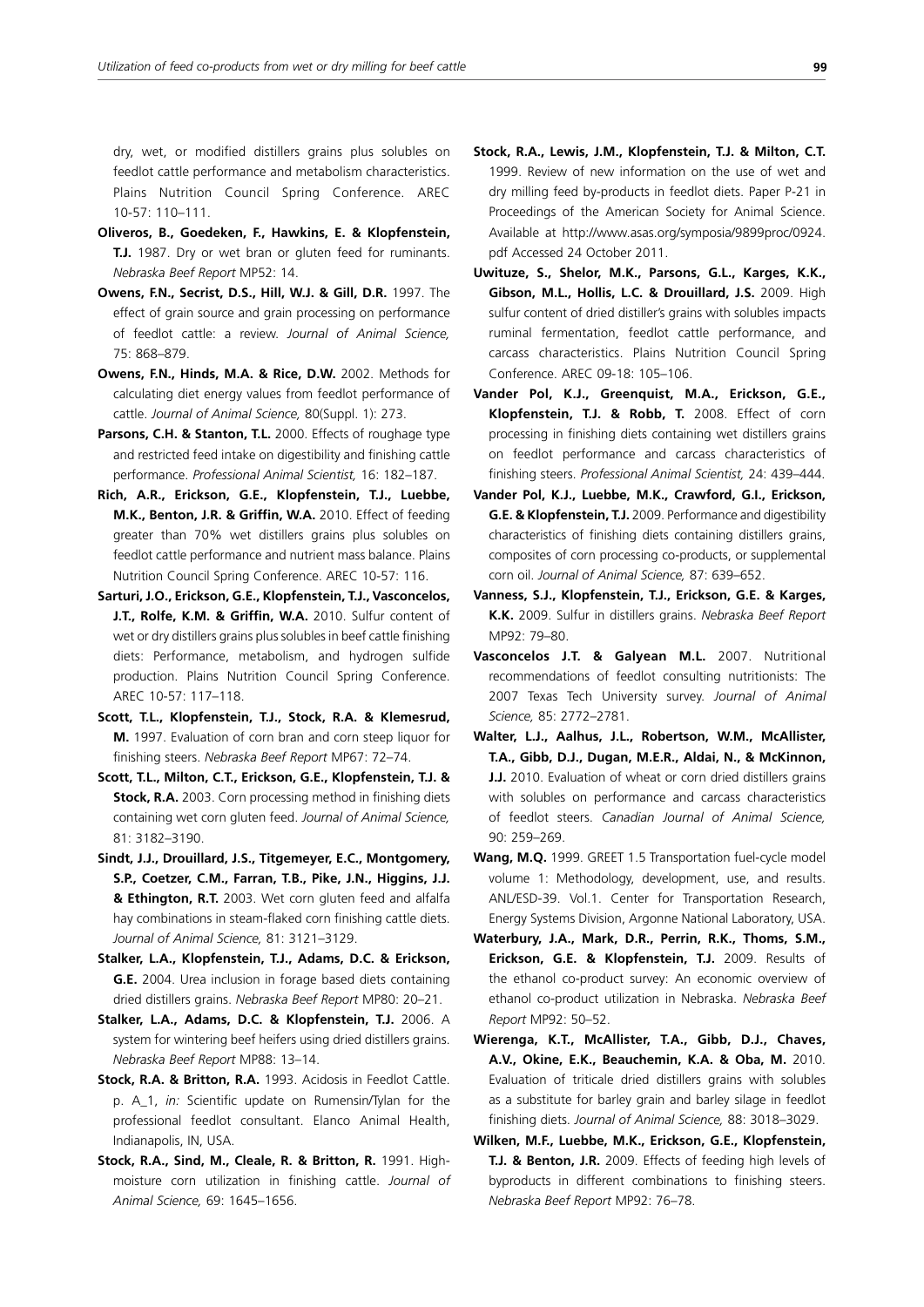dry, wet, or modified distillers grains plus solubles on feedlot cattle performance and metabolism characteristics. Plains Nutrition Council Spring Conference. AREC 10-57: 110–111.

**Oliveros, B., Goedeken, F., Hawkins, E. & Klopfenstein, T.J.** 1987. Dry or wet bran or gluten feed for ruminants. *Nebraska Beef Report* MP52: 14.

**Owens, F.N., Secrist, D.S., Hill, W.J. & Gill, D.R.** 1997. The effect of grain source and grain processing on performance of feedlot cattle: a review. *Journal of Animal Science,* 75: 868–879.

**Owens, F.N., Hinds, M.A. & Rice, D.W.** 2002. Methods for calculating diet energy values from feedlot performance of cattle. *Journal of Animal Science,* 80(Suppl. 1): 273.

**Parsons, C.H. & Stanton, T.L.** 2000. Effects of roughage type and restricted feed intake on digestibility and finishing cattle performance. *Professional Animal Scientist,* 16: 182–187.

**Rich, A.R., Erickson, G.E., Klopfenstein, T.J., Luebbe, M.K., Benton, J.R. & Griffin, W.A.** 2010. Effect of feeding greater than 70% wet distillers grains plus solubles on feedlot cattle performance and nutrient mass balance. Plains Nutrition Council Spring Conference. AREC 10-57: 116.

**Sarturi, J.O., Erickson, G.E., Klopfenstein, T.J., Vasconcelos, J.T., Rolfe, K.M. & Griffin, W.A.** 2010. Sulfur content of wet or dry distillers grains plus solubles in beef cattle finishing diets: Performance, metabolism, and hydrogen sulfide production. Plains Nutrition Council Spring Conference. AREC 10-57: 117–118.

**Scott, T.L., Klopfenstein, T.J., Stock, R.A. & Klemesrud, M.** 1997. Evaluation of corn bran and corn steep liquor for finishing steers. *Nebraska Beef Report* MP67: 72–74.

**Scott, T.L., Milton, C.T., Erickson, G.E., Klopfenstein, T.J. & Stock, R.A.** 2003. Corn processing method in finishing diets containing wet corn gluten feed. *Journal of Animal Science,* 81: 3182–3190.

**Sindt, J.J., Drouillard, J.S., Titgemeyer, E.C., Montgomery, S.P., Coetzer, C.M., Farran, T.B., Pike, J.N., Higgins, J.J. & Ethington, R.T.** 2003. Wet corn gluten feed and alfalfa hay combinations in steam-flaked corn finishing cattle diets. *Journal of Animal Science,* 81: 3121–3129.

**Stalker, L.A., Klopfenstein, T.J., Adams, D.C. & Erickson, G.E.** 2004. Urea inclusion in forage based diets containing dried distillers grains. *Nebraska Beef Report* MP80: 20–21.

**Stalker, L.A., Adams, D.C. & Klopfenstein, T.J.** 2006. A system for wintering beef heifers using dried distillers grains. *Nebraska Beef Report* MP88: 13–14.

**Stock, R.A. & Britton, R.A.** 1993. Acidosis in Feedlot Cattle. p. A_1, *in:* Scientific update on Rumensin/Tylan for the professional feedlot consultant. Elanco Animal Health, Indianapolis, IN, USA.

**Stock, R.A., Sind, M., Cleale, R. & Britton, R.** 1991. High-moisture corn utilization in finishing cattle. *Journal of Animal Science,* 69: 1645–1656.

**Stock, R.A., Lewis, J.M., Klopfenstein, T.J. & Milton, C.T.** 1999. Review of new information on the use of wet and dry milling feed by-products in feedlot diets. Paper P-21 in Proceedings of the American Society for Animal Science. Available at http://www.asas.org/symposia/9899proc/0924.pdf Accessed 24 October 2011.

**Uwituze, S., Shelor, M.K., Parsons, G.L., Karges, K.K., Gibson, M.L., Hollis, L.C. & Drouillard, J.S.** 2009. High sulfur content of dried distiller's grains with solubles impacts ruminal fermentation, feedlot cattle performance, and carcass characteristics. Plains Nutrition Council Spring Conference. AREC 09-18: 105–106.

**Vander Pol, K.J., Greenquist, M.A., Erickson, G.E., Klopfenstein, T.J. & Robb, T.** 2008. Effect of corn processing in finishing diets containing wet distillers grains on feedlot performance and carcass characteristics of finishing steers. *Professional Animal Scientist,* 24: 439–444.

**Vander Pol, K.J., Luebbe, M.K., Crawford, G.I., Erickson, G.E. & Klopfenstein, T.J.** 2009. Performance and digestibility characteristics of finishing diets containing distillers grains, composites of corn processing co-products, or supplemental corn oil. *Journal of Animal Science,* 87: 639–652.

**Vanness, S.J., Klopfenstein, T.J., Erickson, G.E. & Karges, K.K.** 2009. Sulfur in distillers grains. *Nebraska Beef Report* MP92: 79–80.

**Vasconcelos J.T. & Galyean M.L.** 2007. Nutritional recommendations of feedlot consulting nutritionists: The 2007 Texas Tech University survey. *Journal of Animal Science,* 85: 2772–2781.

**Walter, L.J., Aalhus, J.L., Robertson, W.M., McAllister, T.A., Gibb, D.J., Dugan, M.E.R., Aldai, N., & McKinnon, J.J.** 2010. Evaluation of wheat or corn dried distillers grains with solubles on performance and carcass characteristics of feedlot steers. *Canadian Journal of Animal Science,* 90: 259–269.

**Wang, M.Q.** 1999. GREET 1.5 Transportation fuel-cycle model volume 1: Methodology, development, use, and results. ANL/ESD-39. Vol.1. Center for Transportation Research, Energy Systems Division, Argonne National Laboratory, USA.

**Waterbury, J.A., Mark, D.R., Perrin, R.K., Thoms, S.M., Erickson, G.E. & Klopfenstein, T.J.** 2009. Results of the ethanol co-product survey: An economic overview of ethanol co-product utilization in Nebraska. *Nebraska Beef Report* MP92: 50–52.

**Wierenga, K.T., McAllister, T.A., Gibb, D.J., Chaves, A.V., Okine, E.K., Beauchemin, K.A. & Oba, M.** 2010. Evaluation of triticale dried distillers grains with solubles as a substitute for barley grain and barley silage in feedlot finishing diets. *Journal of Animal Science,* 88: 3018–3029.

**Wilken, M.F., Luebbe, M.K., Erickson, G.E., Klopfenstein, T.J. & Benton, J.R.** 2009. Effects of feeding high levels of byproducts in different combinations to finishing steers. *Nebraska Beef Report* MP92: 76–78.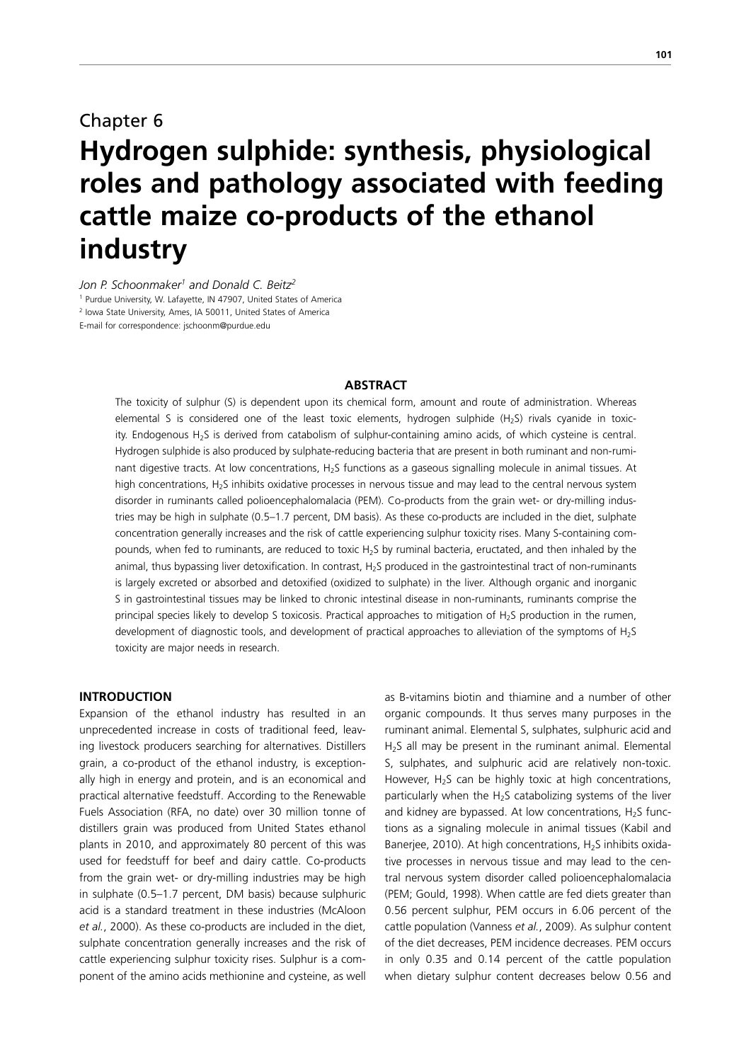# Chapter 6

# Hydrogen sulphide: synthesis, physiological roles and pathology associated with feeding cattle maize co-products of the ethanol industry

*Jon P. Schoonmaker[1] and Donald C. Beitz[2]*

[1] Purdue University, W. Lafayette, IN 47907, United States of America
[2] Iowa State University, Ames, IA 50011, United States of America
E-mail for correspondence: jschoonm@purdue.edu

## ABSTRACT

The toxicity of sulphur (S) is dependent upon its chemical form, amount and route of administration. Whereas elemental S is considered one of the least toxic elements, hydrogen sulphide ($H_2S$) rivals cyanide in toxicity. Endogenous $H_2S$ is derived from catabolism of sulphur-containing amino acids, of which cysteine is central. Hydrogen sulphide is also produced by sulphate-reducing bacteria that are present in both ruminant and non-ruminant digestive tracts. At low concentrations, $H_2S$ functions as a gaseous signalling molecule in animal tissues. At high concentrations, $H_2S$ inhibits oxidative processes in nervous tissue and may lead to the central nervous system disorder in ruminants called polioencephalomalacia (PEM). Co-products from the grain wet- or dry-milling industries may be high in sulphate (0.5–1.7 percent, DM basis). As these co-products are included in the diet, sulphate concentration generally increases and the risk of cattle experiencing sulphur toxicity rises. Many S-containing compounds, when fed to ruminants, are reduced to toxic $H_2S$ by ruminal bacteria, eructated, and then inhaled by the animal, thus bypassing liver detoxification. In contrast, $H_2S$ produced in the gastrointestinal tract of non-ruminants is largely excreted or absorbed and detoxified (oxidized to sulphate) in the liver. Although organic and inorganic S in gastrointestinal tissues may be linked to chronic intestinal disease in non-ruminants, ruminants comprise the principal species likely to develop S toxicosis. Practical approaches to mitigation of $H_2S$ production in the rumen, development of diagnostic tools, and development of practical approaches to alleviation of the symptoms of $H_2S$ toxicity are major needs in research.

## INTRODUCTION

Expansion of the ethanol industry has resulted in an unprecedented increase in costs of traditional feed, leaving livestock producers searching for alternatives. Distillers grain, a co-product of the ethanol industry, is exceptionally high in energy and protein, and is an economical and practical alternative feedstuff. According to the Renewable Fuels Association (RFA, no date) over 30 million tonne of distillers grain was produced from United States ethanol plants in 2010, and approximately 80 percent of this was used for feedstuff for beef and dairy cattle. Co-products from the grain wet- or dry-milling industries may be high in sulphate (0.5–1.7 percent, DM basis) because sulphuric acid is a standard treatment in these industries (McAloon *et al.*, 2000). As these co-products are included in the diet, sulphate concentration generally increases and the risk of cattle experiencing sulphur toxicity rises. Sulphur is a component of the amino acids methionine and cysteine, as well as B-vitamins biotin and thiamine and a number of other organic compounds. It thus serves many purposes in the ruminant animal. Elemental S, sulphates, sulphuric acid and $H_2S$ all may be present in the ruminant animal. Elemental S, sulphates, and sulphuric acid are relatively non-toxic. However, $H_2S$ can be highly toxic at high concentrations, particularly when the $H_2S$ catabolizing systems of the liver and kidney are bypassed. At low concentrations, $H_2S$ functions as a signaling molecule in animal tissues (Kabil and Banerjee, 2010). At high concentrations, $H_2S$ inhibits oxidative processes in nervous tissue and may lead to the central nervous system disorder called polioencephalomalacia (PEM; Gould, 1998). When cattle are fed diets greater than 0.56 percent sulphur, PEM occurs in 6.06 percent of the cattle population (Vanness *et al.*, 2009). As sulphur content of the diet decreases, PEM incidence decreases. PEM occurs in only 0.35 and 0.14 percent of the cattle population when dietary sulphur content decreases below 0.56 and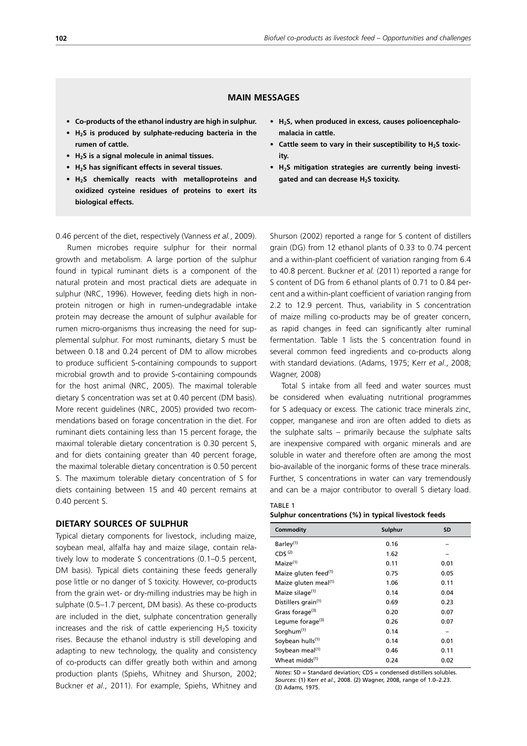## MAIN MESSAGES

- **Co-products of the ethanol industry are high in sulphur.**
- **$H_2S$ is produced by sulphate-reducing bacteria in the rumen of cattle.**
- **$H_2S$ is a signal molecule in animal tissues.**
- **$H_2S$ has significant effects in several tissues.**
- **$H_2S$ chemically reacts with metalloproteins and oxidized cysteine residues of proteins to exert its biological effects.**
- **$H_2S$, when produced in excess, causes polioencephalomalacia in cattle.**
- **Cattle seem to vary in their susceptibility to $H_2S$ toxicity.**
- **$H_2S$ mitigation strategies are currently being investigated and can decrease $H_2S$ toxicity.**

0.46 percent of the diet, respectively (Vanness *et al.*, 2009).

Rumen microbes require sulphur for their normal growth and metabolism. A large portion of the sulphur found in typical ruminant diets is a component of the natural protein and most practical diets are adequate in sulphur (NRC, 1996). However, feeding diets high in non-protein nitrogen or high in rumen-undegradable intake protein may decrease the amount of sulphur available for rumen micro-organisms thus increasing the need for supplemental sulphur. For most ruminants, dietary S must be between 0.18 and 0.24 percent of DM to allow microbes to produce sufficient S-containing compounds to support microbial growth and to provide S-containing compounds for the host animal (NRC, 2005). The maximal tolerable dietary S concentration was set at 0.40 percent (DM basis). More recent guidelines (NRC, 2005) provided two recommendations based on forage concentration in the diet. For ruminant diets containing less than 15 percent forage, the maximal tolerable dietary concentration is 0.30 percent S, and for diets containing greater than 40 percent forage, the maximal tolerable dietary concentration is 0.50 percent S. The maximum tolerable dietary concentration of S for diets containing between 15 and 40 percent remains at 0.40 percent S.

## DIETARY SOURCES OF SULPHUR

Typical dietary components for livestock, including maize, soybean meal, alfalfa hay and maize silage, contain relatively low to moderate S concentrations (0.1–0.5 percent, DM basis). Typical diets containing these feeds generally pose little or no danger of S toxicity. However, co-products from the grain wet- or dry-milling industries may be high in sulphate (0.5–1.7 percent, DM basis). As these co-products are included in the diet, sulphate concentration generally increases and the risk of cattle experiencing $H_2S$ toxicity rises. Because the ethanol industry is still developing and adapting to new technology, the quality and consistency of co-products can differ greatly both within and among production plants (Spiehs, Whitney and Shurson, 2002; Buckner *et al*., 2011). For example, Spiehs, Whitney and Shurson (2002) reported a range for S content of distillers grain (DG) from 12 ethanol plants of 0.33 to 0.74 percent and a within-plant coefficient of variation ranging from 6.4 to 40.8 percent. Buckner *et al.* (2011) reported a range for S content of DG from 6 ethanol plants of 0.71 to 0.84 percent and a within-plant coefficient of variation ranging from 2.2 to 12.9 percent. Thus, variability in S concentration of maize milling co-products may be of greater concern, as rapid changes in feed can significantly alter ruminal fermentation. Table 1 lists the S concentration found in several common feed ingredients and co-products along with standard deviations. (Adams, 1975; Kerr *et al*., 2008; Wagner, 2008)

Total S intake from all feed and water sources must be considered when evaluating nutritional programmes for S adequacy or excess. The cationic trace minerals zinc, copper, manganese and iron are often added to diets as the sulphate salts – primarily because the sulphate salts are inexpensive compared with organic minerals and are soluble in water and therefore often are among the most bio-available of the inorganic forms of these trace minerals. Further, S concentrations in water can vary tremendously and can be a major contributor to overall S dietary load.

TABLE 1
**Sulphur concentrations (%) in typical livestock feeds**

| Commodity | Sulphur | SD |
|---|---|---|
| Barley[(1)] | 0.16 | – |
| CDS [(2)] | 1.62 | – |
| Maize[(1)] | 0.11 | 0.01 |
| Maize gluten feed[(1)] | 0.75 | 0.05 |
| Maize gluten meal[(1)] | 1.06 | 0.11 |
| Maize silage[(1)] | 0.14 | 0.04 |
| Distillers grain[(1)] | 0.69 | 0.23 |
| Grass forage[(3)] | 0.20 | 0.07 |
| Legume forage[(3)] | 0.26 | 0.07 |
| Sorghum[(1)] | 0.14 | – |
| Soybean hulls[(1)] | 0.14 | 0.01 |
| Soybean meal[(1)] | 0.46 | 0.11 |
| Wheat midds[(1)] | 0.24 | 0.02 |

*Notes*: SD = Standard deviation; CDS = condensed distillers solubles.
*Sources*: (1) Kerr *et al.*, 2008. (2) Wagner, 2008, range of 1.0–2.23. (3) Adams, 1975.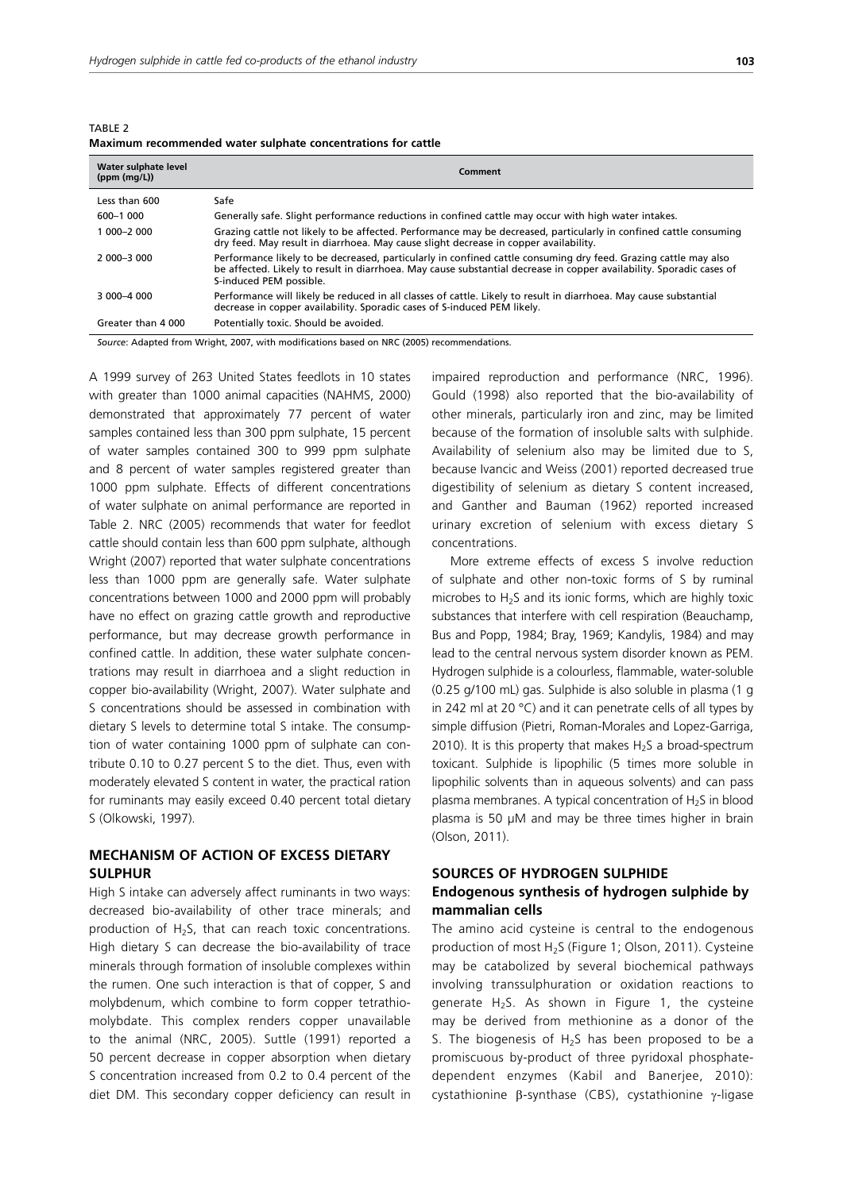TABLE 2
**Maximum recommended water sulphate concentrations for cattle**

| Water sulphate level (ppm (mg/L)) | Comment |
|---|---|
| Less than 600 | Safe |
| 600–1 000 | Generally safe. Slight performance reductions in confined cattle may occur with high water intakes. |
| 1 000–2 000 | Grazing cattle not likely to be affected. Performance may be decreased, particularly in confined cattle consuming dry feed. May result in diarrhoea. May cause slight decrease in copper availability. |
| 2 000–3 000 | Performance likely to be decreased, particularly in confined cattle consuming dry feed. Grazing cattle may also be affected. Likely to result in diarrhoea. May cause substantial decrease in copper availability. Sporadic cases of S-induced PEM possible. |
| 3 000–4 000 | Performance will likely be reduced in all classes of cattle. Likely to result in diarrhoea. May cause substantial decrease in copper availability. Sporadic cases of S-induced PEM likely. |
| Greater than 4 000 | Potentially toxic. Should be avoided. |

*Source*: Adapted from Wright, 2007, with modifications based on NRC (2005) recommendations.

A 1999 survey of 263 United States feedlots in 10 states with greater than 1000 animal capacities (NAHMS, 2000) demonstrated that approximately 77 percent of water samples contained less than 300 ppm sulphate, 15 percent of water samples contained 300 to 999 ppm sulphate and 8 percent of water samples registered greater than 1000 ppm sulphate. Effects of different concentrations of water sulphate on animal performance are reported in Table 2. NRC (2005) recommends that water for feedlot cattle should contain less than 600 ppm sulphate, although Wright (2007) reported that water sulphate concentrations less than 1000 ppm are generally safe. Water sulphate concentrations between 1000 and 2000 ppm will probably have no effect on grazing cattle growth and reproductive performance, but may decrease growth performance in confined cattle. In addition, these water sulphate concentrations may result in diarrhoea and a slight reduction in copper bio-availability (Wright, 2007). Water sulphate and S concentrations should be assessed in combination with dietary S levels to determine total S intake. The consumption of water containing 1000 ppm of sulphate can contribute 0.10 to 0.27 percent S to the diet. Thus, even with moderately elevated S content in water, the practical ration for ruminants may easily exceed 0.40 percent total dietary S (Olkowski, 1997).

## MECHANISM OF ACTION OF EXCESS DIETARY SULPHUR

High S intake can adversely affect ruminants in two ways: decreased bio-availability of other trace minerals; and production of $H_2S$, that can reach toxic concentrations. High dietary S can decrease the bio-availability of trace minerals through formation of insoluble complexes within the rumen. One such interaction is that of copper, S and molybdenum, which combine to form copper tetrathiomolybdate. This complex renders copper unavailable to the animal (NRC, 2005). Suttle (1991) reported a 50 percent decrease in copper absorption when dietary S concentration increased from 0.2 to 0.4 percent of the diet DM. This secondary copper deficiency can result in impaired reproduction and performance (NRC, 1996). Gould (1998) also reported that the bio-availability of other minerals, particularly iron and zinc, may be limited because of the formation of insoluble salts with sulphide. Availability of selenium also may be limited due to S, because Ivancic and Weiss (2001) reported decreased true digestibility of selenium as dietary S content increased, and Ganther and Bauman (1962) reported increased urinary excretion of selenium with excess dietary S concentrations.

More extreme effects of excess S involve reduction of sulphate and other non-toxic forms of S by ruminal microbes to $H_2S$ and its ionic forms, which are highly toxic substances that interfere with cell respiration (Beauchamp, Bus and Popp, 1984; Bray, 1969; Kandylis, 1984) and may lead to the central nervous system disorder known as PEM. Hydrogen sulphide is a colourless, flammable, water-soluble (0.25 g/100 mL) gas. Sulphide is also soluble in plasma (1 g in 242 ml at 20 °C) and it can penetrate cells of all types by simple diffusion (Pietri, Roman-Morales and Lopez-Garriga, 2010). It is this property that makes $H_2S$ a broad-spectrum toxicant. Sulphide is lipophilic (5 times more soluble in lipophilic solvents than in aqueous solvents) and can pass plasma membranes. A typical concentration of $H_2S$ in blood plasma is 50 µM and may be three times higher in brain (Olson, 2011).

## SOURCES OF HYDROGEN SULPHIDE

### Endogenous synthesis of hydrogen sulphide by mammalian cells

The amino acid cysteine is central to the endogenous production of most $H_2S$ (Figure 1; Olson, 2011). Cysteine may be catabolized by several biochemical pathways involving transsulphuration or oxidation reactions to generate $H_2S$. As shown in Figure 1, the cysteine may be derived from methionine as a donor of the S. The biogenesis of $H_2S$ has been proposed to be a promiscuous by-product of three pyridoxal phosphate-dependent enzymes (Kabil and Banerjee, 2010): cystathionine β-synthase (CBS), cystathionine γ-ligase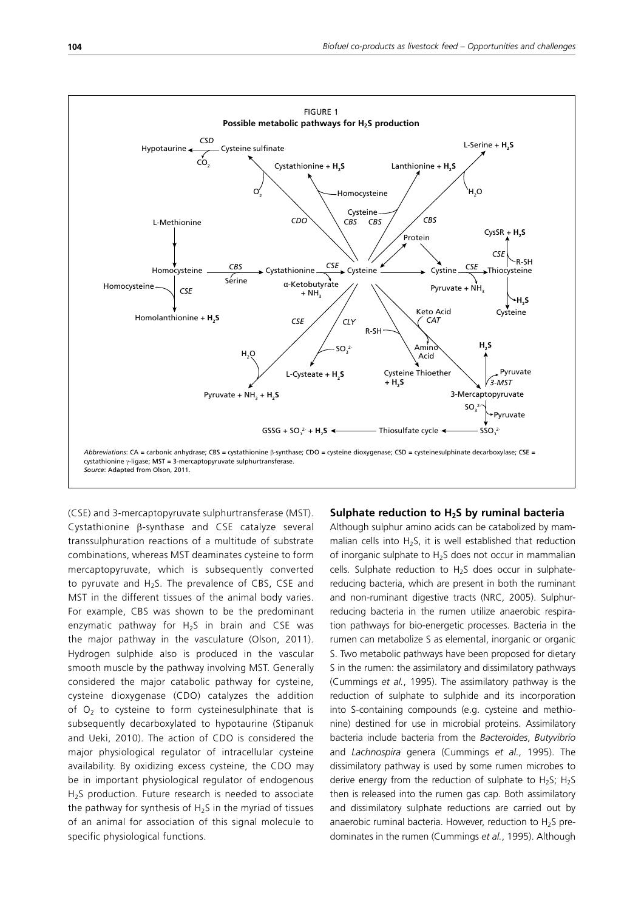FIGURE 1
**Possible metabolic pathways for $H_2S$ production**

*Abbreviations*: CA = carbonic anhydrase; CBS = cystathionine β-synthase; CDO = cysteine dioxygenase; CSD = cysteinesulphinate decarboxylase; CSE = cystathionine γ-ligase; MST = 3-mercaptopyruvate sulphurtransferase.
*Source*: Adapted from Olson, 2011.

(CSE) and 3-mercaptopyruvate sulphurtransferase (MST). Cystathionine β-synthase and CSE catalyze several transsulphuration reactions of a multitude of substrate combinations, whereas MST deaminates cysteine to form mercaptopyruvate, which is subsequently converted to pyruvate and $H_2S$. The prevalence of CBS, CSE and MST in the different tissues of the animal body varies. For example, CBS was shown to be the predominant enzymatic pathway for $H_2S$ in brain and CSE was the major pathway in the vasculature (Olson, 2011). Hydrogen sulphide also is produced in the vascular smooth muscle by the pathway involving MST. Generally considered the major catabolic pathway for cysteine, cysteine dioxygenase (CDO) catalyzes the addition of $O_2$ to cysteine to form cysteinesulphinate that is subsequently decarboxylated to hypotaurine (Stipanuk and Ueki, 2010). The action of CDO is considered the major physiological regulator of intracellular cysteine availability. By oxidizing excess cysteine, the CDO may be in important physiological regulator of endogenous $H_2S$ production. Future research is needed to associate the pathway for synthesis of $H_2S$ in the myriad of tissues of an animal for association of this signal molecule to specific physiological functions.

### Sulphate reduction to $H_2S$ by ruminal bacteria

Although sulphur amino acids can be catabolized by mammalian cells into $H_2S$, it is well established that reduction of inorganic sulphate to $H_2S$ does not occur in mammalian cells. Sulphate reduction to $H_2S$ does occur in sulphate-reducing bacteria, which are present in both the ruminant and non-ruminant digestive tracts (NRC, 2005). Sulphur-reducing bacteria in the rumen utilize anaerobic respiration pathways for bio-energetic processes. Bacteria in the rumen can metabolize S as elemental, inorganic or organic S. Two metabolic pathways have been proposed for dietary S in the rumen: the assimilatory and dissimilatory pathways (Cummings *et al.*, 1995). The assimilatory pathway is the reduction of sulphate to sulphide and its incorporation into S-containing compounds (e.g. cysteine and methionine) destined for use in microbial proteins. Assimilatory bacteria include bacteria from the *Bacteroides*, *Butyvibrio* and *Lachnospira* genera (Cummings *et al.*, 1995). The dissimilatory pathway is used by some rumen microbes to derive energy from the reduction of sulphate to $H_2S$; $H_2S$ then is released into the rumen gas cap. Both assimilatory and dissimilatory sulphate reductions are carried out by anaerobic ruminal bacteria. However, reduction to $H_2S$ predominates in the rumen (Cummings *et al.*, 1995). Although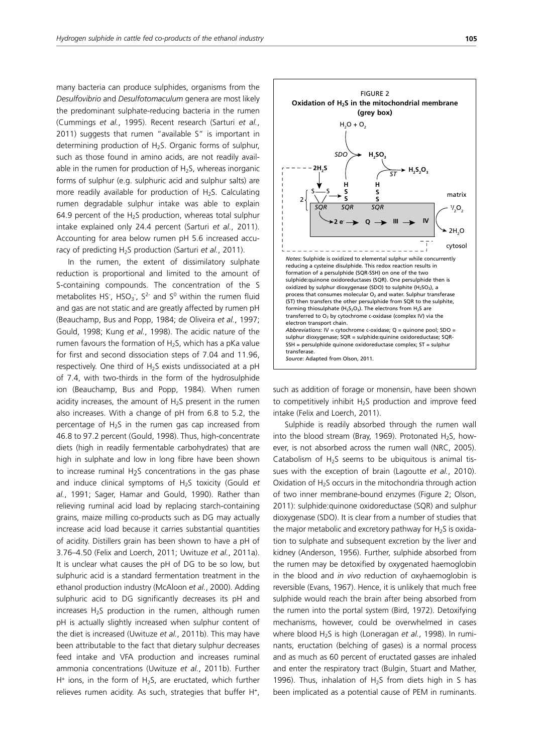many bacteria can produce sulphides, organisms from the *Desulfovibrio* and *Desulfotomaculum* genera are most likely the predominant sulphate-reducing bacteria in the rumen (Cummings *et al.*, 1995). Recent research (Sarturi *et al.*, 2011) suggests that rumen "available S" is important in determining production of $H_2S$. Organic forms of sulphur, such as those found in amino acids, are not readily available in the rumen for production of $H_2S$, whereas inorganic forms of sulphur (e.g. sulphuric acid and sulphur salts) are more readily available for production of $H_2S$. Calculating rumen degradable sulphur intake was able to explain 64.9 percent of the $H_2S$ production, whereas total sulphur intake explained only 24.4 percent (Sarturi *et al.*, 2011). Accounting for area below rumen pH 5.6 increased accuracy of predicting $H_2S$ production (Sarturi *et al.*, 2011).

In the rumen, the extent of dissimilatory sulphate reduction is proportional and limited to the amount of S-containing compounds. The concentration of the S metabolites $HS^-$, $HSO_3^-$, $S^{2-}$ and $S^0$ within the rumen fluid and gas are not static and are greatly affected by rumen pH (Beauchamp, Bus and Popp, 1984; de Oliveira *et al.*, 1997; Gould, 1998; Kung *et al.*, 1998). The acidic nature of the rumen favours the formation of $H_2S$, which has a pKa value for first and second dissociation steps of 7.04 and 11.96, respectively. One third of $H_2S$ exists undissociated at a pH of 7.4, with two-thirds in the form of the hydrosulphide ion (Beauchamp, Bus and Popp, 1984). When rumen acidity increases, the amount of $H_2S$ present in the rumen also increases. With a change of pH from 6.8 to 5.2, the percentage of $H_2S$ in the rumen gas cap increased from 46.8 to 97.2 percent (Gould, 1998). Thus, high-concentrate diets (high in readily fermentable carbohydrates) that are high in sulphate and low in long fibre have been shown to increase ruminal $H_2S$ concentrations in the gas phase and induce clinical symptoms of $H_2S$ toxicity (Gould *et al.*, 1991; Sager, Hamar and Gould, 1990). Rather than relieving ruminal acid load by replacing starch-containing grains, maize milling co-products such as DG may actually increase acid load because it carries substantial quantities of acidity. Distillers grain has been shown to have a pH of 3.76–4.50 (Felix and Loerch, 2011; Uwituze *et al.*, 2011a). It is unclear what causes the pH of DG to be so low, but sulphuric acid is a standard fermentation treatment in the ethanol production industry (McAloon *et al.*, 2000). Adding sulphuric acid to DG significantly decreases its pH and increases $H_2S$ production in the rumen, although rumen pH is actually slightly increased when sulphur content of the diet is increased (Uwituze *et al.*, 2011b). This may have been attributable to the fact that dietary sulphur decreases feed intake and VFA production and increases ruminal ammonia concentrations (Uwituze *et al.*, 2011b). Further $H^+$ ions, in the form of $H_2S$, are eructated, which further relieves rumen acidity. As such, strategies that buffer $H^+$, such as addition of forage or monensin, have been shown to competitively inhibit $H_2S$ production and improve feed intake (Felix and Loerch, 2011).

**FIGURE 2**
**Oxidation of $H_2S$ in the mitochondrial membrane (grey box)**

*Notes*: Sulphide is oxidized to elemental sulphur while concurrently reducing a cysteine disulphide. This redox reaction results in formation of a persulphide (SQR-SSH) on one of the two sulphide:quinone oxidoreductases (SQR). One persulphide then is oxidized by sulphur dioxygenase (SDO) to sulphite ($H_2SO_3$), a process that consumes molecular $O_2$ and water. Sulphur transferase (ST) then transfers the other persulphide from SQR to the sulphite, forming thiosulphate ($H_2S_2O_3$). The electrons from $H_2S$ are transferred to $O_2$ by cytochrome c-oxidase (complex IV) via the electron transport chain.
*Abbreviations*: IV = cytochrome c-oxidase; Q = quinone pool; SDO = sulphur dioxygenase; SQR = sulphide:quinine oxidoreductase; SQR-SSH = persulphide quinone oxidoreductase complex; ST = sulphur transferase.
*Source*: Adapted from Olson, 2011.

Sulphide is readily absorbed through the rumen wall into the blood stream (Bray, 1969). Protonated $H_2S$, however, is not absorbed across the rumen wall (NRC, 2005). Catabolism of $H_2S$ seems to be ubiquitous is animal tissues with the exception of brain (Lagoutte *et al.*, 2010). Oxidation of $H_2S$ occurs in the mitochondria through action of two inner membrane-bound enzymes (Figure 2; Olson, 2011): sulphide:quinone oxidoreductase (SQR) and sulphur dioxygenase (SDO). It is clear from a number of studies that the major metabolic and excretory pathway for $H_2S$ is oxidation to sulphate and subsequent excretion by the liver and kidney (Anderson, 1956). Further, sulphide absorbed from the rumen may be detoxified by oxygenated haemoglobin in the blood and *in vivo* reduction of oxyhaemoglobin is reversible (Evans, 1967). Hence, it is unlikely that much free sulphide would reach the brain after being absorbed from the rumen into the portal system (Bird, 1972). Detoxifying mechanisms, however, could be overwhelmed in cases where blood $H_2S$ is high (Loneragan *et al.*, 1998). In ruminants, eructation (belching of gases) is a normal process and as much as 60 percent of eructated gasses are inhaled and enter the respiratory tract (Bulgin, Stuart and Mather, 1996). Thus, inhalation of $H_2S$ from diets high in S has been implicated as a potential cause of PEM in ruminants.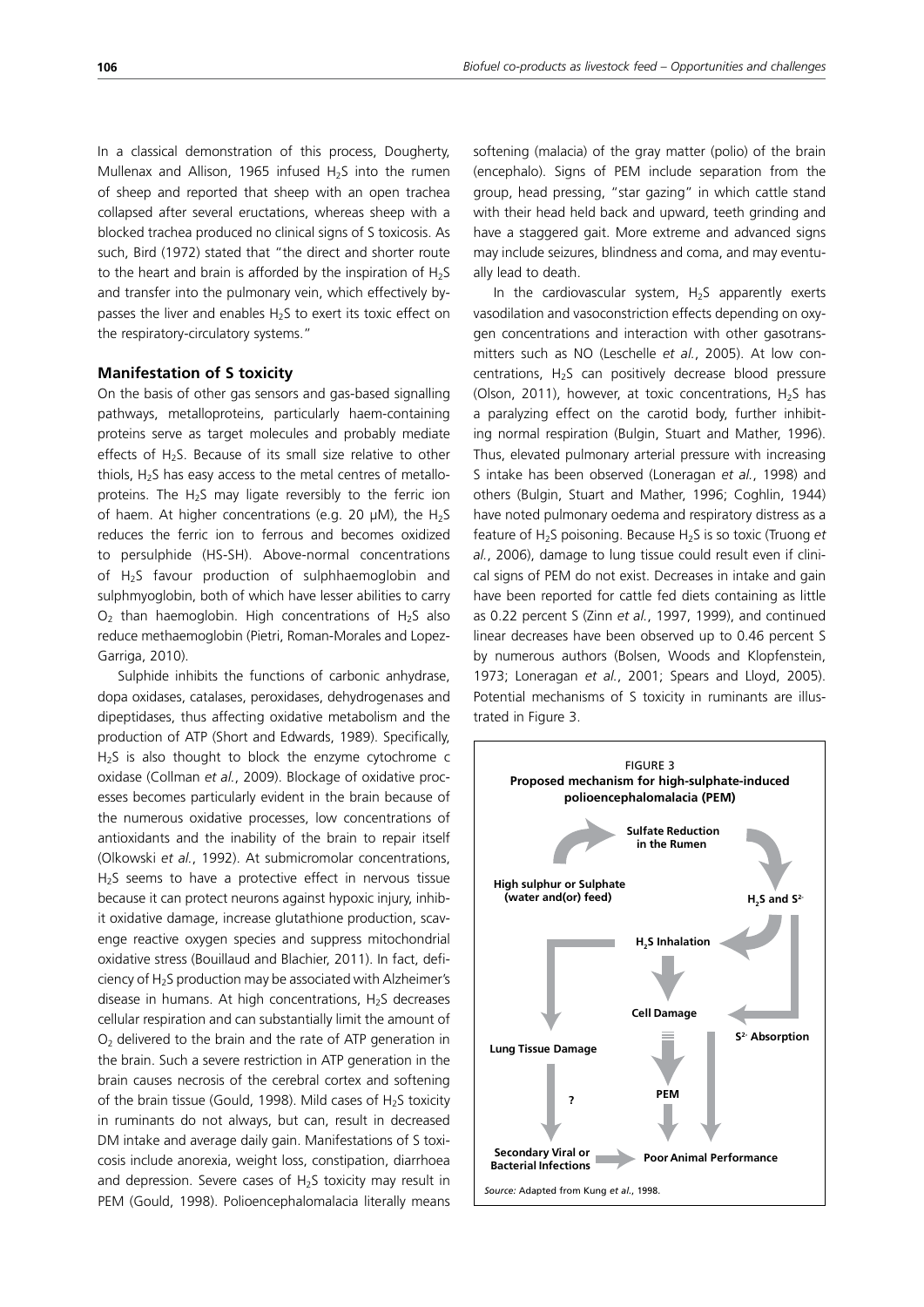In a classical demonstration of this process, Dougherty, Mullenax and Allison, 1965 infused $H_2S$ into the rumen of sheep and reported that sheep with an open trachea collapsed after several eructations, whereas sheep with a blocked trachea produced no clinical signs of S toxicosis. As such, Bird (1972) stated that "the direct and shorter route to the heart and brain is afforded by the inspiration of $H_2S$ and transfer into the pulmonary vein, which effectively by-passes the liver and enables $H_2S$ to exert its toxic effect on the respiratory-circulatory systems."

### Manifestation of S toxicity

On the basis of other gas sensors and gas-based signalling pathways, metalloproteins, particularly haem-containing proteins serve as target molecules and probably mediate effects of $H_2S$. Because of its small size relative to other thiols, $H_2S$ has easy access to the metal centres of metalloproteins. The $H_2S$ may ligate reversibly to the ferric ion of haem. At higher concentrations (e.g. 20 µM), the $H_2S$ reduces the ferric ion to ferrous and becomes oxidized to persulphide (HS-SH). Above-normal concentrations of $H_2S$ favour production of sulphhaemoglobin and sulphmyoglobin, both of which have lesser abilities to carry $O_2$ than haemoglobin. High concentrations of $H_2S$ also reduce methaemoglobin (Pietri, Roman-Morales and Lopez-Garriga, 2010).

Sulphide inhibits the functions of carbonic anhydrase, dopa oxidases, catalases, peroxidases, dehydrogenases and dipeptidases, thus affecting oxidative metabolism and the production of ATP (Short and Edwards, 1989). Specifically, $H_2S$ is also thought to block the enzyme cytochrome c oxidase (Collman *et al.*, 2009). Blockage of oxidative processes becomes particularly evident in the brain because of the numerous oxidative processes, low concentrations of antioxidants and the inability of the brain to repair itself (Olkowski *et al.*, 1992). At submicromolar concentrations, $H_2S$ seems to have a protective effect in nervous tissue because it can protect neurons against hypoxic injury, inhibit oxidative damage, increase glutathione production, scavenge reactive oxygen species and suppress mitochondrial oxidative stress (Bouillaud and Blachier, 2011). In fact, deficiency of $H_2S$ production may be associated with Alzheimer's disease in humans. At high concentrations, $H_2S$ decreases cellular respiration and can substantially limit the amount of $O_2$ delivered to the brain and the rate of ATP generation in the brain. Such a severe restriction in ATP generation in the brain causes necrosis of the cerebral cortex and softening of the brain tissue (Gould, 1998). Mild cases of $H_2S$ toxicity in ruminants do not always, but can, result in decreased DM intake and average daily gain. Manifestations of S toxicosis include anorexia, weight loss, constipation, diarrhoea and depression. Severe cases of $H_2S$ toxicity may result in PEM (Gould, 1998). Polioencephalomalacia literally means softening (malacia) of the gray matter (polio) of the brain (encephalo). Signs of PEM include separation from the group, head pressing, "star gazing" in which cattle stand with their head held back and upward, teeth grinding and have a staggered gait. More extreme and advanced signs may include seizures, blindness and coma, and may eventually lead to death.

In the cardiovascular system, $H_2S$ apparently exerts vasodilation and vasoconstriction effects depending on oxygen concentrations and interaction with other gasotransmitters such as NO (Leschelle *et al.*, 2005). At low concentrations, $H_2S$ can positively decrease blood pressure (Olson, 2011), however, at toxic concentrations, $H_2S$ has a paralyzing effect on the carotid body, further inhibiting normal respiration (Bulgin, Stuart and Mather, 1996). Thus, elevated pulmonary arterial pressure with increasing S intake has been observed (Loneragan *et al.*, 1998) and others (Bulgin, Stuart and Mather, 1996; Coghlin, 1944) have noted pulmonary oedema and respiratory distress as a feature of $H_2S$ poisoning. Because $H_2S$ is so toxic (Truong *et al.*, 2006), damage to lung tissue could result even if clinical signs of PEM do not exist. Decreases in intake and gain have been reported for cattle fed diets containing as little as 0.22 percent S (Zinn *et al.*, 1997, 1999), and continued linear decreases have been observed up to 0.46 percent S by numerous authors (Bolsen, Woods and Klopfenstein, 1973; Loneragan *et al.*, 2001; Spears and Lloyd, 2005). Potential mechanisms of S toxicity in ruminants are illustrated in Figure 3.

FIGURE 3
**Proposed mechanism for high-sulphate-induced polioencephalomalacia (PEM)**

*Source:* Adapted from Kung *et al.*, 1998.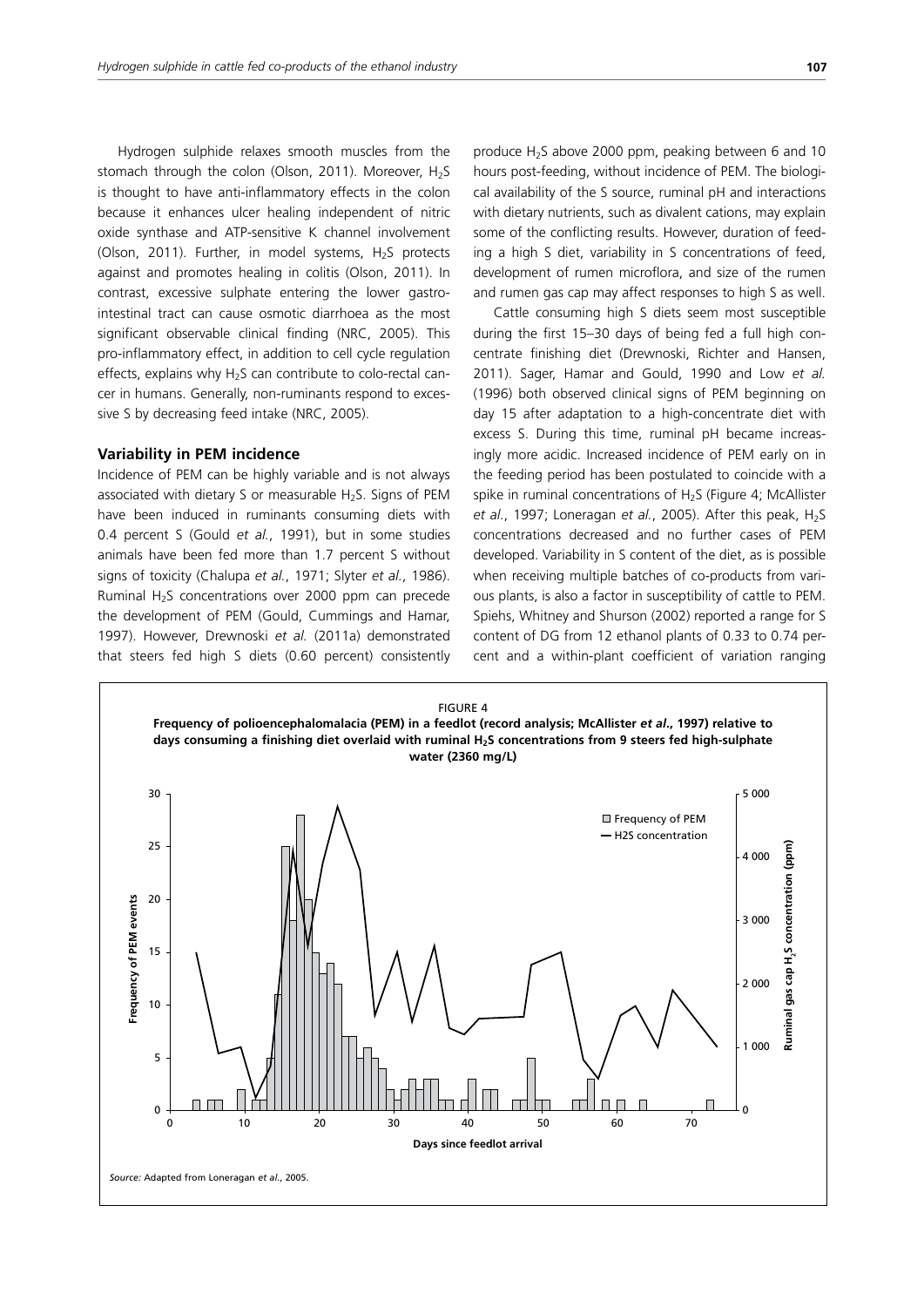Hydrogen sulphide relaxes smooth muscles from the stomach through the colon (Olson, 2011). Moreover, $H_2S$ is thought to have anti-inflammatory effects in the colon because it enhances ulcer healing independent of nitric oxide synthase and ATP-sensitive K channel involvement (Olson, 2011). Further, in model systems, $H_2S$ protects against and promotes healing in colitis (Olson, 2011). In contrast, excessive sulphate entering the lower gastrointestinal tract can cause osmotic diarrhoea as the most significant observable clinical finding (NRC, 2005). This pro-inflammatory effect, in addition to cell cycle regulation effects, explains why $H_2S$ can contribute to colo-rectal cancer in humans. Generally, non-ruminants respond to excessive S by decreasing feed intake (NRC, 2005).

### Variability in PEM incidence

Incidence of PEM can be highly variable and is not always associated with dietary S or measurable $H_2S$. Signs of PEM have been induced in ruminants consuming diets with 0.4 percent S (Gould *et al.*, 1991), but in some studies animals have been fed more than 1.7 percent S without signs of toxicity (Chalupa *et al.*, 1971; Slyter *et al.*, 1986). Ruminal $H_2S$ concentrations over 2000 ppm can precede the development of PEM (Gould, Cummings and Hamar, 1997). However, Drewnoski *et al.* (2011a) demonstrated that steers fed high S diets (0.60 percent) consistently produce $H_2S$ above 2000 ppm, peaking between 6 and 10 hours post-feeding, without incidence of PEM. The biological availability of the S source, ruminal pH and interactions with dietary nutrients, such as divalent cations, may explain some of the conflicting results. However, duration of feeding a high S diet, variability in S concentrations of feed, development of rumen microflora, and size of the rumen and rumen gas cap may affect responses to high S as well.

Cattle consuming high S diets seem most susceptible during the first 15–30 days of being fed a full high concentrate finishing diet (Drewnoski, Richter and Hansen, 2011). Sager, Hamar and Gould, 1990 and Low *et al.* (1996) both observed clinical signs of PEM beginning on day 15 after adaptation to a high-concentrate diet with excess S. During this time, ruminal pH became increasingly more acidic. Increased incidence of PEM early on in the feeding period has been postulated to coincide with a spike in ruminal concentrations of $H_2S$ (Figure 4; McAllister *et al.*, 1997; Loneragan *et al.*, 2005). After this peak, $H_2S$ concentrations decreased and no further cases of PEM developed. Variability in S content of the diet, as is possible when receiving multiple batches of co-products from various plants, is also a factor in susceptibility of cattle to PEM. Spiehs, Whitney and Shurson (2002) reported a range for S content of DG from 12 ethanol plants of 0.33 to 0.74 percent and a within-plant coefficient of variation ranging

FIGURE 4
**Frequency of polioencephalomalacia (PEM) in a feedlot (record analysis; McAllister *et al.*, 1997) relative to days consuming a finishing diet overlaid with ruminal $H_2S$ concentrations from 9 steers fed high-sulphate water (2360 mg/L)**

*Source:* Adapted from Loneragan *et al.*, 2005.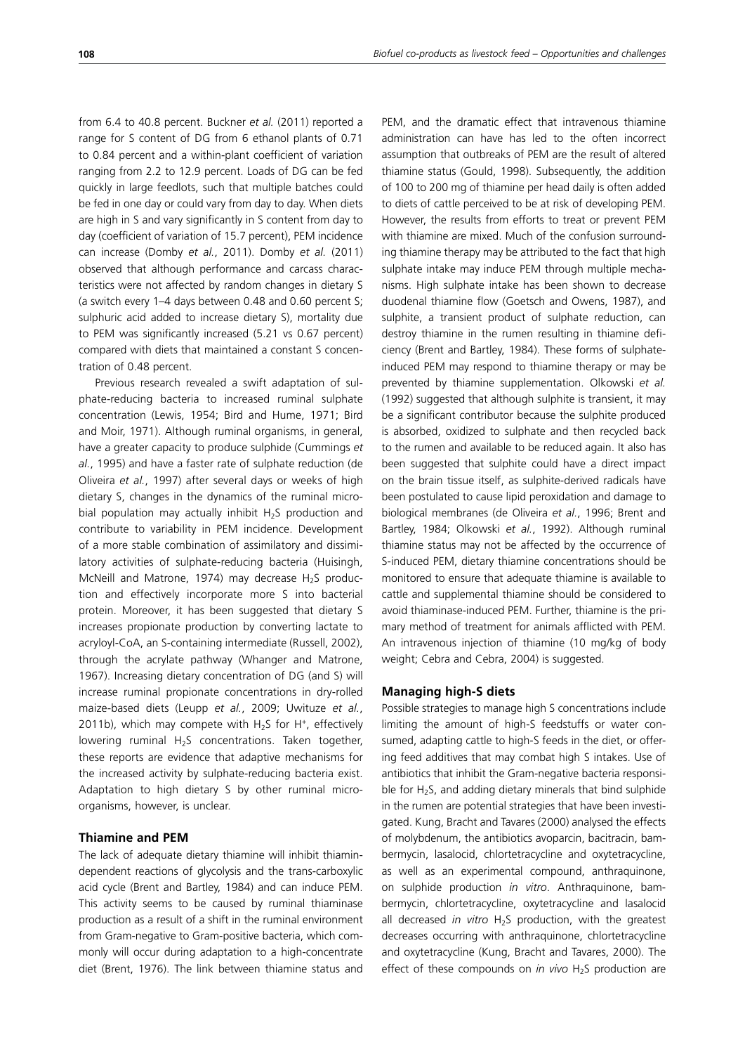from 6.4 to 40.8 percent. Buckner *et al.* (2011) reported a range for S content of DG from 6 ethanol plants of 0.71 to 0.84 percent and a within-plant coefficient of variation ranging from 2.2 to 12.9 percent. Loads of DG can be fed quickly in large feedlots, such that multiple batches could be fed in one day or could vary from day to day. When diets are high in S and vary significantly in S content from day to day (coefficient of variation of 15.7 percent), PEM incidence can increase (Domby *et al.*, 2011). Domby *et al.* (2011) observed that although performance and carcass characteristics were not affected by random changes in dietary S (a switch every 1–4 days between 0.48 and 0.60 percent S; sulphuric acid added to increase dietary S), mortality due to PEM was significantly increased (5.21 vs 0.67 percent) compared with diets that maintained a constant S concentration of 0.48 percent.

Previous research revealed a swift adaptation of sulphate-reducing bacteria to increased ruminal sulphate concentration (Lewis, 1954; Bird and Hume, 1971; Bird and Moir, 1971). Although ruminal organisms, in general, have a greater capacity to produce sulphide (Cummings *et al.*, 1995) and have a faster rate of sulphate reduction (de Oliveira *et al.*, 1997) after several days or weeks of high dietary S, changes in the dynamics of the ruminal microbial population may actually inhibit $H_2S$ production and contribute to variability in PEM incidence. Development of a more stable combination of assimilatory and dissimilatory activities of sulphate-reducing bacteria (Huisingh, McNeill and Matrone, 1974) may decrease $H_2S$ production and effectively incorporate more S into bacterial protein. Moreover, it has been suggested that dietary S increases propionate production by converting lactate to acryloyl-CoA, an S-containing intermediate (Russell, 2002), through the acrylate pathway (Whanger and Matrone, 1967). Increasing dietary concentration of DG (and S) will increase ruminal propionate concentrations in dry-rolled maize-based diets (Leupp *et al.*, 2009; Uwituze *et al.*, 2011b), which may compete with $H_2S$ for $H^+$, effectively lowering ruminal $H_2S$ concentrations. Taken together, these reports are evidence that adaptive mechanisms for the increased activity by sulphate-reducing bacteria exist. Adaptation to high dietary S by other ruminal microorganisms, however, is unclear.

### Thiamine and PEM

The lack of adequate dietary thiamine will inhibit thiamin-dependent reactions of glycolysis and the trans-carboxylic acid cycle (Brent and Bartley, 1984) and can induce PEM. This activity seems to be caused by ruminal thiaminase production as a result of a shift in the ruminal environment from Gram-negative to Gram-positive bacteria, which commonly will occur during adaptation to a high-concentrate diet (Brent, 1976). The link between thiamine status and PEM, and the dramatic effect that intravenous thiamine administration can have has led to the often incorrect assumption that outbreaks of PEM are the result of altered thiamine status (Gould, 1998). Subsequently, the addition of 100 to 200 mg of thiamine per head daily is often added to diets of cattle perceived to be at risk of developing PEM. However, the results from efforts to treat or prevent PEM with thiamine are mixed. Much of the confusion surrounding thiamine therapy may be attributed to the fact that high sulphate intake may induce PEM through multiple mechanisms. High sulphate intake has been shown to decrease duodenal thiamine flow (Goetsch and Owens, 1987), and sulphite, a transient product of sulphate reduction, can destroy thiamine in the rumen resulting in thiamine deficiency (Brent and Bartley, 1984). These forms of sulphate-induced PEM may respond to thiamine therapy or may be prevented by thiamine supplementation. Olkowski *et al.* (1992) suggested that although sulphite is transient, it may be a significant contributor because the sulphite produced is absorbed, oxidized to sulphate and then recycled back to the rumen and available to be reduced again. It also has been suggested that sulphite could have a direct impact on the brain tissue itself, as sulphite-derived radicals have been postulated to cause lipid peroxidation and damage to biological membranes (de Oliveira *et al.*, 1996; Brent and Bartley, 1984; Olkowski *et al.*, 1992). Although ruminal thiamine status may not be affected by the occurrence of S-induced PEM, dietary thiamine concentrations should be monitored to ensure that adequate thiamine is available to cattle and supplemental thiamine should be considered to avoid thiaminase-induced PEM. Further, thiamine is the primary method of treatment for animals afflicted with PEM. An intravenous injection of thiamine (10 mg/kg of body weight; Cebra and Cebra, 2004) is suggested.

### Managing high-S diets

Possible strategies to manage high S concentrations include limiting the amount of high-S feedstuffs or water consumed, adapting cattle to high-S feeds in the diet, or offering feed additives that may combat high S intakes. Use of antibiotics that inhibit the Gram-negative bacteria responsible for $H_2S$, and adding dietary minerals that bind sulphide in the rumen are potential strategies that have been investigated. Kung, Bracht and Tavares (2000) analysed the effects of molybdenum, the antibiotics avoparcin, bacitracin, bambermycin, lasalocid, chlortetracycline and oxytetracycline, as well as an experimental compound, anthraquinone, on sulphide production *in vitro*. Anthraquinone, bambermycin, chlortetracycline, oxytetracycline and lasalocid all decreased *in vitro* $H_2S$ production, with the greatest decreases occurring with anthraquinone, chlortetracycline and oxytetracycline (Kung, Bracht and Tavares, 2000). The effect of these compounds on *in vivo* $H_2S$ production are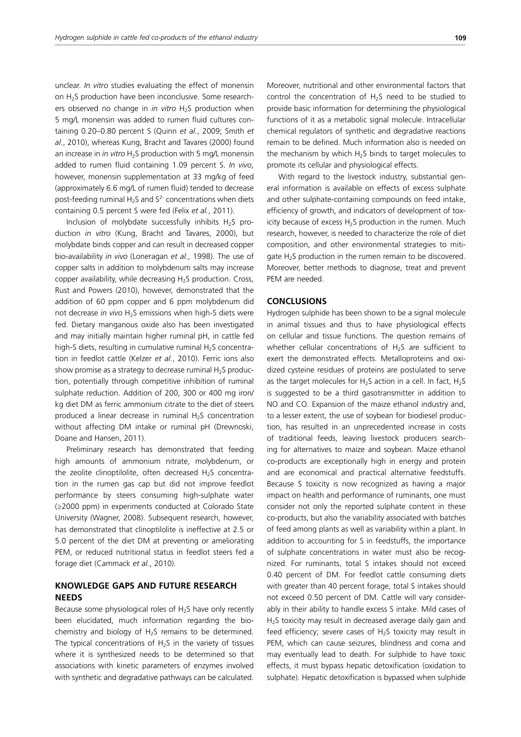unclear. *In vitro* studies evaluating the effect of monensin on $H_2S$ production have been inconclusive. Some researchers observed no change in *in vitro* $H_2S$ production when 5 mg/L monensin was added to rumen fluid cultures containing 0.20–0.80 percent S (Quinn *et al.*, 2009; Smith *et al.*, 2010), whereas Kung, Bracht and Tavares (2000) found an increase in *in vitro* $H_2S$ production with 5 mg/L monensin added to rumen fluid containing 1.09 percent S. *In vivo*, however, monensin supplementation at 33 mg/kg of feed (approximately 6.6 mg/L of rumen fluid) tended to decrease post-feeding ruminal $H_2S$ and $S^{2-}$ concentrations when diets containing 0.5 percent S were fed (Felix *et al.*, 2011).

Inclusion of molybdate successfully inhibits $H_2S$ production *in vitro* (Kung, Bracht and Tavares, 2000), but molybdate binds copper and can result in decreased copper bio-availability *in vivo* (Loneragan *et al.*, 1998). The use of copper salts in addition to molybdenum salts may increase copper availability, while decreasing $H_2S$ production. Cross, Rust and Powers (2010), however, demonstrated that the addition of 60 ppm copper and 6 ppm molybdenum did not decrease *in vivo* $H_2S$ emissions when high-S diets were fed. Dietary manganous oxide also has been investigated and may initially maintain higher ruminal pH, in cattle fed high-S diets, resulting in cumulative ruminal $H_2S$ concentration in feedlot cattle (Kelzer *et al.*, 2010). Ferric ions also show promise as a strategy to decrease ruminal $H_2S$ production, potentially through competitive inhibition of ruminal sulphate reduction. Addition of 200, 300 or 400 mg iron/kg diet DM as ferric ammonium citrate to the diet of steers produced a linear decrease in ruminal $H_2S$ concentration without affecting DM intake or ruminal pH (Drewnoski, Doane and Hansen, 2011).

Preliminary research has demonstrated that feeding high amounts of ammonium nitrate, molybdenum, or the zeolite clinoptilolite, often decreased $H_2S$ concentration in the rumen gas cap but did not improve feedlot performance by steers consuming high-sulphate water (≥2000 ppm) in experiments conducted at Colorado State University (Wagner, 2008). Subsequent research, however, has demonstrated that clinoptilolite is ineffective at 2.5 or 5.0 percent of the diet DM at preventing or ameliorating PEM, or reduced nutritional status in feedlot steers fed a forage diet (Cammack *et al.*, 2010).

## KNOWLEDGE GAPS AND FUTURE RESEARCH NEEDS

Because some physiological roles of $H_2S$ have only recently been elucidated, much information regarding the biochemistry and biology of $H_2S$ remains to be determined. The typical concentrations of $H_2S$ in the variety of tissues where it is synthesized needs to be determined so that associations with kinetic parameters of enzymes involved with synthetic and degradative pathways can be calculated. Moreover, nutritional and other environmental factors that control the concentration of $H_2S$ need to be studied to provide basic information for determining the physiological functions of it as a metabolic signal molecule. Intracellular chemical regulators of synthetic and degradative reactions remain to be defined. Much information also is needed on the mechanism by which $H_2S$ binds to target molecules to promote its cellular and physiological effects.

With regard to the livestock industry, substantial general information is available on effects of excess sulphate and other sulphate-containing compounds on feed intake, efficiency of growth, and indicators of development of toxicity because of excess $H_2S$ production in the rumen. Much research, however, is needed to characterize the role of diet composition, and other environmental strategies to mitigate $H_2S$ production in the rumen remain to be discovered. Moreover, better methods to diagnose, treat and prevent PEM are needed.

## CONCLUSIONS

Hydrogen sulphide has been shown to be a signal molecule in animal tissues and thus to have physiological effects on cellular and tissue functions. The question remains of whether cellular concentrations of $H_2S$ are sufficient to exert the demonstrated effects. Metalloproteins and oxidized cysteine residues of proteins are postulated to serve as the target molecules for $H_2S$ action in a cell. In fact, $H_2S$ is suggested to be a third gasotransmitter in addition to NO and CO. Expansion of the maize ethanol industry and, to a lesser extent, the use of soybean for biodiesel production, has resulted in an unprecedented increase in costs of traditional feeds, leaving livestock producers searching for alternatives to maize and soybean. Maize ethanol co-products are exceptionally high in energy and protein and are economical and practical alternative feedstuffs. Because S toxicity is now recognized as having a major impact on health and performance of ruminants, one must consider not only the reported sulphate content in these co-products, but also the variability associated with batches of feed among plants as well as variability within a plant. In addition to accounting for S in feedstuffs, the importance of sulphate concentrations in water must also be recognized. For ruminants, total S intakes should not exceed 0.40 percent of DM. For feedlot cattle consuming diets with greater than 40 percent forage, total S intakes should not exceed 0.50 percent of DM. Cattle will vary considerably in their ability to handle excess S intake. Mild cases of $H_2S$ toxicity may result in decreased average daily gain and feed efficiency; severe cases of $H_2S$ toxicity may result in PEM, which can cause seizures, blindness and coma and may eventually lead to death. For sulphide to have toxic effects, it must bypass hepatic detoxification (oxidation to sulphate). Hepatic detoxification is bypassed when sulphide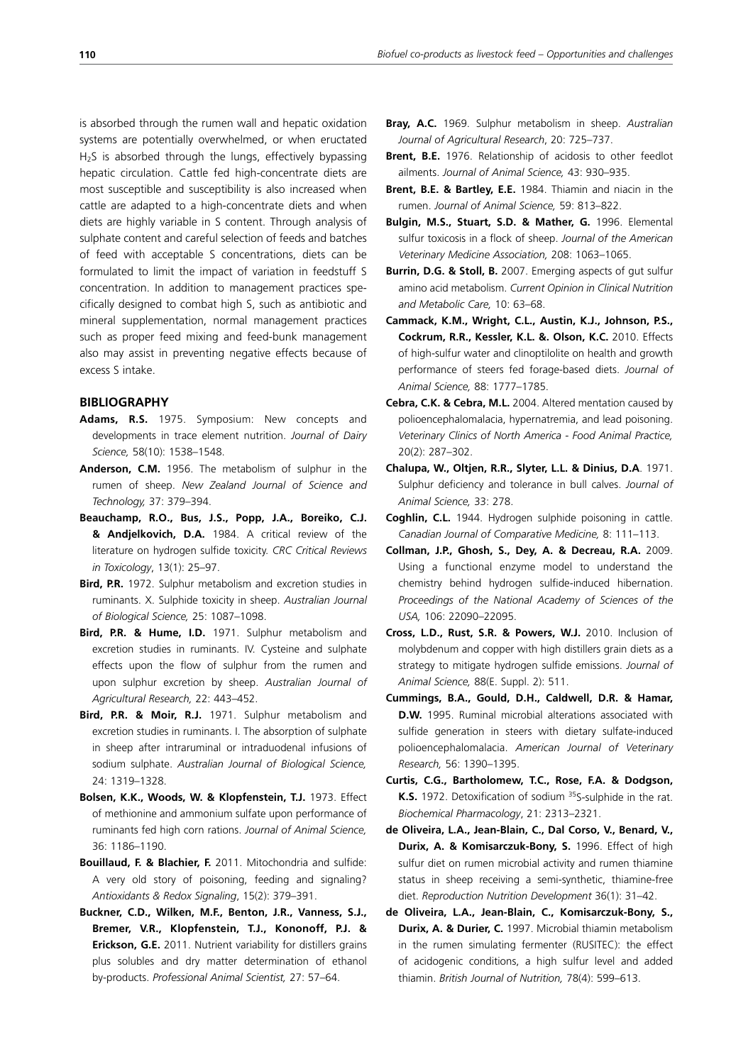is absorbed through the rumen wall and hepatic oxidation systems are potentially overwhelmed, or when eructated $H_2S$ is absorbed through the lungs, effectively bypassing hepatic circulation. Cattle fed high-concentrate diets are most susceptible and susceptibility is also increased when cattle are adapted to a high-concentrate diets and when diets are highly variable in S content. Through analysis of sulphate content and careful selection of feeds and batches of feed with acceptable S concentrations, diets can be formulated to limit the impact of variation in feedstuff S concentration. In addition to management practices specifically designed to combat high S, such as antibiotic and mineral supplementation, normal management practices such as proper feed mixing and feed-bunk management also may assist in preventing negative effects because of excess S intake.

## BIBLIOGRAPHY

**Adams, R.S.** 1975. Symposium: New concepts and developments in trace element nutrition. *Journal of Dairy Science,* 58(10): 1538–1548.

**Anderson, C.M.** 1956. The metabolism of sulphur in the rumen of sheep. *New Zealand Journal of Science and Technology,* 37: 379–394.

**Beauchamp, R.O., Bus, J.S., Popp, J.A., Boreiko, C.J. & Andjelkovich, D.A.** 1984. A critical review of the literature on hydrogen sulfide toxicity. *CRC Critical Reviews in Toxicology*, 13(1): 25–97.

**Bird, P.R.** 1972. Sulphur metabolism and excretion studies in ruminants. X. Sulphide toxicity in sheep. *Australian Journal of Biological Science,* 25: 1087–1098.

**Bird, P.R. & Hume, I.D.** 1971. Sulphur metabolism and excretion studies in ruminants. IV. Cysteine and sulphate effects upon the flow of sulphur from the rumen and upon sulphur excretion by sheep. *Australian Journal of Agricultural Research,* 22: 443–452.

**Bird, P.R. & Moir, R.J.** 1971. Sulphur metabolism and excretion studies in ruminants. I. The absorption of sulphate in sheep after intraruminal or intraduodenal infusions of sodium sulphate. *Australian Journal of Biological Science,* 24: 1319–1328.

**Bolsen, K.K., Woods, W. & Klopfenstein, T.J.** 1973. Effect of methionine and ammonium sulfate upon performance of ruminants fed high corn rations. *Journal of Animal Science,* 36: 1186–1190.

**Bouillaud, F. & Blachier, F.** 2011. Mitochondria and sulfide: A very old story of poisoning, feeding and signaling? *Antioxidants & Redox Signaling*, 15(2): 379–391.

**Buckner, C.D., Wilken, M.F., Benton, J.R., Vanness, S.J., Bremer, V.R., Klopfenstein, T.J., Kononoff, P.J. & Erickson, G.E.** 2011. Nutrient variability for distillers grains plus solubles and dry matter determination of ethanol by-products. *Professional Animal Scientist,* 27: 57–64.

**Bray, A.C.** 1969. Sulphur metabolism in sheep. *Australian Journal of Agricultural Research*, 20: 725–737.

**Brent, B.E.** 1976. Relationship of acidosis to other feedlot ailments. *Journal of Animal Science,* 43: 930–935.

**Brent, B.E. & Bartley, E.E.** 1984. Thiamin and niacin in the rumen. *Journal of Animal Science,* 59: 813–822.

**Bulgin, M.S., Stuart, S.D. & Mather, G.** 1996. Elemental sulfur toxicosis in a flock of sheep. *Journal of the American Veterinary Medicine Association,* 208: 1063–1065.

**Burrin, D.G. & Stoll, B.** 2007. Emerging aspects of gut sulfur amino acid metabolism. *Current Opinion in Clinical Nutrition and Metabolic Care,* 10: 63–68.

**Cammack, K.M., Wright, C.L., Austin, K.J., Johnson, P.S., Cockrum, R.R., Kessler, K.L. &. Olson, K.C.** 2010. Effects of high-sulfur water and clinoptilolite on health and growth performance of steers fed forage-based diets. *Journal of Animal Science,* 88: 1777–1785.

**Cebra, C.K. & Cebra, M.L.** 2004. Altered mentation caused by polioencephalomalacia, hypernatremia, and lead poisoning. *Veterinary Clinics of North America - Food Animal Practice,* 20(2): 287–302.

**Chalupa, W., Oltjen, R.R., Slyter, L.L. & Dinius, D.A**. 1971. Sulphur deficiency and tolerance in bull calves. *Journal of Animal Science,* 33: 278.

**Coghlin, C.L.** 1944. Hydrogen sulphide poisoning in cattle. *Canadian Journal of Comparative Medicine,* 8: 111–113.

**Collman, J.P., Ghosh, S., Dey, A. & Decreau, R.A.** 2009. Using a functional enzyme model to understand the chemistry behind hydrogen sulfide-induced hibernation. *Proceedings of the National Academy of Sciences of the USA,* 106: 22090–22095.

**Cross, L.D., Rust, S.R. & Powers, W.J.** 2010. Inclusion of molybdenum and copper with high distillers grain diets as a strategy to mitigate hydrogen sulfide emissions. *Journal of Animal Science,* 88(E. Suppl. 2): 511.

**Cummings, B.A., Gould, D.H., Caldwell, D.R. & Hamar, D.W.** 1995. Ruminal microbial alterations associated with sulfide generation in steers with dietary sulfate-induced polioencephalomalacia. *American Journal of Veterinary Research,* 56: 1390–1395.

**Curtis, C.G., Bartholomew, T.C., Rose, F.A. & Dodgson, K.S.** 1972. Detoxification of sodium $^{35}$S-sulphide in the rat. *Biochemical Pharmacology*, 21: 2313–2321.

**de Oliveira, L.A., Jean-Blain, C., Dal Corso, V., Benard, V., Durix, A. & Komisarczuk-Bony, S.** 1996. Effect of high sulfur diet on rumen microbial activity and rumen thiamine status in sheep receiving a semi-synthetic, thiamine-free diet. *Reproduction Nutrition Development* 36(1): 31–42.

**de Oliveira, L.A., Jean-Blain, C., Komisarczuk-Bony, S., Durix, A. & Durier, C.** 1997. Microbial thiamin metabolism in the rumen simulating fermenter (RUSITEC): the effect of acidogenic conditions, a high sulfur level and added thiamin. *British Journal of Nutrition,* 78(4): 599–613.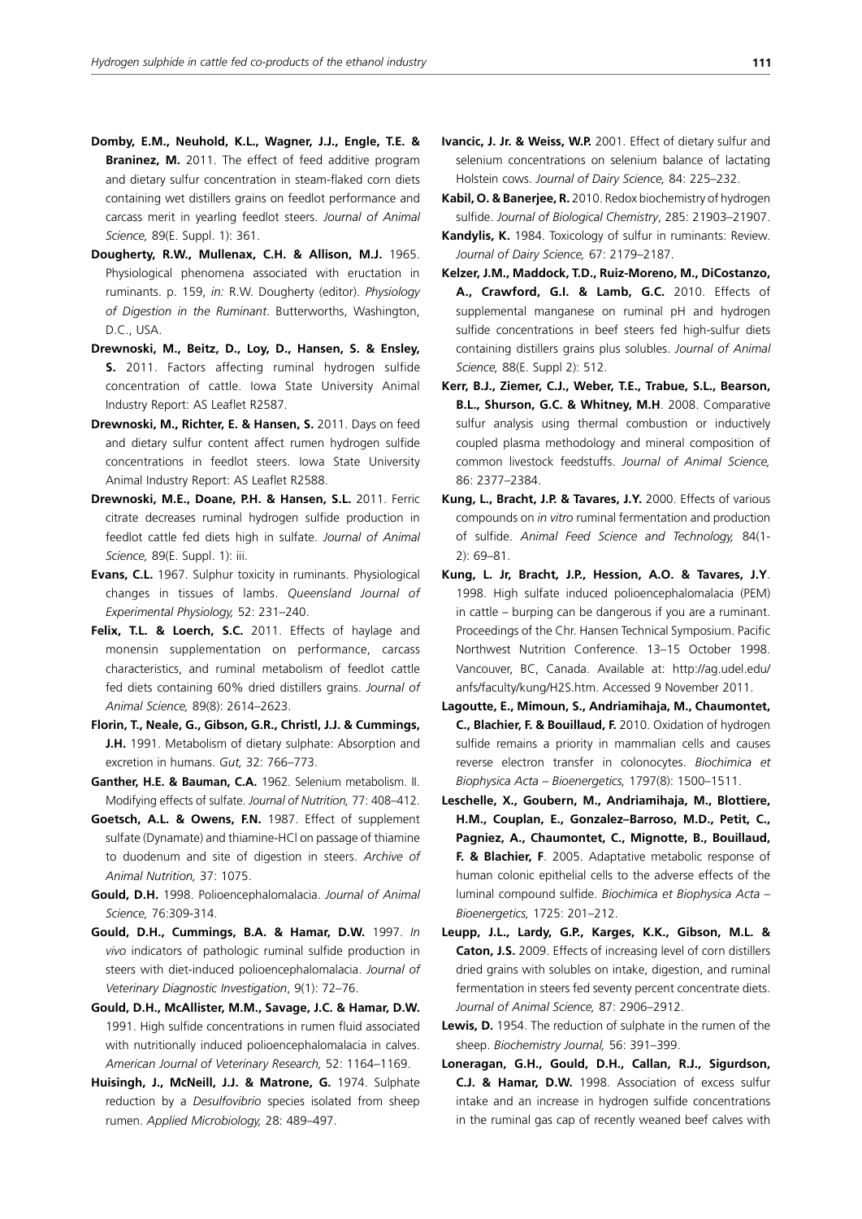**Domby, E.M., Neuhold, K.L., Wagner, J.J., Engle, T.E. & Braninez, M.** 2011. The effect of feed additive program and dietary sulfur concentration in steam-flaked corn diets containing wet distillers grains on feedlot performance and carcass merit in yearling feedlot steers. *Journal of Animal Science,* 89(E. Suppl. 1): 361.

**Dougherty, R.W., Mullenax, C.H. & Allison, M.J.** 1965. Physiological phenomena associated with eructation in ruminants. p. 159, *in:* R.W. Dougherty (editor). *Physiology of Digestion in the Ruminant*. Butterworths, Washington, D.C., USA.

**Drewnoski, M., Beitz, D., Loy, D., Hansen, S. & Ensley, S.** 2011. Factors affecting ruminal hydrogen sulfide concentration of cattle. Iowa State University Animal Industry Report: AS Leaflet R2587.

**Drewnoski, M., Richter, E. & Hansen, S.** 2011. Days on feed and dietary sulfur content affect rumen hydrogen sulfide concentrations in feedlot steers. Iowa State University Animal Industry Report: AS Leaflet R2588.

**Drewnoski, M.E., Doane, P.H. & Hansen, S.L.** 2011. Ferric citrate decreases ruminal hydrogen sulfide production in feedlot cattle fed diets high in sulfate. *Journal of Animal Science,* 89(E. Suppl. 1): iii.

**Evans, C.L.** 1967. Sulphur toxicity in ruminants. Physiological changes in tissues of lambs. *Queensland Journal of Experimental Physiology,* 52: 231–240.

**Felix, T.L. & Loerch, S.C.** 2011. Effects of haylage and monensin supplementation on performance, carcass characteristics, and ruminal metabolism of feedlot cattle fed diets containing 60% dried distillers grains. *Journal of Animal Science,* 89(8): 2614–2623.

**Florin, T., Neale, G., Gibson, G.R., Christl, J.J. & Cummings, J.H.** 1991. Metabolism of dietary sulphate: Absorption and excretion in humans. *Gut,* 32: 766–773.

**Ganther, H.E. & Bauman, C.A.** 1962. Selenium metabolism. II. Modifying effects of sulfate. *Journal of Nutrition,* 77: 408–412.

**Goetsch, A.L. & Owens, F.N.** 1987. Effect of supplement sulfate (Dynamate) and thiamine-HCl on passage of thiamine to duodenum and site of digestion in steers. *Archive of Animal Nutrition,* 37: 1075.

**Gould, D.H.** 1998. Polioencephalomalacia. *Journal of Animal Science,* 76:309-314.

**Gould, D.H., Cummings, B.A. & Hamar, D.W.** 1997. *In vivo* indicators of pathologic ruminal sulfide production in steers with diet-induced polioencephalomalacia. *Journal of Veterinary Diagnostic Investigation*, 9(1): 72–76.

**Gould, D.H., McAllister, M.M., Savage, J.C. & Hamar, D.W.** 1991. High sulfide concentrations in rumen fluid associated with nutritionally induced polioencephalomalacia in calves. *American Journal of Veterinary Research,* 52: 1164–1169.

**Huisingh, J., McNeill, J.J. & Matrone, G.** 1974. Sulphate reduction by a *Desulfovibrio* species isolated from sheep rumen. *Applied Microbiology,* 28: 489–497.

**Ivancic, J. Jr. & Weiss, W.P.** 2001. Effect of dietary sulfur and selenium concentrations on selenium balance of lactating Holstein cows. *Journal of Dairy Science,* 84: 225–232.

**Kabil, O. & Banerjee, R.** 2010. Redox biochemistry of hydrogen sulfide. *Journal of Biological Chemistry*, 285: 21903–21907.

**Kandylis, K.** 1984. Toxicology of sulfur in ruminants: Review. *Journal of Dairy Science,* 67: 2179–2187.

**Kelzer, J.M., Maddock, T.D., Ruiz-Moreno, M., DiCostanzo, A., Crawford, G.I. & Lamb, G.C.** 2010. Effects of supplemental manganese on ruminal pH and hydrogen sulfide concentrations in beef steers fed high-sulfur diets containing distillers grains plus solubles. *Journal of Animal Science,* 88(E. Suppl 2): 512.

**Kerr, B.J., Ziemer, C.J., Weber, T.E., Trabue, S.L., Bearson, B.L., Shurson, G.C. & Whitney, M.H**. 2008. Comparative sulfur analysis using thermal combustion or inductively coupled plasma methodology and mineral composition of common livestock feedstuffs. *Journal of Animal Science,* 86: 2377–2384.

**Kung, L., Bracht, J.P. & Tavares, J.Y.** 2000. Effects of various compounds on *in vitro* ruminal fermentation and production of sulfide. *Animal Feed Science and Technology,* 84(1-2): 69–81.

**Kung, L. Jr, Bracht, J.P., Hession, A.O. & Tavares, J.Y**. 1998. High sulfate induced polioencephalomalacia (PEM) in cattle – burping can be dangerous if you are a ruminant. Proceedings of the Chr. Hansen Technical Symposium. Pacific Northwest Nutrition Conference. 13–15 October 1998. Vancouver, BC, Canada. Available at: http://ag.udel.edu/anfs/faculty/kung/H2S.htm. Accessed 9 November 2011.

**Lagoutte, E., Mimoun, S., Andriamihaja, M., Chaumontet, C., Blachier, F. & Bouillaud, F.** 2010. Oxidation of hydrogen sulfide remains a priority in mammalian cells and causes reverse electron transfer in colonocytes. *Biochimica et Biophysica Acta – Bioenergetics,* 1797(8): 1500–1511.

**Leschelle, X., Goubern, M., Andriamihaja, M., Blottiere, H.M., Couplan, E., Gonzalez–Barroso, M.D., Petit, C., Pagniez, A., Chaumontet, C., Mignotte, B., Bouillaud, F. & Blachier, F**. 2005. Adaptative metabolic response of human colonic epithelial cells to the adverse effects of the luminal compound sulfide. *Biochimica et Biophysica Acta – Bioenergetics,* 1725: 201–212.

**Leupp, J.L., Lardy, G.P., Karges, K.K., Gibson, M.L. & Caton, J.S.** 2009. Effects of increasing level of corn distillers dried grains with solubles on intake, digestion, and ruminal fermentation in steers fed seventy percent concentrate diets. *Journal of Animal Science,* 87: 2906–2912.

**Lewis, D.** 1954. The reduction of sulphate in the rumen of the sheep. *Biochemistry Journal,* 56: 391–399.

**Loneragan, G.H., Gould, D.H., Callan, R.J., Sigurdson, C.J. & Hamar, D.W.** 1998. Association of excess sulfur intake and an increase in hydrogen sulfide concentrations in the ruminal gas cap of recently weaned beef calves with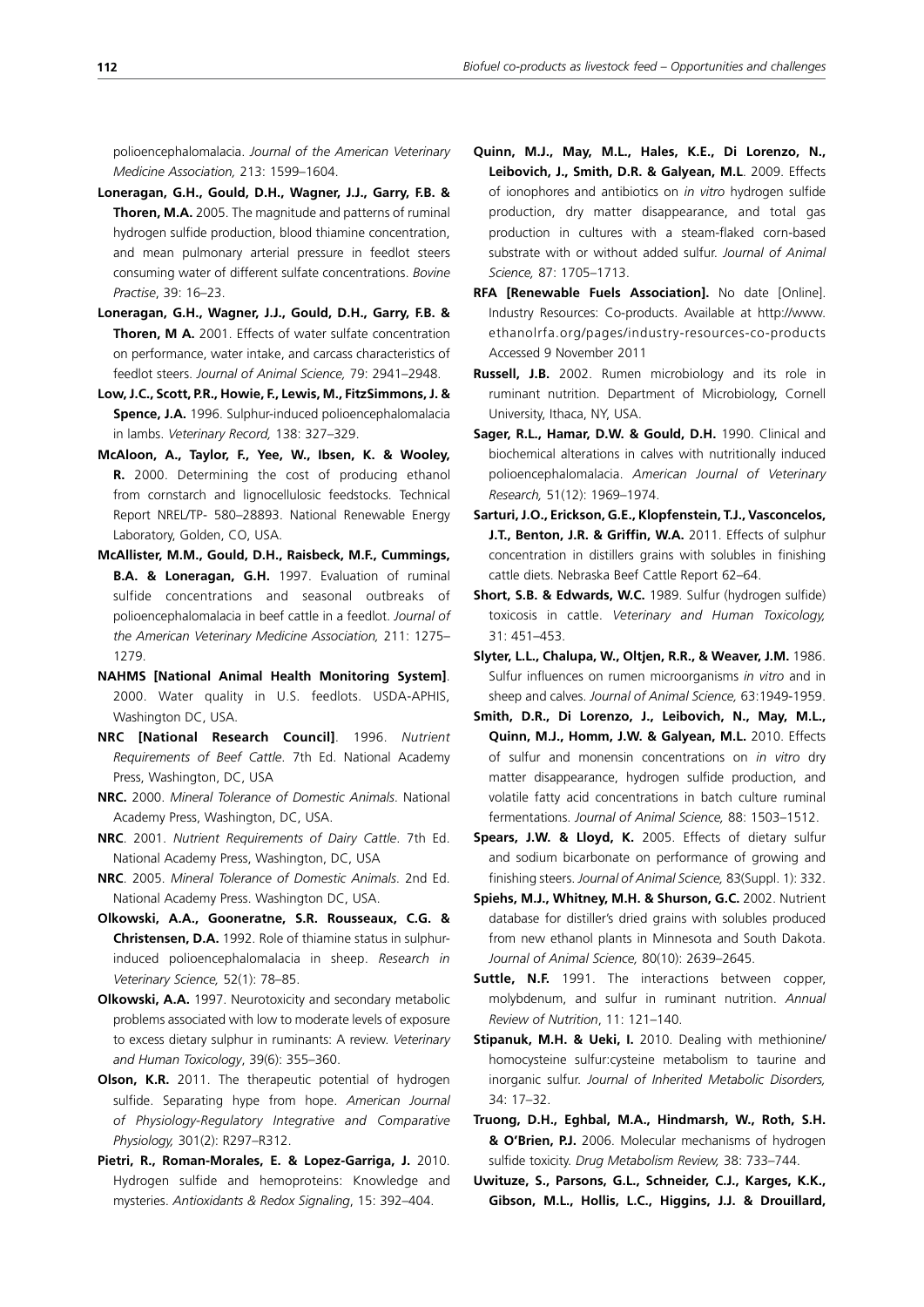polioencephalomalacia. *Journal of the American Veterinary Medicine Association,* 213: 1599–1604.

**Loneragan, G.H., Gould, D.H., Wagner, J.J., Garry, F.B. & Thoren, M.A.** 2005. The magnitude and patterns of ruminal hydrogen sulfide production, blood thiamine concentration, and mean pulmonary arterial pressure in feedlot steers consuming water of different sulfate concentrations. *Bovine Practise*, 39: 16–23.

**Loneragan, G.H., Wagner, J.J., Gould, D.H., Garry, F.B. & Thoren, M A.** 2001. Effects of water sulfate concentration on performance, water intake, and carcass characteristics of feedlot steers. *Journal of Animal Science,* 79: 2941–2948.

**Low, J.C., Scott, P.R., Howie, F., Lewis, M., FitzSimmons, J. & Spence, J.A.** 1996. Sulphur-induced polioencephalomalacia in lambs. *Veterinary Record,* 138: 327–329.

**McAloon, A., Taylor, F., Yee, W., Ibsen, K. & Wooley, R.** 2000. Determining the cost of producing ethanol from cornstarch and lignocellulosic feedstocks. Technical Report NREL/TP- 580–28893. National Renewable Energy Laboratory, Golden, CO, USA.

**McAllister, M.M., Gould, D.H., Raisbeck, M.F., Cummings, B.A. & Loneragan, G.H.** 1997. Evaluation of ruminal sulfide concentrations and seasonal outbreaks of polioencephalomalacia in beef cattle in a feedlot. *Journal of the American Veterinary Medicine Association,* 211: 1275–1279.

**NAHMS [National Animal Health Monitoring System]**. 2000. Water quality in U.S. feedlots. USDA-APHIS, Washington DC, USA.

**NRC [National Research Council]**. 1996. *Nutrient Requirements of Beef Cattle*. 7th Ed. National Academy Press, Washington, DC, USA

**NRC.** 2000. *Mineral Tolerance of Domestic Animals*. National Academy Press, Washington, DC, USA.

**NRC**. 2001. *Nutrient Requirements of Dairy Cattle*. 7th Ed. National Academy Press, Washington, DC, USA

**NRC**. 2005. *Mineral Tolerance of Domestic Animals*. 2nd Ed. National Academy Press. Washington DC, USA.

**Olkowski, A.A., Gooneratne, S.R. Rousseaux, C.G. & Christensen, D.A.** 1992. Role of thiamine status in sulphur-induced polioencephalomalacia in sheep. *Research in Veterinary Science,* 52(1): 78–85.

**Olkowski, A.A.** 1997. Neurotoxicity and secondary metabolic problems associated with low to moderate levels of exposure to excess dietary sulphur in ruminants: A review. *Veterinary and Human Toxicology*, 39(6): 355–360.

**Olson, K.R.** 2011. The therapeutic potential of hydrogen sulfide. Separating hype from hope. *American Journal of Physiology-Regulatory Integrative and Comparative Physiology,* 301(2): R297–R312.

**Pietri, R., Roman-Morales, E. & Lopez-Garriga, J.** 2010. Hydrogen sulfide and hemoproteins: Knowledge and mysteries. *Antioxidants & Redox Signaling*, 15: 392–404.

**Quinn, M.J., May, M.L., Hales, K.E., Di Lorenzo, N., Leibovich, J., Smith, D.R. & Galyean, M.L**. 2009. Effects of ionophores and antibiotics on *in vitro* hydrogen sulfide production, dry matter disappearance, and total gas production in cultures with a steam-flaked corn-based substrate with or without added sulfur. *Journal of Animal Science,* 87: 1705–1713.

**RFA [Renewable Fuels Association].** No date [Online]. Industry Resources: Co-products. Available at http://www.ethanolrfa.org/pages/industry-resources-co-products Accessed 9 November 2011

**Russell, J.B.** 2002. Rumen microbiology and its role in ruminant nutrition. Department of Microbiology, Cornell University, Ithaca, NY, USA.

**Sager, R.L., Hamar, D.W. & Gould, D.H.** 1990. Clinical and biochemical alterations in calves with nutritionally induced polioencephalomalacia. *American Journal of Veterinary Research,* 51(12): 1969–1974.

**Sarturi, J.O., Erickson, G.E., Klopfenstein, T.J., Vasconcelos, J.T., Benton, J.R. & Griffin, W.A.** 2011. Effects of sulphur concentration in distillers grains with solubles in finishing cattle diets. Nebraska Beef Cattle Report 62–64.

**Short, S.B. & Edwards, W.C.** 1989. Sulfur (hydrogen sulfide) toxicosis in cattle. *Veterinary and Human Toxicology,* 31: 451–453.

**Slyter, L.L., Chalupa, W., Oltjen, R.R., & Weaver, J.M.** 1986. Sulfur influences on rumen microorganisms *in vitro* and in sheep and calves. *Journal of Animal Science,* 63:1949-1959.

**Smith, D.R., Di Lorenzo, J., Leibovich, N., May, M.L., Quinn, M.J., Homm, J.W. & Galyean, M.L.** 2010. Effects of sulfur and monensin concentrations on *in vitro* dry matter disappearance, hydrogen sulfide production, and volatile fatty acid concentrations in batch culture ruminal fermentations. *Journal of Animal Science,* 88: 1503–1512.

**Spears, J.W. & Lloyd, K.** 2005. Effects of dietary sulfur and sodium bicarbonate on performance of growing and finishing steers. *Journal of Animal Science,* 83(Suppl. 1): 332.

**Spiehs, M.J., Whitney, M.H. & Shurson, G.C.** 2002. Nutrient database for distiller's dried grains with solubles produced from new ethanol plants in Minnesota and South Dakota. *Journal of Animal Science,* 80(10): 2639–2645.

**Suttle, N.F.** 1991. The interactions between copper, molybdenum, and sulfur in ruminant nutrition. *Annual Review of Nutrition*, 11: 121–140.

**Stipanuk, M.H. & Ueki, I.** 2010. Dealing with methionine/homocysteine sulfur:cysteine metabolism to taurine and inorganic sulfur. *Journal of Inherited Metabolic Disorders,* 34: 17–32.

**Truong, D.H., Eghbal, M.A., Hindmarsh, W., Roth, S.H. & O'Brien, P.J.** 2006. Molecular mechanisms of hydrogen sulfide toxicity. *Drug Metabolism Review,* 38: 733–744.

**Uwituze, S., Parsons, G.L., Schneider, C.J., Karges, K.K., Gibson, M.L., Hollis, L.C., Higgins, J.J. & Drouillard,**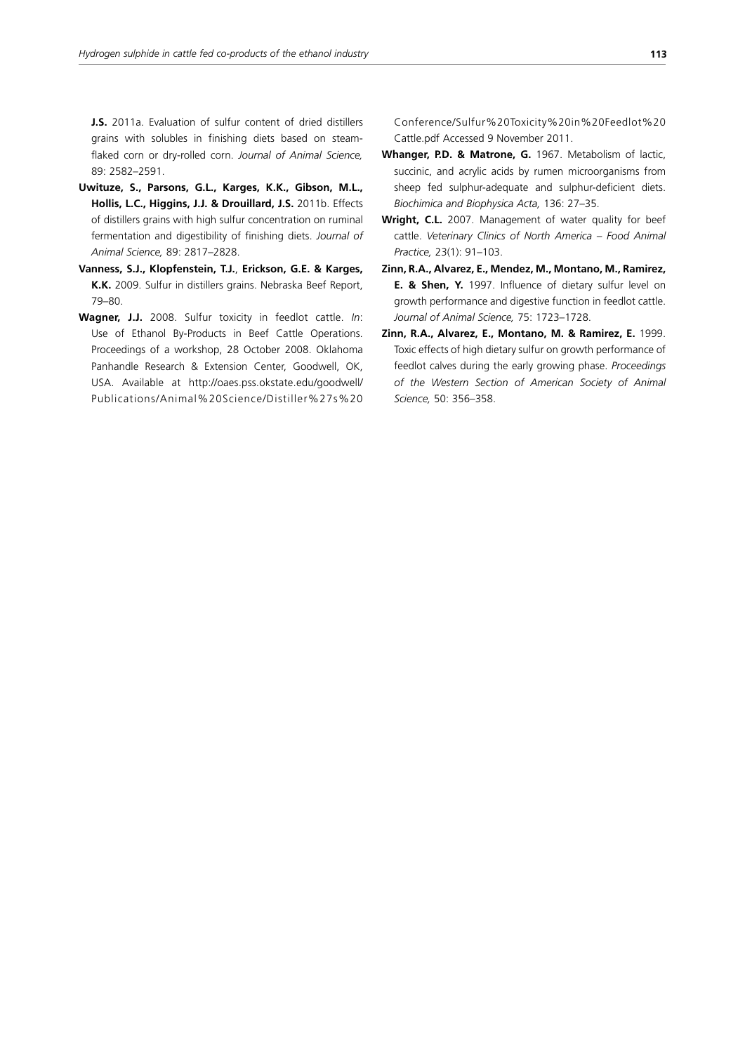**J.S.** 2011a. Evaluation of sulfur content of dried distillers grains with solubles in finishing diets based on steam-flaked corn or dry-rolled corn. *Journal of Animal Science,* 89: 2582–2591.

**Uwituze, S., Parsons, G.L., Karges, K.K., Gibson, M.L., Hollis, L.C., Higgins, J.J. & Drouillard, J.S.** 2011b. Effects of distillers grains with high sulfur concentration on ruminal fermentation and digestibility of finishing diets. *Journal of Animal Science,* 89: 2817–2828.

**Vanness, S.J., Klopfenstein, T.J., Erickson, G.E. & Karges, K.K.** 2009. Sulfur in distillers grains. Nebraska Beef Report, 79–80.

**Wagner, J.J.** 2008. Sulfur toxicity in feedlot cattle. *In*: Use of Ethanol By-Products in Beef Cattle Operations. Proceedings of a workshop, 28 October 2008. Oklahoma Panhandle Research & Extension Center, Goodwell, OK, USA. Available at http://oaes.pss.okstate.edu/goodwell/Publications/Animal%20Science/Distiller%27s%20Conference/Sulfur%20Toxicity%20in%20Feedlot%20Cattle.pdf Accessed 9 November 2011.

**Whanger, P.D. & Matrone, G.** 1967. Metabolism of lactic, succinic, and acrylic acids by rumen microorganisms from sheep fed sulphur-adequate and sulphur-deficient diets. *Biochimica and Biophysica Acta,* 136: 27–35.

**Wright, C.L.** 2007. Management of water quality for beef cattle. *Veterinary Clinics of North America – Food Animal Practice,* 23(1): 91–103.

**Zinn, R.A., Alvarez, E., Mendez, M., Montano, M., Ramirez, E. & Shen, Y.** 1997. Influence of dietary sulfur level on growth performance and digestive function in feedlot cattle. *Journal of Animal Science,* 75: 1723–1728.

**Zinn, R.A., Alvarez, E., Montano, M. & Ramirez, E.** 1999. Toxic effects of high dietary sulfur on growth performance of feedlot calves during the early growing phase. *Proceedings of the Western Section of American Society of Animal Science,* 50: 356–358.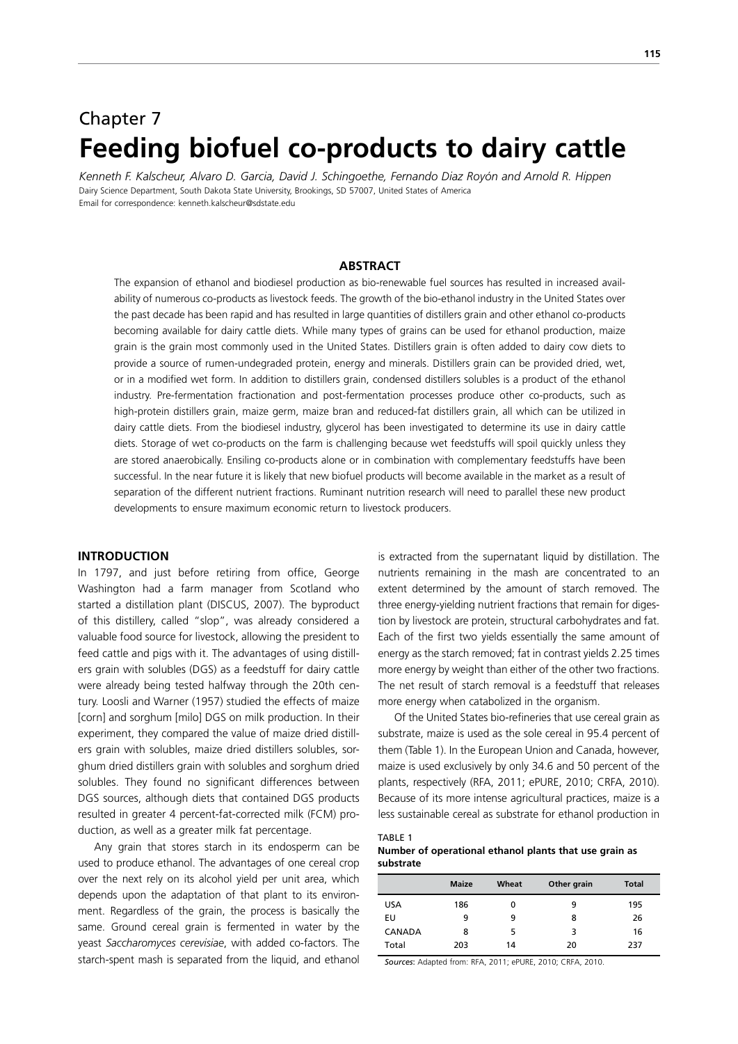# Chapter 7

# Feeding biofuel co-products to dairy cattle

*Kenneth F. Kalscheur, Alvaro D. Garcia, David J. Schingoethe, Fernando Diaz Royón and Arnold R. Hippen*

Dairy Science Department, South Dakota State University, Brookings, SD 57007, United States of America

Email for correspondence: kenneth.kalscheur@sdstate.edu

## ABSTRACT

The expansion of ethanol and biodiesel production as bio-renewable fuel sources has resulted in increased availability of numerous co-products as livestock feeds. The growth of the bio-ethanol industry in the United States over the past decade has been rapid and has resulted in large quantities of distillers grain and other ethanol co-products becoming available for dairy cattle diets. While many types of grains can be used for ethanol production, maize grain is the grain most commonly used in the United States. Distillers grain is often added to dairy cow diets to provide a source of rumen-undegraded protein, energy and minerals. Distillers grain can be provided dried, wet, or in a modified wet form. In addition to distillers grain, condensed distillers solubles is a product of the ethanol industry. Pre-fermentation fractionation and post-fermentation processes produce other co-products, such as high-protein distillers grain, maize germ, maize bran and reduced-fat distillers grain, all which can be utilized in dairy cattle diets. From the biodiesel industry, glycerol has been investigated to determine its use in dairy cattle diets. Storage of wet co-products on the farm is challenging because wet feedstuffs will spoil quickly unless they are stored anaerobically. Ensiling co-products alone or in combination with complementary feedstuffs have been successful. In the near future it is likely that new biofuel products will become available in the market as a result of separation of the different nutrient fractions. Ruminant nutrition research will need to parallel these new product developments to ensure maximum economic return to livestock producers.

## INTRODUCTION

In 1797, and just before retiring from office, George Washington had a farm manager from Scotland who started a distillation plant (DISCUS, 2007). The byproduct of this distillery, called "slop", was already considered a valuable food source for livestock, allowing the president to feed cattle and pigs with it. The advantages of using distillers grain with solubles (DGS) as a feedstuff for dairy cattle were already being tested halfway through the 20th century. Loosli and Warner (1957) studied the effects of maize [corn] and sorghum [milo] DGS on milk production. In their experiment, they compared the value of maize dried distillers grain with solubles, maize dried distillers solubles, sorghum dried distillers grain with solubles and sorghum dried solubles. They found no significant differences between DGS sources, although diets that contained DGS products resulted in greater 4 percent-fat-corrected milk (FCM) production, as well as a greater milk fat percentage.

Any grain that stores starch in its endosperm can be used to produce ethanol. The advantages of one cereal crop over the next rely on its alcohol yield per unit area, which depends upon the adaptation of that plant to its environment. Regardless of the grain, the process is basically the same. Ground cereal grain is fermented in water by the yeast *Saccharomyces cerevisiae*, with added co-factors. The starch-spent mash is separated from the liquid, and ethanol is extracted from the supernatant liquid by distillation. The nutrients remaining in the mash are concentrated to an extent determined by the amount of starch removed. The three energy-yielding nutrient fractions that remain for digestion by livestock are protein, structural carbohydrates and fat. Each of the first two yields essentially the same amount of energy as the starch removed; fat in contrast yields 2.25 times more energy by weight than either of the other two fractions. The net result of starch removal is a feedstuff that releases more energy when catabolized in the organism.

Of the United States bio-refineries that use cereal grain as substrate, maize is used as the sole cereal in 95.4 percent of them (Table 1). In the European Union and Canada, however, maize is used exclusively by only 34.6 and 50 percent of the plants, respectively (RFA, 2011; ePURE, 2010; CRFA, 2010). Because of its more intense agricultural practices, maize is a less sustainable cereal as substrate for ethanol production in

TABLE 1
**Number of operational ethanol plants that use grain as substrate**

| | Maize | Wheat | Other grain | Total |
|---|---|---|---|---|
| USA | 186 | 0 | 9 | 195 |
| EU | 9 | 9 | 8 | 26 |
| CANADA | 8 | 5 | 3 | 16 |
| Total | 203 | 14 | 20 | 237 |

*Sources*: Adapted from: RFA, 2011; ePURE, 2010; CRFA, 2010.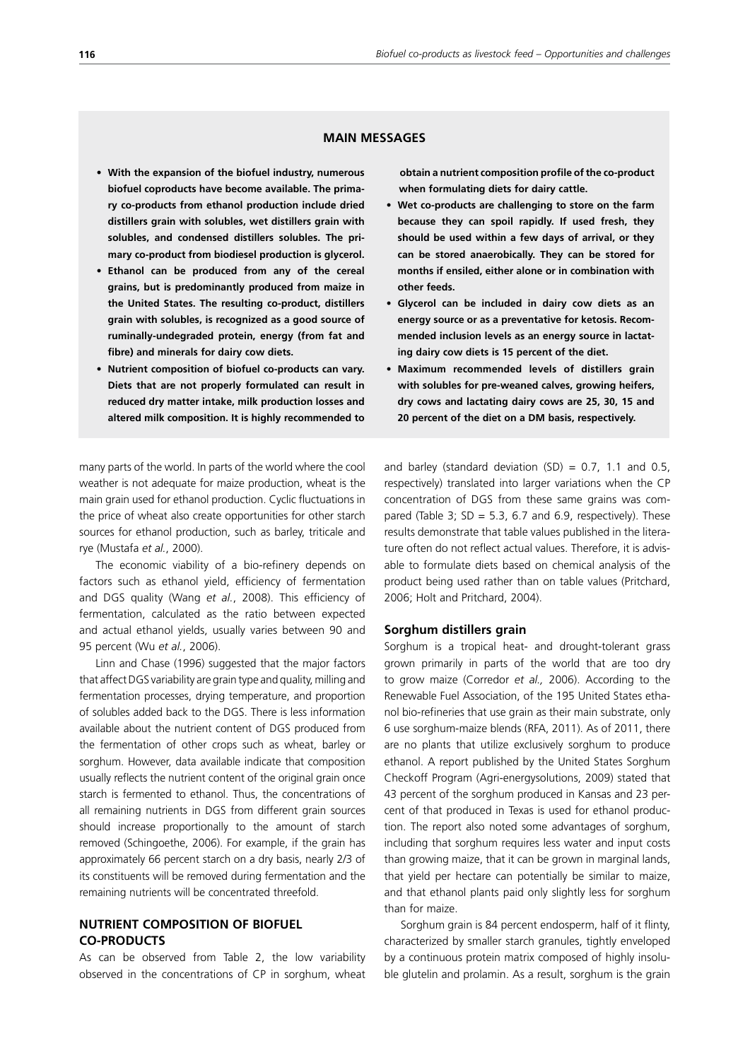## MAIN MESSAGES

- **With the expansion of the biofuel industry, numerous biofuel coproducts have become available. The primary co-products from ethanol production include dried distillers grain with solubles, wet distillers grain with solubles, and condensed distillers solubles. The primary co-product from biodiesel production is glycerol.**
- **Ethanol can be produced from any of the cereal grains, but is predominantly produced from maize in the United States. The resulting co-product, distillers grain with solubles, is recognized as a good source of ruminally-undegraded protein, energy (from fat and fibre) and minerals for dairy cow diets.**
- **Nutrient composition of biofuel co-products can vary. Diets that are not properly formulated can result in reduced dry matter intake, milk production losses and altered milk composition. It is highly recommended to obtain a nutrient composition profile of the co-product when formulating diets for dairy cattle.**
- **Wet co-products are challenging to store on the farm because they can spoil rapidly. If used fresh, they should be used within a few days of arrival, or they can be stored anaerobically. They can be stored for months if ensiled, either alone or in combination with other feeds.**
- **Glycerol can be included in dairy cow diets as an energy source or as a preventative for ketosis. Recommended inclusion levels as an energy source in lactating dairy cow diets is 15 percent of the diet.**
- **Maximum recommended levels of distillers grain with solubles for pre-weaned calves, growing heifers, dry cows and lactating dairy cows are 25, 30, 15 and 20 percent of the diet on a DM basis, respectively.**

many parts of the world. In parts of the world where the cool weather is not adequate for maize production, wheat is the main grain used for ethanol production. Cyclic fluctuations in the price of wheat also create opportunities for other starch sources for ethanol production, such as barley, triticale and rye (Mustafa *et al.*, 2000).

The economic viability of a bio-refinery depends on factors such as ethanol yield, efficiency of fermentation and DGS quality (Wang *et al.*, 2008). This efficiency of fermentation, calculated as the ratio between expected and actual ethanol yields, usually varies between 90 and 95 percent (Wu *et al.*, 2006).

Linn and Chase (1996) suggested that the major factors that affect DGS variability are grain type and quality, milling and fermentation processes, drying temperature, and proportion of solubles added back to the DGS. There is less information available about the nutrient content of DGS produced from the fermentation of other crops such as wheat, barley or sorghum. However, data available indicate that composition usually reflects the nutrient content of the original grain once starch is fermented to ethanol. Thus, the concentrations of all remaining nutrients in DGS from different grain sources should increase proportionally to the amount of starch removed (Schingoethe, 2006). For example, if the grain has approximately 66 percent starch on a dry basis, nearly 2/3 of its constituents will be removed during fermentation and the remaining nutrients will be concentrated threefold.

## NUTRIENT COMPOSITION OF BIOFUEL CO-PRODUCTS

As can be observed from Table 2, the low variability observed in the concentrations of CP in sorghum, wheat and barley (standard deviation (SD) = 0.7, 1.1 and 0.5, respectively) translated into larger variations when the CP concentration of DGS from these same grains was compared (Table 3; SD = 5.3, 6.7 and 6.9, respectively). These results demonstrate that table values published in the literature often do not reflect actual values. Therefore, it is advisable to formulate diets based on chemical analysis of the product being used rather than on table values (Pritchard, 2006; Holt and Pritchard, 2004).

### Sorghum distillers grain

Sorghum is a tropical heat- and drought-tolerant grass grown primarily in parts of the world that are too dry to grow maize (Corredor *et al.,* 2006). According to the Renewable Fuel Association, of the 195 United States ethanol bio-refineries that use grain as their main substrate, only 6 use sorghum-maize blends (RFA, 2011). As of 2011, there are no plants that utilize exclusively sorghum to produce ethanol. A report published by the United States Sorghum Checkoff Program (Agri-energysolutions, 2009) stated that 43 percent of the sorghum produced in Kansas and 23 percent of that produced in Texas is used for ethanol production. The report also noted some advantages of sorghum, including that sorghum requires less water and input costs than growing maize, that it can be grown in marginal lands, that yield per hectare can potentially be similar to maize, and that ethanol plants paid only slightly less for sorghum than for maize.

Sorghum grain is 84 percent endosperm, half of it flinty, characterized by smaller starch granules, tightly enveloped by a continuous protein matrix composed of highly insoluble glutelin and prolamin. As a result, sorghum is the grain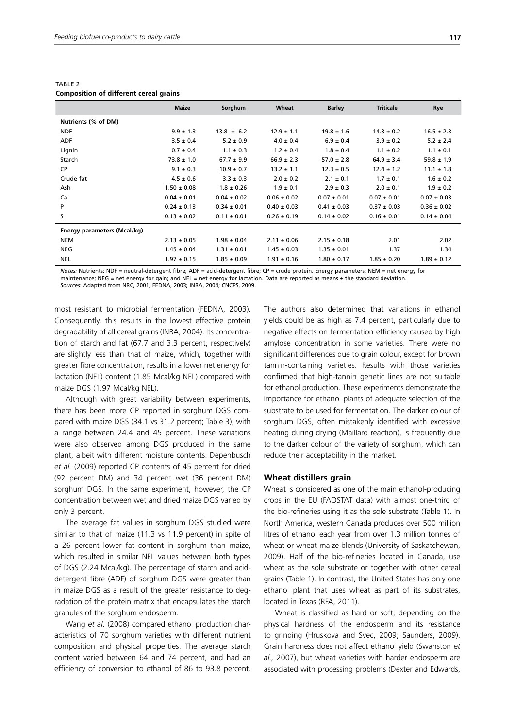TABLE 2
**Composition of different cereal grains**

| | Maize | Sorghum | Wheat | Barley | Triticale | Rye |
|---|---|---|---|---|---|---|
| **Nutrients (% of DM)** | | | | | | |
| NDF | 9.9 ± 1.3 | 13.8 ± 6.2 | 12.9 ± 1.1 | 19.8 ± 1.6 | 14.3 ± 0.2 | 16.5 ± 2.3 |
| ADF | 3.5 ± 0.4 | 5.2 ± 0.9 | 4.0 ± 0.4 | 6.9 ± 0.4 | 3.9 ± 0.2 | 5.2 ± 2.4 |
| Lignin | 0.7 ± 0.4 | 1.1 ± 0.3 | 1.2 ± 0.4 | 1.8 ± 0.4 | 1.1 ± 0.2 | 1.1 ± 0.1 |
| Starch | 73.8 ± 1.0 | 67.7 ± 9.9 | 66.9 ± 2.3 | 57.0 ± 2.8 | 64.9 ± 3.4 | 59.8 ± 1.9 |
| CP | 9.1 ± 0.3 | 10.9 ± 0.7 | 13.2 ± 1.1 | 12.3 ± 0.5 | 12.4 ± 1.2 | 11.1 ± 1.8 |
| Crude fat | 4.5 ± 0.6 | 3.3 ± 0.3 | 2.0 ± 0.2 | 2.1 ± 0.1 | 1.7 ± 0.1 | 1.6 ± 0.2 |
| Ash | 1.50 ± 0.08 | 1.8 ± 0.26 | 1.9 ± 0.1 | 2.9 ± 0.3 | 2.0 ± 0.1 | 1.9 ± 0.2 |
| Ca | 0.04 ± 0.01 | 0.04 ± 0.02 | 0.06 ± 0.02 | 0.07 ± 0.01 | 0.07 ± 0.01 | 0.07 ± 0.03 |
| P | 0.24 ± 0.13 | 0.34 ± 0.01 | 0.40 ± 0.03 | 0.41 ± 0.03 | 0.37 ± 0.03 | 0.36 ± 0.02 |
| S | 0.13 ± 0.02 | 0.11 ± 0.01 | 0.26 ± 0.19 | 0.14 ± 0.02 | 0.16 ± 0.01 | 0.14 ± 0.04 |
| **Energy parameters (Mcal/kg)** | | | | | | |
| NEM | 2.13 ± 0.05 | 1.98 ± 0.04 | 2.11 ± 0.06 | 2.15 ± 0.18 | 2.01 | 2.02 |
| NEG | 1.45 ± 0.04 | 1.31 ± 0.01 | 1.45 ± 0.03 | 1.35 ± 0.01 | 1.37 | 1.34 |
| NEL | 1.97 ± 0.15 | 1.85 ± 0.09 | 1.91 ± 0.16 | 1.80 ± 0.17 | 1.85 ± 0.20 | 1.89 ± 0.12 |

*Notes:* Nutrients: NDF = neutral-detergent fibre; ADF = acid-detergent fibre; CP = crude protein. Energy parameters: NEM = net energy for maintenance; NEG = net energy for gain; and NEL = net energy for lactation. Data are reported as means ± the standard deviation.
*Sources*: Adapted from NRC, 2001; FEDNA, 2003; INRA, 2004; CNCPS, 2009.

most resistant to microbial fermentation (FEDNA, 2003). Consequently, this results in the lowest effective protein degradability of all cereal grains (INRA, 2004). Its concentration of starch and fat (67.7 and 3.3 percent, respectively) are slightly less than that of maize, which, together with greater fibre concentration, results in a lower net energy for lactation (NEL) content (1.85 Mcal/kg NEL) compared with maize DGS (1.97 Mcal/kg NEL).

Although with great variability between experiments, there has been more CP reported in sorghum DGS compared with maize DGS (34.1 vs 31.2 percent; Table 3), with a range between 24.4 and 45 percent. These variations were also observed among DGS produced in the same plant, albeit with different moisture contents. Depenbusch *et al.* (2009) reported CP contents of 45 percent for dried (92 percent DM) and 34 percent wet (36 percent DM) sorghum DGS. In the same experiment, however, the CP concentration between wet and dried maize DGS varied by only 3 percent.

The average fat values in sorghum DGS studied were similar to that of maize (11.3 vs 11.9 percent) in spite of a 26 percent lower fat content in sorghum than maize, which resulted in similar NEL values between both types of DGS (2.24 Mcal/kg). The percentage of starch and acid-detergent fibre (ADF) of sorghum DGS were greater than in maize DGS as a result of the greater resistance to degradation of the protein matrix that encapsulates the starch granules of the sorghum endosperm.

Wang *et al.* (2008) compared ethanol production characteristics of 70 sorghum varieties with different nutrient composition and physical properties. The average starch content varied between 64 and 74 percent, and had an efficiency of conversion to ethanol of 86 to 93.8 percent. The authors also determined that variations in ethanol yields could be as high as 7.4 percent, particularly due to negative effects on fermentation efficiency caused by high amylose concentration in some varieties. There were no significant differences due to grain colour, except for brown tannin-containing varieties. Results with those varieties confirmed that high-tannin genetic lines are not suitable for ethanol production. These experiments demonstrate the importance for ethanol plants of adequate selection of the substrate to be used for fermentation. The darker colour of sorghum DGS, often mistakenly identified with excessive heating during drying (Maillard reaction), is frequently due to the darker colour of the variety of sorghum, which can reduce their acceptability in the market.

### Wheat distillers grain

Wheat is considered as one of the main ethanol-producing crops in the EU (FAOSTAT data) with almost one-third of the bio-refineries using it as the sole substrate (Table 1). In North America, western Canada produces over 500 million litres of ethanol each year from over 1.3 million tonnes of wheat or wheat-maize blends (University of Saskatchewan, 2009). Half of the bio-refineries located in Canada, use wheat as the sole substrate or together with other cereal grains (Table 1). In contrast, the United States has only one ethanol plant that uses wheat as part of its substrates, located in Texas (RFA, 2011).

Wheat is classified as hard or soft, depending on the physical hardness of the endosperm and its resistance to grinding (Hruskova and Svec, 2009; Saunders, 2009). Grain hardness does not affect ethanol yield (Swanston *et al.,* 2007), but wheat varieties with harder endosperm are associated with processing problems (Dexter and Edwards,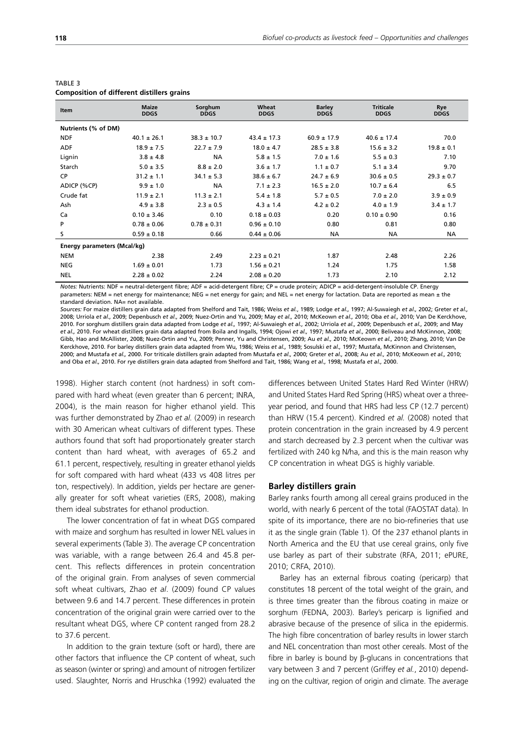TABLE 3
**Composition of different distillers grains**

| Item | Maize DDGS | Sorghum DDGS | Wheat DDGS | Barley DDGS | Triticale DDGS | Rye DDGS |
|---|---|---|---|---|---|---|
| **Nutrients (% of DM)** | | | | | | |
| NDF | 40.1 ± 26.1 | 38.3 ± 10.7 | 43.4 ± 17.3 | 60.9 ± 17.9 | 40.6 ± 17.4 | 70.0 |
| ADF | 18.9 ± 7.5 | 22.7 ± 7.9 | 18.0 ± 4.7 | 28.5 ± 3.8 | 15.6 ± 3.2 | 19.8 ± 0.1 |
| Lignin | 3.8 ± 4.8 | NA | 5.8 ± 1.5 | 7.0 ± 1.6 | 5.5 ± 0.3 | 7.10 |
| Starch | 5.0 ± 3.5 | 8.8 ± 2.0 | 3.6 ± 1.7 | 1.1 ± 0.7 | 5.1 ± 3.4 | 9.70 |
| CP | 31.2 ± 1.1 | 34.1 ± 5.3 | 38.6 ± 6.7 | 24.7 ± 6.9 | 30.6 ± 0.5 | 29.3 ± 0.7 |
| ADICP (%CP) | 9.9 ± 1.0 | NA | 7.1 ± 2.3 | 16.5 ± 2.0 | 10.7 ± 6.4 | 6.5 |
| Crude fat | 11.9 ± 2.1 | 11.3 ± 2.1 | 5.4 ± 1.8 | 5.7 ± 0.5 | 7.0 ± 2.0 | 3.9 ± 0.9 |
| Ash | 4.9 ± 3.8 | 2.3 ± 0.5 | 4.3 ± 1.4 | 4.2 ± 0.2 | 4.0 ± 1.9 | 3.4 ± 1.7 |
| Ca | 0.10 ± 3.46 | 0.10 | 0.18 ± 0.03 | 0.20 | 0.10 ± 0.90 | 0.16 |
| P | 0.78 ± 0.06 | 0.78 ± 0.31 | 0.96 ± 0.10 | 0.80 | 0.81 | 0.80 |
| S | 0.59 ± 0.18 | 0.66 | 0.44 ± 0.06 | NA | NA | NA |
| **Energy parameters (Mcal/kg)** | | | | | | |
| NEM | 2.38 | 2.49 | 2.23 ± 0.21 | 1.87 | 2.48 | 2.26 |
| NEG | 1.69 ± 0.01 | 1.73 | 1.56 ± 0.21 | 1.24 | 1.75 | 1.58 |
| NEL | 2.28 ± 0.02 | 2.24 | 2.08 ± 0.20 | 1.73 | 2.10 | 2.12 |

*Notes:* Nutrients: NDF = neutral-detergent fibre; ADF = acid-detergent fibre; CP = crude protein; ADICP = acid-detergent-insoluble CP. Energy parameters: NEM = net energy for maintenance; NEG = net energy for gain; and NEL = net energy for lactation. Data are reported as mean ± the standard deviation. NA= not available.

*Sources:* For maize distillers grain data adapted from Shelford and Tait, 1986; Weiss *et al.*, 1989; Lodge *et al.,* 1997; Al-Suwaiegh *et al.,* 2002; Greter *et al.*, 2008; Urriola *et al.,* 2009; Depenbusch *et al.,* 2009; Nuez-Ortin and Yu, 2009; May *et al.,* 2010; McKeown *et al.,* 2010; Oba *et al.,* 2010; Van De Kerckhove, 2010. For sorghum distillers grain data adapted from Lodge *et al.,* 1997; Al-Suwaiegh *et al.,* 2002; Urriola *et al.,* 2009; Depenbusch *et al.,* 2009; and May *et al.,* 2010. For wheat distillers grain data adapted from Boila and Ingalls, 1994; Ojowi *et al.,* 1997; Mustafa *et al.,* 2000; Beliveau and McKinnon, 2008; Gibb, Hao and McAllister, 2008; Nuez-Ortin and Yu, 2009; Penner, Yu and Christensen, 2009; Au *et al.,* 2010; McKeown *et al.,* 2010; Zhang, 2010; Van De Kerckhove, 2010. For barley distillers grain data adapted from Wu, 1986; Weiss *et al.,* 1989; Sosulski *et al.,* 1997; Mustafa, McKinnon and Christensen, 2000; and Mustafa *et al.,* 2000. For triticale distillers grain adapted from Mustafa *et al.,* 2000; Greter *et al.,* 2008; Au *et al.,* 2010; McKeown *et al.,* 2010; and Oba *et al.,* 2010. For rye distillers grain data adapted from Shelford and Tait, 1986; Wang *et al.,* 1998; Mustafa *et al.,* 2000.

1998). Higher starch content (not hardness) in soft compared with hard wheat (even greater than 6 percent; INRA, 2004), is the main reason for higher ethanol yield. This was further demonstrated by Zhao *et al.* (2009) in research with 30 American wheat cultivars of different types. These authors found that soft had proportionately greater starch content than hard wheat, with averages of 65.2 and 61.1 percent, respectively, resulting in greater ethanol yields for soft compared with hard wheat (433 vs 408 litres per ton, respectively). In addition, yields per hectare are generally greater for soft wheat varieties (ERS, 2008), making them ideal substrates for ethanol production.

The lower concentration of fat in wheat DGS compared with maize and sorghum has resulted in lower NEL values in several experiments (Table 3). The average CP concentration was variable, with a range between 26.4 and 45.8 percent. This reflects differences in protein concentration of the original grain. From analyses of seven commercial soft wheat cultivars, Zhao *et al*. (2009) found CP values between 9.6 and 14.7 percent. These differences in protein concentration of the original grain were carried over to the resultant wheat DGS, where CP content ranged from 28.2 to 37.6 percent.

In addition to the grain texture (soft or hard), there are other factors that influence the CP content of wheat, such as season (winter or spring) and amount of nitrogen fertilizer used. Slaughter, Norris and Hruschka (1992) evaluated the differences between United States Hard Red Winter (HRW) and United States Hard Red Spring (HRS) wheat over a three-year period, and found that HRS had less CP (12.7 percent) than HRW (15.4 percent). Kindred *et al.* (2008) noted that protein concentration in the grain increased by 4.9 percent and starch decreased by 2.3 percent when the cultivar was fertilized with 240 kg N/ha, and this is the main reason why CP concentration in wheat DGS is highly variable.

### Barley distillers grain

Barley ranks fourth among all cereal grains produced in the world, with nearly 6 percent of the total (FAOSTAT data). In spite of its importance, there are no bio-refineries that use it as the single grain (Table 1). Of the 237 ethanol plants in North America and the EU that use cereal grains, only five use barley as part of their substrate (RFA, 2011; ePURE, 2010; CRFA, 2010).

Barley has an external fibrous coating (pericarp) that constitutes 18 percent of the total weight of the grain, and is three times greater than the fibrous coating in maize or sorghum (FEDNA, 2003). Barley's pericarp is lignified and abrasive because of the presence of silica in the epidermis. The high fibre concentration of barley results in lower starch and NEL concentration than most other cereals. Most of the fibre in barley is bound by β-glucans in concentrations that vary between 3 and 7 percent (Griffey *et al.*, 2010) depending on the cultivar, region of origin and climate. The average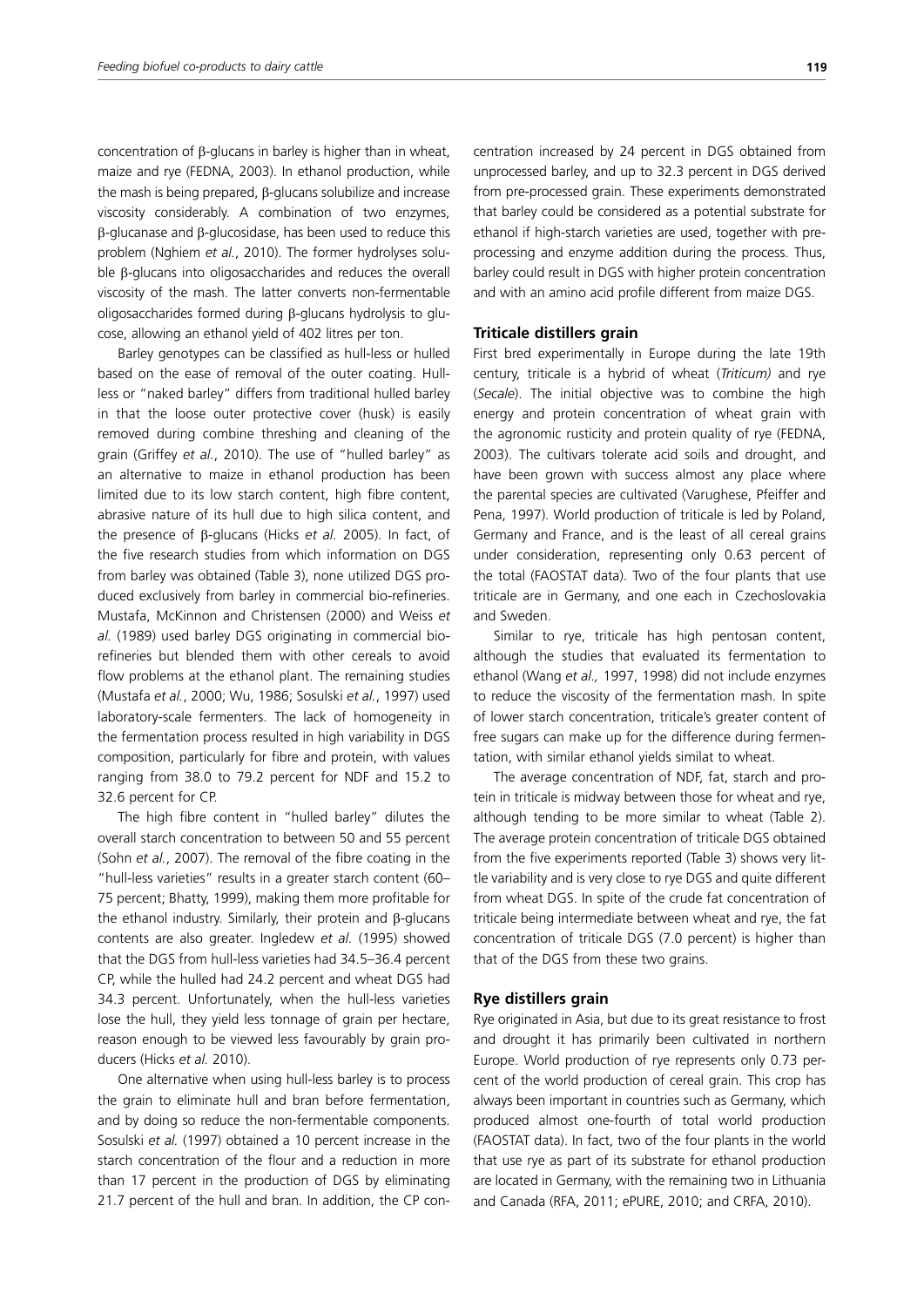concentration of β-glucans in barley is higher than in wheat, maize and rye (FEDNA, 2003). In ethanol production, while the mash is being prepared, β-glucans solubilize and increase viscosity considerably. A combination of two enzymes, β-glucanase and β-glucosidase, has been used to reduce this problem (Nghiem *et al.*, 2010). The former hydrolyses soluble β-glucans into oligosaccharides and reduces the overall viscosity of the mash. The latter converts non-fermentable oligosaccharides formed during β-glucans hydrolysis to glucose, allowing an ethanol yield of 402 litres per ton.

Barley genotypes can be classified as hull-less or hulled based on the ease of removal of the outer coating. Hull-less or "naked barley" differs from traditional hulled barley in that the loose outer protective cover (husk) is easily removed during combine threshing and cleaning of the grain (Griffey *et al.*, 2010). The use of "hulled barley" as an alternative to maize in ethanol production has been limited due to its low starch content, high fibre content, abrasive nature of its hull due to high silica content, and the presence of β-glucans (Hicks *et al.* 2005). In fact, of the five research studies from which information on DGS from barley was obtained (Table 3), none utilized DGS produced exclusively from barley in commercial bio-refineries. Mustafa, McKinnon and Christensen (2000) and Weiss *et al.* (1989) used barley DGS originating in commercial bio-refineries but blended them with other cereals to avoid flow problems at the ethanol plant. The remaining studies (Mustafa *et al.*, 2000; Wu, 1986; Sosulski *et al.*, 1997) used laboratory-scale fermenters. The lack of homogeneity in the fermentation process resulted in high variability in DGS composition, particularly for fibre and protein, with values ranging from 38.0 to 79.2 percent for NDF and 15.2 to 32.6 percent for CP.

The high fibre content in "hulled barley" dilutes the overall starch concentration to between 50 and 55 percent (Sohn *et al.*, 2007). The removal of the fibre coating in the "hull-less varieties" results in a greater starch content (60–75 percent; Bhatty, 1999), making them more profitable for the ethanol industry. Similarly, their protein and β-glucans contents are also greater. Ingledew *et al.* (1995) showed that the DGS from hull-less varieties had 34.5–36.4 percent CP, while the hulled had 24.2 percent and wheat DGS had 34.3 percent. Unfortunately, when the hull-less varieties lose the hull, they yield less tonnage of grain per hectare, reason enough to be viewed less favourably by grain producers (Hicks *et al.* 2010).

One alternative when using hull-less barley is to process the grain to eliminate hull and bran before fermentation, and by doing so reduce the non-fermentable components. Sosulski *et al.* (1997) obtained a 10 percent increase in the starch concentration of the flour and a reduction in more than 17 percent in the production of DGS by eliminating 21.7 percent of the hull and bran. In addition, the CP concentration increased by 24 percent in DGS obtained from unprocessed barley, and up to 32.3 percent in DGS derived from pre-processed grain. These experiments demonstrated that barley could be considered as a potential substrate for ethanol if high-starch varieties are used, together with pre-processing and enzyme addition during the process. Thus, barley could result in DGS with higher protein concentration and with an amino acid profile different from maize DGS.

### Triticale distillers grain

First bred experimentally in Europe during the late 19th century, triticale is a hybrid of wheat (*Triticum)* and rye (*Secale*). The initial objective was to combine the high energy and protein concentration of wheat grain with the agronomic rusticity and protein quality of rye (FEDNA, 2003). The cultivars tolerate acid soils and drought, and have been grown with success almost any place where the parental species are cultivated (Varughese, Pfeiffer and Pena, 1997). World production of triticale is led by Poland, Germany and France, and is the least of all cereal grains under consideration, representing only 0.63 percent of the total (FAOSTAT data). Two of the four plants that use triticale are in Germany, and one each in Czechoslovakia and Sweden.

Similar to rye, triticale has high pentosan content, although the studies that evaluated its fermentation to ethanol (Wang *et al.,* 1997, 1998) did not include enzymes to reduce the viscosity of the fermentation mash. In spite of lower starch concentration, triticale's greater content of free sugars can make up for the difference during fermentation, with similar ethanol yields similat to wheat.

The average concentration of NDF, fat, starch and protein in triticale is midway between those for wheat and rye, although tending to be more similar to wheat (Table 2). The average protein concentration of triticale DGS obtained from the five experiments reported (Table 3) shows very little variability and is very close to rye DGS and quite different from wheat DGS. In spite of the crude fat concentration of triticale being intermediate between wheat and rye, the fat concentration of triticale DGS (7.0 percent) is higher than that of the DGS from these two grains.

### Rye distillers grain

Rye originated in Asia, but due to its great resistance to frost and drought it has primarily been cultivated in northern Europe. World production of rye represents only 0.73 percent of the world production of cereal grain. This crop has always been important in countries such as Germany, which produced almost one-fourth of total world production (FAOSTAT data). In fact, two of the four plants in the world that use rye as part of its substrate for ethanol production are located in Germany, with the remaining two in Lithuania and Canada (RFA, 2011; ePURE, 2010; and CRFA, 2010).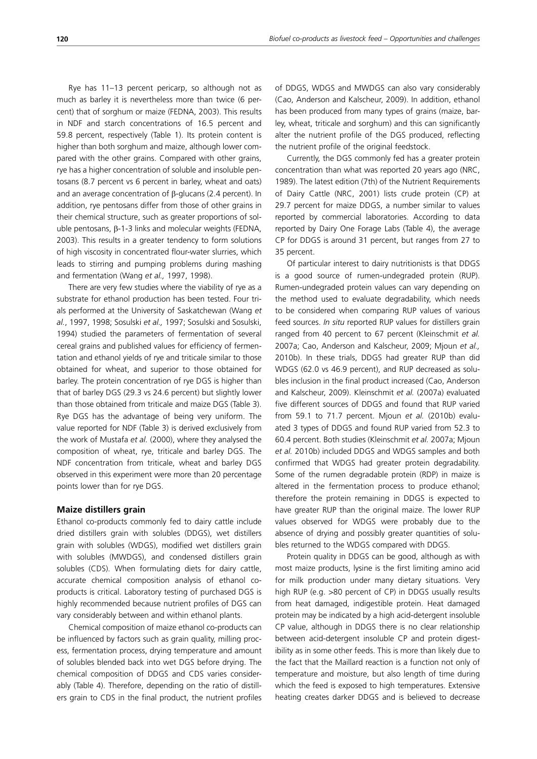Rye has 11–13 percent pericarp, so although not as much as barley it is nevertheless more than twice (6 percent) that of sorghum or maize (FEDNA, 2003). This results in NDF and starch concentrations of 16.5 percent and 59.8 percent, respectively (Table 1). Its protein content is higher than both sorghum and maize, although lower compared with the other grains. Compared with other grains, rye has a higher concentration of soluble and insoluble pentosans (8.7 percent vs 6 percent in barley, wheat and oats) and an average concentration of β-glucans (2.4 percent). In addition, rye pentosans differ from those of other grains in their chemical structure, such as greater proportions of soluble pentosans, β-1-3 links and molecular weights (FEDNA, 2003). This results in a greater tendency to form solutions of high viscosity in concentrated flour-water slurries, which leads to stirring and pumping problems during mashing and fermentation (Wang *et al.,* 1997, 1998).

There are very few studies where the viability of rye as a substrate for ethanol production has been tested. Four trials performed at the University of Saskatchewan (Wang *et al.*, 1997, 1998; Sosulski *et al.,* 1997; Sosulski and Sosulski, 1994) studied the parameters of fermentation of several cereal grains and published values for efficiency of fermentation and ethanol yields of rye and triticale similar to those obtained for wheat, and superior to those obtained for barley. The protein concentration of rye DGS is higher than that of barley DGS (29.3 vs 24.6 percent) but slightly lower than those obtained from triticale and maize DGS (Table 3). Rye DGS has the advantage of being very uniform. The value reported for NDF (Table 3) is derived exclusively from the work of Mustafa *et al.* (2000), where they analysed the composition of wheat, rye, triticale and barley DGS. The NDF concentration from triticale, wheat and barley DGS observed in this experiment were more than 20 percentage points lower than for rye DGS.

### Maize distillers grain

Ethanol co-products commonly fed to dairy cattle include dried distillers grain with solubles (DDGS), wet distillers grain with solubles (WDGS), modified wet distillers grain with solubles (MWDGS), and condensed distillers grain solubles (CDS). When formulating diets for dairy cattle, accurate chemical composition analysis of ethanol co-products is critical. Laboratory testing of purchased DGS is highly recommended because nutrient profiles of DGS can vary considerably between and within ethanol plants.

Chemical composition of maize ethanol co-products can be influenced by factors such as grain quality, milling process, fermentation process, drying temperature and amount of solubles blended back into wet DGS before drying. The chemical composition of DDGS and CDS varies considerably (Table 4). Therefore, depending on the ratio of distillers grain to CDS in the final product, the nutrient profiles of DDGS, WDGS and MWDGS can also vary considerably (Cao, Anderson and Kalscheur, 2009). In addition, ethanol has been produced from many types of grains (maize, barley, wheat, triticale and sorghum) and this can significantly alter the nutrient profile of the DGS produced, reflecting the nutrient profile of the original feedstock.

Currently, the DGS commonly fed has a greater protein concentration than what was reported 20 years ago (NRC, 1989). The latest edition (7th) of the Nutrient Requirements of Dairy Cattle (NRC, 2001) lists crude protein (CP) at 29.7 percent for maize DDGS, a number similar to values reported by commercial laboratories. According to data reported by Dairy One Forage Labs (Table 4), the average CP for DDGS is around 31 percent, but ranges from 27 to 35 percent.

Of particular interest to dairy nutritionists is that DDGS is a good source of rumen-undegraded protein (RUP). Rumen-undegraded protein values can vary depending on the method used to evaluate degradability, which needs to be considered when comparing RUP values of various feed sources. *In situ* reported RUP values for distillers grain ranged from 40 percent to 67 percent (Kleinschmit *et al.* 2007a; Cao, Anderson and Kalscheur, 2009; Mjoun *et al.,* 2010b). In these trials, DDGS had greater RUP than did WDGS (62.0 vs 46.9 percent), and RUP decreased as solubles inclusion in the final product increased (Cao, Anderson and Kalscheur, 2009). Kleinschmit *et al.* (2007a) evaluated five different sources of DDGS and found that RUP varied from 59.1 to 71.7 percent. Mjoun *et al.* (2010b) evaluated 3 types of DDGS and found RUP varied from 52.3 to 60.4 percent. Both studies (Kleinschmit *et al.* 2007a; Mjoun *et al.* 2010b) included DDGS and WDGS samples and both confirmed that WDGS had greater protein degradability. Some of the rumen degradable protein (RDP) in maize is altered in the fermentation process to produce ethanol; therefore the protein remaining in DDGS is expected to have greater RUP than the original maize. The lower RUP values observed for WDGS were probably due to the absence of drying and possibly greater quantities of solubles returned to the WDGS compared with DDGS.

Protein quality in DDGS can be good, although as with most maize products, lysine is the first limiting amino acid for milk production under many dietary situations. Very high RUP (e.g. >80 percent of CP) in DDGS usually results from heat damaged, indigestible protein. Heat damaged protein may be indicated by a high acid-detergent insoluble CP value, although in DDGS there is no clear relationship between acid-detergent insoluble CP and protein digestibility as in some other feeds. This is more than likely due to the fact that the Maillard reaction is a function not only of temperature and moisture, but also length of time during which the feed is exposed to high temperatures. Extensive heating creates darker DDGS and is believed to decrease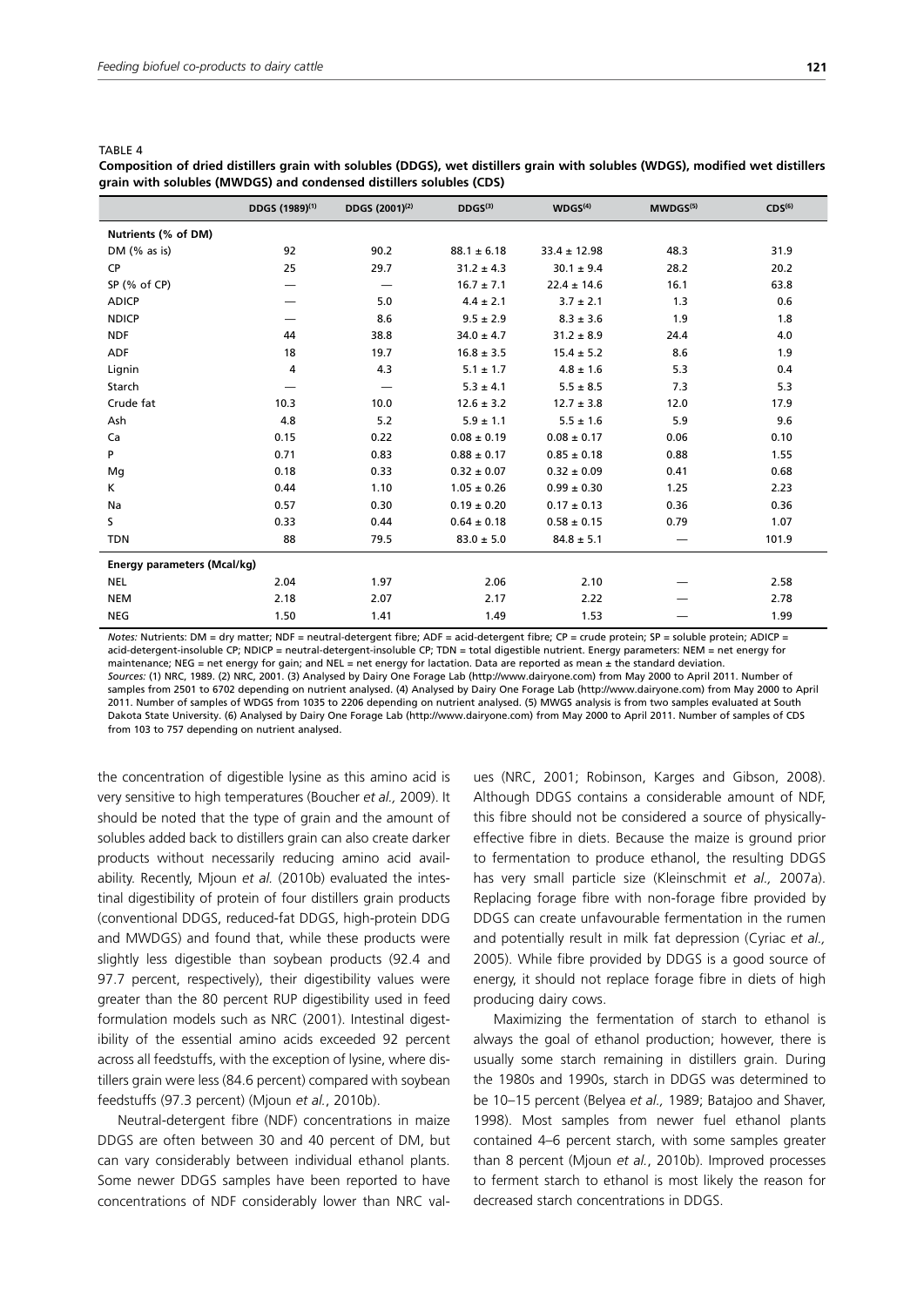TABLE 4

**Composition of dried distillers grain with solubles (DDGS), wet distillers grain with solubles (WDGS), modified wet distillers grain with solubles (MWDGS) and condensed distillers solubles (CDS)**

| | DDGS (1989)[(1)] | DDGS (2001)[(2)] | DDGS[(3)] | WDGS[(4)] | MWDGS[(5)] | CDS[(6)] |
|---|---|---|---|---|---|---|
| **Nutrients (% of DM)** | | | | | | |
| DM (% as is) | 92 | 90.2 | 88.1 ± 6.18 | 33.4 ± 12.98 | 48.3 | 31.9 |
| CP | 25 | 29.7 | 31.2 ± 4.3 | 30.1 ± 9.4 | 28.2 | 20.2 |
| SP (% of CP) | — | — | 16.7 ± 7.1 | 22.4 ± 14.6 | 16.1 | 63.8 |
| ADICP | — | 5.0 | 4.4 ± 2.1 | 3.7 ± 2.1 | 1.3 | 0.6 |
| NDICP | — | 8.6 | 9.5 ± 2.9 | 8.3 ± 3.6 | 1.9 | 1.8 |
| NDF | 44 | 38.8 | 34.0 ± 4.7 | 31.2 ± 8.9 | 24.4 | 4.0 |
| ADF | 18 | 19.7 | 16.8 ± 3.5 | 15.4 ± 5.2 | 8.6 | 1.9 |
| Lignin | 4 | 4.3 | 5.1 ± 1.7 | 4.8 ± 1.6 | 5.3 | 0.4 |
| Starch | — | — | 5.3 ± 4.1 | 5.5 ± 8.5 | 7.3 | 5.3 |
| Crude fat | 10.3 | 10.0 | 12.6 ± 3.2 | 12.7 ± 3.8 | 12.0 | 17.9 |
| Ash | 4.8 | 5.2 | 5.9 ± 1.1 | 5.5 ± 1.6 | 5.9 | 9.6 |
| Ca | 0.15 | 0.22 | 0.08 ± 0.19 | 0.08 ± 0.17 | 0.06 | 0.10 |
| P | 0.71 | 0.83 | 0.88 ± 0.17 | 0.85 ± 0.18 | 0.88 | 1.55 |
| Mg | 0.18 | 0.33 | 0.32 ± 0.07 | 0.32 ± 0.09 | 0.41 | 0.68 |
| K | 0.44 | 1.10 | 1.05 ± 0.26 | 0.99 ± 0.30 | 1.25 | 2.23 |
| Na | 0.57 | 0.30 | 0.19 ± 0.20 | 0.17 ± 0.13 | 0.36 | 0.36 |
| S | 0.33 | 0.44 | 0.64 ± 0.18 | 0.58 ± 0.15 | 0.79 | 1.07 |
| TDN | 88 | 79.5 | 83.0 ± 5.0 | 84.8 ± 5.1 | — | 101.9 |
| **Energy parameters (Mcal/kg)** | | | | | | |
| NEL | 2.04 | 1.97 | 2.06 | 2.10 | — | 2.58 |
| NEM | 2.18 | 2.07 | 2.17 | 2.22 | — | 2.78 |
| NEG | 1.50 | 1.41 | 1.49 | 1.53 | — | 1.99 |

*Notes:* Nutrients: DM = dry matter; NDF = neutral-detergent fibre; ADF = acid-detergent fibre; CP = crude protein; SP = soluble protein; ADICP = acid-detergent-insoluble CP; NDICP = neutral-detergent-insoluble CP; TDN = total digestible nutrient. Energy parameters: NEM = net energy for maintenance; NEG = net energy for gain; and NEL = net energy for lactation. Data are reported as mean ± the standard deviation.
*Sources:* (1) NRC, 1989. (2) NRC, 2001. (3) Analysed by Dairy One Forage Lab (http://www.dairyone.com) from May 2000 to April 2011. Number of samples from 2501 to 6702 depending on nutrient analysed. (4) Analysed by Dairy One Forage Lab (http://www.dairyone.com) from May 2000 to April 2011. Number of samples of WDGS from 1035 to 2206 depending on nutrient analysed. (5) MWGS analysis is from two samples evaluated at South Dakota State University. (6) Analysed by Dairy One Forage Lab (http://www.dairyone.com) from May 2000 to April 2011. Number of samples of CDS from 103 to 757 depending on nutrient analysed.

the concentration of digestible lysine as this amino acid is very sensitive to high temperatures (Boucher *et al.,* 2009). It should be noted that the type of grain and the amount of solubles added back to distillers grain can also create darker products without necessarily reducing amino acid availability. Recently, Mjoun *et al.* (2010b) evaluated the intestinal digestibility of protein of four distillers grain products (conventional DDGS, reduced-fat DDGS, high-protein DDG and MWDGS) and found that, while these products were slightly less digestible than soybean products (92.4 and 97.7 percent, respectively), their digestibility values were greater than the 80 percent RUP digestibility used in feed formulation models such as NRC (2001). Intestinal digestibility of the essential amino acids exceeded 92 percent across all feedstuffs, with the exception of lysine, where distillers grain were less (84.6 percent) compared with soybean feedstuffs (97.3 percent) (Mjoun *et al.*, 2010b).

Neutral-detergent fibre (NDF) concentrations in maize DDGS are often between 30 and 40 percent of DM, but can vary considerably between individual ethanol plants. Some newer DDGS samples have been reported to have concentrations of NDF considerably lower than NRC values (NRC, 2001; Robinson, Karges and Gibson, 2008). Although DDGS contains a considerable amount of NDF, this fibre should not be considered a source of physically-effective fibre in diets. Because the maize is ground prior to fermentation to produce ethanol, the resulting DDGS has very small particle size (Kleinschmit *et al.,* 2007a). Replacing forage fibre with non-forage fibre provided by DDGS can create unfavourable fermentation in the rumen and potentially result in milk fat depression (Cyriac *et al.,* 2005). While fibre provided by DDGS is a good source of energy, it should not replace forage fibre in diets of high producing dairy cows.

Maximizing the fermentation of starch to ethanol is always the goal of ethanol production; however, there is usually some starch remaining in distillers grain. During the 1980s and 1990s, starch in DDGS was determined to be 10–15 percent (Belyea *et al.,* 1989; Batajoo and Shaver, 1998). Most samples from newer fuel ethanol plants contained 4–6 percent starch, with some samples greater than 8 percent (Mjoun *et al.*, 2010b). Improved processes to ferment starch to ethanol is most likely the reason for decreased starch concentrations in DDGS.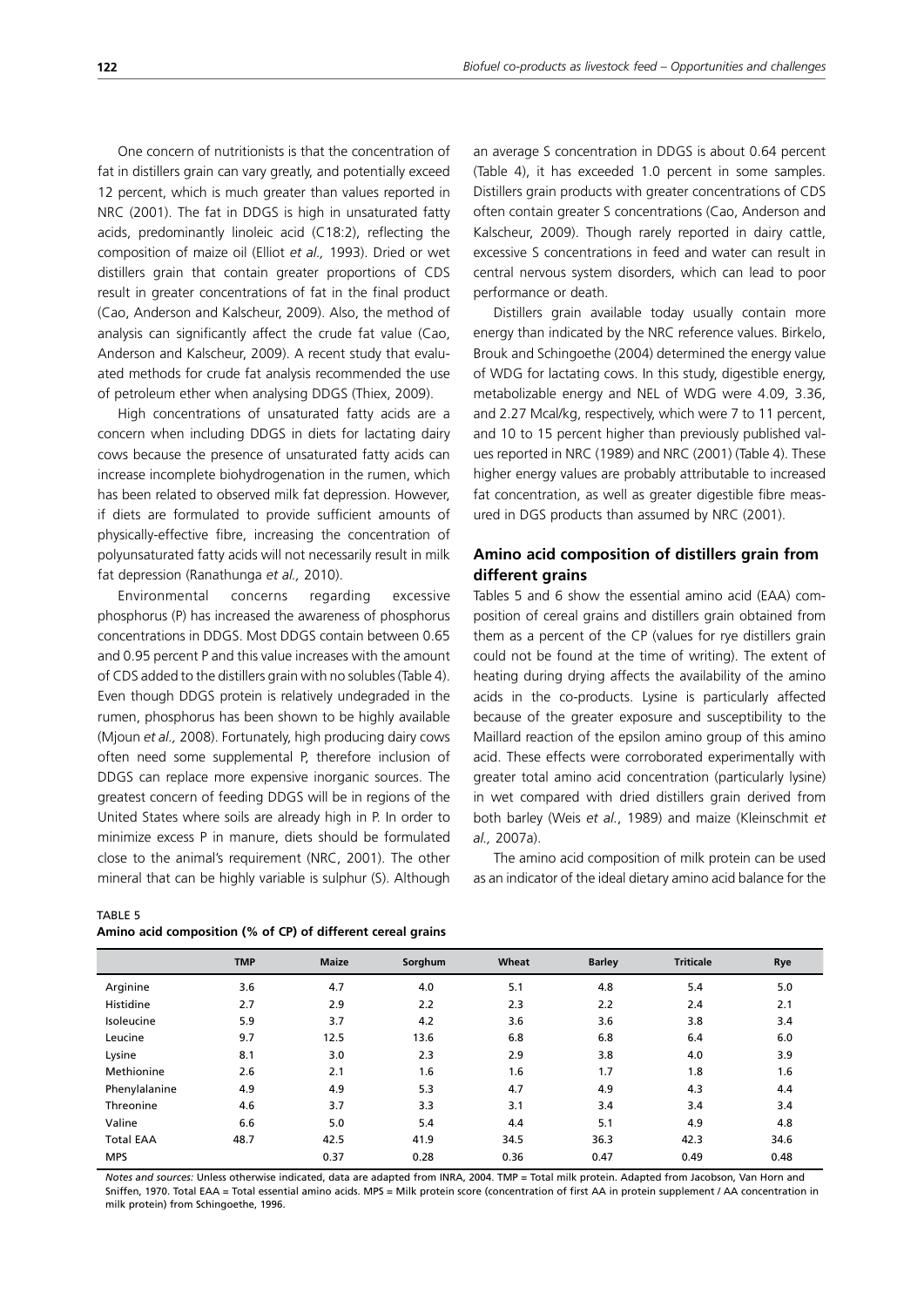One concern of nutritionists is that the concentration of fat in distillers grain can vary greatly, and potentially exceed 12 percent, which is much greater than values reported in NRC (2001). The fat in DDGS is high in unsaturated fatty acids, predominantly linoleic acid (C18:2), reflecting the composition of maize oil (Elliot *et al.,* 1993). Dried or wet distillers grain that contain greater proportions of CDS result in greater concentrations of fat in the final product (Cao, Anderson and Kalscheur, 2009). Also, the method of analysis can significantly affect the crude fat value (Cao, Anderson and Kalscheur, 2009). A recent study that evaluated methods for crude fat analysis recommended the use of petroleum ether when analysing DDGS (Thiex, 2009).

High concentrations of unsaturated fatty acids are a concern when including DDGS in diets for lactating dairy cows because the presence of unsaturated fatty acids can increase incomplete biohydrogenation in the rumen, which has been related to observed milk fat depression. However, if diets are formulated to provide sufficient amounts of physically-effective fibre, increasing the concentration of polyunsaturated fatty acids will not necessarily result in milk fat depression (Ranathunga *et al.,* 2010).

Environmental concerns regarding excessive phosphorus (P) has increased the awareness of phosphorus concentrations in DDGS. Most DDGS contain between 0.65 and 0.95 percent P and this value increases with the amount of CDS added to the distillers grain with no solubles (Table 4). Even though DDGS protein is relatively undegraded in the rumen, phosphorus has been shown to be highly available (Mjoun *et al.,* 2008). Fortunately, high producing dairy cows often need some supplemental P, therefore inclusion of DDGS can replace more expensive inorganic sources. The greatest concern of feeding DDGS will be in regions of the United States where soils are already high in P. In order to minimize excess P in manure, diets should be formulated close to the animal's requirement (NRC, 2001). The other mineral that can be highly variable is sulphur (S). Although an average S concentration in DDGS is about 0.64 percent (Table 4), it has exceeded 1.0 percent in some samples. Distillers grain products with greater concentrations of CDS often contain greater S concentrations (Cao, Anderson and Kalscheur, 2009). Though rarely reported in dairy cattle, excessive S concentrations in feed and water can result in central nervous system disorders, which can lead to poor performance or death.

Distillers grain available today usually contain more energy than indicated by the NRC reference values. Birkelo, Brouk and Schingoethe (2004) determined the energy value of WDG for lactating cows. In this study, digestible energy, metabolizable energy and NEL of WDG were 4.09, 3.36, and 2.27 Mcal/kg, respectively, which were 7 to 11 percent, and 10 to 15 percent higher than previously published values reported in NRC (1989) and NRC (2001) (Table 4). These higher energy values are probably attributable to increased fat concentration, as well as greater digestible fibre measured in DGS products than assumed by NRC (2001).

## Amino acid composition of distillers grain from different grains

Tables 5 and 6 show the essential amino acid (EAA) composition of cereal grains and distillers grain obtained from them as a percent of the CP (values for rye distillers grain could not be found at the time of writing). The extent of heating during drying affects the availability of the amino acids in the co-products. Lysine is particularly affected because of the greater exposure and susceptibility to the Maillard reaction of the epsilon amino group of this amino acid. These effects were corroborated experimentally with greater total amino acid concentration (particularly lysine) in wet compared with dried distillers grain derived from both barley (Weis *et al.*, 1989) and maize (Kleinschmit *et al.,* 2007a).

The amino acid composition of milk protein can be used as an indicator of the ideal dietary amino acid balance for the

TABLE 5
**Amino acid composition (% of CP) of different cereal grains**

| | TMP | Maize | Sorghum | Wheat | Barley | Triticale | Rye |
|---|---|---|---|---|---|---|---|
| Arginine | 3.6 | 4.7 | 4.0 | 5.1 | 4.8 | 5.4 | 5.0 |
| Histidine | 2.7 | 2.9 | 2.2 | 2.3 | 2.2 | 2.4 | 2.1 |
| Isoleucine | 5.9 | 3.7 | 4.2 | 3.6 | 3.6 | 3.8 | 3.4 |
| Leucine | 9.7 | 12.5 | 13.6 | 6.8 | 6.8 | 6.4 | 6.0 |
| Lysine | 8.1 | 3.0 | 2.3 | 2.9 | 3.8 | 4.0 | 3.9 |
| Methionine | 2.6 | 2.1 | 1.6 | 1.6 | 1.7 | 1.8 | 1.6 |
| Phenylalanine | 4.9 | 4.9 | 5.3 | 4.7 | 4.9 | 4.3 | 4.4 |
| Threonine | 4.6 | 3.7 | 3.3 | 3.1 | 3.4 | 3.4 | 3.4 |
| Valine | 6.6 | 5.0 | 5.4 | 4.4 | 5.1 | 4.9 | 4.8 |
| Total EAA | 48.7 | 42.5 | 41.9 | 34.5 | 36.3 | 42.3 | 34.6 |
| MPS | | 0.37 | 0.28 | 0.36 | 0.47 | 0.49 | 0.48 |

*Notes and sources:* Unless otherwise indicated, data are adapted from INRA, 2004. TMP = Total milk protein. Adapted from Jacobson, Van Horn and Sniffen, 1970. Total EAA = Total essential amino acids. MPS = Milk protein score (concentration of first AA in protein supplement / AA concentration in milk protein) from Schingoethe, 1996.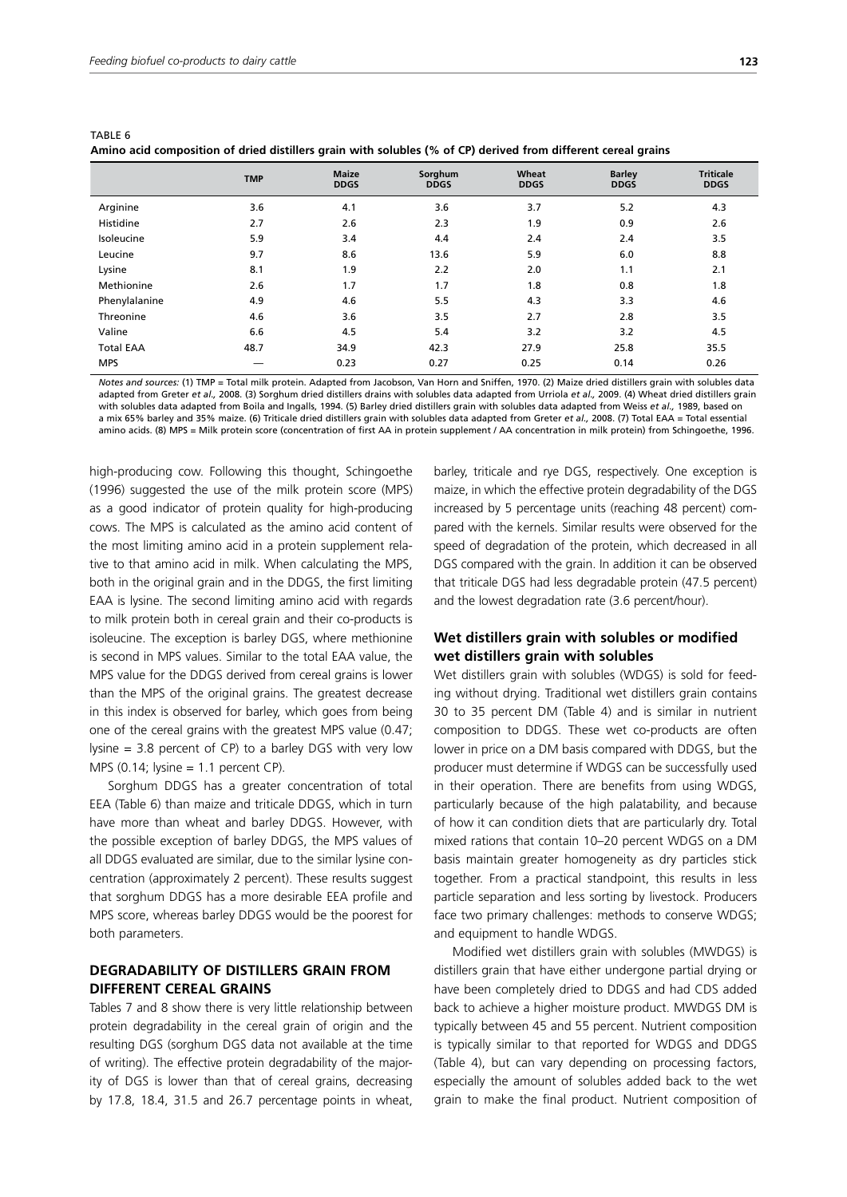TABLE 6
**Amino acid composition of dried distillers grain with solubles (% of CP) derived from different cereal grains**

| | TMP | Maize DDGS | Sorghum DDGS | Wheat DDGS | Barley DDGS | Triticale DDGS |
|---|---|---|---|---|---|---|
| Arginine | 3.6 | 4.1 | 3.6 | 3.7 | 5.2 | 4.3 |
| Histidine | 2.7 | 2.6 | 2.3 | 1.9 | 0.9 | 2.6 |
| Isoleucine | 5.9 | 3.4 | 4.4 | 2.4 | 2.4 | 3.5 |
| Leucine | 9.7 | 8.6 | 13.6 | 5.9 | 6.0 | 8.8 |
| Lysine | 8.1 | 1.9 | 2.2 | 2.0 | 1.1 | 2.1 |
| Methionine | 2.6 | 1.7 | 1.7 | 1.8 | 0.8 | 1.8 |
| Phenylalanine | 4.9 | 4.6 | 5.5 | 4.3 | 3.3 | 4.6 |
| Threonine | 4.6 | 3.6 | 3.5 | 2.7 | 2.8 | 3.5 |
| Valine | 6.6 | 4.5 | 5.4 | 3.2 | 3.2 | 4.5 |
| Total EAA | 48.7 | 34.9 | 42.3 | 27.9 | 25.8 | 35.5 |
| MPS | — | 0.23 | 0.27 | 0.25 | 0.14 | 0.26 |

*Notes and sources:* (1) TMP = Total milk protein. Adapted from Jacobson, Van Horn and Sniffen, 1970. (2) Maize dried distillers grain with solubles data adapted from Greter *et al.,* 2008. (3) Sorghum dried distillers drains with solubles data adapted from Urriola *et al.,* 2009. (4) Wheat dried distillers grain with solubles data adapted from Boila and Ingalls, 1994. (5) Barley dried distillers grain with solubles data adapted from Weiss *et al.,* 1989, based on a mix 65% barley and 35% maize. (6) Triticale dried distillers grain with solubles data adapted from Greter *et al.,* 2008. (7) Total EAA = Total essential amino acids. (8) MPS = Milk protein score (concentration of first AA in protein supplement / AA concentration in milk protein) from Schingoethe, 1996.

high-producing cow. Following this thought, Schingoethe (1996) suggested the use of the milk protein score (MPS) as a good indicator of protein quality for high-producing cows. The MPS is calculated as the amino acid content of the most limiting amino acid in a protein supplement relative to that amino acid in milk. When calculating the MPS, both in the original grain and in the DDGS, the first limiting EAA is lysine. The second limiting amino acid with regards to milk protein both in cereal grain and their co-products is isoleucine. The exception is barley DGS, where methionine is second in MPS values. Similar to the total EAA value, the MPS value for the DDGS derived from cereal grains is lower than the MPS of the original grains. The greatest decrease in this index is observed for barley, which goes from being one of the cereal grains with the greatest MPS value (0.47; lysine = 3.8 percent of CP) to a barley DGS with very low MPS (0.14; lysine = 1.1 percent CP).

Sorghum DDGS has a greater concentration of total EEA (Table 6) than maize and triticale DDGS, which in turn have more than wheat and barley DDGS. However, with the possible exception of barley DDGS, the MPS values of all DDGS evaluated are similar, due to the similar lysine concentration (approximately 2 percent). These results suggest that sorghum DDGS has a more desirable EEA profile and MPS score, whereas barley DDGS would be the poorest for both parameters.

## DEGRADABILITY OF DISTILLERS GRAIN FROM DIFFERENT CEREAL GRAINS

Tables 7 and 8 show there is very little relationship between protein degradability in the cereal grain of origin and the resulting DGS (sorghum DGS data not available at the time of writing). The effective protein degradability of the majority of DGS is lower than that of cereal grains, decreasing by 17.8, 18.4, 31.5 and 26.7 percentage points in wheat, barley, triticale and rye DGS, respectively. One exception is maize, in which the effective protein degradability of the DGS increased by 5 percentage units (reaching 48 percent) compared with the kernels. Similar results were observed for the speed of degradation of the protein, which decreased in all DGS compared with the grain. In addition it can be observed that triticale DGS had less degradable protein (47.5 percent) and the lowest degradation rate (3.6 percent/hour).

### Wet distillers grain with solubles or modified wet distillers grain with solubles

Wet distillers grain with solubles (WDGS) is sold for feeding without drying. Traditional wet distillers grain contains 30 to 35 percent DM (Table 4) and is similar in nutrient composition to DDGS. These wet co-products are often lower in price on a DM basis compared with DDGS, but the producer must determine if WDGS can be successfully used in their operation. There are benefits from using WDGS, particularly because of the high palatability, and because of how it can condition diets that are particularly dry. Total mixed rations that contain 10–20 percent WDGS on a DM basis maintain greater homogeneity as dry particles stick together. From a practical standpoint, this results in less particle separation and less sorting by livestock. Producers face two primary challenges: methods to conserve WDGS; and equipment to handle WDGS.

Modified wet distillers grain with solubles (MWDGS) is distillers grain that have either undergone partial drying or have been completely dried to DDGS and had CDS added back to achieve a higher moisture product. MWDGS DM is typically between 45 and 55 percent. Nutrient composition is typically similar to that reported for WDGS and DDGS (Table 4), but can vary depending on processing factors, especially the amount of solubles added back to the wet grain to make the final product. Nutrient composition of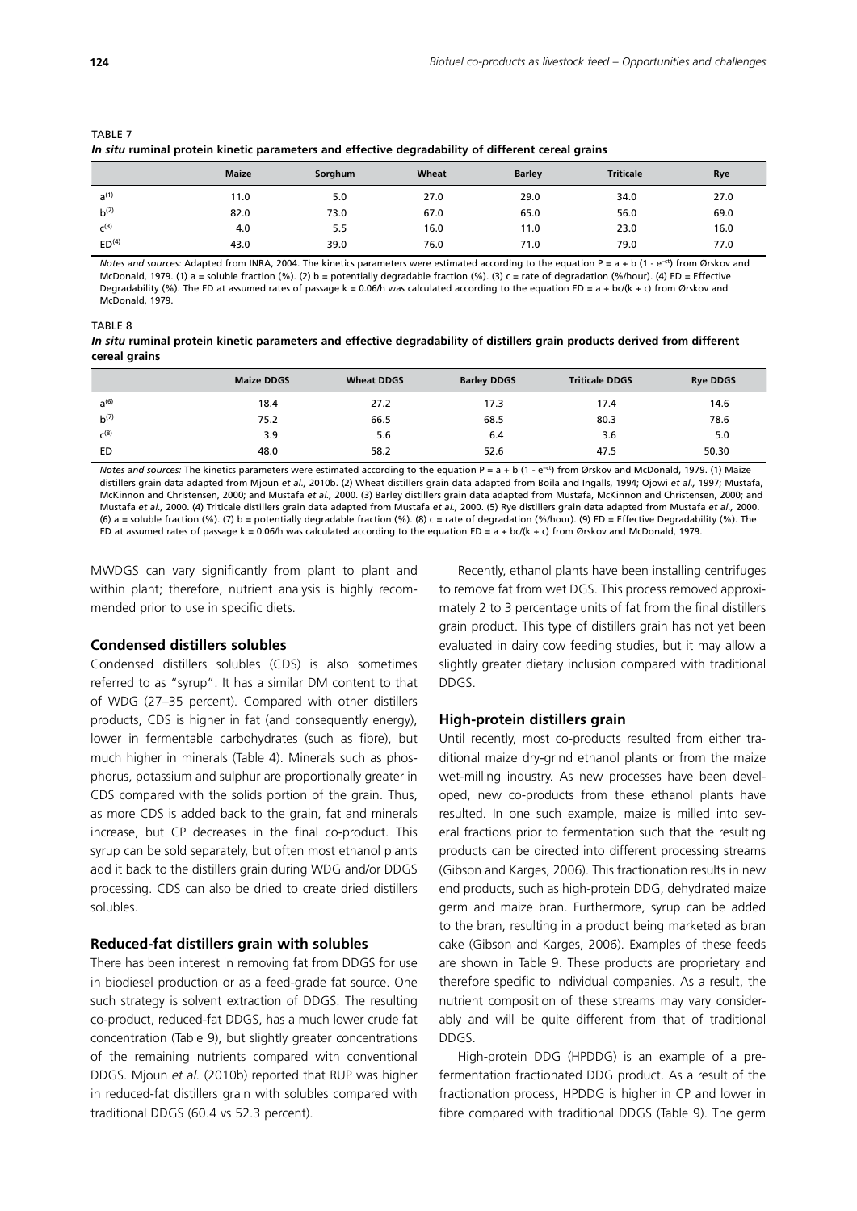TABLE 7

*In situ* **ruminal protein kinetic parameters and effective degradability of different cereal grains**

| | Maize | Sorghum | Wheat | Barley | Triticale | Rye |
|---|---|---|---|---|---|---|
| a[1] | 11.0 | 5.0 | 27.0 | 29.0 | 34.0 | 27.0 |
| b[2] | 82.0 | 73.0 | 67.0 | 65.0 | 56.0 | 69.0 |
| c[3] | 4.0 | 5.5 | 16.0 | 11.0 | 23.0 | 16.0 |
| ED[4] | 43.0 | 39.0 | 76.0 | 71.0 | 79.0 | 77.0 |

*Notes and sources:* Adapted from INRA, 2004. The kinetics parameters were estimated according to the equation $P = a + b\ (1 - e^{-ct})$ from Ørskov and McDonald, 1979. (1) a = soluble fraction (%). (2) b = potentially degradable fraction (%). (3) c = rate of degradation (%/hour). (4) ED = Effective Degradability (%). The ED at assumed rates of passage k = 0.06/h was calculated according to the equation $ED = a + bc/(k + c)$ from Ørskov and McDonald, 1979.

TABLE 8

*In situ* **ruminal protein kinetic parameters and effective degradability of distillers grain products derived from different cereal grains**

| | Maize DDGS | Wheat DDGS | Barley DDGS | Triticale DDGS | Rye DDGS |
|---|---|---|---|---|---|
| a[6] | 18.4 | 27.2 | 17.3 | 17.4 | 14.6 |
| b[7] | 75.2 | 66.5 | 68.5 | 80.3 | 78.6 |
| c[8] | 3.9 | 5.6 | 6.4 | 3.6 | 5.0 |
| ED | 48.0 | 58.2 | 52.6 | 47.5 | 50.30 |

*Notes and sources:* The kinetics parameters were estimated according to the equation $P = a + b\ (1 - e^{-ct})$ from Ørskov and McDonald, 1979. (1) Maize distillers grain data adapted from Mjoun *et al.,* 2010b. (2) Wheat distillers grain data adapted from Boila and Ingalls, 1994; Ojowi *et al.,* 1997; Mustafa, McKinnon and Christensen, 2000; and Mustafa *et al.,* 2000. (3) Barley distillers grain data adapted from Mustafa, McKinnon and Christensen, 2000; and Mustafa *et al.,* 2000. (4) Triticale distillers grain data adapted from Mustafa *et al.,* 2000. (5) Rye distillers grain data adapted from Mustafa *et al.,* 2000. (6) a = soluble fraction (%). (7) b = potentially degradable fraction (%). (8) c = rate of degradation (%/hour). (9) ED = Effective Degradability (%). The ED at assumed rates of passage k = 0.06/h was calculated according to the equation $ED = a + bc/(k + c)$ from Ørskov and McDonald, 1979.

MWDGS can vary significantly from plant to plant and within plant; therefore, nutrient analysis is highly recommended prior to use in specific diets.

### Condensed distillers solubles

Condensed distillers solubles (CDS) is also sometimes referred to as "syrup". It has a similar DM content to that of WDG (27–35 percent). Compared with other distillers products, CDS is higher in fat (and consequently energy), lower in fermentable carbohydrates (such as fibre), but much higher in minerals (Table 4). Minerals such as phosphorus, potassium and sulphur are proportionally greater in CDS compared with the solids portion of the grain. Thus, as more CDS is added back to the grain, fat and minerals increase, but CP decreases in the final co-product. This syrup can be sold separately, but often most ethanol plants add it back to the distillers grain during WDG and/or DDGS processing. CDS can also be dried to create dried distillers solubles.

### Reduced-fat distillers grain with solubles

There has been interest in removing fat from DDGS for use in biodiesel production or as a feed-grade fat source. One such strategy is solvent extraction of DDGS. The resulting co-product, reduced-fat DDGS, has a much lower crude fat concentration (Table 9), but slightly greater concentrations of the remaining nutrients compared with conventional DDGS. Mjoun *et al.* (2010b) reported that RUP was higher in reduced-fat distillers grain with solubles compared with traditional DDGS (60.4 vs 52.3 percent).

Recently, ethanol plants have been installing centrifuges to remove fat from wet DGS. This process removed approximately 2 to 3 percentage units of fat from the final distillers grain product. This type of distillers grain has not yet been evaluated in dairy cow feeding studies, but it may allow a slightly greater dietary inclusion compared with traditional DDGS.

### High-protein distillers grain

Until recently, most co-products resulted from either traditional maize dry-grind ethanol plants or from the maize wet-milling industry. As new processes have been developed, new co-products from these ethanol plants have resulted. In one such example, maize is milled into several fractions prior to fermentation such that the resulting products can be directed into different processing streams (Gibson and Karges, 2006). This fractionation results in new end products, such as high-protein DDG, dehydrated maize germ and maize bran. Furthermore, syrup can be added to the bran, resulting in a product being marketed as bran cake (Gibson and Karges, 2006). Examples of these feeds are shown in Table 9. These products are proprietary and therefore specific to individual companies. As a result, the nutrient composition of these streams may vary considerably and will be quite different from that of traditional DDGS.

High-protein DDG (HPDDG) is an example of a pre-fermentation fractionated DDG product. As a result of the fractionation process, HPDDG is higher in CP and lower in fibre compared with traditional DDGS (Table 9). The germ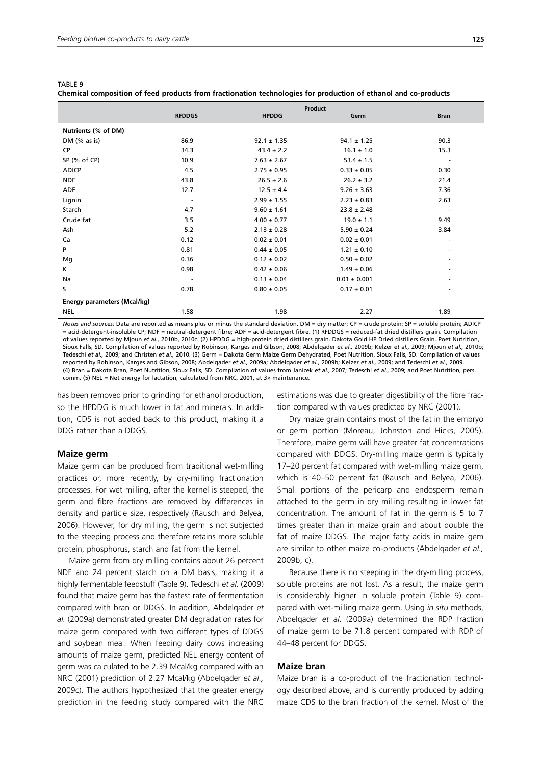TABLE 9

**Chemical composition of feed products from fractionation technologies for production of ethanol and co-products**

| | Product | | | |
|---|---|---|---|---|
| | **RFDDGS** | **HPDDG** | **Germ** | **Bran** |
| **Nutrients (% of DM)** | | | | |
| DM (% as is) | 86.9 | 92.1 ± 1.35 | 94.1 ± 1.25 | 90.3 |
| CP | 34.3 | 43.4 ± 2.2 | 16.1 ± 1.0 | 15.3 |
| SP (% of CP) | 10.9 | 7.63 ± 2.67 | 53.4 ± 1.5 | - |
| ADICP | 4.5 | 2.75 ± 0.95 | 0.33 ± 0.05 | 0.30 |
| NDF | 43.8 | 26.5 ± 2.6 | 26.2 ± 3.2 | 21.4 |
| ADF | 12.7 | 12.5 ± 4.4 | 9.26 ± 3.63 | 7.36 |
| Lignin | - | 2.99 ± 1.55 | 2.23 ± 0.83 | 2.63 |
| Starch | 4.7 | 9.60 ± 1.61 | 23.8 ± 2.48 | - |
| Crude fat | 3.5 | 4.00 ± 0.77 | 19.0 ± 1.1 | 9.49 |
| Ash | 5.2 | 2.13 ± 0.28 | 5.90 ± 0.24 | 3.84 |
| Ca | 0.12 | 0.02 ± 0.01 | 0.02 ± 0.01 | - |
| P | 0.81 | 0.44 ± 0.05 | 1.21 ± 0.10 | - |
| Mg | 0.36 | 0.12 ± 0.02 | 0.50 ± 0.02 | - |
| K | 0.98 | 0.42 ± 0.06 | 1.49 ± 0.06 | - |
| Na | - | 0.13 ± 0.04 | 0.01 ± 0.001 | - |
| S | 0.78 | 0.80 ± 0.05 | 0.17 ± 0.01 | - |
| **Energy parameters (Mcal/kg)** | | | | |
| NEL | 1.58 | 1.98 | 2.27 | 1.89 |

*Notes and sources:* Data are reported as means plus or minus the standard deviation. DM = dry matter; CP = crude protein; SP = soluble protein; ADICP = acid-detergent-insoluble CP; NDF = neutral-detergent fibre; ADF = acid-detergent fibre. (1) RFDDGS = reduced-fat dried distillers grain. Compilation of values reported by Mjoun *et al.,* 2010b, 2010c. (2) HPDDG = high-protein dried distillers grain. Dakota Gold HP Dried distillers Grain. Poet Nutrition, Sioux Falls, SD. Compilation of values reported by Robinson, Karges and Gibson, 2008; Abdelqader *et al.,* 2009b; Kelzer *et al.,* 2009; Mjoun *et al.,* 2010b; Tedeschi *et al.,* 2009; and Christen *et al.,* 2010. (3) Germ = Dakota Germ Maize Germ Dehydrated, Poet Nutrition, Sioux Falls, SD. Compilation of values reported by Robinson, Karges and Gibson, 2008; Abdelqader *et al.,* 2009a; Abdelqader *et al.,* 2009b; Kelzer *et al.,* 2009; and Tedeschi *et al.,* 2009. (4) Bran = Dakota Bran, Poet Nutrition, Sioux Falls, SD. Compilation of values from Janicek *et al.,* 2007; Tedeschi *et al.,* 2009; and Poet Nutrition, pers. comm. (5) NEL = Net energy for lactation, calculated from NRC, 2001, at 3× maintenance.

has been removed prior to grinding for ethanol production, so the HPDDG is much lower in fat and minerals. In addition, CDS is not added back to this product, making it a DDG rather than a DDGS.

### Maize germ

Maize germ can be produced from traditional wet-milling practices or, more recently, by dry-milling fractionation processes. For wet milling, after the kernel is steeped, the germ and fibre fractions are removed by differences in density and particle size, respectively (Rausch and Belyea, 2006). However, for dry milling, the germ is not subjected to the steeping process and therefore retains more soluble protein, phosphorus, starch and fat from the kernel.

Maize germ from dry milling contains about 26 percent NDF and 24 percent starch on a DM basis, making it a highly fermentable feedstuff (Table 9). Tedeschi *et al.* (2009) found that maize germ has the fastest rate of fermentation compared with bran or DDGS. In addition, Abdelqader *et al.* (2009a) demonstrated greater DM degradation rates for maize germ compared with two different types of DDGS and soybean meal. When feeding dairy cows increasing amounts of maize germ, predicted NEL energy content of germ was calculated to be 2.39 Mcal/kg compared with an NRC (2001) prediction of 2.27 Mcal/kg (Abdelqader *et al.,* 2009c). The authors hypothesized that the greater energy prediction in the feeding study compared with the NRC estimations was due to greater digestibility of the fibre fraction compared with values predicted by NRC (2001).

Dry maize grain contains most of the fat in the embryo or germ portion (Moreau, Johnston and Hicks, 2005). Therefore, maize germ will have greater fat concentrations compared with DDGS. Dry-milling maize germ is typically 17–20 percent fat compared with wet-milling maize germ, which is 40–50 percent fat (Rausch and Belyea, 2006). Small portions of the pericarp and endosperm remain attached to the germ in dry milling resulting in lower fat concentration. The amount of fat in the germ is 5 to 7 times greater than in maize grain and about double the fat of maize DDGS. The major fatty acids in maize gem are similar to other maize co-products (Abdelqader *et al.,* 2009b, c).

Because there is no steeping in the dry-milling process, soluble proteins are not lost. As a result, the maize germ is considerably higher in soluble protein (Table 9) compared with wet-milling maize germ. Using *in situ* methods, Abdelqader *et al.* (2009a) determined the RDP fraction of maize germ to be 71.8 percent compared with RDP of 44–48 percent for DDGS.

### Maize bran

Maize bran is a co-product of the fractionation technology described above, and is currently produced by adding maize CDS to the bran fraction of the kernel. Most of the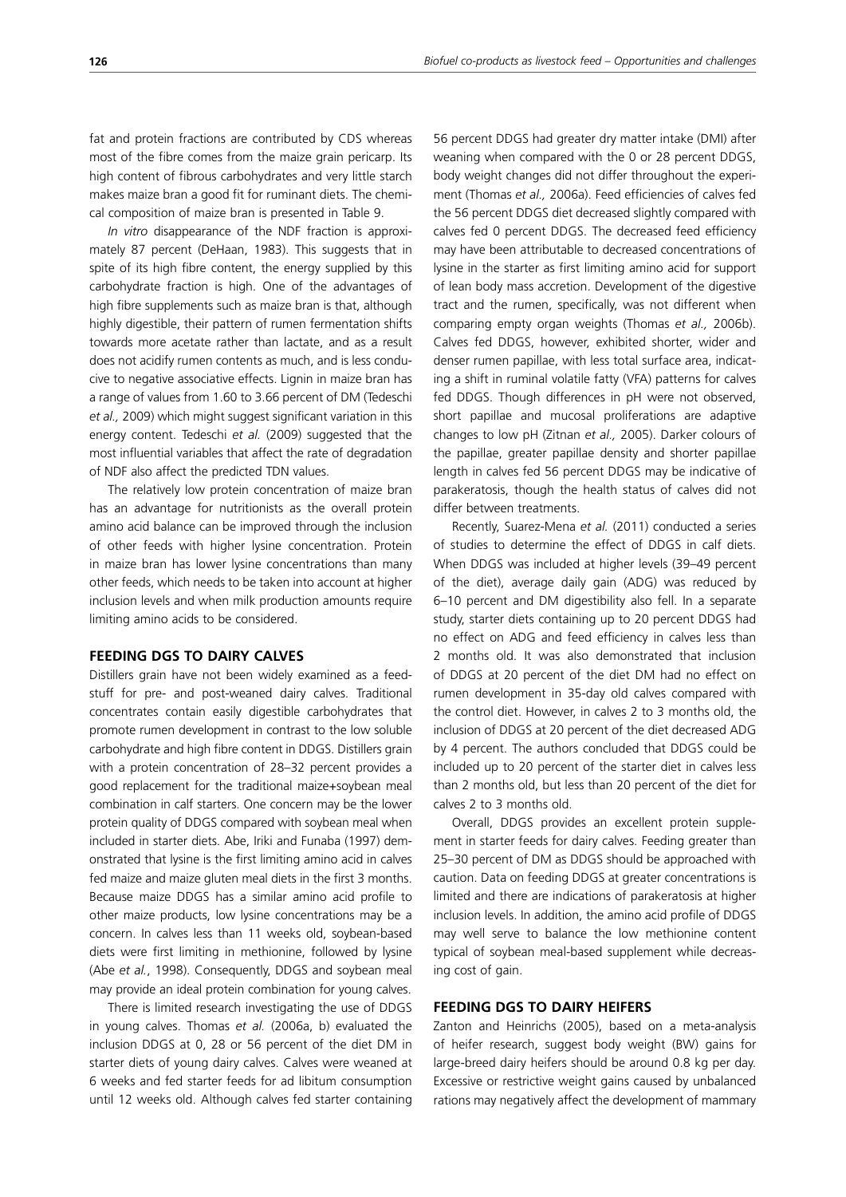fat and protein fractions are contributed by CDS whereas most of the fibre comes from the maize grain pericarp. Its high content of fibrous carbohydrates and very little starch makes maize bran a good fit for ruminant diets. The chemical composition of maize bran is presented in Table 9.

*In vitro* disappearance of the NDF fraction is approximately 87 percent (DeHaan, 1983). This suggests that in spite of its high fibre content, the energy supplied by this carbohydrate fraction is high. One of the advantages of high fibre supplements such as maize bran is that, although highly digestible, their pattern of rumen fermentation shifts towards more acetate rather than lactate, and as a result does not acidify rumen contents as much, and is less conducive to negative associative effects. Lignin in maize bran has a range of values from 1.60 to 3.66 percent of DM (Tedeschi *et al.,* 2009) which might suggest significant variation in this energy content. Tedeschi *et al.* (2009) suggested that the most influential variables that affect the rate of degradation of NDF also affect the predicted TDN values.

The relatively low protein concentration of maize bran has an advantage for nutritionists as the overall protein amino acid balance can be improved through the inclusion of other feeds with higher lysine concentration. Protein in maize bran has lower lysine concentrations than many other feeds, which needs to be taken into account at higher inclusion levels and when milk production amounts require limiting amino acids to be considered.

## FEEDING DGS TO DAIRY CALVES

Distillers grain have not been widely examined as a feedstuff for pre- and post-weaned dairy calves. Traditional concentrates contain easily digestible carbohydrates that promote rumen development in contrast to the low soluble carbohydrate and high fibre content in DDGS. Distillers grain with a protein concentration of 28–32 percent provides a good replacement for the traditional maize+soybean meal combination in calf starters. One concern may be the lower protein quality of DDGS compared with soybean meal when included in starter diets. Abe, Iriki and Funaba (1997) demonstrated that lysine is the first limiting amino acid in calves fed maize and maize gluten meal diets in the first 3 months. Because maize DDGS has a similar amino acid profile to other maize products, low lysine concentrations may be a concern. In calves less than 11 weeks old, soybean-based diets were first limiting in methionine, followed by lysine (Abe *et al.*, 1998). Consequently, DDGS and soybean meal may provide an ideal protein combination for young calves.

There is limited research investigating the use of DDGS in young calves. Thomas *et al.* (2006a, b) evaluated the inclusion DDGS at 0, 28 or 56 percent of the diet DM in starter diets of young dairy calves. Calves were weaned at 6 weeks and fed starter feeds for ad libitum consumption until 12 weeks old. Although calves fed starter containing 56 percent DDGS had greater dry matter intake (DMI) after weaning when compared with the 0 or 28 percent DDGS, body weight changes did not differ throughout the experiment (Thomas *et al.,* 2006a). Feed efficiencies of calves fed the 56 percent DDGS diet decreased slightly compared with calves fed 0 percent DDGS. The decreased feed efficiency may have been attributable to decreased concentrations of lysine in the starter as first limiting amino acid for support of lean body mass accretion. Development of the digestive tract and the rumen, specifically, was not different when comparing empty organ weights (Thomas *et al.,* 2006b). Calves fed DDGS, however, exhibited shorter, wider and denser rumen papillae, with less total surface area, indicating a shift in ruminal volatile fatty (VFA) patterns for calves fed DDGS. Though differences in pH were not observed, short papillae and mucosal proliferations are adaptive changes to low pH (Zitnan *et al.,* 2005). Darker colours of the papillae, greater papillae density and shorter papillae length in calves fed 56 percent DDGS may be indicative of parakeratosis, though the health status of calves did not differ between treatments.

Recently, Suarez-Mena *et al.* (2011) conducted a series of studies to determine the effect of DDGS in calf diets. When DDGS was included at higher levels (39–49 percent of the diet), average daily gain (ADG) was reduced by 6–10 percent and DM digestibility also fell. In a separate study, starter diets containing up to 20 percent DDGS had no effect on ADG and feed efficiency in calves less than 2 months old. It was also demonstrated that inclusion of DDGS at 20 percent of the diet DM had no effect on rumen development in 35-day old calves compared with the control diet. However, in calves 2 to 3 months old, the inclusion of DDGS at 20 percent of the diet decreased ADG by 4 percent. The authors concluded that DDGS could be included up to 20 percent of the starter diet in calves less than 2 months old, but less than 20 percent of the diet for calves 2 to 3 months old.

Overall, DDGS provides an excellent protein supplement in starter feeds for dairy calves. Feeding greater than 25–30 percent of DM as DDGS should be approached with caution. Data on feeding DDGS at greater concentrations is limited and there are indications of parakeratosis at higher inclusion levels. In addition, the amino acid profile of DDGS may well serve to balance the low methionine content typical of soybean meal-based supplement while decreasing cost of gain.

## FEEDING DGS TO DAIRY HEIFERS

Zanton and Heinrichs (2005), based on a meta-analysis of heifer research, suggest body weight (BW) gains for large-breed dairy heifers should be around 0.8 kg per day. Excessive or restrictive weight gains caused by unbalanced rations may negatively affect the development of mammary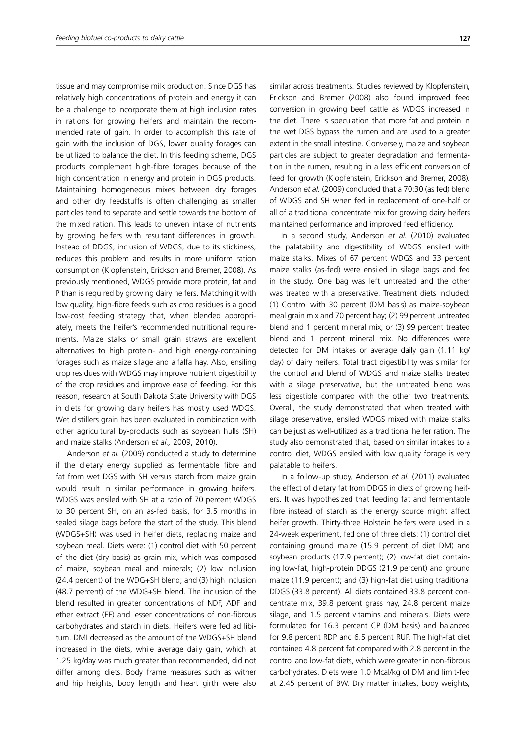tissue and may compromise milk production. Since DGS has relatively high concentrations of protein and energy it can be a challenge to incorporate them at high inclusion rates in rations for growing heifers and maintain the recommended rate of gain. In order to accomplish this rate of gain with the inclusion of DGS, lower quality forages can be utilized to balance the diet. In this feeding scheme, DGS products complement high-fibre forages because of the high concentration in energy and protein in DGS products. Maintaining homogeneous mixes between dry forages and other dry feedstuffs is often challenging as smaller particles tend to separate and settle towards the bottom of the mixed ration. This leads to uneven intake of nutrients by growing heifers with resultant differences in growth. Instead of DDGS, inclusion of WDGS, due to its stickiness, reduces this problem and results in more uniform ration consumption (Klopfenstein, Erickson and Bremer, 2008). As previously mentioned, WDGS provide more protein, fat and P than is required by growing dairy heifers. Matching it with low quality, high-fibre feeds such as crop residues is a good low-cost feeding strategy that, when blended appropriately, meets the heifer's recommended nutritional requirements. Maize stalks or small grain straws are excellent alternatives to high protein- and high energy-containing forages such as maize silage and alfalfa hay. Also, ensiling crop residues with WDGS may improve nutrient digestibility of the crop residues and improve ease of feeding. For this reason, research at South Dakota State University with DGS in diets for growing dairy heifers has mostly used WDGS. Wet distillers grain has been evaluated in combination with other agricultural by-products such as soybean hulls (SH) and maize stalks (Anderson *et al.,* 2009, 2010).

Anderson *et al.* (2009) conducted a study to determine if the dietary energy supplied as fermentable fibre and fat from wet DGS with SH versus starch from maize grain would result in similar performance in growing heifers. WDGS was ensiled with SH at a ratio of 70 percent WDGS to 30 percent SH, on an as-fed basis, for 3.5 months in sealed silage bags before the start of the study. This blend (WDGS+SH) was used in heifer diets, replacing maize and soybean meal. Diets were: (1) control diet with 50 percent of the diet (dry basis) as grain mix, which was composed of maize, soybean meal and minerals; (2) low inclusion (24.4 percent) of the WDG+SH blend; and (3) high inclusion (48.7 percent) of the WDG+SH blend. The inclusion of the blend resulted in greater concentrations of NDF, ADF and ether extract (EE) and lesser concentrations of non-fibrous carbohydrates and starch in diets. Heifers were fed ad libitum. DMI decreased as the amount of the WDGS+SH blend increased in the diets, while average daily gain, which at 1.25 kg/day was much greater than recommended, did not differ among diets. Body frame measures such as wither and hip heights, body length and heart girth were also similar across treatments. Studies reviewed by Klopfenstein, Erickson and Bremer (2008) also found improved feed conversion in growing beef cattle as WDGS increased in the diet. There is speculation that more fat and protein in the wet DGS bypass the rumen and are used to a greater extent in the small intestine. Conversely, maize and soybean particles are subject to greater degradation and fermentation in the rumen, resulting in a less efficient conversion of feed for growth (Klopfenstein, Erickson and Bremer, 2008). Anderson *et al.* (2009) concluded that a 70:30 (as fed) blend of WDGS and SH when fed in replacement of one-half or all of a traditional concentrate mix for growing dairy heifers maintained performance and improved feed efficiency.

In a second study, Anderson *et al.* (2010) evaluated the palatability and digestibility of WDGS ensiled with maize stalks. Mixes of 67 percent WDGS and 33 percent maize stalks (as-fed) were ensiled in silage bags and fed in the study. One bag was left untreated and the other was treated with a preservative. Treatment diets included: (1) Control with 30 percent (DM basis) as maize-soybean meal grain mix and 70 percent hay; (2) 99 percent untreated blend and 1 percent mineral mix; or (3) 99 percent treated blend and 1 percent mineral mix. No differences were detected for DM intakes or average daily gain (1.11 kg/day) of dairy heifers. Total tract digestibility was similar for the control and blend of WDGS and maize stalks treated with a silage preservative, but the untreated blend was less digestible compared with the other two treatments. Overall, the study demonstrated that when treated with silage preservative, ensiled WDGS mixed with maize stalks can be just as well-utilized as a traditional heifer ration. The study also demonstrated that, based on similar intakes to a control diet, WDGS ensiled with low quality forage is very palatable to heifers.

In a follow-up study, Anderson *et al.* (2011) evaluated the effect of dietary fat from DDGS in diets of growing heifers. It was hypothesized that feeding fat and fermentable fibre instead of starch as the energy source might affect heifer growth. Thirty-three Holstein heifers were used in a 24-week experiment, fed one of three diets: (1) control diet containing ground maize (15.9 percent of diet DM) and soybean products (17.9 percent); (2) low-fat diet containing low-fat, high-protein DDGS (21.9 percent) and ground maize (11.9 percent); and (3) high-fat diet using traditional DDGS (33.8 percent). All diets contained 33.8 percent concentrate mix, 39.8 percent grass hay, 24.8 percent maize silage, and 1.5 percent vitamins and minerals. Diets were formulated for 16.3 percent CP (DM basis) and balanced for 9.8 percent RDP and 6.5 percent RUP. The high-fat diet contained 4.8 percent fat compared with 2.8 percent in the control and low-fat diets, which were greater in non-fibrous carbohydrates. Diets were 1.0 Mcal/kg of DM and limit-fed at 2.45 percent of BW. Dry matter intakes, body weights,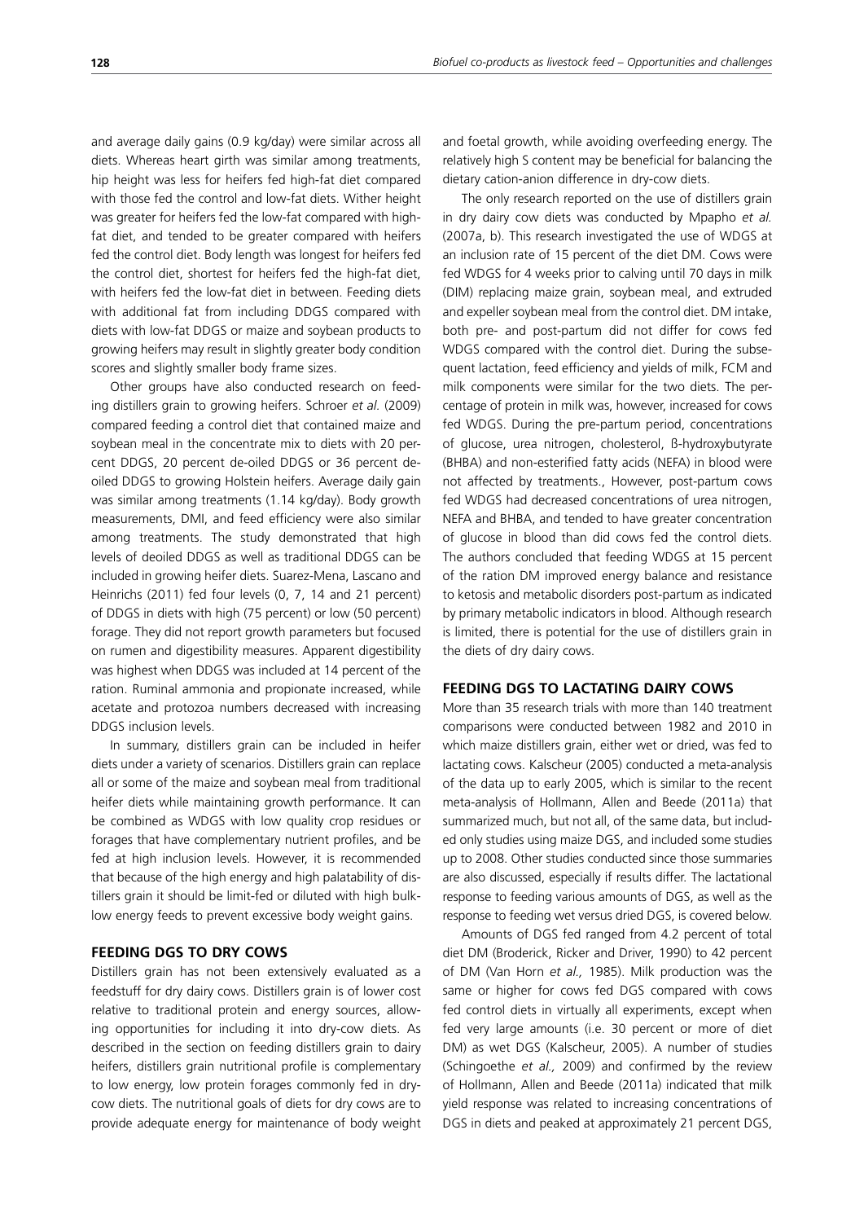and average daily gains (0.9 kg/day) were similar across all diets. Whereas heart girth was similar among treatments, hip height was less for heifers fed high-fat diet compared with those fed the control and low-fat diets. Wither height was greater for heifers fed the low-fat compared with high-fat diet, and tended to be greater compared with heifers fed the control diet. Body length was longest for heifers fed the control diet, shortest for heifers fed the high-fat diet, with heifers fed the low-fat diet in between. Feeding diets with additional fat from including DDGS compared with diets with low-fat DDGS or maize and soybean products to growing heifers may result in slightly greater body condition scores and slightly smaller body frame sizes.

Other groups have also conducted research on feeding distillers grain to growing heifers. Schroer *et al.* (2009) compared feeding a control diet that contained maize and soybean meal in the concentrate mix to diets with 20 percent DDGS, 20 percent de-oiled DDGS or 36 percent deoiled DDGS to growing Holstein heifers. Average daily gain was similar among treatments (1.14 kg/day). Body growth measurements, DMI, and feed efficiency were also similar among treatments. The study demonstrated that high levels of deoiled DDGS as well as traditional DDGS can be included in growing heifer diets. Suarez-Mena, Lascano and Heinrichs (2011) fed four levels (0, 7, 14 and 21 percent) of DDGS in diets with high (75 percent) or low (50 percent) forage. They did not report growth parameters but focused on rumen and digestibility measures. Apparent digestibility was highest when DDGS was included at 14 percent of the ration. Ruminal ammonia and propionate increased, while acetate and protozoa numbers decreased with increasing DDGS inclusion levels.

In summary, distillers grain can be included in heifer diets under a variety of scenarios. Distillers grain can replace all or some of the maize and soybean meal from traditional heifer diets while maintaining growth performance. It can be combined as WDGS with low quality crop residues or forages that have complementary nutrient profiles, and be fed at high inclusion levels. However, it is recommended that because of the high energy and high palatability of distillers grain it should be limit-fed or diluted with high bulk-low energy feeds to prevent excessive body weight gains.

## FEEDING DGS TO DRY COWS

Distillers grain has not been extensively evaluated as a feedstuff for dry dairy cows. Distillers grain is of lower cost relative to traditional protein and energy sources, allowing opportunities for including it into dry-cow diets. As described in the section on feeding distillers grain to dairy heifers, distillers grain nutritional profile is complementary to low energy, low protein forages commonly fed in dry-cow diets. The nutritional goals of diets for dry cows are to provide adequate energy for maintenance of body weight and foetal growth, while avoiding overfeeding energy. The relatively high S content may be beneficial for balancing the dietary cation-anion difference in dry-cow diets.

The only research reported on the use of distillers grain in dry dairy cow diets was conducted by Mpapho *et al.* (2007a, b). This research investigated the use of WDGS at an inclusion rate of 15 percent of the diet DM. Cows were fed WDGS for 4 weeks prior to calving until 70 days in milk (DIM) replacing maize grain, soybean meal, and extruded and expeller soybean meal from the control diet. DM intake, both pre- and post-partum did not differ for cows fed WDGS compared with the control diet. During the subsequent lactation, feed efficiency and yields of milk, FCM and milk components were similar for the two diets. The percentage of protein in milk was, however, increased for cows fed WDGS. During the pre-partum period, concentrations of glucose, urea nitrogen, cholesterol, ß-hydroxybutyrate (BHBA) and non-esterified fatty acids (NEFA) in blood were not affected by treatments., However, post-partum cows fed WDGS had decreased concentrations of urea nitrogen, NEFA and BHBA, and tended to have greater concentration of glucose in blood than did cows fed the control diets. The authors concluded that feeding WDGS at 15 percent of the ration DM improved energy balance and resistance to ketosis and metabolic disorders post-partum as indicated by primary metabolic indicators in blood. Although research is limited, there is potential for the use of distillers grain in the diets of dry dairy cows.

## FEEDING DGS TO LACTATING DAIRY COWS

More than 35 research trials with more than 140 treatment comparisons were conducted between 1982 and 2010 in which maize distillers grain, either wet or dried, was fed to lactating cows. Kalscheur (2005) conducted a meta-analysis of the data up to early 2005, which is similar to the recent meta-analysis of Hollmann, Allen and Beede (2011a) that summarized much, but not all, of the same data, but included only studies using maize DGS, and included some studies up to 2008. Other studies conducted since those summaries are also discussed, especially if results differ. The lactational response to feeding various amounts of DGS, as well as the response to feeding wet versus dried DGS, is covered below.

Amounts of DGS fed ranged from 4.2 percent of total diet DM (Broderick, Ricker and Driver, 1990) to 42 percent of DM (Van Horn *et al.,* 1985). Milk production was the same or higher for cows fed DGS compared with cows fed control diets in virtually all experiments, except when fed very large amounts (i.e. 30 percent or more of diet DM) as wet DGS (Kalscheur, 2005). A number of studies (Schingoethe *et al.,* 2009) and confirmed by the review of Hollmann, Allen and Beede (2011a) indicated that milk yield response was related to increasing concentrations of DGS in diets and peaked at approximately 21 percent DGS,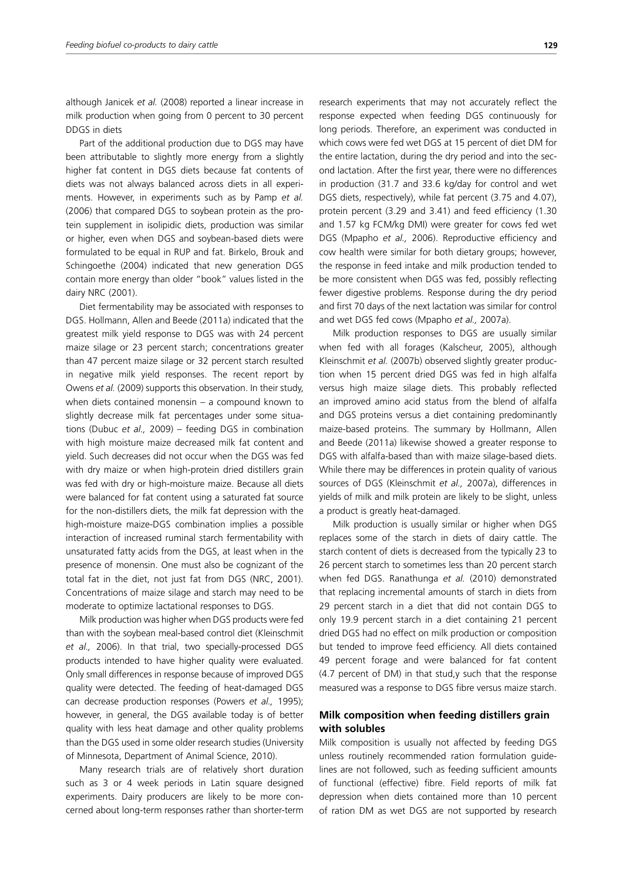although Janicek *et al.* (2008) reported a linear increase in milk production when going from 0 percent to 30 percent DDGS in diets

Part of the additional production due to DGS may have been attributable to slightly more energy from a slightly higher fat content in DGS diets because fat contents of diets was not always balanced across diets in all experiments. However, in experiments such as by Pamp *et al.* (2006) that compared DGS to soybean protein as the protein supplement in isolipidic diets, production was similar or higher, even when DGS and soybean-based diets were formulated to be equal in RUP and fat. Birkelo, Brouk and Schingoethe (2004) indicated that new generation DGS contain more energy than older "book" values listed in the dairy NRC (2001).

Diet fermentability may be associated with responses to DGS. Hollmann, Allen and Beede (2011a) indicated that the greatest milk yield response to DGS was with 24 percent maize silage or 23 percent starch; concentrations greater than 47 percent maize silage or 32 percent starch resulted in negative milk yield responses. The recent report by Owens *et al.* (2009) supports this observation. In their study, when diets contained monensin – a compound known to slightly decrease milk fat percentages under some situations (Dubuc *et al.,* 2009) – feeding DGS in combination with high moisture maize decreased milk fat content and yield. Such decreases did not occur when the DGS was fed with dry maize or when high-protein dried distillers grain was fed with dry or high-moisture maize. Because all diets were balanced for fat content using a saturated fat source for the non-distillers diets, the milk fat depression with the high-moisture maize-DGS combination implies a possible interaction of increased ruminal starch fermentability with unsaturated fatty acids from the DGS, at least when in the presence of monensin. One must also be cognizant of the total fat in the diet, not just fat from DGS (NRC, 2001). Concentrations of maize silage and starch may need to be moderate to optimize lactational responses to DGS.

Milk production was higher when DGS products were fed than with the soybean meal-based control diet (Kleinschmit *et al.,* 2006). In that trial, two specially-processed DGS products intended to have higher quality were evaluated. Only small differences in response because of improved DGS quality were detected. The feeding of heat-damaged DGS can decrease production responses (Powers *et al.,* 1995); however, in general, the DGS available today is of better quality with less heat damage and other quality problems than the DGS used in some older research studies (University of Minnesota, Department of Animal Science, 2010).

Many research trials are of relatively short duration such as 3 or 4 week periods in Latin square designed experiments. Dairy producers are likely to be more concerned about long-term responses rather than shorter-term research experiments that may not accurately reflect the response expected when feeding DGS continuously for long periods. Therefore, an experiment was conducted in which cows were fed wet DGS at 15 percent of diet DM for the entire lactation, during the dry period and into the second lactation. After the first year, there were no differences in production (31.7 and 33.6 kg/day for control and wet DGS diets, respectively), while fat percent (3.75 and 4.07), protein percent (3.29 and 3.41) and feed efficiency (1.30 and 1.57 kg FCM/kg DMI) were greater for cows fed wet DGS (Mpapho *et al.,* 2006). Reproductive efficiency and cow health were similar for both dietary groups; however, the response in feed intake and milk production tended to be more consistent when DGS was fed, possibly reflecting fewer digestive problems. Response during the dry period and first 70 days of the next lactation was similar for control and wet DGS fed cows (Mpapho *et al.,* 2007a).

Milk production responses to DGS are usually similar when fed with all forages (Kalscheur, 2005), although Kleinschmit *et al.* (2007b) observed slightly greater production when 15 percent dried DGS was fed in high alfalfa versus high maize silage diets. This probably reflected an improved amino acid status from the blend of alfalfa and DGS proteins versus a diet containing predominantly maize-based proteins. The summary by Hollmann, Allen and Beede (2011a) likewise showed a greater response to DGS with alfalfa-based than with maize silage-based diets. While there may be differences in protein quality of various sources of DGS (Kleinschmit *et al.,* 2007a), differences in yields of milk and milk protein are likely to be slight, unless a product is greatly heat-damaged.

Milk production is usually similar or higher when DGS replaces some of the starch in diets of dairy cattle. The starch content of diets is decreased from the typically 23 to 26 percent starch to sometimes less than 20 percent starch when fed DGS. Ranathunga *et al.* (2010) demonstrated that replacing incremental amounts of starch in diets from 29 percent starch in a diet that did not contain DGS to only 19.9 percent starch in a diet containing 21 percent dried DGS had no effect on milk production or composition but tended to improve feed efficiency. All diets contained 49 percent forage and were balanced for fat content (4.7 percent of DM) in that stud,y such that the response measured was a response to DGS fibre versus maize starch.

## Milk composition when feeding distillers grain with solubles

Milk composition is usually not affected by feeding DGS unless routinely recommended ration formulation guidelines are not followed, such as feeding sufficient amounts of functional (effective) fibre. Field reports of milk fat depression when diets contained more than 10 percent of ration DM as wet DGS are not supported by research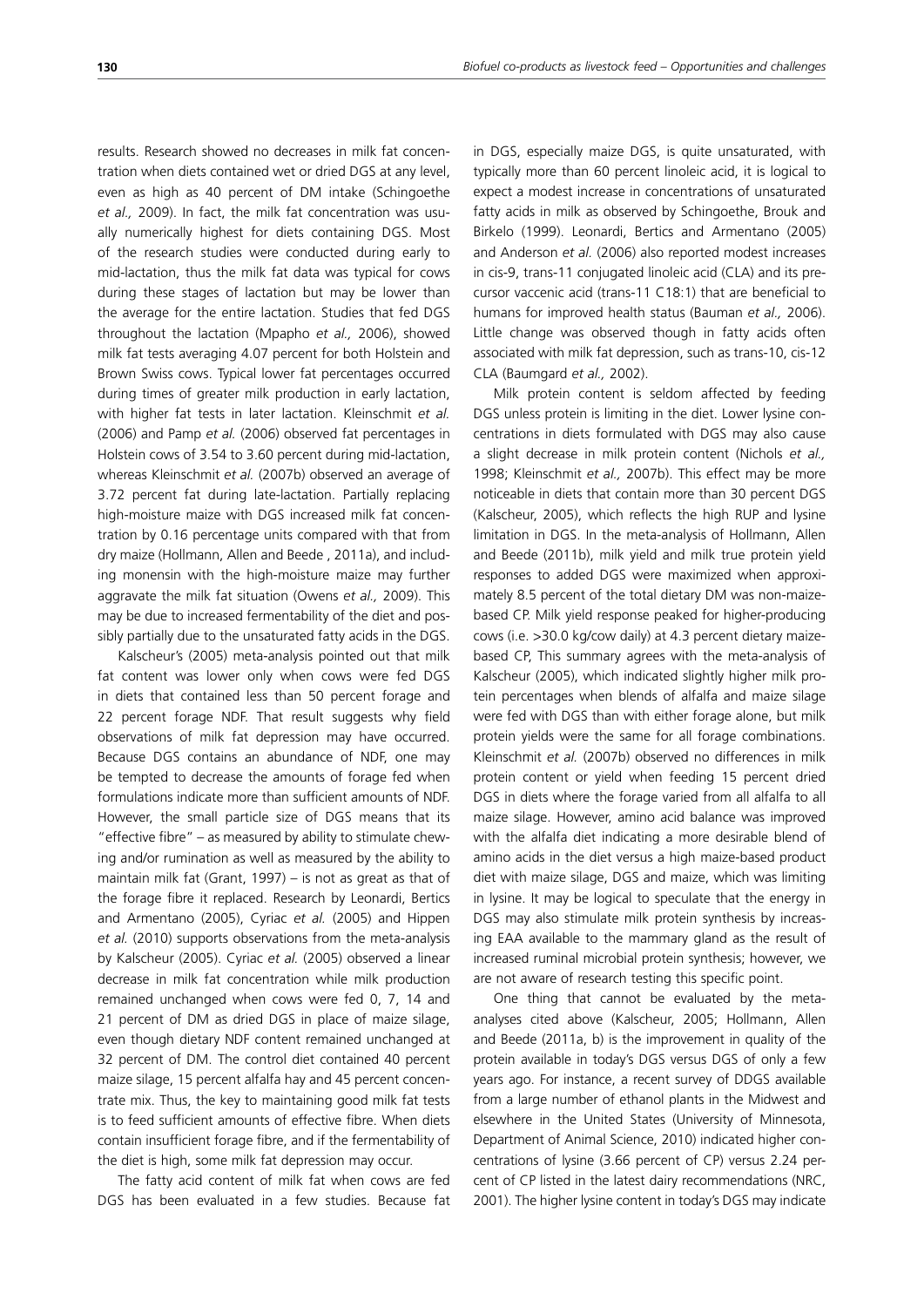results. Research showed no decreases in milk fat concentration when diets contained wet or dried DGS at any level, even as high as 40 percent of DM intake (Schingoethe *et al.,* 2009). In fact, the milk fat concentration was usually numerically highest for diets containing DGS. Most of the research studies were conducted during early to mid-lactation, thus the milk fat data was typical for cows during these stages of lactation but may be lower than the average for the entire lactation. Studies that fed DGS throughout the lactation (Mpapho *et al.,* 2006), showed milk fat tests averaging 4.07 percent for both Holstein and Brown Swiss cows. Typical lower fat percentages occurred during times of greater milk production in early lactation, with higher fat tests in later lactation. Kleinschmit *et al.* (2006) and Pamp *et al.* (2006) observed fat percentages in Holstein cows of 3.54 to 3.60 percent during mid-lactation, whereas Kleinschmit *et al.* (2007b) observed an average of 3.72 percent fat during late-lactation. Partially replacing high-moisture maize with DGS increased milk fat concentration by 0.16 percentage units compared with that from dry maize (Hollmann, Allen and Beede , 2011a), and including monensin with the high-moisture maize may further aggravate the milk fat situation (Owens *et al.,* 2009). This may be due to increased fermentability of the diet and possibly partially due to the unsaturated fatty acids in the DGS.

Kalscheur's (2005) meta-analysis pointed out that milk fat content was lower only when cows were fed DGS in diets that contained less than 50 percent forage and 22 percent forage NDF. That result suggests why field observations of milk fat depression may have occurred. Because DGS contains an abundance of NDF, one may be tempted to decrease the amounts of forage fed when formulations indicate more than sufficient amounts of NDF. However, the small particle size of DGS means that its "effective fibre" – as measured by ability to stimulate chewing and/or rumination as well as measured by the ability to maintain milk fat (Grant, 1997) – is not as great as that of the forage fibre it replaced. Research by Leonardi, Bertics and Armentano (2005), Cyriac *et al.* (2005) and Hippen *et al.* (2010) supports observations from the meta-analysis by Kalscheur (2005). Cyriac *et al.* (2005) observed a linear decrease in milk fat concentration while milk production remained unchanged when cows were fed 0, 7, 14 and 21 percent of DM as dried DGS in place of maize silage, even though dietary NDF content remained unchanged at 32 percent of DM. The control diet contained 40 percent maize silage, 15 percent alfalfa hay and 45 percent concentrate mix. Thus, the key to maintaining good milk fat tests is to feed sufficient amounts of effective fibre. When diets contain insufficient forage fibre, and if the fermentability of the diet is high, some milk fat depression may occur.

The fatty acid content of milk fat when cows are fed DGS has been evaluated in a few studies. Because fat in DGS, especially maize DGS, is quite unsaturated, with typically more than 60 percent linoleic acid, it is logical to expect a modest increase in concentrations of unsaturated fatty acids in milk as observed by Schingoethe, Brouk and Birkelo (1999). Leonardi, Bertics and Armentano (2005) and Anderson *et al.* (2006) also reported modest increases in cis-9, trans-11 conjugated linoleic acid (CLA) and its precursor vaccenic acid (trans-11 C18:1) that are beneficial to humans for improved health status (Bauman *et al.,* 2006). Little change was observed though in fatty acids often associated with milk fat depression, such as trans-10, cis-12 CLA (Baumgard *et al.,* 2002).

Milk protein content is seldom affected by feeding DGS unless protein is limiting in the diet. Lower lysine concentrations in diets formulated with DGS may also cause a slight decrease in milk protein content (Nichols *et al.,* 1998; Kleinschmit *et al.,* 2007b). This effect may be more noticeable in diets that contain more than 30 percent DGS (Kalscheur, 2005), which reflects the high RUP and lysine limitation in DGS. In the meta-analysis of Hollmann, Allen and Beede (2011b), milk yield and milk true protein yield responses to added DGS were maximized when approximately 8.5 percent of the total dietary DM was non-maize-based CP. Milk yield response peaked for higher-producing cows (i.e. >30.0 kg/cow daily) at 4.3 percent dietary maize-based CP, This summary agrees with the meta-analysis of Kalscheur (2005), which indicated slightly higher milk protein percentages when blends of alfalfa and maize silage were fed with DGS than with either forage alone, but milk protein yields were the same for all forage combinations. Kleinschmit *et al.* (2007b) observed no differences in milk protein content or yield when feeding 15 percent dried DGS in diets where the forage varied from all alfalfa to all maize silage. However, amino acid balance was improved with the alfalfa diet indicating a more desirable blend of amino acids in the diet versus a high maize-based product diet with maize silage, DGS and maize, which was limiting in lysine. It may be logical to speculate that the energy in DGS may also stimulate milk protein synthesis by increasing EAA available to the mammary gland as the result of increased ruminal microbial protein synthesis; however, we are not aware of research testing this specific point.

One thing that cannot be evaluated by the meta-analyses cited above (Kalscheur, 2005; Hollmann, Allen and Beede (2011a, b) is the improvement in quality of the protein available in today's DGS versus DGS of only a few years ago. For instance, a recent survey of DDGS available from a large number of ethanol plants in the Midwest and elsewhere in the United States (University of Minnesota, Department of Animal Science, 2010) indicated higher concentrations of lysine (3.66 percent of CP) versus 2.24 percent of CP listed in the latest dairy recommendations (NRC, 2001). The higher lysine content in today's DGS may indicate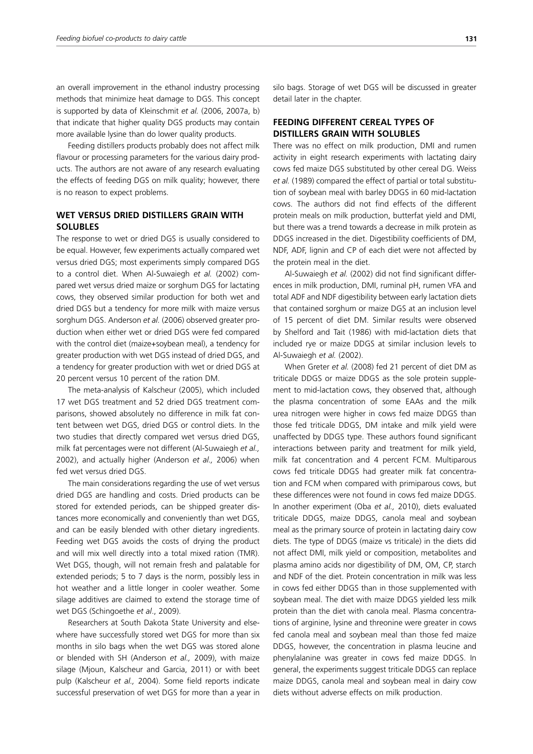an overall improvement in the ethanol industry processing methods that minimize heat damage to DGS. This concept is supported by data of Kleinschmit *et al.* (2006, 2007a, b) that indicate that higher quality DGS products may contain more available lysine than do lower quality products.

Feeding distillers products probably does not affect milk flavour or processing parameters for the various dairy products. The authors are not aware of any research evaluating the effects of feeding DGS on milk quality; however, there is no reason to expect problems.

## WET VERSUS DRIED DISTILLERS GRAIN WITH SOLUBLES

The response to wet or dried DGS is usually considered to be equal. However, few experiments actually compared wet versus dried DGS; most experiments simply compared DGS to a control diet. When Al-Suwaiegh *et al.* (2002) compared wet versus dried maize or sorghum DGS for lactating cows, they observed similar production for both wet and dried DGS but a tendency for more milk with maize versus sorghum DGS. Anderson *et al.* (2006) observed greater production when either wet or dried DGS were fed compared with the control diet (maize+soybean meal), a tendency for greater production with wet DGS instead of dried DGS, and a tendency for greater production with wet or dried DGS at 20 percent versus 10 percent of the ration DM.

The meta-analysis of Kalscheur (2005), which included 17 wet DGS treatment and 52 dried DGS treatment comparisons, showed absolutely no difference in milk fat content between wet DGS, dried DGS or control diets. In the two studies that directly compared wet versus dried DGS, milk fat percentages were not different (Al-Suwaiegh *et al.,* 2002), and actually higher (Anderson *et al.,* 2006) when fed wet versus dried DGS.

The main considerations regarding the use of wet versus dried DGS are handling and costs. Dried products can be stored for extended periods, can be shipped greater distances more economically and conveniently than wet DGS, and can be easily blended with other dietary ingredients. Feeding wet DGS avoids the costs of drying the product and will mix well directly into a total mixed ration (TMR). Wet DGS, though, will not remain fresh and palatable for extended periods; 5 to 7 days is the norm, possibly less in hot weather and a little longer in cooler weather. Some silage additives are claimed to extend the storage time of wet DGS (Schingoethe *et al*., 2009).

Researchers at South Dakota State University and elsewhere have successfully stored wet DGS for more than six months in silo bags when the wet DGS was stored alone or blended with SH (Anderson *et al.,* 2009), with maize silage (Mjoun, Kalscheur and Garcia, 2011) or with beet pulp (Kalscheur *et al.,* 2004). Some field reports indicate successful preservation of wet DGS for more than a year in silo bags. Storage of wet DGS will be discussed in greater detail later in the chapter.

## FEEDING DIFFERENT CEREAL TYPES OF DISTILLERS GRAIN WITH SOLUBLES

There was no effect on milk production, DMI and rumen activity in eight research experiments with lactating dairy cows fed maize DGS substituted by other cereal DG. Weiss *et al.* (1989) compared the effect of partial or total substitution of soybean meal with barley DDGS in 60 mid-lactation cows. The authors did not find effects of the different protein meals on milk production, butterfat yield and DMI, but there was a trend towards a decrease in milk protein as DDGS increased in the diet. Digestibility coefficients of DM, NDF, ADF, lignin and CP of each diet were not affected by the protein meal in the diet.

Al-Suwaiegh *et al.* (2002) did not find significant differences in milk production, DMI, ruminal pH, rumen VFA and total ADF and NDF digestibility between early lactation diets that contained sorghum or maize DGS at an inclusion level of 15 percent of diet DM. Similar results were observed by Shelford and Tait (1986) with mid-lactation diets that included rye or maize DDGS at similar inclusion levels to Al-Suwaiegh *et al.* (2002).

When Greter *et al.* (2008) fed 21 percent of diet DM as triticale DDGS or maize DDGS as the sole protein supplement to mid-lactation cows, they observed that, although the plasma concentration of some EAAs and the milk urea nitrogen were higher in cows fed maize DDGS than those fed triticale DDGS, DM intake and milk yield were unaffected by DDGS type. These authors found significant interactions between parity and treatment for milk yield, milk fat concentration and 4 percent FCM. Multiparous cows fed triticale DDGS had greater milk fat concentration and FCM when compared with primiparous cows, but these differences were not found in cows fed maize DDGS. In another experiment (Oba *et al.,* 2010), diets evaluated triticale DDGS, maize DDGS, canola meal and soybean meal as the primary source of protein in lactating dairy cow diets. The type of DDGS (maize vs triticale) in the diets did not affect DMI, milk yield or composition, metabolites and plasma amino acids nor digestibility of DM, OM, CP, starch and NDF of the diet. Protein concentration in milk was less in cows fed either DDGS than in those supplemented with soybean meal. The diet with maize DDGS yielded less milk protein than the diet with canola meal. Plasma concentrations of arginine, lysine and threonine were greater in cows fed canola meal and soybean meal than those fed maize DDGS, however, the concentration in plasma leucine and phenylalanine was greater in cows fed maize DDGS. In general, the experiments suggest triticale DDGS can replace maize DDGS, canola meal and soybean meal in dairy cow diets without adverse effects on milk production.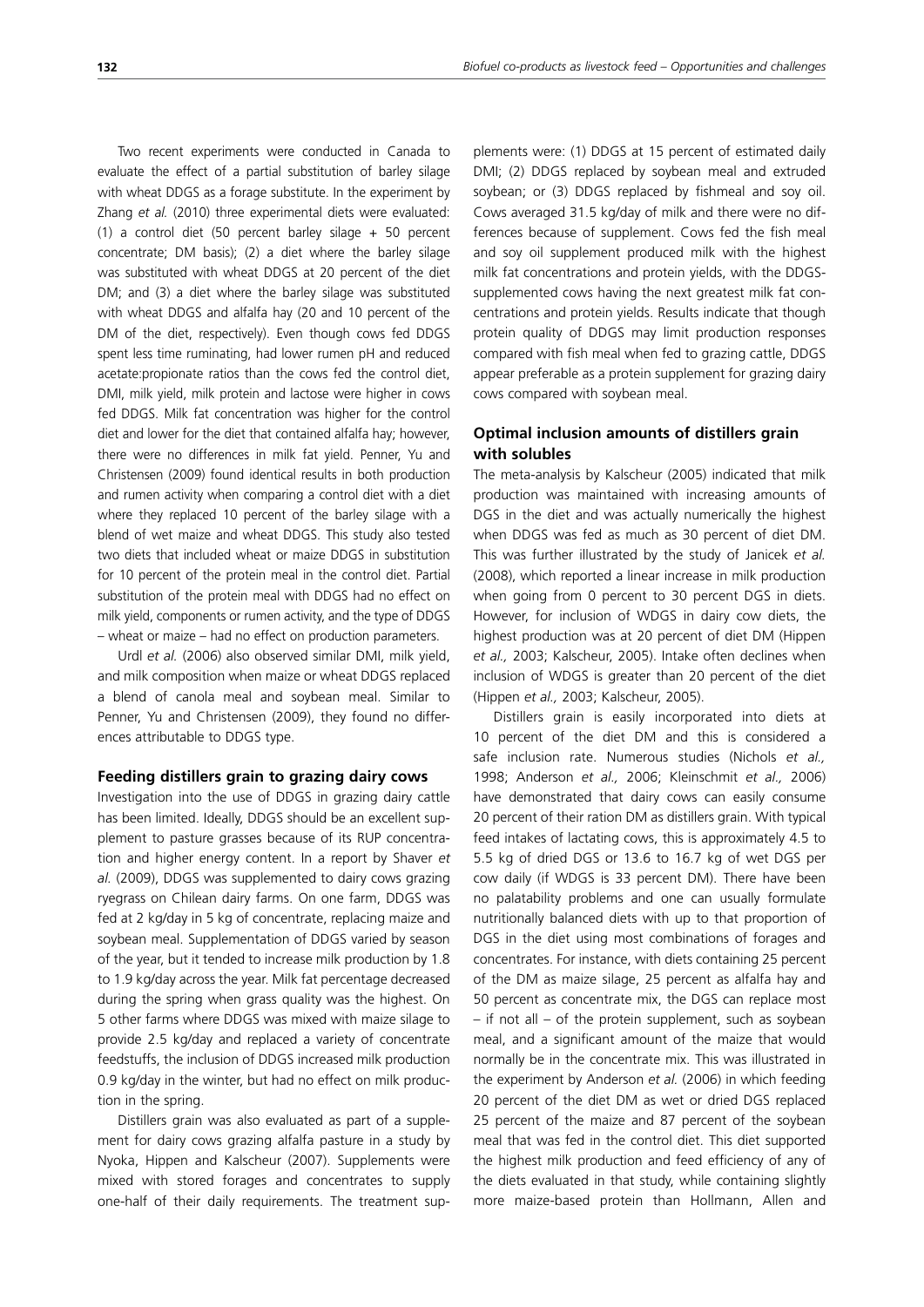Two recent experiments were conducted in Canada to evaluate the effect of a partial substitution of barley silage with wheat DDGS as a forage substitute. In the experiment by Zhang *et al.* (2010) three experimental diets were evaluated: (1) a control diet (50 percent barley silage + 50 percent concentrate; DM basis); (2) a diet where the barley silage was substituted with wheat DDGS at 20 percent of the diet DM; and (3) a diet where the barley silage was substituted with wheat DDGS and alfalfa hay (20 and 10 percent of the DM of the diet, respectively). Even though cows fed DDGS spent less time ruminating, had lower rumen pH and reduced acetate:propionate ratios than the cows fed the control diet, DMI, milk yield, milk protein and lactose were higher in cows fed DDGS. Milk fat concentration was higher for the control diet and lower for the diet that contained alfalfa hay; however, there were no differences in milk fat yield. Penner, Yu and Christensen (2009) found identical results in both production and rumen activity when comparing a control diet with a diet where they replaced 10 percent of the barley silage with a blend of wet maize and wheat DDGS. This study also tested two diets that included wheat or maize DDGS in substitution for 10 percent of the protein meal in the control diet. Partial substitution of the protein meal with DDGS had no effect on milk yield, components or rumen activity, and the type of DDGS – wheat or maize – had no effect on production parameters.

Urdl *et al.* (2006) also observed similar DMI, milk yield, and milk composition when maize or wheat DDGS replaced a blend of canola meal and soybean meal. Similar to Penner, Yu and Christensen (2009), they found no differences attributable to DDGS type.

### Feeding distillers grain to grazing dairy cows

Investigation into the use of DDGS in grazing dairy cattle has been limited. Ideally, DDGS should be an excellent supplement to pasture grasses because of its RUP concentration and higher energy content. In a report by Shaver *et al.* (2009), DDGS was supplemented to dairy cows grazing ryegrass on Chilean dairy farms. On one farm, DDGS was fed at 2 kg/day in 5 kg of concentrate, replacing maize and soybean meal. Supplementation of DDGS varied by season of the year, but it tended to increase milk production by 1.8 to 1.9 kg/day across the year. Milk fat percentage decreased during the spring when grass quality was the highest. On 5 other farms where DDGS was mixed with maize silage to provide 2.5 kg/day and replaced a variety of concentrate feedstuffs, the inclusion of DDGS increased milk production 0.9 kg/day in the winter, but had no effect on milk production in the spring.

Distillers grain was also evaluated as part of a supplement for dairy cows grazing alfalfa pasture in a study by Nyoka, Hippen and Kalscheur (2007). Supplements were mixed with stored forages and concentrates to supply one-half of their daily requirements. The treatment supplements were: (1) DDGS at 15 percent of estimated daily DMI; (2) DDGS replaced by soybean meal and extruded soybean; or (3) DDGS replaced by fishmeal and soy oil. Cows averaged 31.5 kg/day of milk and there were no differences because of supplement. Cows fed the fish meal and soy oil supplement produced milk with the highest milk fat concentrations and protein yields, with the DDGS-supplemented cows having the next greatest milk fat concentrations and protein yields. Results indicate that though protein quality of DDGS may limit production responses compared with fish meal when fed to grazing cattle, DDGS appear preferable as a protein supplement for grazing dairy cows compared with soybean meal.

### Optimal inclusion amounts of distillers grain with solubles

The meta-analysis by Kalscheur (2005) indicated that milk production was maintained with increasing amounts of DGS in the diet and was actually numerically the highest when DDGS was fed as much as 30 percent of diet DM. This was further illustrated by the study of Janicek *et al.* (2008), which reported a linear increase in milk production when going from 0 percent to 30 percent DGS in diets. However, for inclusion of WDGS in dairy cow diets, the highest production was at 20 percent of diet DM (Hippen *et al.,* 2003; Kalscheur, 2005). Intake often declines when inclusion of WDGS is greater than 20 percent of the diet (Hippen *et al.,* 2003; Kalscheur, 2005).

Distillers grain is easily incorporated into diets at 10 percent of the diet DM and this is considered a safe inclusion rate. Numerous studies (Nichols *et al.,* 1998; Anderson *et al.,* 2006; Kleinschmit *et al.,* 2006) have demonstrated that dairy cows can easily consume 20 percent of their ration DM as distillers grain. With typical feed intakes of lactating cows, this is approximately 4.5 to 5.5 kg of dried DGS or 13.6 to 16.7 kg of wet DGS per cow daily (if WDGS is 33 percent DM). There have been no palatability problems and one can usually formulate nutritionally balanced diets with up to that proportion of DGS in the diet using most combinations of forages and concentrates. For instance, with diets containing 25 percent of the DM as maize silage, 25 percent as alfalfa hay and 50 percent as concentrate mix, the DGS can replace most – if not all – of the protein supplement, such as soybean meal, and a significant amount of the maize that would normally be in the concentrate mix. This was illustrated in the experiment by Anderson *et al.* (2006) in which feeding 20 percent of the diet DM as wet or dried DGS replaced 25 percent of the maize and 87 percent of the soybean meal that was fed in the control diet. This diet supported the highest milk production and feed efficiency of any of the diets evaluated in that study, while containing slightly more maize-based protein than Hollmann, Allen and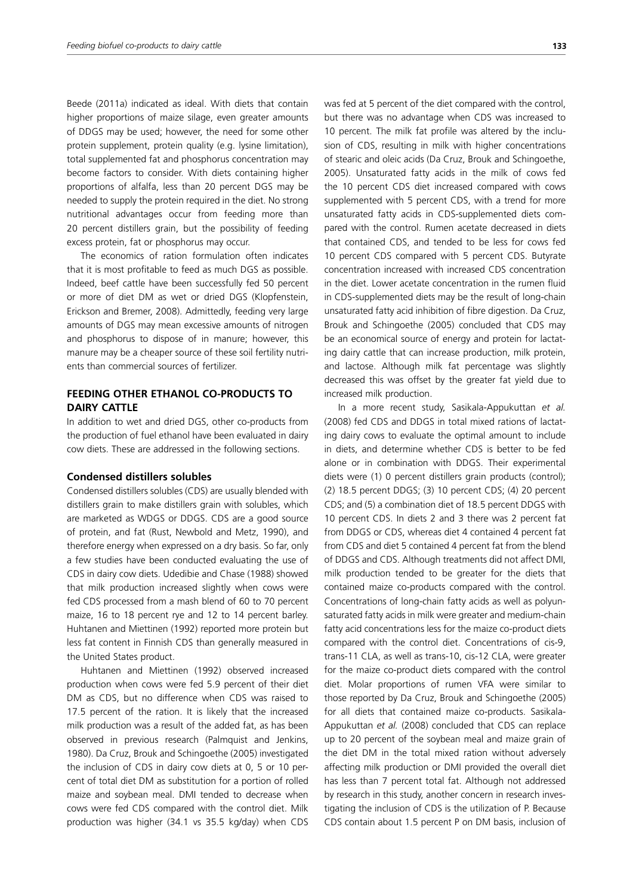Beede (2011a) indicated as ideal. With diets that contain higher proportions of maize silage, even greater amounts of DDGS may be used; however, the need for some other protein supplement, protein quality (e.g. lysine limitation), total supplemented fat and phosphorus concentration may become factors to consider. With diets containing higher proportions of alfalfa, less than 20 percent DGS may be needed to supply the protein required in the diet. No strong nutritional advantages occur from feeding more than 20 percent distillers grain, but the possibility of feeding excess protein, fat or phosphorus may occur.

The economics of ration formulation often indicates that it is most profitable to feed as much DGS as possible. Indeed, beef cattle have been successfully fed 50 percent or more of diet DM as wet or dried DGS (Klopfenstein, Erickson and Bremer, 2008). Admittedly, feeding very large amounts of DGS may mean excessive amounts of nitrogen and phosphorus to dispose of in manure; however, this manure may be a cheaper source of these soil fertility nutrients than commercial sources of fertilizer.

## FEEDING OTHER ETHANOL CO-PRODUCTS TO DAIRY CATTLE

In addition to wet and dried DGS, other co-products from the production of fuel ethanol have been evaluated in dairy cow diets. These are addressed in the following sections.

### Condensed distillers solubles

Condensed distillers solubles (CDS) are usually blended with distillers grain to make distillers grain with solubles, which are marketed as WDGS or DDGS. CDS are a good source of protein, and fat (Rust, Newbold and Metz, 1990), and therefore energy when expressed on a dry basis. So far, only a few studies have been conducted evaluating the use of CDS in dairy cow diets. Udedibie and Chase (1988) showed that milk production increased slightly when cows were fed CDS processed from a mash blend of 60 to 70 percent maize, 16 to 18 percent rye and 12 to 14 percent barley. Huhtanen and Miettinen (1992) reported more protein but less fat content in Finnish CDS than generally measured in the United States product.

Huhtanen and Miettinen (1992) observed increased production when cows were fed 5.9 percent of their diet DM as CDS, but no difference when CDS was raised to 17.5 percent of the ration. It is likely that the increased milk production was a result of the added fat, as has been observed in previous research (Palmquist and Jenkins, 1980). Da Cruz, Brouk and Schingoethe (2005) investigated the inclusion of CDS in dairy cow diets at 0, 5 or 10 percent of total diet DM as substitution for a portion of rolled maize and soybean meal. DMI tended to decrease when cows were fed CDS compared with the control diet. Milk production was higher (34.1 vs 35.5 kg/day) when CDS was fed at 5 percent of the diet compared with the control, but there was no advantage when CDS was increased to 10 percent. The milk fat profile was altered by the inclusion of CDS, resulting in milk with higher concentrations of stearic and oleic acids (Da Cruz, Brouk and Schingoethe, 2005). Unsaturated fatty acids in the milk of cows fed the 10 percent CDS diet increased compared with cows supplemented with 5 percent CDS, with a trend for more unsaturated fatty acids in CDS-supplemented diets compared with the control. Rumen acetate decreased in diets that contained CDS, and tended to be less for cows fed 10 percent CDS compared with 5 percent CDS. Butyrate concentration increased with increased CDS concentration in the diet. Lower acetate concentration in the rumen fluid in CDS-supplemented diets may be the result of long-chain unsaturated fatty acid inhibition of fibre digestion. Da Cruz, Brouk and Schingoethe (2005) concluded that CDS may be an economical source of energy and protein for lactating dairy cattle that can increase production, milk protein, and lactose. Although milk fat percentage was slightly decreased this was offset by the greater fat yield due to increased milk production.

In a more recent study, Sasikala-Appukuttan *et al.* (2008) fed CDS and DDGS in total mixed rations of lactating dairy cows to evaluate the optimal amount to include in diets, and determine whether CDS is better to be fed alone or in combination with DDGS. Their experimental diets were (1) 0 percent distillers grain products (control); (2) 18.5 percent DDGS; (3) 10 percent CDS; (4) 20 percent CDS; and (5) a combination diet of 18.5 percent DDGS with 10 percent CDS. In diets 2 and 3 there was 2 percent fat from DDGS or CDS, whereas diet 4 contained 4 percent fat from CDS and diet 5 contained 4 percent fat from the blend of DDGS and CDS. Although treatments did not affect DMI, milk production tended to be greater for the diets that contained maize co-products compared with the control. Concentrations of long-chain fatty acids as well as polyunsaturated fatty acids in milk were greater and medium-chain fatty acid concentrations less for the maize co-product diets compared with the control diet. Concentrations of cis-9, trans-11 CLA, as well as trans-10, cis-12 CLA, were greater for the maize co-product diets compared with the control diet. Molar proportions of rumen VFA were similar to those reported by Da Cruz, Brouk and Schingoethe (2005) for all diets that contained maize co-products. Sasikala-Appukuttan *et al.* (2008) concluded that CDS can replace up to 20 percent of the soybean meal and maize grain of the diet DM in the total mixed ration without adversely affecting milk production or DMI provided the overall diet has less than 7 percent total fat. Although not addressed by research in this study, another concern in research investigating the inclusion of CDS is the utilization of P. Because CDS contain about 1.5 percent P on DM basis, inclusion of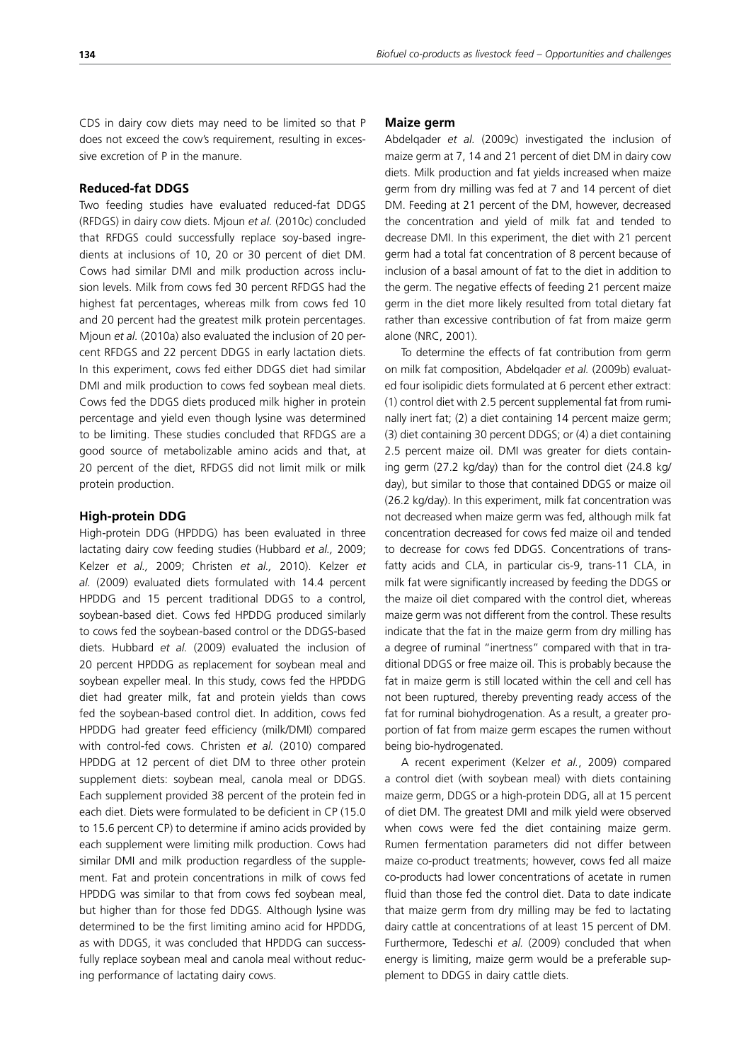CDS in dairy cow diets may need to be limited so that P does not exceed the cow's requirement, resulting in excessive excretion of P in the manure.

### Reduced-fat DDGS

Two feeding studies have evaluated reduced-fat DDGS (RFDGS) in dairy cow diets. Mjoun *et al.* (2010c) concluded that RFDGS could successfully replace soy-based ingredients at inclusions of 10, 20 or 30 percent of diet DM. Cows had similar DMI and milk production across inclusion levels. Milk from cows fed 30 percent RFDGS had the highest fat percentages, whereas milk from cows fed 10 and 20 percent had the greatest milk protein percentages. Mjoun *et al.* (2010a) also evaluated the inclusion of 20 percent RFDGS and 22 percent DDGS in early lactation diets. In this experiment, cows fed either DDGS diet had similar DMI and milk production to cows fed soybean meal diets. Cows fed the DDGS diets produced milk higher in protein percentage and yield even though lysine was determined to be limiting. These studies concluded that RFDGS are a good source of metabolizable amino acids and that, at 20 percent of the diet, RFDGS did not limit milk or milk protein production.

### High-protein DDG

High-protein DDG (HPDDG) has been evaluated in three lactating dairy cow feeding studies (Hubbard *et al.,* 2009; Kelzer *et al.,* 2009; Christen *et al.,* 2010). Kelzer *et al.* (2009) evaluated diets formulated with 14.4 percent HPDDG and 15 percent traditional DDGS to a control, soybean-based diet. Cows fed HPDDG produced similarly to cows fed the soybean-based control or the DDGS-based diets. Hubbard *et al.* (2009) evaluated the inclusion of 20 percent HPDDG as replacement for soybean meal and soybean expeller meal. In this study, cows fed the HPDDG diet had greater milk, fat and protein yields than cows fed the soybean-based control diet. In addition, cows fed HPDDG had greater feed efficiency (milk/DMI) compared with control-fed cows. Christen *et al.* (2010) compared HPDDG at 12 percent of diet DM to three other protein supplement diets: soybean meal, canola meal or DDGS. Each supplement provided 38 percent of the protein fed in each diet. Diets were formulated to be deficient in CP (15.0 to 15.6 percent CP) to determine if amino acids provided by each supplement were limiting milk production. Cows had similar DMI and milk production regardless of the supplement. Fat and protein concentrations in milk of cows fed HPDDG was similar to that from cows fed soybean meal, but higher than for those fed DDGS. Although lysine was determined to be the first limiting amino acid for HPDDG, as with DDGS, it was concluded that HPDDG can successfully replace soybean meal and canola meal without reducing performance of lactating dairy cows.

### Maize germ

Abdelqader *et al.* (2009c) investigated the inclusion of maize germ at 7, 14 and 21 percent of diet DM in dairy cow diets. Milk production and fat yields increased when maize germ from dry milling was fed at 7 and 14 percent of diet DM. Feeding at 21 percent of the DM, however, decreased the concentration and yield of milk fat and tended to decrease DMI. In this experiment, the diet with 21 percent germ had a total fat concentration of 8 percent because of inclusion of a basal amount of fat to the diet in addition to the germ. The negative effects of feeding 21 percent maize germ in the diet more likely resulted from total dietary fat rather than excessive contribution of fat from maize germ alone (NRC, 2001).

To determine the effects of fat contribution from germ on milk fat composition, Abdelqader *et al.* (2009b) evaluated four isolipidic diets formulated at 6 percent ether extract: (1) control diet with 2.5 percent supplemental fat from ruminally inert fat; (2) a diet containing 14 percent maize germ; (3) diet containing 30 percent DDGS; or (4) a diet containing 2.5 percent maize oil. DMI was greater for diets containing germ (27.2 kg/day) than for the control diet (24.8 kg/day), but similar to those that contained DDGS or maize oil (26.2 kg/day). In this experiment, milk fat concentration was not decreased when maize germ was fed, although milk fat concentration decreased for cows fed maize oil and tended to decrease for cows fed DDGS. Concentrations of trans-fatty acids and CLA, in particular cis-9, trans-11 CLA, in milk fat were significantly increased by feeding the DDGS or the maize oil diet compared with the control diet, whereas maize germ was not different from the control. These results indicate that the fat in the maize germ from dry milling has a degree of ruminal "inertness" compared with that in traditional DDGS or free maize oil. This is probably because the fat in maize germ is still located within the cell and cell has not been ruptured, thereby preventing ready access of the fat for ruminal biohydrogenation. As a result, a greater proportion of fat from maize germ escapes the rumen without being bio-hydrogenated.

A recent experiment (Kelzer *et al.*, 2009) compared a control diet (with soybean meal) with diets containing maize germ, DDGS or a high-protein DDG, all at 15 percent of diet DM. The greatest DMI and milk yield were observed when cows were fed the diet containing maize germ. Rumen fermentation parameters did not differ between maize co-product treatments; however, cows fed all maize co-products had lower concentrations of acetate in rumen fluid than those fed the control diet. Data to date indicate that maize germ from dry milling may be fed to lactating dairy cattle at concentrations of at least 15 percent of DM. Furthermore, Tedeschi *et al.* (2009) concluded that when energy is limiting, maize germ would be a preferable supplement to DDGS in dairy cattle diets.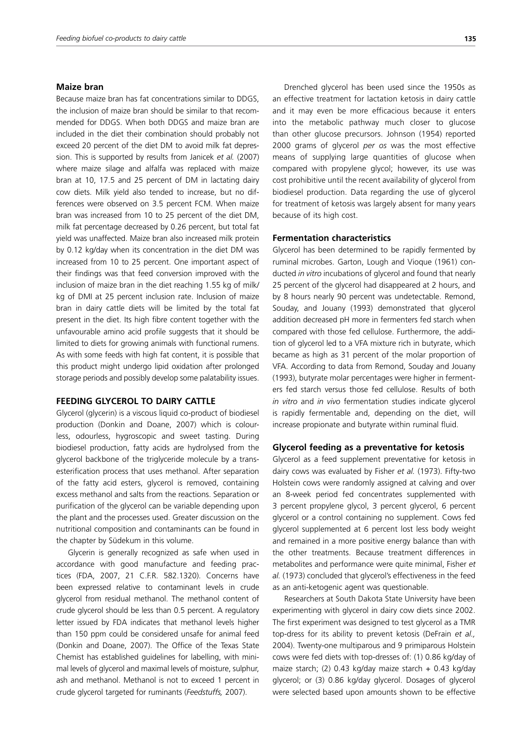### Maize bran

Because maize bran has fat concentrations similar to DDGS, the inclusion of maize bran should be similar to that recommended for DDGS. When both DDGS and maize bran are included in the diet their combination should probably not exceed 20 percent of the diet DM to avoid milk fat depression. This is supported by results from Janicek *et al.* (2007) where maize silage and alfalfa was replaced with maize bran at 10, 17.5 and 25 percent of DM in lactating dairy cow diets. Milk yield also tended to increase, but no differences were observed on 3.5 percent FCM. When maize bran was increased from 10 to 25 percent of the diet DM, milk fat percentage decreased by 0.26 percent, but total fat yield was unaffected. Maize bran also increased milk protein by 0.12 kg/day when its concentration in the diet DM was increased from 10 to 25 percent. One important aspect of their findings was that feed conversion improved with the inclusion of maize bran in the diet reaching 1.55 kg of milk/kg of DMI at 25 percent inclusion rate. Inclusion of maize bran in dairy cattle diets will be limited by the total fat present in the diet. Its high fibre content together with the unfavourable amino acid profile suggests that it should be limited to diets for growing animals with functional rumens. As with some feeds with high fat content, it is possible that this product might undergo lipid oxidation after prolonged storage periods and possibly develop some palatability issues.

## FEEDING GLYCEROL TO DAIRY CATTLE

Glycerol (glycerin) is a viscous liquid co-product of biodiesel production (Donkin and Doane, 2007) which is colourless, odourless, hygroscopic and sweet tasting. During biodiesel production, fatty acids are hydrolysed from the glycerol backbone of the triglyceride molecule by a trans-esterification process that uses methanol. After separation of the fatty acid esters, glycerol is removed, containing excess methanol and salts from the reactions. Separation or purification of the glycerol can be variable depending upon the plant and the processes used. Greater discussion on the nutritional composition and contaminants can be found in the chapter by Südekum in this volume.

Glycerin is generally recognized as safe when used in accordance with good manufacture and feeding practices (FDA, 2007, 21 C.F.R. 582.1320). Concerns have been expressed relative to contaminant levels in crude glycerol from residual methanol. The methanol content of crude glycerol should be less than 0.5 percent. A regulatory letter issued by FDA indicates that methanol levels higher than 150 ppm could be considered unsafe for animal feed (Donkin and Doane, 2007). The Office of the Texas State Chemist has established guidelines for labelling, with minimal levels of glycerol and maximal levels of moisture, sulphur, ash and methanol. Methanol is not to exceed 1 percent in crude glycerol targeted for ruminants (*Feedstuffs,* 2007).

Drenched glycerol has been used since the 1950s as an effective treatment for lactation ketosis in dairy cattle and it may even be more efficacious because it enters into the metabolic pathway much closer to glucose than other glucose precursors. Johnson (1954) reported 2000 grams of glycerol *per os* was the most effective means of supplying large quantities of glucose when compared with propylene glycol; however, its use was cost prohibitive until the recent availability of glycerol from biodiesel production. Data regarding the use of glycerol for treatment of ketosis was largely absent for many years because of its high cost.

### Fermentation characteristics

Glycerol has been determined to be rapidly fermented by ruminal microbes. Garton, Lough and Vioque (1961) conducted *in vitro* incubations of glycerol and found that nearly 25 percent of the glycerol had disappeared at 2 hours, and by 8 hours nearly 90 percent was undetectable. Remond, Souday, and Jouany (1993) demonstrated that glycerol addition decreased pH more in fermenters fed starch when compared with those fed cellulose. Furthermore, the addition of glycerol led to a VFA mixture rich in butyrate, which became as high as 31 percent of the molar proportion of VFA. According to data from Remond, Souday and Jouany (1993), butyrate molar percentages were higher in fermenters fed starch versus those fed cellulose. Results of both *in vitro* and *in vivo* fermentation studies indicate glycerol is rapidly fermentable and, depending on the diet, will increase propionate and butyrate within ruminal fluid.

### Glycerol feeding as a preventative for ketosis

Glycerol as a feed supplement preventative for ketosis in dairy cows was evaluated by Fisher *et al.* (1973). Fifty-two Holstein cows were randomly assigned at calving and over an 8-week period fed concentrates supplemented with 3 percent propylene glycol, 3 percent glycerol, 6 percent glycerol or a control containing no supplement. Cows fed glycerol supplemented at 6 percent lost less body weight and remained in a more positive energy balance than with the other treatments. Because treatment differences in metabolites and performance were quite minimal, Fisher *et al.* (1973) concluded that glycerol's effectiveness in the feed as an anti-ketogenic agent was questionable.

Researchers at South Dakota State University have been experimenting with glycerol in dairy cow diets since 2002. The first experiment was designed to test glycerol as a TMR top-dress for its ability to prevent ketosis (DeFrain *et al.,* 2004). Twenty-one multiparous and 9 primiparous Holstein cows were fed diets with top-dresses of: (1) 0.86 kg/day of maize starch; (2) 0.43 kg/day maize starch + 0.43 kg/day glycerol; or (3) 0.86 kg/day glycerol. Dosages of glycerol were selected based upon amounts shown to be effective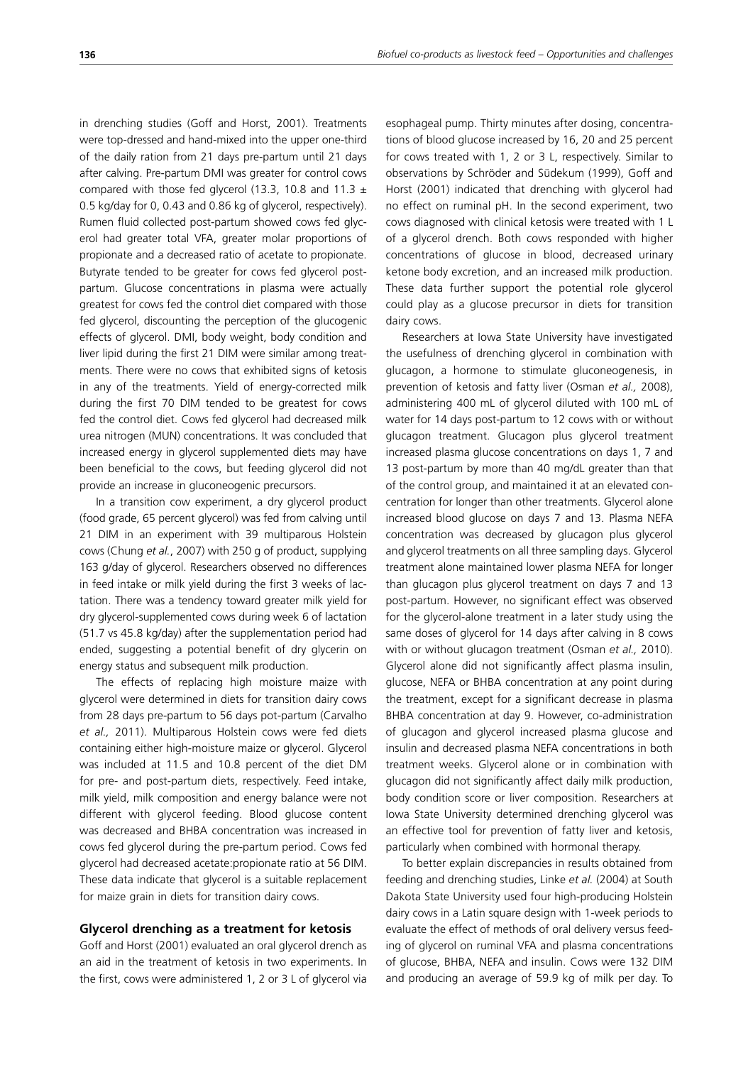in drenching studies (Goff and Horst, 2001). Treatments were top-dressed and hand-mixed into the upper one-third of the daily ration from 21 days pre-partum until 21 days after calving. Pre-partum DMI was greater for control cows compared with those fed glycerol (13.3, 10.8 and 11.3 ± 0.5 kg/day for 0, 0.43 and 0.86 kg of glycerol, respectively). Rumen fluid collected post-partum showed cows fed glycerol had greater total VFA, greater molar proportions of propionate and a decreased ratio of acetate to propionate. Butyrate tended to be greater for cows fed glycerol post-partum. Glucose concentrations in plasma were actually greatest for cows fed the control diet compared with those fed glycerol, discounting the perception of the glucogenic effects of glycerol. DMI, body weight, body condition and liver lipid during the first 21 DIM were similar among treatments. There were no cows that exhibited signs of ketosis in any of the treatments. Yield of energy-corrected milk during the first 70 DIM tended to be greatest for cows fed the control diet. Cows fed glycerol had decreased milk urea nitrogen (MUN) concentrations. It was concluded that increased energy in glycerol supplemented diets may have been beneficial to the cows, but feeding glycerol did not provide an increase in gluconeogenic precursors.

In a transition cow experiment, a dry glycerol product (food grade, 65 percent glycerol) was fed from calving until 21 DIM in an experiment with 39 multiparous Holstein cows (Chung *et al.*, 2007) with 250 g of product, supplying 163 g/day of glycerol. Researchers observed no differences in feed intake or milk yield during the first 3 weeks of lactation. There was a tendency toward greater milk yield for dry glycerol-supplemented cows during week 6 of lactation (51.7 vs 45.8 kg/day) after the supplementation period had ended, suggesting a potential benefit of dry glycerin on energy status and subsequent milk production.

The effects of replacing high moisture maize with glycerol were determined in diets for transition dairy cows from 28 days pre-partum to 56 days pot-partum (Carvalho *et al.,* 2011). Multiparous Holstein cows were fed diets containing either high-moisture maize or glycerol. Glycerol was included at 11.5 and 10.8 percent of the diet DM for pre- and post-partum diets, respectively. Feed intake, milk yield, milk composition and energy balance were not different with glycerol feeding. Blood glucose content was decreased and BHBA concentration was increased in cows fed glycerol during the pre-partum period. Cows fed glycerol had decreased acetate:propionate ratio at 56 DIM. These data indicate that glycerol is a suitable replacement for maize grain in diets for transition dairy cows.

### Glycerol drenching as a treatment for ketosis

Goff and Horst (2001) evaluated an oral glycerol drench as an aid in the treatment of ketosis in two experiments. In the first, cows were administered 1, 2 or 3 L of glycerol via esophageal pump. Thirty minutes after dosing, concentrations of blood glucose increased by 16, 20 and 25 percent for cows treated with 1, 2 or 3 L, respectively. Similar to observations by Schröder and Südekum (1999), Goff and Horst (2001) indicated that drenching with glycerol had no effect on ruminal pH. In the second experiment, two cows diagnosed with clinical ketosis were treated with 1 L of a glycerol drench. Both cows responded with higher concentrations of glucose in blood, decreased urinary ketone body excretion, and an increased milk production. These data further support the potential role glycerol could play as a glucose precursor in diets for transition dairy cows.

Researchers at Iowa State University have investigated the usefulness of drenching glycerol in combination with glucagon, a hormone to stimulate gluconeogenesis, in prevention of ketosis and fatty liver (Osman *et al.,* 2008), administering 400 mL of glycerol diluted with 100 mL of water for 14 days post-partum to 12 cows with or without glucagon treatment. Glucagon plus glycerol treatment increased plasma glucose concentrations on days 1, 7 and 13 post-partum by more than 40 mg/dL greater than that of the control group, and maintained it at an elevated concentration for longer than other treatments. Glycerol alone increased blood glucose on days 7 and 13. Plasma NEFA concentration was decreased by glucagon plus glycerol and glycerol treatments on all three sampling days. Glycerol treatment alone maintained lower plasma NEFA for longer than glucagon plus glycerol treatment on days 7 and 13 post-partum. However, no significant effect was observed for the glycerol-alone treatment in a later study using the same doses of glycerol for 14 days after calving in 8 cows with or without glucagon treatment (Osman *et al.,* 2010). Glycerol alone did not significantly affect plasma insulin, glucose, NEFA or BHBA concentration at any point during the treatment, except for a significant decrease in plasma BHBA concentration at day 9. However, co-administration of glucagon and glycerol increased plasma glucose and insulin and decreased plasma NEFA concentrations in both treatment weeks. Glycerol alone or in combination with glucagon did not significantly affect daily milk production, body condition score or liver composition. Researchers at Iowa State University determined drenching glycerol was an effective tool for prevention of fatty liver and ketosis, particularly when combined with hormonal therapy.

To better explain discrepancies in results obtained from feeding and drenching studies, Linke *et al.* (2004) at South Dakota State University used four high-producing Holstein dairy cows in a Latin square design with 1-week periods to evaluate the effect of methods of oral delivery versus feeding of glycerol on ruminal VFA and plasma concentrations of glucose, BHBA, NEFA and insulin. Cows were 132 DIM and producing an average of 59.9 kg of milk per day. To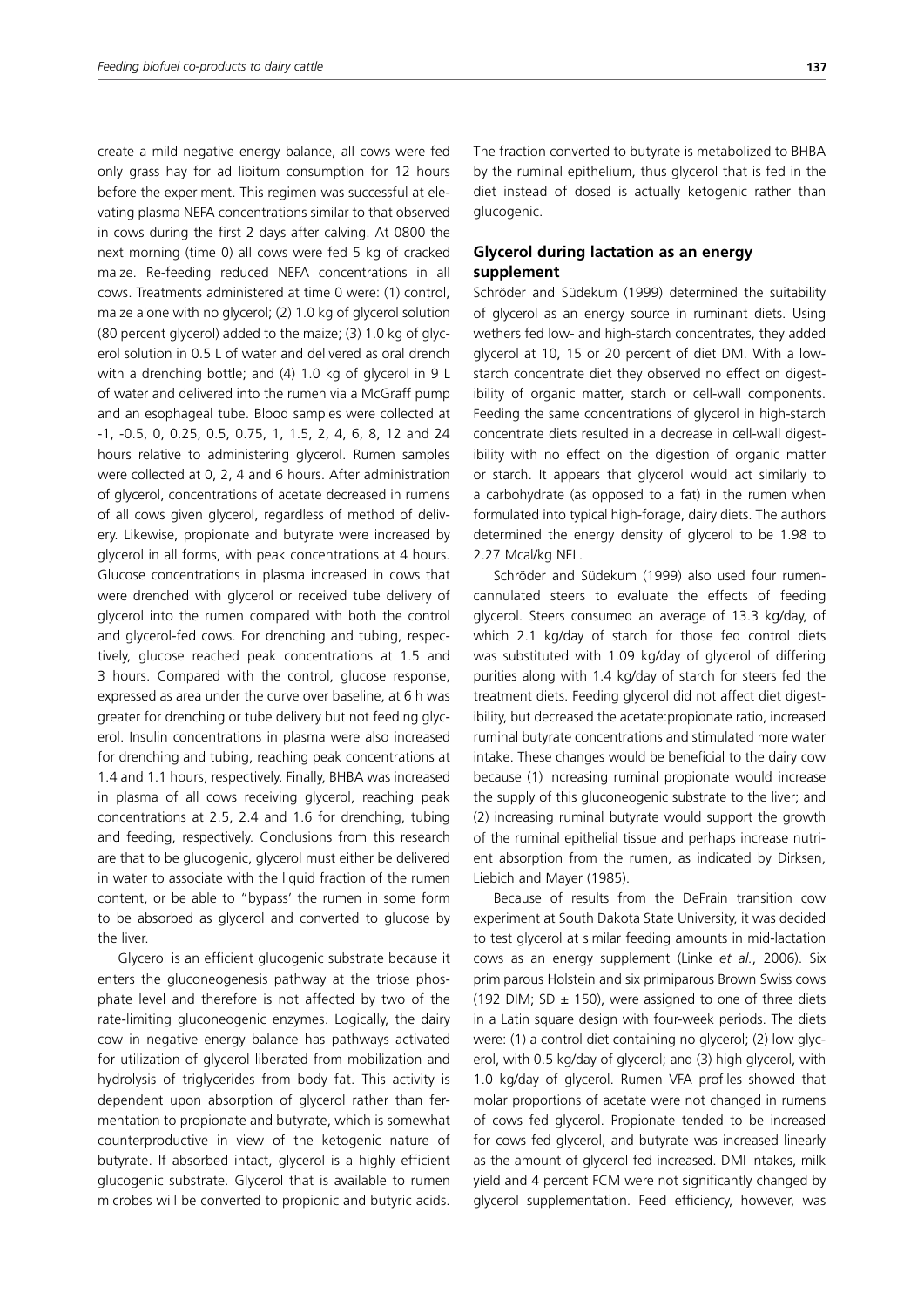create a mild negative energy balance, all cows were fed only grass hay for ad libitum consumption for 12 hours before the experiment. This regimen was successful at elevating plasma NEFA concentrations similar to that observed in cows during the first 2 days after calving. At 0800 the next morning (time 0) all cows were fed 5 kg of cracked maize. Re-feeding reduced NEFA concentrations in all cows. Treatments administered at time 0 were: (1) control, maize alone with no glycerol; (2) 1.0 kg of glycerol solution (80 percent glycerol) added to the maize; (3) 1.0 kg of glycerol solution in 0.5 L of water and delivered as oral drench with a drenching bottle; and (4) 1.0 kg of glycerol in 9 L of water and delivered into the rumen via a McGraff pump and an esophageal tube. Blood samples were collected at -1, -0.5, 0, 0.25, 0.5, 0.75, 1, 1.5, 2, 4, 6, 8, 12 and 24 hours relative to administering glycerol. Rumen samples were collected at 0, 2, 4 and 6 hours. After administration of glycerol, concentrations of acetate decreased in rumens of all cows given glycerol, regardless of method of delivery. Likewise, propionate and butyrate were increased by glycerol in all forms, with peak concentrations at 4 hours. Glucose concentrations in plasma increased in cows that were drenched with glycerol or received tube delivery of glycerol into the rumen compared with both the control and glycerol-fed cows. For drenching and tubing, respectively, glucose reached peak concentrations at 1.5 and 3 hours. Compared with the control, glucose response, expressed as area under the curve over baseline, at 6 h was greater for drenching or tube delivery but not feeding glycerol. Insulin concentrations in plasma were also increased for drenching and tubing, reaching peak concentrations at 1.4 and 1.1 hours, respectively. Finally, BHBA was increased in plasma of all cows receiving glycerol, reaching peak concentrations at 2.5, 2.4 and 1.6 for drenching, tubing and feeding, respectively. Conclusions from this research are that to be glucogenic, glycerol must either be delivered in water to associate with the liquid fraction of the rumen content, or be able to "bypass' the rumen in some form to be absorbed as glycerol and converted to glucose by the liver.

Glycerol is an efficient glucogenic substrate because it enters the gluconeogenesis pathway at the triose phosphate level and therefore is not affected by two of the rate-limiting gluconeogenic enzymes. Logically, the dairy cow in negative energy balance has pathways activated for utilization of glycerol liberated from mobilization and hydrolysis of triglycerides from body fat. This activity is dependent upon absorption of glycerol rather than fermentation to propionate and butyrate, which is somewhat counterproductive in view of the ketogenic nature of butyrate. If absorbed intact, glycerol is a highly efficient glucogenic substrate. Glycerol that is available to rumen microbes will be converted to propionic and butyric acids. The fraction converted to butyrate is metabolized to BHBA by the ruminal epithelium, thus glycerol that is fed in the diet instead of dosed is actually ketogenic rather than glucogenic.

## Glycerol during lactation as an energy supplement

Schröder and Südekum (1999) determined the suitability of glycerol as an energy source in ruminant diets. Using wethers fed low- and high-starch concentrates, they added glycerol at 10, 15 or 20 percent of diet DM. With a low-starch concentrate diet they observed no effect on digestibility of organic matter, starch or cell-wall components. Feeding the same concentrations of glycerol in high-starch concentrate diets resulted in a decrease in cell-wall digestibility with no effect on the digestion of organic matter or starch. It appears that glycerol would act similarly to a carbohydrate (as opposed to a fat) in the rumen when formulated into typical high-forage, dairy diets. The authors determined the energy density of glycerol to be 1.98 to 2.27 Mcal/kg NEL.

Schröder and Südekum (1999) also used four rumen-cannulated steers to evaluate the effects of feeding glycerol. Steers consumed an average of 13.3 kg/day, of which 2.1 kg/day of starch for those fed control diets was substituted with 1.09 kg/day of glycerol of differing purities along with 1.4 kg/day of starch for steers fed the treatment diets. Feeding glycerol did not affect diet digestibility, but decreased the acetate:propionate ratio, increased ruminal butyrate concentrations and stimulated more water intake. These changes would be beneficial to the dairy cow because (1) increasing ruminal propionate would increase the supply of this gluconeogenic substrate to the liver; and (2) increasing ruminal butyrate would support the growth of the ruminal epithelial tissue and perhaps increase nutrient absorption from the rumen, as indicated by Dirksen, Liebich and Mayer (1985).

Because of results from the DeFrain transition cow experiment at South Dakota State University, it was decided to test glycerol at similar feeding amounts in mid-lactation cows as an energy supplement (Linke *et al.*, 2006). Six primiparous Holstein and six primiparous Brown Swiss cows (192 DIM; SD ± 150), were assigned to one of three diets in a Latin square design with four-week periods. The diets were: (1) a control diet containing no glycerol; (2) low glycerol, with 0.5 kg/day of glycerol; and (3) high glycerol, with 1.0 kg/day of glycerol. Rumen VFA profiles showed that molar proportions of acetate were not changed in rumens of cows fed glycerol. Propionate tended to be increased for cows fed glycerol, and butyrate was increased linearly as the amount of glycerol fed increased. DMI intakes, milk yield and 4 percent FCM were not significantly changed by glycerol supplementation. Feed efficiency, however, was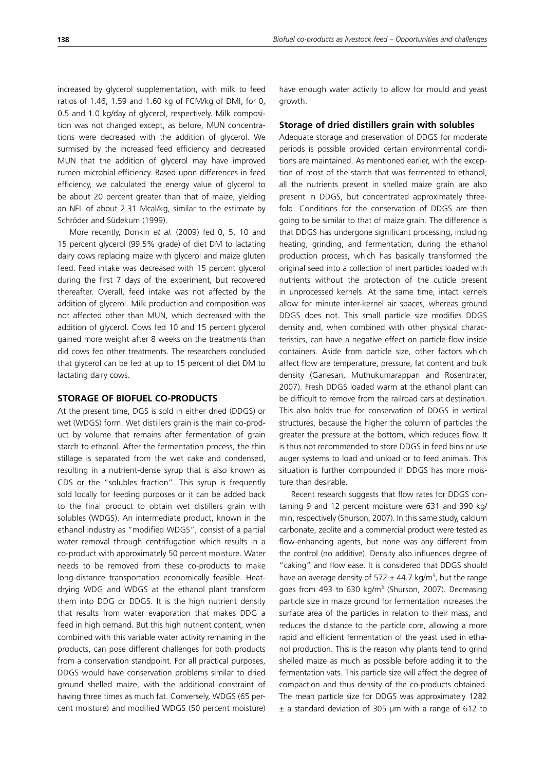increased by glycerol supplementation, with milk to feed ratios of 1.46, 1.59 and 1.60 kg of FCM/kg of DMI, for 0, 0.5 and 1.0 kg/day of glycerol, respectively. Milk composition was not changed except, as before, MUN concentrations were decreased with the addition of glycerol. We surmised by the increased feed efficiency and decreased MUN that the addition of glycerol may have improved rumen microbial efficiency. Based upon differences in feed efficiency, we calculated the energy value of glycerol to be about 20 percent greater than that of maize, yielding an NEL of about 2.31 Mcal/kg, similar to the estimate by Schröder and Südekum (1999).

More recently, Donkin *et al.* (2009) fed 0, 5, 10 and 15 percent glycerol (99.5% grade) of diet DM to lactating dairy cows replacing maize with glycerol and maize gluten feed. Feed intake was decreased with 15 percent glycerol during the first 7 days of the experiment, but recovered thereafter. Overall, feed intake was not affected by the addition of glycerol. Milk production and composition was not affected other than MUN, which decreased with the addition of glycerol. Cows fed 10 and 15 percent glycerol gained more weight after 8 weeks on the treatments than did cows fed other treatments. The researchers concluded that glycerol can be fed at up to 15 percent of diet DM to lactating dairy cows.

## STORAGE OF BIOFUEL CO-PRODUCTS

At the present time, DGS is sold in either dried (DDGS) or wet (WDGS) form. Wet distillers grain is the main co-product by volume that remains after fermentation of grain starch to ethanol. After the fermentation process, the thin stillage is separated from the wet cake and condensed, resulting in a nutrient-dense syrup that is also known as CDS or the "solubles fraction". This syrup is frequently sold locally for feeding purposes or it can be added back to the final product to obtain wet distillers grain with solubles (WDGS). An intermediate product, known in the ethanol industry as "modified WDGS", consist of a partial water removal through centrifugation which results in a co-product with approximately 50 percent moisture. Water needs to be removed from these co-products to make long-distance transportation economically feasible. Heat-drying WDG and WDGS at the ethanol plant transform them into DDG or DDGS. It is the high nutrient density that results from water evaporation that makes DDG a feed in high demand. But this high nutrient content, when combined with this variable water activity remaining in the products, can pose different challenges for both products from a conservation standpoint. For all practical purposes, DDGS would have conservation problems similar to dried ground shelled maize, with the additional constraint of having three times as much fat. Conversely, WDGS (65 percent moisture) and modified WDGS (50 percent moisture) have enough water activity to allow for mould and yeast growth.

### Storage of dried distillers grain with solubles

Adequate storage and preservation of DDGS for moderate periods is possible provided certain environmental conditions are maintained. As mentioned earlier, with the exception of most of the starch that was fermented to ethanol, all the nutrients present in shelled maize grain are also present in DDGS, but concentrated approximately threefold. Conditions for the conservation of DDGS are then going to be similar to that of maize grain. The difference is that DDGS has undergone significant processing, including heating, grinding, and fermentation, during the ethanol production process, which has basically transformed the original seed into a collection of inert particles loaded with nutrients without the protection of the cuticle present in unprocessed kernels. At the same time, intact kernels allow for minute inter-kernel air spaces, whereas ground DDGS does not. This small particle size modifies DDGS density and, when combined with other physical characteristics, can have a negative effect on particle flow inside containers. Aside from particle size, other factors which affect flow are temperature, pressure, fat content and bulk density (Ganesan, Muthukumarappan and Rosentrater, 2007). Fresh DDGS loaded warm at the ethanol plant can be difficult to remove from the railroad cars at destination. This also holds true for conservation of DDGS in vertical structures, because the higher the column of particles the greater the pressure at the bottom, which reduces flow. It is thus not recommended to store DDGS in feed bins or use auger systems to load and unload or to feed animals. This situation is further compounded if DDGS has more moisture than desirable.

Recent research suggests that flow rates for DDGS containing 9 and 12 percent moisture were 631 and 390 kg/min, respectively (Shurson, 2007). In this same study, calcium carbonate, zeolite and a commercial product were tested as flow-enhancing agents, but none was any different from the control (no additive). Density also influences degree of "caking" and flow ease. It is considered that DDGS should have an average density of $572 \pm 44.7$ kg/m$^3$, but the range goes from 493 to 630 kg/m$^3$ (Shurson, 2007). Decreasing particle size in maize ground for fermentation increases the surface area of the particles in relation to their mass, and reduces the distance to the particle core, allowing a more rapid and efficient fermentation of the yeast used in ethanol production. This is the reason why plants tend to grind shelled maize as much as possible before adding it to the fermentation vats. This particle size will affect the degree of compaction and thus density of the co-products obtained. The mean particle size for DDGS was approximately 1282 ± a standard deviation of 305 μm with a range of 612 to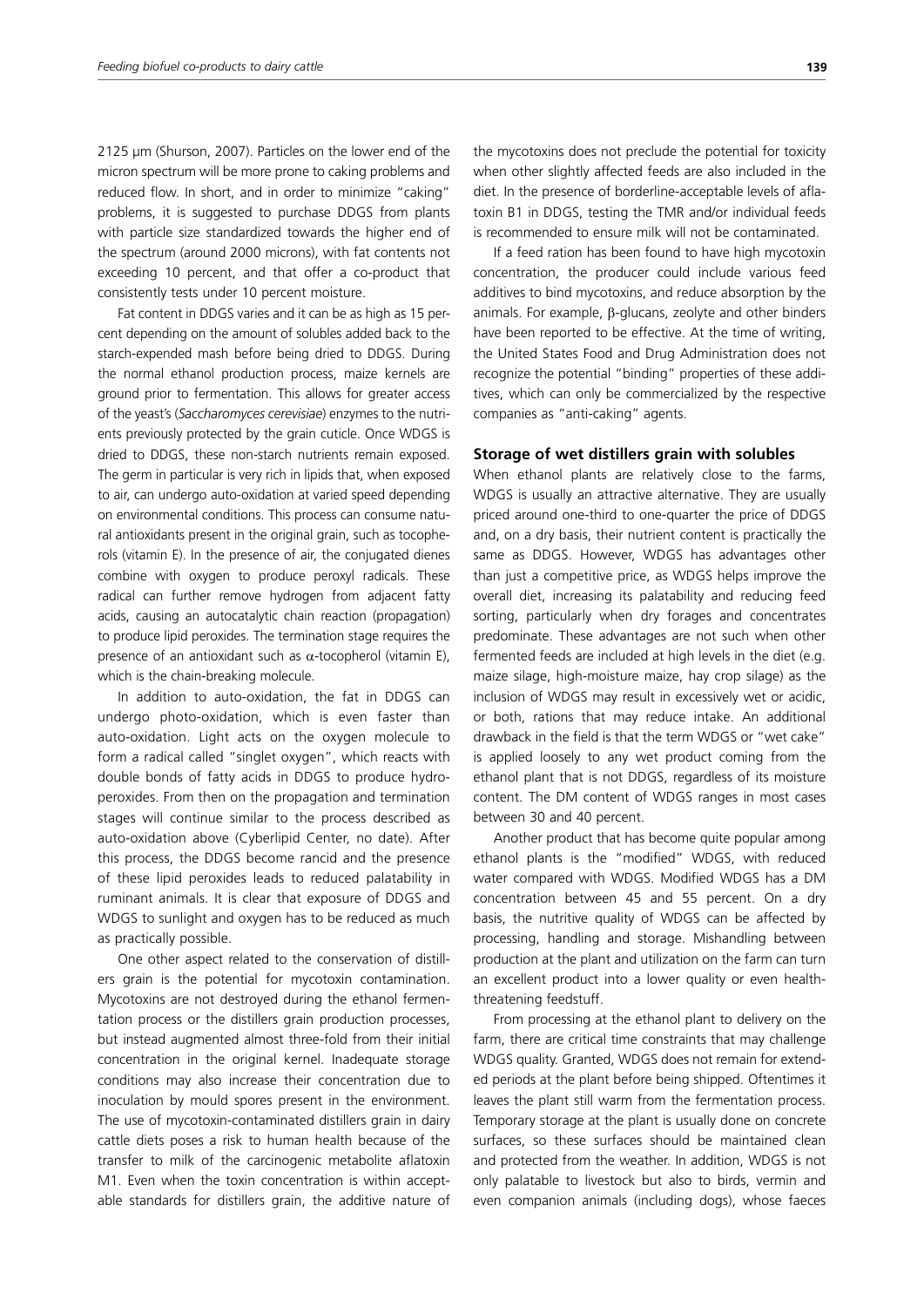2125 µm (Shurson, 2007). Particles on the lower end of the micron spectrum will be more prone to caking problems and reduced flow. In short, and in order to minimize "caking" problems, it is suggested to purchase DDGS from plants with particle size standardized towards the higher end of the spectrum (around 2000 microns), with fat contents not exceeding 10 percent, and that offer a co-product that consistently tests under 10 percent moisture.

Fat content in DDGS varies and it can be as high as 15 percent depending on the amount of solubles added back to the starch-expended mash before being dried to DDGS. During the normal ethanol production process, maize kernels are ground prior to fermentation. This allows for greater access of the yeast's (*Saccharomyces cerevisiae*) enzymes to the nutrients previously protected by the grain cuticle. Once WDGS is dried to DDGS, these non-starch nutrients remain exposed. The germ in particular is very rich in lipids that, when exposed to air, can undergo auto-oxidation at varied speed depending on environmental conditions. This process can consume natural antioxidants present in the original grain, such as tocopherols (vitamin E). In the presence of air, the conjugated dienes combine with oxygen to produce peroxyl radicals. These radical can further remove hydrogen from adjacent fatty acids, causing an autocatalytic chain reaction (propagation) to produce lipid peroxides. The termination stage requires the presence of an antioxidant such as $\alpha$-tocopherol (vitamin E), which is the chain-breaking molecule.

In addition to auto-oxidation, the fat in DDGS can undergo photo-oxidation, which is even faster than auto-oxidation. Light acts on the oxygen molecule to form a radical called "singlet oxygen", which reacts with double bonds of fatty acids in DDGS to produce hydroperoxides. From then on the propagation and termination stages will continue similar to the process described as auto-oxidation above (Cyberlipid Center, no date). After this process, the DDGS become rancid and the presence of these lipid peroxides leads to reduced palatability in ruminant animals. It is clear that exposure of DDGS and WDGS to sunlight and oxygen has to be reduced as much as practically possible.

One other aspect related to the conservation of distillers grain is the potential for mycotoxin contamination. Mycotoxins are not destroyed during the ethanol fermentation process or the distillers grain production processes, but instead augmented almost three-fold from their initial concentration in the original kernel. Inadequate storage conditions may also increase their concentration due to inoculation by mould spores present in the environment. The use of mycotoxin-contaminated distillers grain in dairy cattle diets poses a risk to human health because of the transfer to milk of the carcinogenic metabolite aflatoxin M1. Even when the toxin concentration is within acceptable standards for distillers grain, the additive nature of the mycotoxins does not preclude the potential for toxicity when other slightly affected feeds are also included in the diet. In the presence of borderline-acceptable levels of aflatoxin B1 in DDGS, testing the TMR and/or individual feeds is recommended to ensure milk will not be contaminated.

If a feed ration has been found to have high mycotoxin concentration, the producer could include various feed additives to bind mycotoxins, and reduce absorption by the animals. For example, $\beta$-glucans, zeolyte and other binders have been reported to be effective. At the time of writing, the United States Food and Drug Administration does not recognize the potential "binding" properties of these additives, which can only be commercialized by the respective companies as "anti-caking" agents.

### Storage of wet distillers grain with solubles

When ethanol plants are relatively close to the farms, WDGS is usually an attractive alternative. They are usually priced around one-third to one-quarter the price of DDGS and, on a dry basis, their nutrient content is practically the same as DDGS. However, WDGS has advantages other than just a competitive price, as WDGS helps improve the overall diet, increasing its palatability and reducing feed sorting, particularly when dry forages and concentrates predominate. These advantages are not such when other fermented feeds are included at high levels in the diet (e.g. maize silage, high-moisture maize, hay crop silage) as the inclusion of WDGS may result in excessively wet or acidic, or both, rations that may reduce intake. An additional drawback in the field is that the term WDGS or "wet cake" is applied loosely to any wet product coming from the ethanol plant that is not DDGS, regardless of its moisture content. The DM content of WDGS ranges in most cases between 30 and 40 percent.

Another product that has become quite popular among ethanol plants is the "modified" WDGS, with reduced water compared with WDGS. Modified WDGS has a DM concentration between 45 and 55 percent. On a dry basis, the nutritive quality of WDGS can be affected by processing, handling and storage. Mishandling between production at the plant and utilization on the farm can turn an excellent product into a lower quality or even health-threatening feedstuff.

From processing at the ethanol plant to delivery on the farm, there are critical time constraints that may challenge WDGS quality. Granted, WDGS does not remain for extended periods at the plant before being shipped. Oftentimes it leaves the plant still warm from the fermentation process. Temporary storage at the plant is usually done on concrete surfaces, so these surfaces should be maintained clean and protected from the weather. In addition, WDGS is not only palatable to livestock but also to birds, vermin and even companion animals (including dogs), whose faeces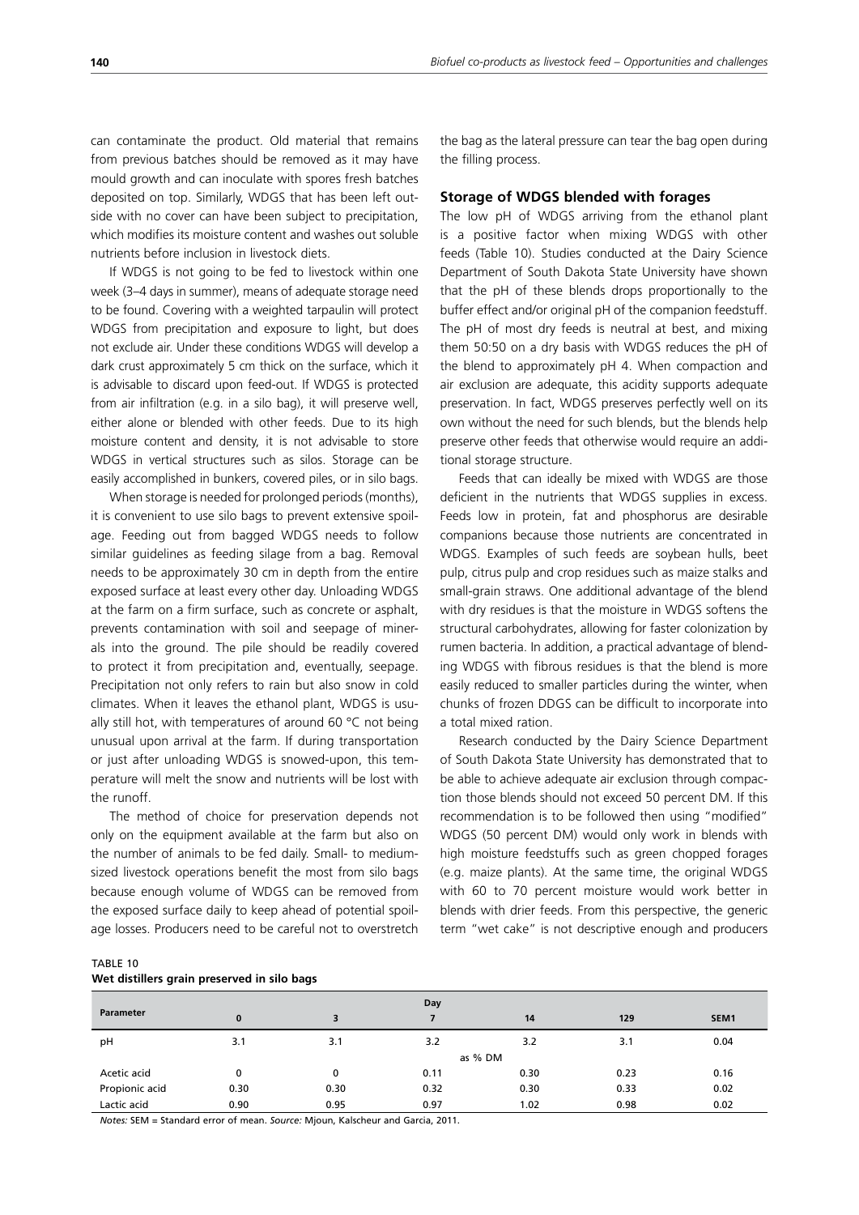can contaminate the product. Old material that remains from previous batches should be removed as it may have mould growth and can inoculate with spores fresh batches deposited on top. Similarly, WDGS that has been left outside with no cover can have been subject to precipitation, which modifies its moisture content and washes out soluble nutrients before inclusion in livestock diets.

If WDGS is not going to be fed to livestock within one week (3–4 days in summer), means of adequate storage need to be found. Covering with a weighted tarpaulin will protect WDGS from precipitation and exposure to light, but does not exclude air. Under these conditions WDGS will develop a dark crust approximately 5 cm thick on the surface, which it is advisable to discard upon feed-out. If WDGS is protected from air infiltration (e.g. in a silo bag), it will preserve well, either alone or blended with other feeds. Due to its high moisture content and density, it is not advisable to store WDGS in vertical structures such as silos. Storage can be easily accomplished in bunkers, covered piles, or in silo bags.

When storage is needed for prolonged periods (months), it is convenient to use silo bags to prevent extensive spoilage. Feeding out from bagged WDGS needs to follow similar guidelines as feeding silage from a bag. Removal needs to be approximately 30 cm in depth from the entire exposed surface at least every other day. Unloading WDGS at the farm on a firm surface, such as concrete or asphalt, prevents contamination with soil and seepage of minerals into the ground. The pile should be readily covered to protect it from precipitation and, eventually, seepage. Precipitation not only refers to rain but also snow in cold climates. When it leaves the ethanol plant, WDGS is usually still hot, with temperatures of around 60 °C not being unusual upon arrival at the farm. If during transportation or just after unloading WDGS is snowed-upon, this temperature will melt the snow and nutrients will be lost with the runoff.

The method of choice for preservation depends not only on the equipment available at the farm but also on the number of animals to be fed daily. Small- to medium-sized livestock operations benefit the most from silo bags because enough volume of WDGS can be removed from the exposed surface daily to keep ahead of potential spoilage losses. Producers need to be careful not to overstretch the bag as the lateral pressure can tear the bag open during the filling process.

### Storage of WDGS blended with forages

The low pH of WDGS arriving from the ethanol plant is a positive factor when mixing WDGS with other feeds (Table 10). Studies conducted at the Dairy Science Department of South Dakota State University have shown that the pH of these blends drops proportionally to the buffer effect and/or original pH of the companion feedstuff. The pH of most dry feeds is neutral at best, and mixing them 50:50 on a dry basis with WDGS reduces the pH of the blend to approximately pH 4. When compaction and air exclusion are adequate, this acidity supports adequate preservation. In fact, WDGS preserves perfectly well on its own without the need for such blends, but the blends help preserve other feeds that otherwise would require an additional storage structure.

Feeds that can ideally be mixed with WDGS are those deficient in the nutrients that WDGS supplies in excess. Feeds low in protein, fat and phosphorus are desirable companions because those nutrients are concentrated in WDGS. Examples of such feeds are soybean hulls, beet pulp, citrus pulp and crop residues such as maize stalks and small-grain straws. One additional advantage of the blend with dry residues is that the moisture in WDGS softens the structural carbohydrates, allowing for faster colonization by rumen bacteria. In addition, a practical advantage of blending WDGS with fibrous residues is that the blend is more easily reduced to smaller particles during the winter, when chunks of frozen DDGS can be difficult to incorporate into a total mixed ration.

Research conducted by the Dairy Science Department of South Dakota State University has demonstrated that to be able to achieve adequate air exclusion through compaction those blends should not exceed 50 percent DM. If this recommendation is to be followed then using "modified" WDGS (50 percent DM) would only work in blends with high moisture feedstuffs such as green chopped forages (e.g. maize plants). At the same time, the original WDGS with 60 to 70 percent moisture would work better in blends with drier feeds. From this perspective, the generic term "wet cake" is not descriptive enough and producers

TABLE 10
**Wet distillers grain preserved in silo bags**

| Parameter | Day | | | | | |
|---|---|---|---|---|---|---|
| | 0 | 3 | 7 | 14 | 129 | SEM1 |
| pH | 3.1 | 3.1 | 3.2 | 3.2 | 3.1 | 0.04 |
| | | | as % DM | | | |
| Acetic acid | 0 | 0 | 0.11 | 0.30 | 0.23 | 0.16 |
| Propionic acid | 0.30 | 0.30 | 0.32 | 0.30 | 0.33 | 0.02 |
| Lactic acid | 0.90 | 0.95 | 0.97 | 1.02 | 0.98 | 0.02 |

*Notes:* SEM = Standard error of mean. *Source:* Mjoun, Kalscheur and Garcia, 2011.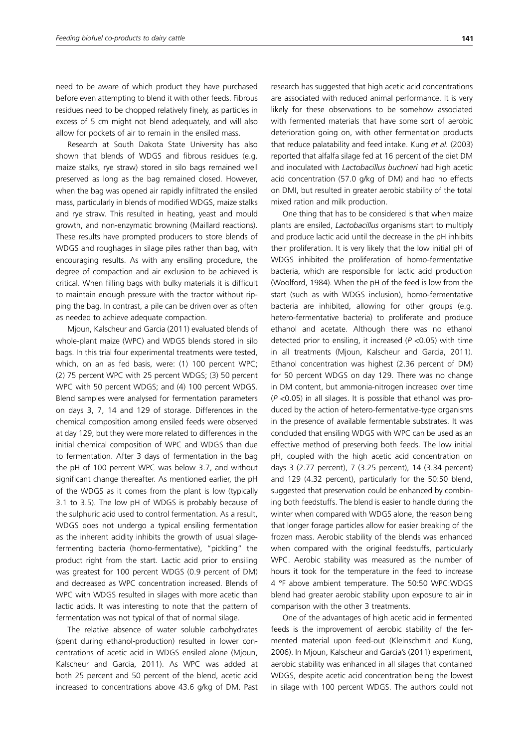need to be aware of which product they have purchased before even attempting to blend it with other feeds. Fibrous residues need to be chopped relatively finely, as particles in excess of 5 cm might not blend adequately, and will also allow for pockets of air to remain in the ensiled mass.

Research at South Dakota State University has also shown that blends of WDGS and fibrous residues (e.g. maize stalks, rye straw) stored in silo bags remained well preserved as long as the bag remained closed. However, when the bag was opened air rapidly infiltrated the ensiled mass, particularly in blends of modified WDGS, maize stalks and rye straw. This resulted in heating, yeast and mould growth, and non-enzymatic browning (Maillard reactions). These results have prompted producers to store blends of WDGS and roughages in silage piles rather than bag, with encouraging results. As with any ensiling procedure, the degree of compaction and air exclusion to be achieved is critical. When filling bags with bulky materials it is difficult to maintain enough pressure with the tractor without ripping the bag. In contrast, a pile can be driven over as often as needed to achieve adequate compaction.

Mjoun, Kalscheur and Garcia (2011) evaluated blends of whole-plant maize (WPC) and WDGS blends stored in silo bags. In this trial four experimental treatments were tested, which, on an as fed basis, were: (1) 100 percent WPC; (2) 75 percent WPC with 25 percent WDGS; (3) 50 percent WPC with 50 percent WDGS; and (4) 100 percent WDGS. Blend samples were analysed for fermentation parameters on days 3, 7, 14 and 129 of storage. Differences in the chemical composition among ensiled feeds were observed at day 129, but they were more related to differences in the initial chemical composition of WPC and WDGS than due to fermentation. After 3 days of fermentation in the bag the pH of 100 percent WPC was below 3.7, and without significant change thereafter. As mentioned earlier, the pH of the WDGS as it comes from the plant is low (typically 3.1 to 3.5). The low pH of WDGS is probably because of the sulphuric acid used to control fermentation. As a result, WDGS does not undergo a typical ensiling fermentation as the inherent acidity inhibits the growth of usual silage-fermenting bacteria (homo-fermentative), "pickling" the product right from the start. Lactic acid prior to ensiling was greatest for 100 percent WDGS (0.9 percent of DM) and decreased as WPC concentration increased. Blends of WPC with WDGS resulted in silages with more acetic than lactic acids. It was interesting to note that the pattern of fermentation was not typical of that of normal silage.

The relative absence of water soluble carbohydrates (spent during ethanol-production) resulted in lower concentrations of acetic acid in WDGS ensiled alone (Mjoun, Kalscheur and Garcia, 2011). As WPC was added at both 25 percent and 50 percent of the blend, acetic acid increased to concentrations above 43.6 g/kg of DM. Past research has suggested that high acetic acid concentrations are associated with reduced animal performance. It is very likely for these observations to be somehow associated with fermented materials that have some sort of aerobic deterioration going on, with other fermentation products that reduce palatability and feed intake. Kung *et al.* (2003) reported that alfalfa silage fed at 16 percent of the diet DM and inoculated with *Lactobacillus buchneri* had high acetic acid concentration (57.0 g/kg of DM) and had no effects on DMI, but resulted in greater aerobic stability of the total mixed ration and milk production.

One thing that has to be considered is that when maize plants are ensiled, *Lactobacillus* organisms start to multiply and produce lactic acid until the decrease in the pH inhibits their proliferation. It is very likely that the low initial pH of WDGS inhibited the proliferation of homo-fermentative bacteria, which are responsible for lactic acid production (Woolford, 1984). When the pH of the feed is low from the start (such as with WDGS inclusion), homo-fermentative bacteria are inhibited, allowing for other groups (e.g. hetero-fermentative bacteria) to proliferate and produce ethanol and acetate. Although there was no ethanol detected prior to ensiling, it increased ($P < 0.05$) with time in all treatments (Mjoun, Kalscheur and Garcia, 2011). Ethanol concentration was highest (2.36 percent of DM) for 50 percent WDGS on day 129. There was no change in DM content, but ammonia-nitrogen increased over time ($P < 0.05$) in all silages. It is possible that ethanol was produced by the action of hetero-fermentative-type organisms in the presence of available fermentable substrates. It was concluded that ensiling WDGS with WPC can be used as an effective method of preserving both feeds. The low initial pH, coupled with the high acetic acid concentration on days 3 (2.77 percent), 7 (3.25 percent), 14 (3.34 percent) and 129 (4.32 percent), particularly for the 50:50 blend, suggested that preservation could be enhanced by combining both feedstuffs. The blend is easier to handle during the winter when compared with WDGS alone, the reason being that longer forage particles allow for easier breaking of the frozen mass. Aerobic stability of the blends was enhanced when compared with the original feedstuffs, particularly WPC. Aerobic stability was measured as the number of hours it took for the temperature in the feed to increase 4 °F above ambient temperature. The 50:50 WPC:WDGS blend had greater aerobic stability upon exposure to air in comparison with the other 3 treatments.

One of the advantages of high acetic acid in fermented feeds is the improvement of aerobic stability of the fermented material upon feed-out (Kleinschmit and Kung, 2006). In Mjoun, Kalscheur and Garcia's (2011) experiment, aerobic stability was enhanced in all silages that contained WDGS, despite acetic acid concentration being the lowest in silage with 100 percent WDGS. The authors could not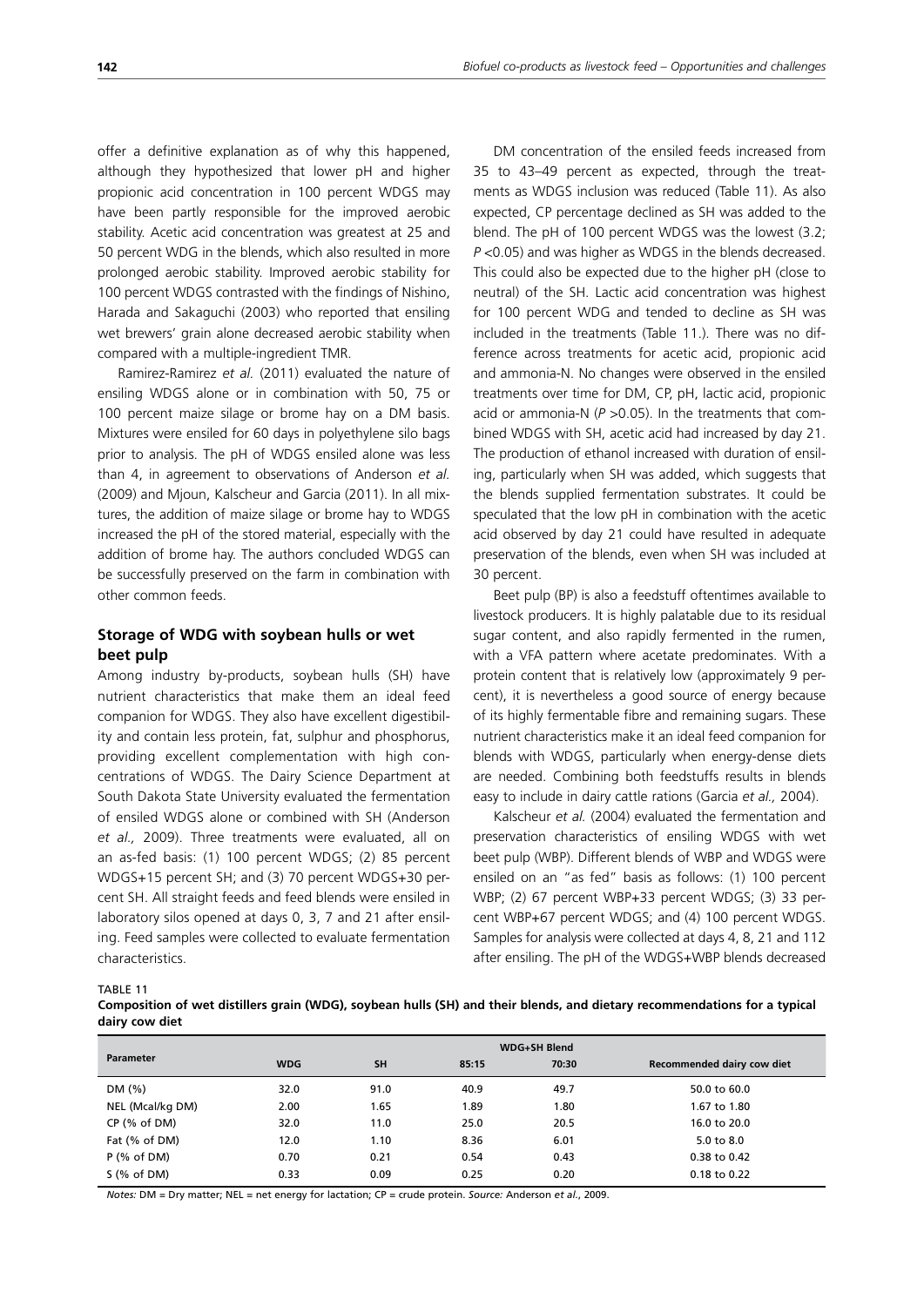offer a definitive explanation as of why this happened, although they hypothesized that lower pH and higher propionic acid concentration in 100 percent WDGS may have been partly responsible for the improved aerobic stability. Acetic acid concentration was greatest at 25 and 50 percent WDG in the blends, which also resulted in more prolonged aerobic stability. Improved aerobic stability for 100 percent WDGS contrasted with the findings of Nishino, Harada and Sakaguchi (2003) who reported that ensiling wet brewers' grain alone decreased aerobic stability when compared with a multiple-ingredient TMR.

Ramirez-Ramirez *et al.* (2011) evaluated the nature of ensiling WDGS alone or in combination with 50, 75 or 100 percent maize silage or brome hay on a DM basis. Mixtures were ensiled for 60 days in polyethylene silo bags prior to analysis. The pH of WDGS ensiled alone was less than 4, in agreement to observations of Anderson *et al.* (2009) and Mjoun, Kalscheur and Garcia (2011). In all mixtures, the addition of maize silage or brome hay to WDGS increased the pH of the stored material, especially with the addition of brome hay. The authors concluded WDGS can be successfully preserved on the farm in combination with other common feeds.

## Storage of WDG with soybean hulls or wet beet pulp

Among industry by-products, soybean hulls (SH) have nutrient characteristics that make them an ideal feed companion for WDGS. They also have excellent digestibility and contain less protein, fat, sulphur and phosphorus, providing excellent complementation with high concentrations of WDGS. The Dairy Science Department at South Dakota State University evaluated the fermentation of ensiled WDGS alone or combined with SH (Anderson *et al.,* 2009). Three treatments were evaluated, all on an as-fed basis: (1) 100 percent WDGS; (2) 85 percent WDGS+15 percent SH; and (3) 70 percent WDGS+30 percent SH. All straight feeds and feed blends were ensiled in laboratory silos opened at days 0, 3, 7 and 21 after ensiling. Feed samples were collected to evaluate fermentation characteristics.

DM concentration of the ensiled feeds increased from 35 to 43–49 percent as expected, through the treatments as WDGS inclusion was reduced (Table 11). As also expected, CP percentage declined as SH was added to the blend. The pH of 100 percent WDGS was the lowest (3.2; $P<0.05$) and was higher as WDGS in the blends decreased. This could also be expected due to the higher pH (close to neutral) of the SH. Lactic acid concentration was highest for 100 percent WDG and tended to decline as SH was included in the treatments (Table 11.). There was no difference across treatments for acetic acid, propionic acid and ammonia-N. No changes were observed in the ensiled treatments over time for DM, CP, pH, lactic acid, propionic acid or ammonia-N ($P>0.05$). In the treatments that combined WDGS with SH, acetic acid had increased by day 21. The production of ethanol increased with duration of ensiling, particularly when SH was added, which suggests that the blends supplied fermentation substrates. It could be speculated that the low pH in combination with the acetic acid observed by day 21 could have resulted in adequate preservation of the blends, even when SH was included at 30 percent.

Beet pulp (BP) is also a feedstuff oftentimes available to livestock producers. It is highly palatable due to its residual sugar content, and also rapidly fermented in the rumen, with a VFA pattern where acetate predominates. With a protein content that is relatively low (approximately 9 percent), it is nevertheless a good source of energy because of its highly fermentable fibre and remaining sugars. These nutrient characteristics make it an ideal feed companion for blends with WDGS, particularly when energy-dense diets are needed. Combining both feedstuffs results in blends easy to include in dairy cattle rations (Garcia *et al.,* 2004).

Kalscheur *et al.* (2004) evaluated the fermentation and preservation characteristics of ensiling WDGS with wet beet pulp (WBP). Different blends of WBP and WDGS were ensiled on an "as fed" basis as follows: (1) 100 percent WBP; (2) 67 percent WBP+33 percent WDGS; (3) 33 percent WBP+67 percent WDGS; and (4) 100 percent WDGS. Samples for analysis were collected at days 4, 8, 21 and 112 after ensiling. The pH of the WDGS+WBP blends decreased

TABLE 11

**Composition of wet distillers grain (WDG), soybean hulls (SH) and their blends, and dietary recommendations for a typical dairy cow diet**

| Parameter | WDG | SH | WDG+SH Blend | | Recommended dairy cow diet |
|---|---|---|---|---|---|
| | | | 85:15 | 70:30 | |
| DM (%) | 32.0 | 91.0 | 40.9 | 49.7 | 50.0 to 60.0 |
| NEL (Mcal/kg DM) | 2.00 | 1.65 | 1.89 | 1.80 | 1.67 to 1.80 |
| CP (% of DM) | 32.0 | 11.0 | 25.0 | 20.5 | 16.0 to 20.0 |
| Fat (% of DM) | 12.0 | 1.10 | 8.36 | 6.01 | 5.0 to 8.0 |
| P (% of DM) | 0.70 | 0.21 | 0.54 | 0.43 | 0.38 to 0.42 |
| S (% of DM) | 0.33 | 0.09 | 0.25 | 0.20 | 0.18 to 0.22 |

*Notes:* DM = Dry matter; NEL = net energy for lactation; CP = crude protein. *Source:* Anderson *et al.*, 2009.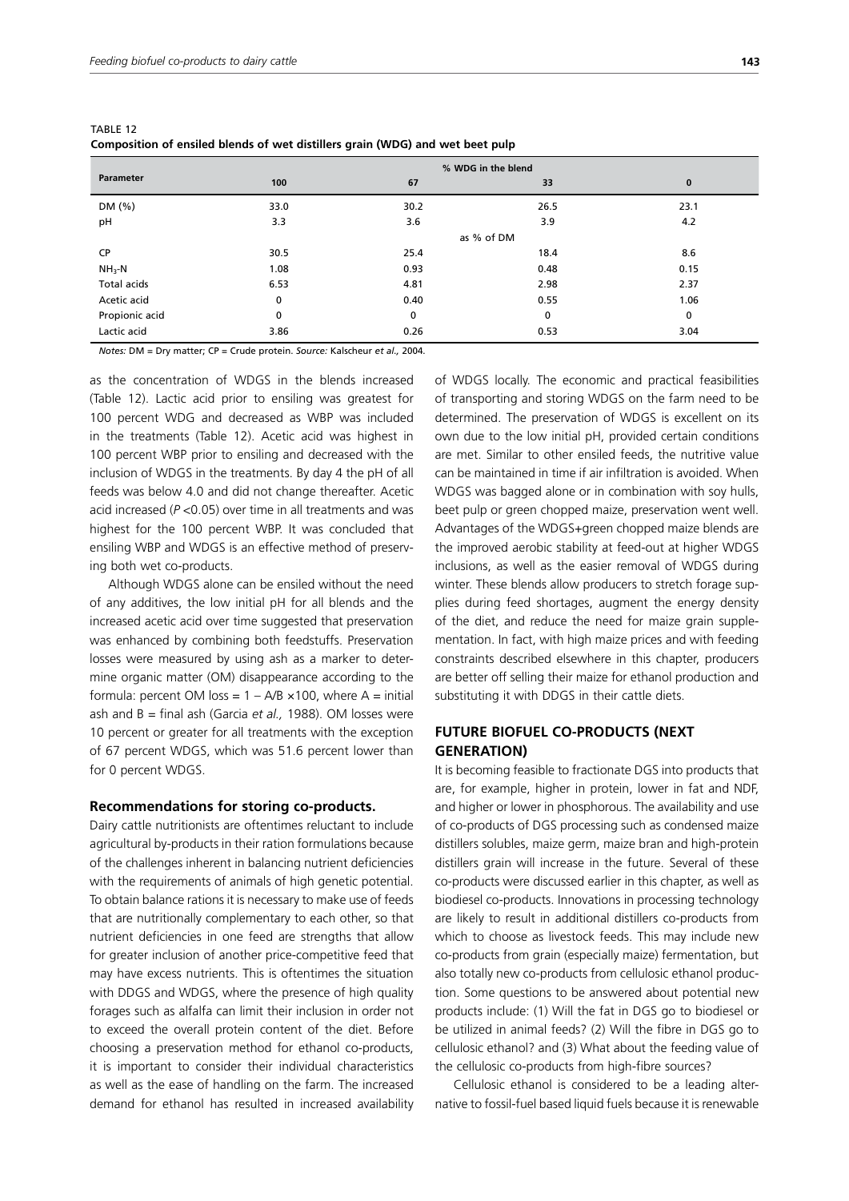TABLE 12
**Composition of ensiled blends of wet distillers grain (WDG) and wet beet pulp**

| Parameter | % WDG in the blend | | | |
|---|---|---|---|---|
| | 100 | 67 | 33 | 0 |
| DM (%) | 33.0 | 30.2 | 26.5 | 23.1 |
| pH | 3.3 | 3.6 | 3.9 | 4.2 |
| | as % of DM | | | |
| CP | 30.5 | 25.4 | 18.4 | 8.6 |
| $NH_3$-N | 1.08 | 0.93 | 0.48 | 0.15 |
| Total acids | 6.53 | 4.81 | 2.98 | 2.37 |
| Acetic acid | 0 | 0.40 | 0.55 | 1.06 |
| Propionic acid | 0 | 0 | 0 | 0 |
| Lactic acid | 3.86 | 0.26 | 0.53 | 3.04 |

*Notes:* DM = Dry matter; CP = Crude protein. *Source:* Kalscheur *et al.*, 2004.

as the concentration of WDGS in the blends increased (Table 12). Lactic acid prior to ensiling was greatest for 100 percent WDG and decreased as WBP was included in the treatments (Table 12). Acetic acid was highest in 100 percent WBP prior to ensiling and decreased with the inclusion of WDGS in the treatments. By day 4 the pH of all feeds was below 4.0 and did not change thereafter. Acetic acid increased ($P < 0.05$) over time in all treatments and was highest for the 100 percent WBP. It was concluded that ensiling WBP and WDGS is an effective method of preserving both wet co-products.

Although WDGS alone can be ensiled without the need of any additives, the low initial pH for all blends and the increased acetic acid over time suggested that preservation was enhanced by combining both feedstuffs. Preservation losses were measured by using ash as a marker to determine organic matter (OM) disappearance according to the formula: percent OM loss = $1 - A/B \times 100$, where A = initial ash and B = final ash (Garcia *et al.,* 1988). OM losses were 10 percent or greater for all treatments with the exception of 67 percent WDGS, which was 51.6 percent lower than for 0 percent WDGS.

### Recommendations for storing co-products.

Dairy cattle nutritionists are oftentimes reluctant to include agricultural by-products in their ration formulations because of the challenges inherent in balancing nutrient deficiencies with the requirements of animals of high genetic potential. To obtain balance rations it is necessary to make use of feeds that are nutritionally complementary to each other, so that nutrient deficiencies in one feed are strengths that allow for greater inclusion of another price-competitive feed that may have excess nutrients. This is oftentimes the situation with DDGS and WDGS, where the presence of high quality forages such as alfalfa can limit their inclusion in order not to exceed the overall protein content of the diet. Before choosing a preservation method for ethanol co-products, it is important to consider their individual characteristics as well as the ease of handling on the farm. The increased demand for ethanol has resulted in increased availability of WDGS locally. The economic and practical feasibilities of transporting and storing WDGS on the farm need to be determined. The preservation of WDGS is excellent on its own due to the low initial pH, provided certain conditions are met. Similar to other ensiled feeds, the nutritive value can be maintained in time if air infiltration is avoided. When WDGS was bagged alone or in combination with soy hulls, beet pulp or green chopped maize, preservation went well. Advantages of the WDGS+green chopped maize blends are the improved aerobic stability at feed-out at higher WDGS inclusions, as well as the easier removal of WDGS during winter. These blends allow producers to stretch forage supplies during feed shortages, augment the energy density of the diet, and reduce the need for maize grain supplementation. In fact, with high maize prices and with feeding constraints described elsewhere in this chapter, producers are better off selling their maize for ethanol production and substituting it with DDGS in their cattle diets.

## FUTURE BIOFUEL CO-PRODUCTS (NEXT GENERATION)

It is becoming feasible to fractionate DGS into products that are, for example, higher in protein, lower in fat and NDF, and higher or lower in phosphorous. The availability and use of co-products of DGS processing such as condensed maize distillers solubles, maize germ, maize bran and high-protein distillers grain will increase in the future. Several of these co-products were discussed earlier in this chapter, as well as biodiesel co-products. Innovations in processing technology are likely to result in additional distillers co-products from which to choose as livestock feeds. This may include new co-products from grain (especially maize) fermentation, but also totally new co-products from cellulosic ethanol production. Some questions to be answered about potential new products include: (1) Will the fat in DGS go to biodiesel or be utilized in animal feeds? (2) Will the fibre in DGS go to cellulosic ethanol? and (3) What about the feeding value of the cellulosic co-products from high-fibre sources?

Cellulosic ethanol is considered to be a leading alternative to fossil-fuel based liquid fuels because it is renewable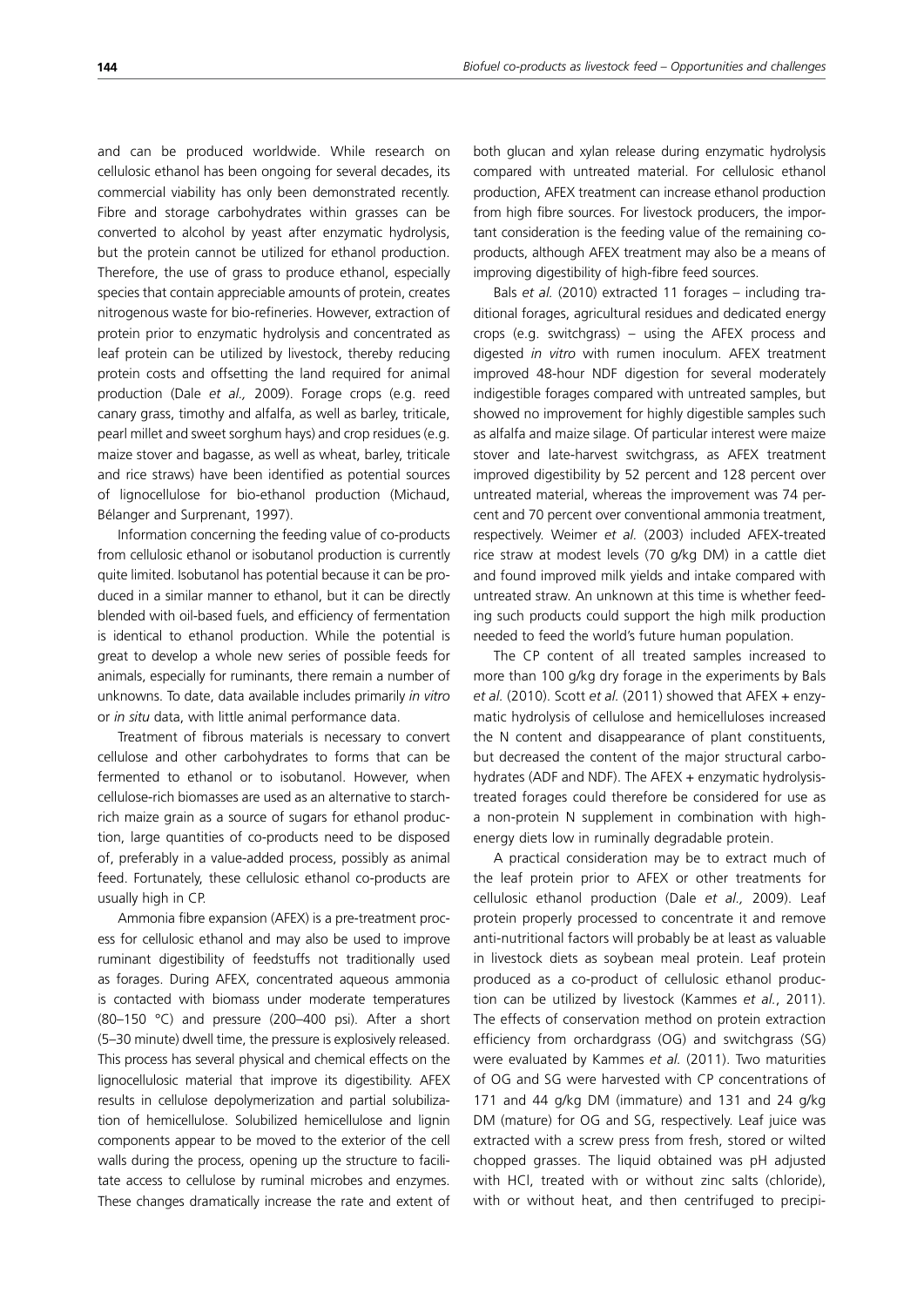and can be produced worldwide. While research on cellulosic ethanol has been ongoing for several decades, its commercial viability has only been demonstrated recently. Fibre and storage carbohydrates within grasses can be converted to alcohol by yeast after enzymatic hydrolysis, but the protein cannot be utilized for ethanol production. Therefore, the use of grass to produce ethanol, especially species that contain appreciable amounts of protein, creates nitrogenous waste for bio-refineries. However, extraction of protein prior to enzymatic hydrolysis and concentrated as leaf protein can be utilized by livestock, thereby reducing protein costs and offsetting the land required for animal production (Dale *et al.,* 2009). Forage crops (e.g. reed canary grass, timothy and alfalfa, as well as barley, triticale, pearl millet and sweet sorghum hays) and crop residues (e.g. maize stover and bagasse, as well as wheat, barley, triticale and rice straws) have been identified as potential sources of lignocellulose for bio-ethanol production (Michaud, Bélanger and Surprenant, 1997).

Information concerning the feeding value of co-products from cellulosic ethanol or isobutanol production is currently quite limited. Isobutanol has potential because it can be produced in a similar manner to ethanol, but it can be directly blended with oil-based fuels, and efficiency of fermentation is identical to ethanol production. While the potential is great to develop a whole new series of possible feeds for animals, especially for ruminants, there remain a number of unknowns. To date, data available includes primarily *in vitro* or *in situ* data, with little animal performance data.

Treatment of fibrous materials is necessary to convert cellulose and other carbohydrates to forms that can be fermented to ethanol or to isobutanol. However, when cellulose-rich biomasses are used as an alternative to starch-rich maize grain as a source of sugars for ethanol production, large quantities of co-products need to be disposed of, preferably in a value-added process, possibly as animal feed. Fortunately, these cellulosic ethanol co-products are usually high in CP.

Ammonia fibre expansion (AFEX) is a pre-treatment process for cellulosic ethanol and may also be used to improve ruminant digestibility of feedstuffs not traditionally used as forages. During AFEX, concentrated aqueous ammonia is contacted with biomass under moderate temperatures (80–150 °C) and pressure (200–400 psi). After a short (5–30 minute) dwell time, the pressure is explosively released. This process has several physical and chemical effects on the lignocellulosic material that improve its digestibility. AFEX results in cellulose depolymerization and partial solubilization of hemicellulose. Solubilized hemicellulose and lignin components appear to be moved to the exterior of the cell walls during the process, opening up the structure to facilitate access to cellulose by ruminal microbes and enzymes. These changes dramatically increase the rate and extent of both glucan and xylan release during enzymatic hydrolysis compared with untreated material. For cellulosic ethanol production, AFEX treatment can increase ethanol production from high fibre sources. For livestock producers, the important consideration is the feeding value of the remaining co-products, although AFEX treatment may also be a means of improving digestibility of high-fibre feed sources.

Bals *et al.* (2010) extracted 11 forages – including traditional forages, agricultural residues and dedicated energy crops (e.g. switchgrass) – using the AFEX process and digested *in vitro* with rumen inoculum. AFEX treatment improved 48-hour NDF digestion for several moderately indigestible forages compared with untreated samples, but showed no improvement for highly digestible samples such as alfalfa and maize silage. Of particular interest were maize stover and late-harvest switchgrass, as AFEX treatment improved digestibility by 52 percent and 128 percent over untreated material, whereas the improvement was 74 percent and 70 percent over conventional ammonia treatment, respectively. Weimer *et al.* (2003) included AFEX-treated rice straw at modest levels (70 g/kg DM) in a cattle diet and found improved milk yields and intake compared with untreated straw. An unknown at this time is whether feeding such products could support the high milk production needed to feed the world's future human population.

The CP content of all treated samples increased to more than 100 g/kg dry forage in the experiments by Bals *et al.* (2010). Scott *et al.* (2011) showed that AFEX + enzymatic hydrolysis of cellulose and hemicelluloses increased the N content and disappearance of plant constituents, but decreased the content of the major structural carbohydrates (ADF and NDF). The AFEX + enzymatic hydrolysis-treated forages could therefore be considered for use as a non-protein N supplement in combination with high-energy diets low in ruminally degradable protein.

A practical consideration may be to extract much of the leaf protein prior to AFEX or other treatments for cellulosic ethanol production (Dale *et al.,* 2009). Leaf protein properly processed to concentrate it and remove anti-nutritional factors will probably be at least as valuable in livestock diets as soybean meal protein. Leaf protein produced as a co-product of cellulosic ethanol production can be utilized by livestock (Kammes *et al.*, 2011). The effects of conservation method on protein extraction efficiency from orchardgrass (OG) and switchgrass (SG) were evaluated by Kammes *et al.* (2011). Two maturities of OG and SG were harvested with CP concentrations of 171 and 44 g/kg DM (immature) and 131 and 24 g/kg DM (mature) for OG and SG, respectively. Leaf juice was extracted with a screw press from fresh, stored or wilted chopped grasses. The liquid obtained was pH adjusted with HCl, treated with or without zinc salts (chloride), with or without heat, and then centrifuged to precipi-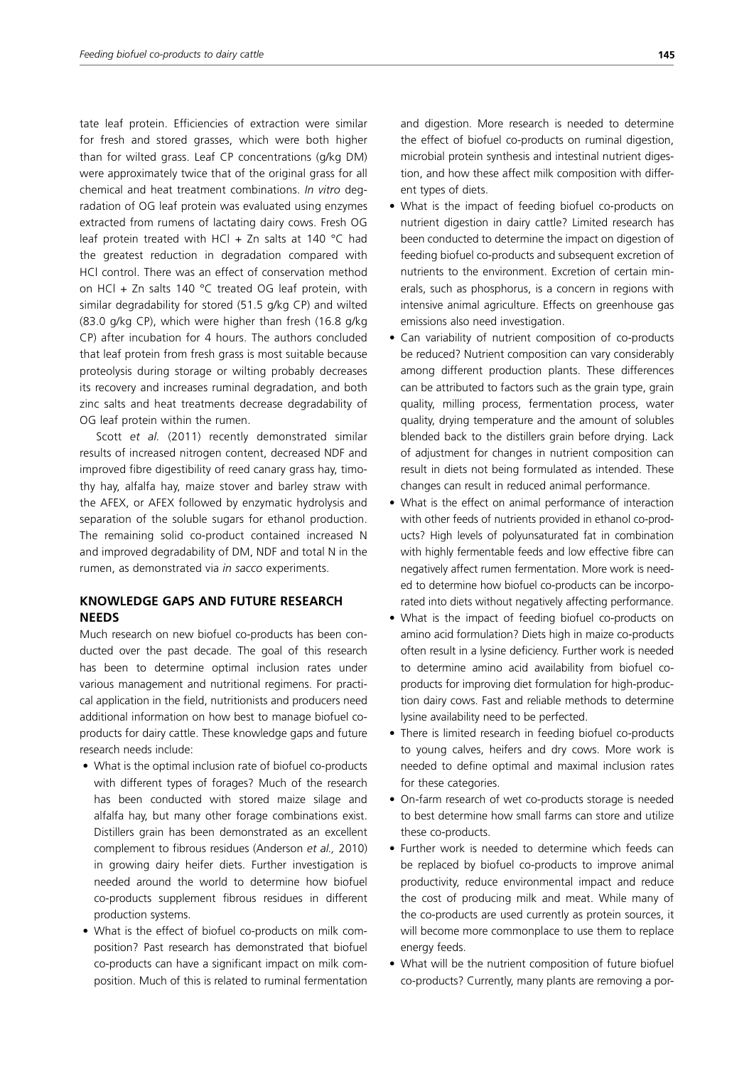tate leaf protein. Efficiencies of extraction were similar for fresh and stored grasses, which were both higher than for wilted grass. Leaf CP concentrations (g/kg DM) were approximately twice that of the original grass for all chemical and heat treatment combinations. *In vitro* degradation of OG leaf protein was evaluated using enzymes extracted from rumens of lactating dairy cows. Fresh OG leaf protein treated with HCl + Zn salts at 140 °C had the greatest reduction in degradation compared with HCl control. There was an effect of conservation method on HCl + Zn salts 140 °C treated OG leaf protein, with similar degradability for stored (51.5 g/kg CP) and wilted (83.0 g/kg CP), which were higher than fresh (16.8 g/kg CP) after incubation for 4 hours. The authors concluded that leaf protein from fresh grass is most suitable because proteolysis during storage or wilting probably decreases its recovery and increases ruminal degradation, and both zinc salts and heat treatments decrease degradability of OG leaf protein within the rumen.

Scott *et al.* (2011) recently demonstrated similar results of increased nitrogen content, decreased NDF and improved fibre digestibility of reed canary grass hay, timothy hay, alfalfa hay, maize stover and barley straw with the AFEX, or AFEX followed by enzymatic hydrolysis and separation of the soluble sugars for ethanol production. The remaining solid co-product contained increased N and improved degradability of DM, NDF and total N in the rumen, as demonstrated via *in sacco* experiments.

## KNOWLEDGE GAPS AND FUTURE RESEARCH NEEDS

Much research on new biofuel co-products has been conducted over the past decade. The goal of this research has been to determine optimal inclusion rates under various management and nutritional regimens. For practical application in the field, nutritionists and producers need additional information on how best to manage biofuel co-products for dairy cattle. These knowledge gaps and future research needs include:

- What is the optimal inclusion rate of biofuel co-products with different types of forages? Much of the research has been conducted with stored maize silage and alfalfa hay, but many other forage combinations exist. Distillers grain has been demonstrated as an excellent complement to fibrous residues (Anderson *et al.,* 2010) in growing dairy heifer diets. Further investigation is needed around the world to determine how biofuel co-products supplement fibrous residues in different production systems.
- What is the effect of biofuel co-products on milk composition? Past research has demonstrated that biofuel co-products can have a significant impact on milk composition. Much of this is related to ruminal fermentation and digestion. More research is needed to determine the effect of biofuel co-products on ruminal digestion, microbial protein synthesis and intestinal nutrient digestion, and how these affect milk composition with different types of diets.
- What is the impact of feeding biofuel co-products on nutrient digestion in dairy cattle? Limited research has been conducted to determine the impact on digestion of feeding biofuel co-products and subsequent excretion of nutrients to the environment. Excretion of certain minerals, such as phosphorus, is a concern in regions with intensive animal agriculture. Effects on greenhouse gas emissions also need investigation.
- Can variability of nutrient composition of co-products be reduced? Nutrient composition can vary considerably among different production plants. These differences can be attributed to factors such as the grain type, grain quality, milling process, fermentation process, water quality, drying temperature and the amount of solubles blended back to the distillers grain before drying. Lack of adjustment for changes in nutrient composition can result in diets not being formulated as intended. These changes can result in reduced animal performance.
- What is the effect on animal performance of interaction with other feeds of nutrients provided in ethanol co-products? High levels of polyunsaturated fat in combination with highly fermentable feeds and low effective fibre can negatively affect rumen fermentation. More work is needed to determine how biofuel co-products can be incorporated into diets without negatively affecting performance.
- What is the impact of feeding biofuel co-products on amino acid formulation? Diets high in maize co-products often result in a lysine deficiency. Further work is needed to determine amino acid availability from biofuel co-products for improving diet formulation for high-production dairy cows. Fast and reliable methods to determine lysine availability need to be perfected.
- There is limited research in feeding biofuel co-products to young calves, heifers and dry cows. More work is needed to define optimal and maximal inclusion rates for these categories.
- On-farm research of wet co-products storage is needed to best determine how small farms can store and utilize these co-products.
- Further work is needed to determine which feeds can be replaced by biofuel co-products to improve animal productivity, reduce environmental impact and reduce the cost of producing milk and meat. While many of the co-products are used currently as protein sources, it will become more commonplace to use them to replace energy feeds.
- What will be the nutrient composition of future biofuel co-products? Currently, many plants are removing a por-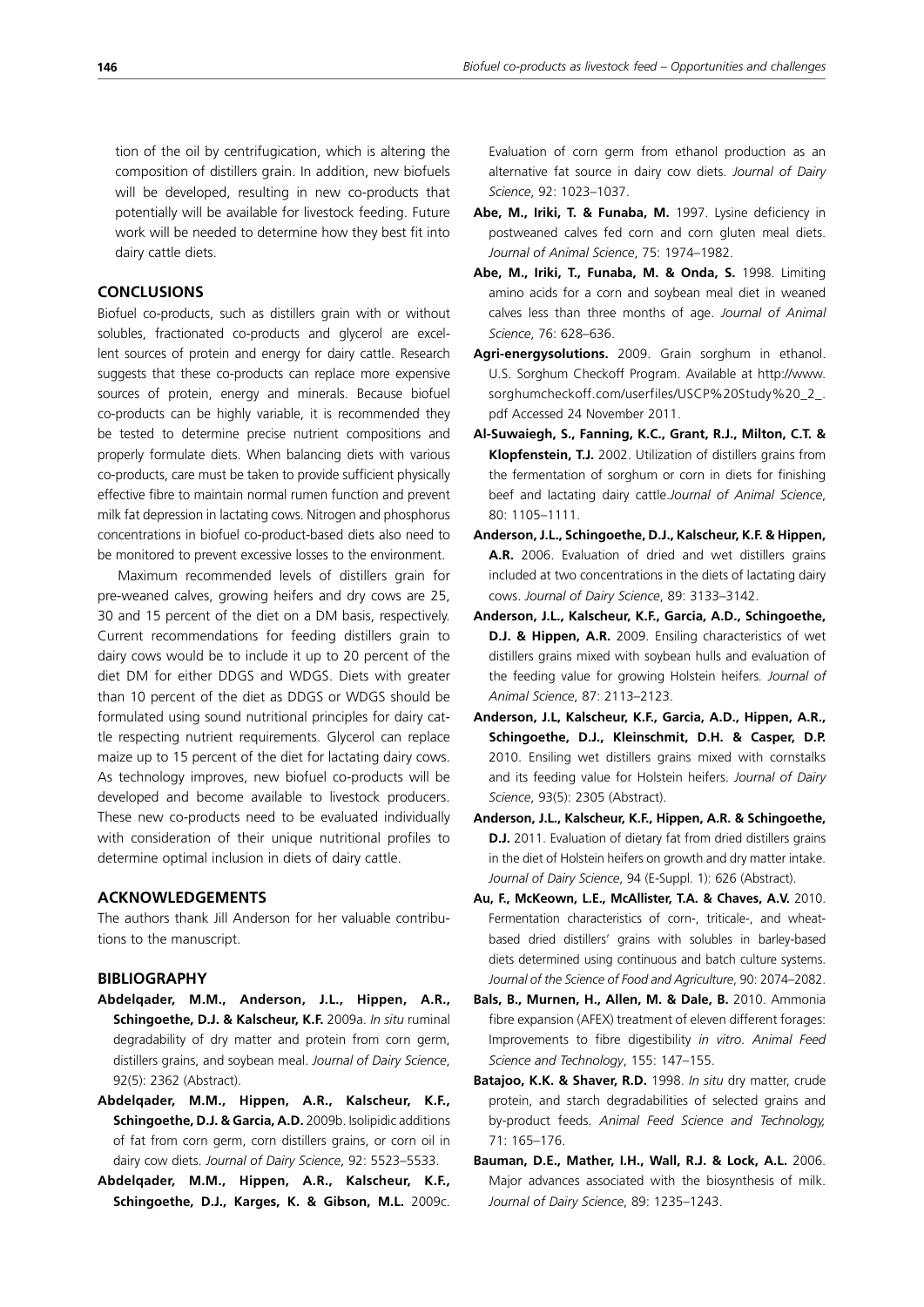tion of the oil by centrifugication, which is altering the composition of distillers grain. In addition, new biofuels will be developed, resulting in new co-products that potentially will be available for livestock feeding. Future work will be needed to determine how they best fit into dairy cattle diets.

## CONCLUSIONS

Biofuel co-products, such as distillers grain with or without solubles, fractionated co-products and glycerol are excellent sources of protein and energy for dairy cattle. Research suggests that these co-products can replace more expensive sources of protein, energy and minerals. Because biofuel co-products can be highly variable, it is recommended they be tested to determine precise nutrient compositions and properly formulate diets. When balancing diets with various co-products, care must be taken to provide sufficient physically effective fibre to maintain normal rumen function and prevent milk fat depression in lactating cows. Nitrogen and phosphorus concentrations in biofuel co-product-based diets also need to be monitored to prevent excessive losses to the environment.

Maximum recommended levels of distillers grain for pre-weaned calves, growing heifers and dry cows are 25, 30 and 15 percent of the diet on a DM basis, respectively. Current recommendations for feeding distillers grain to dairy cows would be to include it up to 20 percent of the diet DM for either DDGS and WDGS. Diets with greater than 10 percent of the diet as DDGS or WDGS should be formulated using sound nutritional principles for dairy cattle respecting nutrient requirements. Glycerol can replace maize up to 15 percent of the diet for lactating dairy cows. As technology improves, new biofuel co-products will be developed and become available to livestock producers. These new co-products need to be evaluated individually with consideration of their unique nutritional profiles to determine optimal inclusion in diets of dairy cattle.

## ACKNOWLEDGEMENTS

The authors thank Jill Anderson for her valuable contributions to the manuscript.

## BIBLIOGRAPHY

**Abdelqader, M.M., Anderson, J.L., Hippen, A.R., Schingoethe, D.J. & Kalscheur, K.F.** 2009a. *In situ* ruminal degradability of dry matter and protein from corn germ, distillers grains, and soybean meal. *Journal of Dairy Science*, 92(5): 2362 (Abstract).

**Abdelqader, M.M., Hippen, A.R., Kalscheur, K.F., Schingoethe, D.J. & Garcia, A.D.** 2009b. Isolipidic additions of fat from corn germ, corn distillers grains, or corn oil in dairy cow diets. *Journal of Dairy Science*, 92: 5523–5533.

**Abdelqader, M.M., Hippen, A.R., Kalscheur, K.F., Schingoethe, D.J., Karges, K. & Gibson, M.L.** 2009c. Evaluation of corn germ from ethanol production as an alternative fat source in dairy cow diets. *Journal of Dairy Science*, 92: 1023–1037.

**Abe, M., Iriki, T. & Funaba, M.** 1997. Lysine deficiency in postweaned calves fed corn and corn gluten meal diets. *Journal of Animal Science*, 75: 1974–1982.

**Abe, M., Iriki, T., Funaba, M. & Onda, S.** 1998. Limiting amino acids for a corn and soybean meal diet in weaned calves less than three months of age. *Journal of Animal Science*, 76: 628–636.

**Agri-energysolutions.** 2009. Grain sorghum in ethanol. U.S. Sorghum Checkoff Program. Available at http://www.sorghumcheckoff.com/userfiles/USCP%20Study%20_2_.pdf Accessed 24 November 2011.

**Al-Suwaiegh, S., Fanning, K.C., Grant, R.J., Milton, C.T. & Klopfenstein, T.J.** 2002. Utilization of distillers grains from the fermentation of sorghum or corn in diets for finishing beef and lactating dairy cattle.*Journal of Animal Science*, 80: 1105–1111.

**Anderson, J.L., Schingoethe, D.J., Kalscheur, K.F. & Hippen, A.R.** 2006. Evaluation of dried and wet distillers grains included at two concentrations in the diets of lactating dairy cows. *Journal of Dairy Science*, 89: 3133–3142.

**Anderson, J.L., Kalscheur, K.F., Garcia, A.D., Schingoethe, D.J. & Hippen, A.R.** 2009. Ensiling characteristics of wet distillers grains mixed with soybean hulls and evaluation of the feeding value for growing Holstein heifers. *Journal of Animal Science*, 87: 2113–2123.

**Anderson, J.L, Kalscheur, K.F., Garcia, A.D., Hippen, A.R., Schingoethe, D.J., Kleinschmit, D.H. & Casper, D.P.** 2010. Ensiling wet distillers grains mixed with cornstalks and its feeding value for Holstein heifers. *Journal of Dairy Science*, 93(5): 2305 (Abstract).

**Anderson, J.L., Kalscheur, K.F., Hippen, A.R. & Schingoethe, D.J.** 2011. Evaluation of dietary fat from dried distillers grains in the diet of Holstein heifers on growth and dry matter intake. *Journal of Dairy Science*, 94 (E-Suppl. 1): 626 (Abstract).

**Au, F., McKeown, L.E., McAllister, T.A. & Chaves, A.V.** 2010. Fermentation characteristics of corn-, triticale-, and wheat-based dried distillers' grains with solubles in barley-based diets determined using continuous and batch culture systems. *Journal of the Science of Food and Agriculture*, 90: 2074–2082.

**Bals, B., Murnen, H., Allen, M. & Dale, B.** 2010. Ammonia fibre expansion (AFEX) treatment of eleven different forages: Improvements to fibre digestibility *in vitro*. *Animal Feed Science and Technology*, 155: 147–155.

**Batajoo, K.K. & Shaver, R.D.** 1998. *In situ* dry matter, crude protein, and starch degradabilities of selected grains and by-product feeds. *Animal Feed Science and Technology,* 71: 165–176.

**Bauman, D.E., Mather, I.H., Wall, R.J. & Lock, A.L.** 2006. Major advances associated with the biosynthesis of milk. *Journal of Dairy Science*, 89: 1235–1243.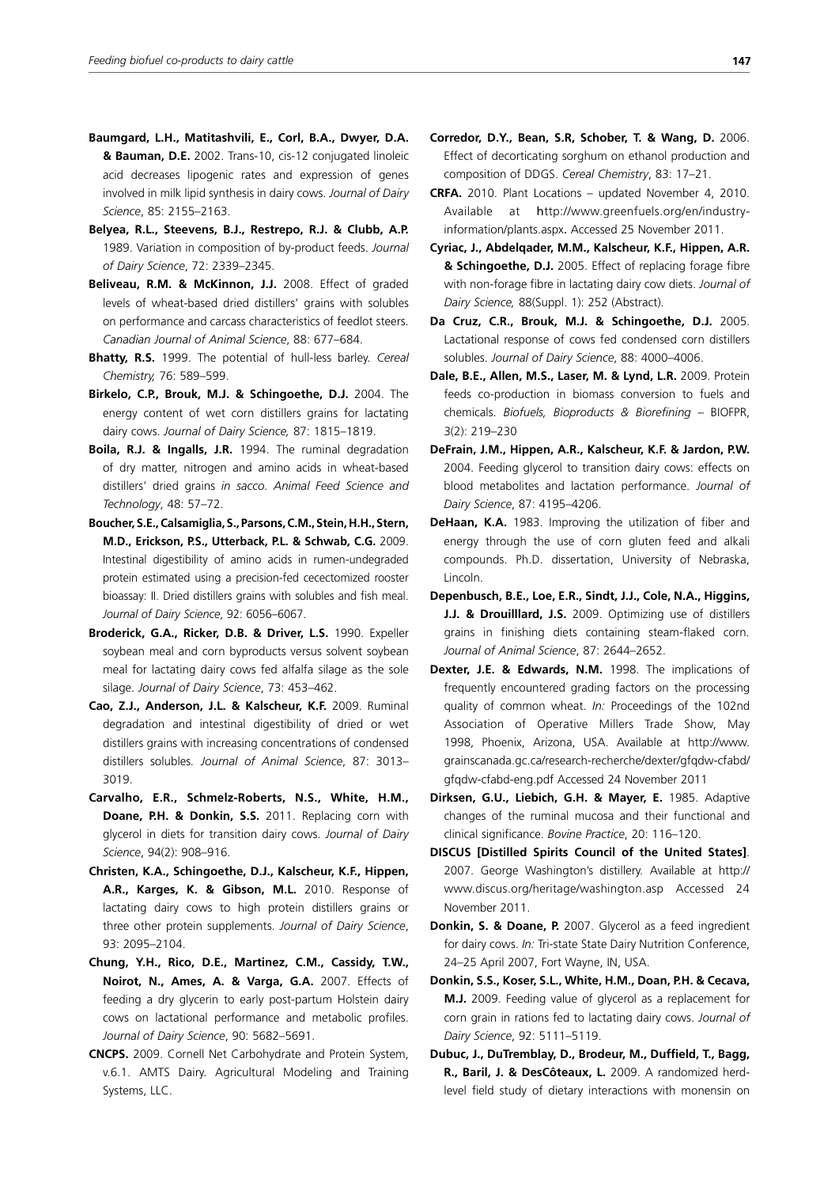**Baumgard, L.H., Matitashvili, E., Corl, B.A., Dwyer, D.A. & Bauman, D.E.** 2002. Trans-10, cis-12 conjugated linoleic acid decreases lipogenic rates and expression of genes involved in milk lipid synthesis in dairy cows. *Journal of Dairy Science*, 85: 2155–2163.

**Belyea, R.L., Steevens, B.J., Restrepo, R.J. & Clubb, A.P.** 1989. Variation in composition of by-product feeds. *Journal of Dairy Science*, 72: 2339–2345.

**Beliveau, R.M. & McKinnon, J.J.** 2008. Effect of graded levels of wheat-based dried distillers' grains with solubles on performance and carcass characteristics of feedlot steers. *Canadian Journal of Animal Science*, 88: 677–684.

**Bhatty, R.S.** 1999. The potential of hull-less barley. *Cereal Chemistry,* 76: 589–599.

**Birkelo, C.P., Brouk, M.J. & Schingoethe, D.J.** 2004. The energy content of wet corn distillers grains for lactating dairy cows. *Journal of Dairy Science,* 87: 1815–1819.

**Boila, R.J. & Ingalls, J.R.** 1994. The ruminal degradation of dry matter, nitrogen and amino acids in wheat-based distillers' dried grains *in sacco*. *Animal Feed Science and Technology*, 48: 57–72.

**Boucher, S.E., Calsamiglia, S., Parsons, C.M., Stein, H.H., Stern, M.D., Erickson, P.S., Utterback, P.L. & Schwab, C.G.** 2009. Intestinal digestibility of amino acids in rumen-undegraded protein estimated using a precision-fed cecectomized rooster bioassay: II. Dried distillers grains with solubles and fish meal. *Journal of Dairy Science*, 92: 6056–6067.

**Broderick, G.A., Ricker, D.B. & Driver, L.S.** 1990. Expeller soybean meal and corn byproducts versus solvent soybean meal for lactating dairy cows fed alfalfa silage as the sole silage. *Journal of Dairy Science*, 73: 453–462.

**Cao, Z.J., Anderson, J.L. & Kalscheur, K.F.** 2009. Ruminal degradation and intestinal digestibility of dried or wet distillers grains with increasing concentrations of condensed distillers solubles*. Journal of Animal Science*, 87: 3013–3019.

**Carvalho, E.R., Schmelz-Roberts, N.S., White, H.M., Doane, P.H. & Donkin, S.S.** 2011. Replacing corn with glycerol in diets for transition dairy cows. *Journal of Dairy Science*, 94(2): 908–916.

**Christen, K.A., Schingoethe, D.J., Kalscheur, K.F., Hippen, A.R., Karges, K. & Gibson, M.L.** 2010. Response of lactating dairy cows to high protein distillers grains or three other protein supplements. *Journal of Dairy Science*, 93: 2095–2104.

**Chung, Y.H., Rico, D.E., Martinez, C.M., Cassidy, T.W., Noirot, N., Ames, A. & Varga, G.A.** 2007. Effects of feeding a dry glycerin to early post-partum Holstein dairy cows on lactational performance and metabolic profiles. *Journal of Dairy Science*, 90: 5682–5691.

**CNCPS.** 2009. Cornell Net Carbohydrate and Protein System, v.6.1. AMTS Dairy. Agricultural Modeling and Training Systems, LLC.

**Corredor, D.Y., Bean, S.R, Schober, T. & Wang, D.** 2006. Effect of decorticating sorghum on ethanol production and composition of DDGS. *Cereal Chemistry*, 83: 17–21.

**CRFA.** 2010. Plant Locations – updated November 4, 2010. Available at http://www.greenfuels.org/en/industry-information/plants.aspx. Accessed 25 November 2011.

**Cyriac, J., Abdelqader, M.M., Kalscheur, K.F., Hippen, A.R. & Schingoethe, D.J.** 2005. Effect of replacing forage fibre with non-forage fibre in lactating dairy cow diets. *Journal of Dairy Science,* 88(Suppl. 1): 252 (Abstract).

**Da Cruz, C.R., Brouk, M.J. & Schingoethe, D.J.** 2005. Lactational response of cows fed condensed corn distillers solubles. *Journal of Dairy Science*, 88: 4000–4006.

**Dale, B.E., Allen, M.S., Laser, M. & Lynd, L.R.** 2009. Protein feeds co-production in biomass conversion to fuels and chemicals. *Biofuels, Bioproducts & Biorefining* – BIOFPR, 3(2): 219–230

**DeFrain, J.M., Hippen, A.R., Kalscheur, K.F. & Jardon, P.W.** 2004. Feeding glycerol to transition dairy cows: effects on blood metabolites and lactation performance. *Journal of Dairy Science*, 87: 4195–4206.

**DeHaan, K.A.** 1983. Improving the utilization of fiber and energy through the use of corn gluten feed and alkali compounds. Ph.D. dissertation, University of Nebraska, Lincoln.

**Depenbusch, B.E., Loe, E.R., Sindt, J.J., Cole, N.A., Higgins, J.J. & Drouilllard, J.S.** 2009. Optimizing use of distillers grains in finishing diets containing steam-flaked corn. *Journal of Animal Science*, 87: 2644–2652.

**Dexter, J.E. & Edwards, N.M.** 1998. The implications of frequently encountered grading factors on the processing quality of common wheat. *In:* Proceedings of the 102nd Association of Operative Millers Trade Show, May 1998, Phoenix, Arizona, USA. Available at http://www.grainscanada.gc.ca/research-recherche/dexter/gfqdw-cfabd/gfqdw-cfabd-eng.pdf Accessed 24 November 2011

**Dirksen, G.U., Liebich, G.H. & Mayer, E.** 1985. Adaptive changes of the ruminal mucosa and their functional and clinical significance. *Bovine Practice*, 20: 116–120.

**DISCUS [Distilled Spirits Council of the United States]**. 2007. George Washington's distillery. Available at http://www.discus.org/heritage/washington.asp Accessed 24 November 2011.

**Donkin, S. & Doane, P.** 2007. Glycerol as a feed ingredient for dairy cows. *In:* Tri-state State Dairy Nutrition Conference, 24–25 April 2007, Fort Wayne, IN, USA.

**Donkin, S.S., Koser, S.L., White, H.M., Doan, P.H. & Cecava, M.J.** 2009. Feeding value of glycerol as a replacement for corn grain in rations fed to lactating dairy cows. *Journal of Dairy Science*, 92: 5111–5119.

**Dubuc, J., DuTremblay, D., Brodeur, M., Duffield, T., Bagg, R., Baril, J. & DesCôteaux, L.** 2009. A randomized herd-level field study of dietary interactions with monensin on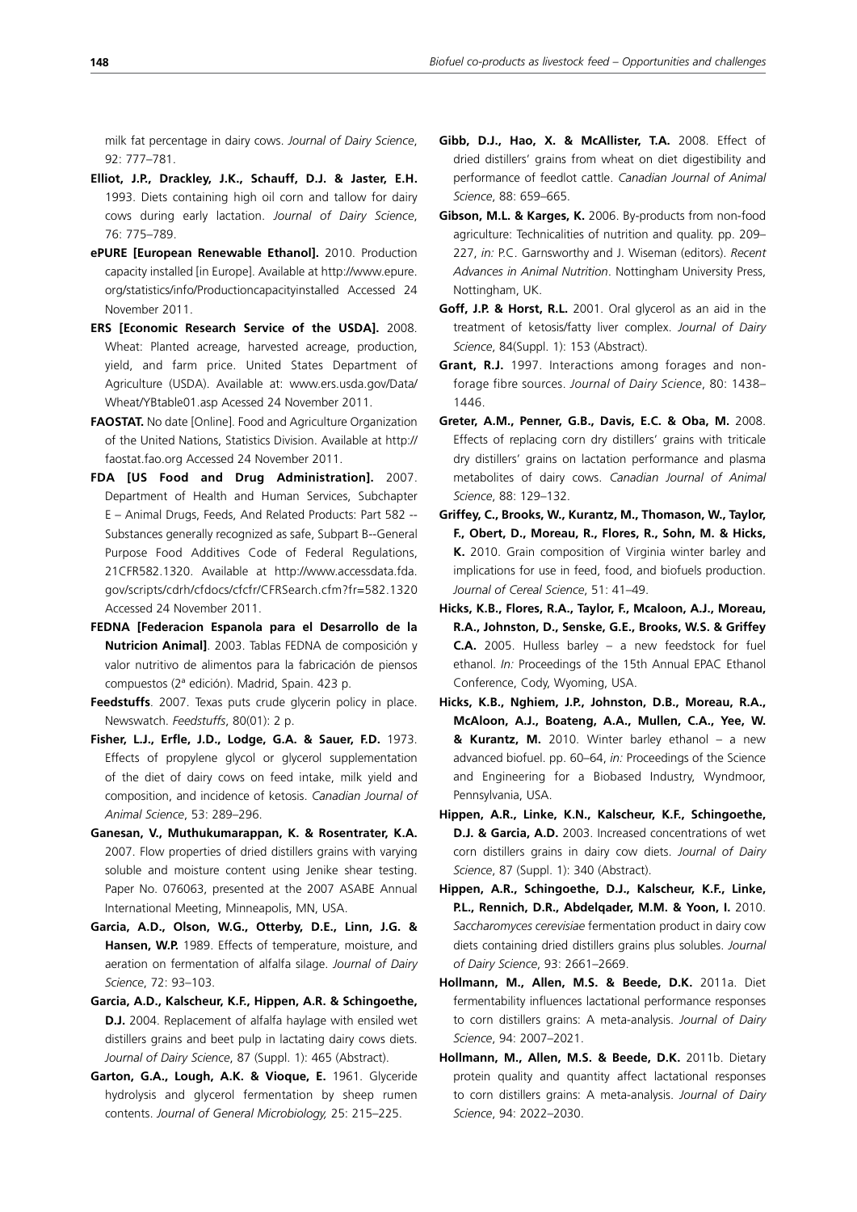milk fat percentage in dairy cows. *Journal of Dairy Science*, 92: 777–781.

**Elliot, J.P., Drackley, J.K., Schauff, D.J. & Jaster, E.H.** 1993. Diets containing high oil corn and tallow for dairy cows during early lactation. *Journal of Dairy Science*, 76: 775–789.

**ePURE [European Renewable Ethanol].** 2010. Production capacity installed [in Europe]. Available at http://www.epure.org/statistics/info/Productioncapacityinstalled Accessed 24 November 2011.

**ERS [Economic Research Service of the USDA].** 2008. Wheat: Planted acreage, harvested acreage, production, yield, and farm price. United States Department of Agriculture (USDA). Available at: www.ers.usda.gov/Data/Wheat/YBtable01.asp Acessed 24 November 2011.

**FAOSTAT.** No date [Online]. Food and Agriculture Organization of the United Nations, Statistics Division. Available at http://faostat.fao.org Accessed 24 November 2011.

**FDA [US Food and Drug Administration].** 2007. Department of Health and Human Services, Subchapter E – Animal Drugs, Feeds, And Related Products: Part 582 -- Substances generally recognized as safe, Subpart B--General Purpose Food Additives Code of Federal Regulations, 21CFR582.1320. Available at http://www.accessdata.fda.gov/scripts/cdrh/cfdocs/cfcfr/CFRSearch.cfm?fr=582.1320 Accessed 24 November 2011.

**FEDNA [Federacion Espanola para el Desarrollo de la Nutricion Animal]**. 2003. Tablas FEDNA de composición y valor nutritivo de alimentos para la fabricación de piensos compuestos (2ª edición). Madrid, Spain. 423 p.

**Feedstuffs**. 2007. Texas puts crude glycerin policy in place. Newswatch. *Feedstuffs*, 80(01): 2 p.

**Fisher, L.J., Erfle, J.D., Lodge, G.A. & Sauer, F.D.** 1973. Effects of propylene glycol or glycerol supplementation of the diet of dairy cows on feed intake, milk yield and composition, and incidence of ketosis. *Canadian Journal of Animal Science*, 53: 289–296.

**Ganesan, V., Muthukumarappan, K. & Rosentrater, K.A.** 2007. Flow properties of dried distillers grains with varying soluble and moisture content using Jenike shear testing. Paper No. 076063, presented at the 2007 ASABE Annual International Meeting, Minneapolis, MN, USA.

**Garcia, A.D., Olson, W.G., Otterby, D.E., Linn, J.G. & Hansen, W.P.** 1989. Effects of temperature, moisture, and aeration on fermentation of alfalfa silage. *Journal of Dairy Science*, 72: 93–103.

**Garcia, A.D., Kalscheur, K.F., Hippen, A.R. & Schingoethe, D.J.** 2004. Replacement of alfalfa haylage with ensiled wet distillers grains and beet pulp in lactating dairy cows diets. *Journal of Dairy Science*, 87 (Suppl. 1): 465 (Abstract).

**Garton, G.A., Lough, A.K. & Vioque, E.** 1961. Glyceride hydrolysis and glycerol fermentation by sheep rumen contents. *Journal of General Microbiology,* 25: 215–225.

**Gibb, D.J., Hao, X. & McAllister, T.A.** 2008. Effect of dried distillers' grains from wheat on diet digestibility and performance of feedlot cattle. *Canadian Journal of Animal Science*, 88: 659–665.

**Gibson, M.L. & Karges, K.** 2006. By-products from non-food agriculture: Technicalities of nutrition and quality. pp. 209–227, *in:* P.C. Garnsworthy and J. Wiseman (editors). *Recent Advances in Animal Nutrition*. Nottingham University Press, Nottingham, UK.

**Goff, J.P. & Horst, R.L.** 2001. Oral glycerol as an aid in the treatment of ketosis/fatty liver complex. *Journal of Dairy Science*, 84(Suppl. 1): 153 (Abstract).

**Grant, R.J.** 1997. Interactions among forages and non-forage fibre sources. *Journal of Dairy Science*, 80: 1438–1446.

**Greter, A.M., Penner, G.B., Davis, E.C. & Oba, M.** 2008. Effects of replacing corn dry distillers' grains with triticale dry distillers' grains on lactation performance and plasma metabolites of dairy cows. *Canadian Journal of Animal Science*, 88: 129–132.

**Griffey, C., Brooks, W., Kurantz, M., Thomason, W., Taylor, F., Obert, D., Moreau, R., Flores, R., Sohn, M. & Hicks, K.** 2010. Grain composition of Virginia winter barley and implications for use in feed, food, and biofuels production. *Journal of Cereal Science*, 51: 41–49.

**Hicks, K.B., Flores, R.A., Taylor, F., Mcaloon, A.J., Moreau, R.A., Johnston, D., Senske, G.E., Brooks, W.S. & Griffey C.A.** 2005. Hulless barley – a new feedstock for fuel ethanol. *In:* Proceedings of the 15th Annual EPAC Ethanol Conference, Cody, Wyoming, USA.

**Hicks, K.B., Nghiem, J.P., Johnston, D.B., Moreau, R.A., McAloon, A.J., Boateng, A.A., Mullen, C.A., Yee, W. & Kurantz, M.** 2010. Winter barley ethanol – a new advanced biofuel. pp. 60–64, *in:* Proceedings of the Science and Engineering for a Biobased Industry, Wyndmoor, Pennsylvania, USA.

**Hippen, A.R., Linke, K.N., Kalscheur, K.F., Schingoethe, D.J. & Garcia, A.D.** 2003. Increased concentrations of wet corn distillers grains in dairy cow diets. *Journal of Dairy Science*, 87 (Suppl. 1): 340 (Abstract).

**Hippen, A.R., Schingoethe, D.J., Kalscheur, K.F., Linke, P.L., Rennich, D.R., Abdelqader, M.M. & Yoon, I.** 2010. *Saccharomyces cerevisiae* fermentation product in dairy cow diets containing dried distillers grains plus solubles. *Journal of Dairy Science*, 93: 2661–2669.

**Hollmann, M., Allen, M.S. & Beede, D.K.** 2011a. Diet fermentability influences lactational performance responses to corn distillers grains: A meta-analysis. *Journal of Dairy Science*, 94: 2007–2021.

**Hollmann, M., Allen, M.S. & Beede, D.K.** 2011b. Dietary protein quality and quantity affect lactational responses to corn distillers grains: A meta-analysis. *Journal of Dairy Science*, 94: 2022–2030.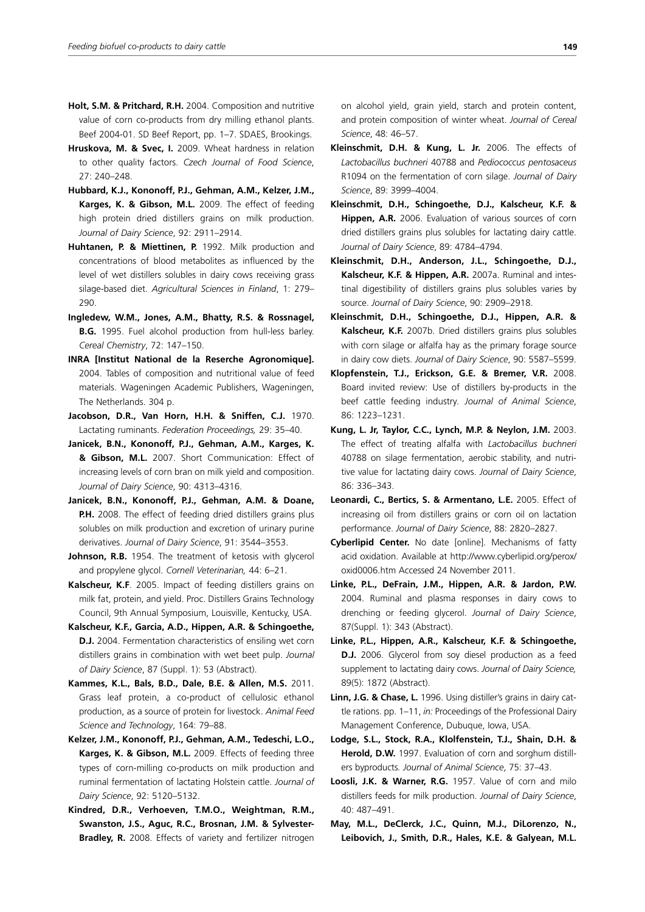**Holt, S.M. & Pritchard, R.H.** 2004. Composition and nutritive value of corn co-products from dry milling ethanol plants. Beef 2004-01. SD Beef Report, pp. 1–7. SDAES, Brookings.

**Hruskova, M. & Svec, I.** 2009. Wheat hardness in relation to other quality factors. *Czech Journal of Food Science*, 27: 240–248.

**Hubbard, K.J., Kononoff, P.J., Gehman, A.M., Kelzer, J.M., Karges, K. & Gibson, M.L.** 2009. The effect of feeding high protein dried distillers grains on milk production. *Journal of Dairy Science*, 92: 2911–2914.

**Huhtanen, P. & Miettinen, P.** 1992. Milk production and concentrations of blood metabolites as influenced by the level of wet distillers solubles in dairy cows receiving grass silage-based diet. *Agricultural Sciences in Finland*, 1: 279–290.

**Ingledew, W.M., Jones, A.M., Bhatty, R.S. & Rossnagel, B.G.** 1995. Fuel alcohol production from hull-less barley. *Cereal Chemistry*, 72: 147–150.

**INRA [Institut National de la Reserche Agronomique].** 2004. Tables of composition and nutritional value of feed materials. Wageningen Academic Publishers, Wageningen, The Netherlands. 304 p.

**Jacobson, D.R., Van Horn, H.H. & Sniffen, C.J.** 1970. Lactating ruminants. *Federation Proceedings,* 29: 35–40.

**Janicek, B.N., Kononoff, P.J., Gehman, A.M., Karges, K. & Gibson, M.L.** 2007. Short Communication: Effect of increasing levels of corn bran on milk yield and composition. *Journal of Dairy Science*, 90: 4313–4316.

**Janicek, B.N., Kononoff, P.J., Gehman, A.M. & Doane, P.H.** 2008. The effect of feeding dried distillers grains plus solubles on milk production and excretion of urinary purine derivatives. *Journal of Dairy Science*, 91: 3544–3553.

**Johnson, R.B.** 1954. The treatment of ketosis with glycerol and propylene glycol. *Cornell Veterinarian,* 44: 6–21.

**Kalscheur, K.F**. 2005. Impact of feeding distillers grains on milk fat, protein, and yield. Proc. Distillers Grains Technology Council, 9th Annual Symposium, Louisville, Kentucky, USA.

**Kalscheur, K.F., Garcia, A.D., Hippen, A.R. & Schingoethe, D.J.** 2004. Fermentation characteristics of ensiling wet corn distillers grains in combination with wet beet pulp. *Journal of Dairy Science*, 87 (Suppl. 1): 53 (Abstract).

**Kammes, K.L., Bals, B.D., Dale, B.E. & Allen, M.S.** 2011. Grass leaf protein, a co-product of cellulosic ethanol production, as a source of protein for livestock. *Animal Feed Science and Technology*, 164: 79–88.

**Kelzer, J.M., Kononoff, P.J., Gehman, A.M., Tedeschi, L.O., Karges, K. & Gibson, M.L.** 2009. Effects of feeding three types of corn-milling co-products on milk production and ruminal fermentation of lactating Holstein cattle. *Journal of Dairy Science*, 92: 5120–5132.

**Kindred, D.R., Verhoeven, T.M.O., Weightman, R.M., Swanston, J.S., Aguc, R.C., Brosnan, J.M. & Sylvester-Bradley, R.** 2008. Effects of variety and fertilizer nitrogen on alcohol yield, grain yield, starch and protein content, and protein composition of winter wheat. *Journal of Cereal Science*, 48: 46–57.

**Kleinschmit, D.H. & Kung, L. Jr.** 2006. The effects of *Lactobacillus buchneri* 40788 and *Pediococcus pentosaceus* R1094 on the fermentation of corn silage. *Journal of Dairy Science*, 89: 3999–4004.

**Kleinschmit, D.H., Schingoethe, D.J., Kalscheur, K.F. & Hippen, A.R.** 2006. Evaluation of various sources of corn dried distillers grains plus solubles for lactating dairy cattle. *Journal of Dairy Science*, 89: 4784–4794.

**Kleinschmit, D.H., Anderson, J.L., Schingoethe, D.J., Kalscheur, K.F. & Hippen, A.R.** 2007a. Ruminal and intestinal digestibility of distillers grains plus solubles varies by source. *Journal of Dairy Science*, 90: 2909–2918.

**Kleinschmit, D.H., Schingoethe, D.J., Hippen, A.R. & Kalscheur, K.F.** 2007b. Dried distillers grains plus solubles with corn silage or alfalfa hay as the primary forage source in dairy cow diets. *Journal of Dairy Science*, 90: 5587–5599.

**Klopfenstein, T.J., Erickson, G.E. & Bremer, V.R.** 2008. Board invited review: Use of distillers by-products in the beef cattle feeding industry. *Journal of Animal Science*, 86: 1223–1231.

**Kung, L. Jr, Taylor, C.C., Lynch, M.P. & Neylon, J.M.** 2003. The effect of treating alfalfa with *Lactobacillus buchneri* 40788 on silage fermentation, aerobic stability, and nutritive value for lactating dairy cows. *Journal of Dairy Science*, 86: 336–343.

**Leonardi, C., Bertics, S. & Armentano, L.E.** 2005. Effect of increasing oil from distillers grains or corn oil on lactation performance. *Journal of Dairy Science*, 88: 2820–2827.

**Cyberlipid Center.** No date [online]. Mechanisms of fatty acid oxidation. Available at http://www.cyberlipid.org/perox/oxid0006.htm Accessed 24 November 2011.

**Linke, P.L., DeFrain, J.M., Hippen, A.R. & Jardon, P.W.** 2004. Ruminal and plasma responses in dairy cows to drenching or feeding glycerol. *Journal of Dairy Science*, 87(Suppl. 1): 343 (Abstract).

**Linke, P.L., Hippen, A.R., Kalscheur, K.F. & Schingoethe, D.J.** 2006. Glycerol from soy diesel production as a feed supplement to lactating dairy cows. *Journal of Dairy Science,* 89(5): 1872 (Abstract).

**Linn, J.G. & Chase, L.** 1996. Using distiller's grains in dairy cattle rations. pp. 1–11, *in:* Proceedings of the Professional Dairy Management Conference, Dubuque, Iowa, USA.

**Lodge, S.L., Stock, R.A., Klolfenstein, T.J., Shain, D.H. & Herold, D.W.** 1997. Evaluation of corn and sorghum distillers byproducts*. Journal of Animal Science*, 75: 37–43.

**Loosli, J.K. & Warner, R.G.** 1957. Value of corn and milo distillers feeds for milk production. *Journal of Dairy Science*, 40: 487–491.

**May, M.L., DeClerck, J.C., Quinn, M.J., DiLorenzo, N., Leibovich, J., Smith, D.R., Hales, K.E. & Galyean, M.L.**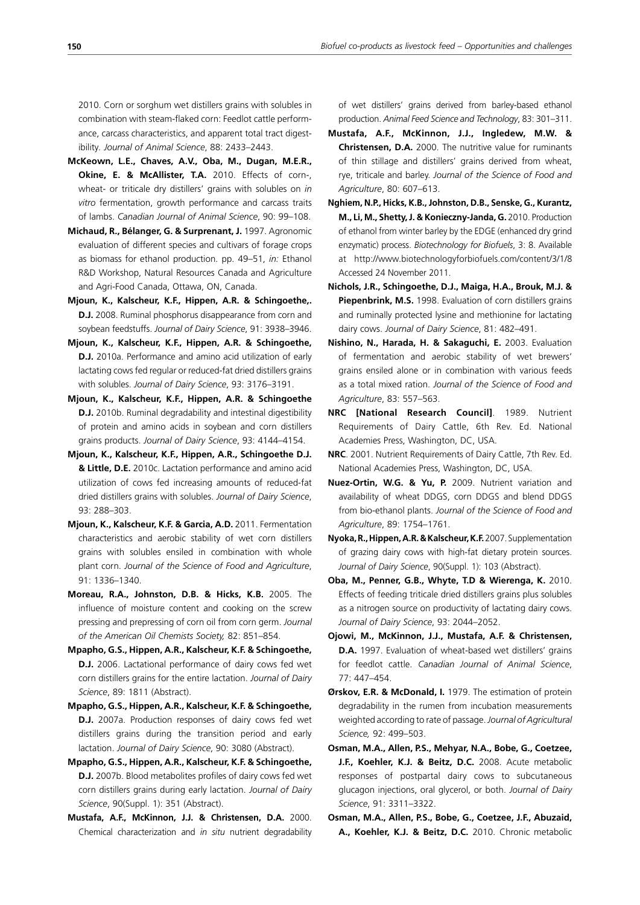2010. Corn or sorghum wet distillers grains with solubles in combination with steam-flaked corn: Feedlot cattle performance, carcass characteristics, and apparent total tract digestibility. *Journal of Animal Science*, 88: 2433–2443.

**McKeown, L.E., Chaves, A.V., Oba, M., Dugan, M.E.R., Okine, E. & McAllister, T.A.** 2010. Effects of corn-, wheat- or triticale dry distillers' grains with solubles on *in vitro* fermentation, growth performance and carcass traits of lambs. *Canadian Journal of Animal Science*, 90: 99–108.

**Michaud, R., Bélanger, G. & Surprenant, J.** 1997. Agronomic evaluation of different species and cultivars of forage crops as biomass for ethanol production. pp. 49–51, *in:* Ethanol R&D Workshop, Natural Resources Canada and Agriculture and Agri-Food Canada, Ottawa, ON, Canada.

**Mjoun, K., Kalscheur, K.F., Hippen, A.R. & Schingoethe,. D.J.** 2008. Ruminal phosphorus disappearance from corn and soybean feedstuffs. *Journal of Dairy Science*, 91: 3938–3946.

**Mjoun, K., Kalscheur, K.F., Hippen, A.R. & Schingoethe, D.J.** 2010a. Performance and amino acid utilization of early lactating cows fed regular or reduced-fat dried distillers grains with solubles. *Journal of Dairy Science*, 93: 3176–3191.

**Mjoun, K., Kalscheur, K.F., Hippen, A.R. & Schingoethe D.J.** 2010b. Ruminal degradability and intestinal digestibility of protein and amino acids in soybean and corn distillers grains products. *Journal of Dairy Science*, 93: 4144–4154.

**Mjoun, K., Kalscheur, K.F., Hippen, A.R., Schingoethe D.J. & Little, D.E.** 2010c. Lactation performance and amino acid utilization of cows fed increasing amounts of reduced-fat dried distillers grains with solubles. *Journal of Dairy Science*, 93: 288–303.

**Mjoun, K., Kalscheur, K.F. & Garcia, A.D.** 2011. Fermentation characteristics and aerobic stability of wet corn distillers grains with solubles ensiled in combination with whole plant corn. *Journal of the Science of Food and Agriculture*, 91: 1336–1340.

**Moreau, R.A., Johnston, D.B. & Hicks, K.B.** 2005. The influence of moisture content and cooking on the screw pressing and prepressing of corn oil from corn germ. *Journal of the American Oil Chemists Society,* 82: 851–854.

**Mpapho, G.S., Hippen, A.R., Kalscheur, K.F. & Schingoethe, D.J.** 2006. Lactational performance of dairy cows fed wet corn distillers grains for the entire lactation. *Journal of Dairy Science*, 89: 1811 (Abstract).

**Mpapho, G.S., Hippen, A.R., Kalscheur, K.F. & Schingoethe, D.J.** 2007a. Production responses of dairy cows fed wet distillers grains during the transition period and early lactation. *Journal of Dairy Science*, 90: 3080 (Abstract).

**Mpapho, G.S., Hippen, A.R., Kalscheur, K.F. & Schingoethe, D.J.** 2007b. Blood metabolites profiles of dairy cows fed wet corn distillers grains during early lactation. *Journal of Dairy Science*, 90(Suppl. 1): 351 (Abstract).

**Mustafa, A.F., McKinnon, J.J. & Christensen, D.A.** 2000. Chemical characterization and *in situ* nutrient degradability of wet distillers' grains derived from barley-based ethanol production. *Animal Feed Science and Technology*, 83: 301–311.

**Mustafa, A.F., McKinnon, J.J., Ingledew, M.W. & Christensen, D.A.** 2000. The nutritive value for ruminants of thin stillage and distillers' grains derived from wheat, rye, triticale and barley. *Journal of the Science of Food and Agriculture*, 80: 607–613.

**Nghiem, N.P., Hicks, K.B., Johnston, D.B., Senske, G., Kurantz, M., Li, M., Shetty, J. & Konieczny-Janda, G.** 2010. Production of ethanol from winter barley by the EDGE (enhanced dry grind enzymatic) process. *Biotechnology for Biofuels*, 3: 8. Available at http://www.biotechnologyforbiofuels.com/content/3/1/8 Accessed 24 November 2011.

**Nichols, J.R., Schingoethe, D.J., Maiga, H.A., Brouk, M.J. & Piepenbrink, M.S.** 1998. Evaluation of corn distillers grains and ruminally protected lysine and methionine for lactating dairy cows. *Journal of Dairy Science*, 81: 482–491.

**Nishino, N., Harada, H. & Sakaguchi, E.** 2003. Evaluation of fermentation and aerobic stability of wet brewers' grains ensiled alone or in combination with various feeds as a total mixed ration. *Journal of the Science of Food and Agriculture*, 83: 557–563.

**NRC [National Research Council]**. 1989. Nutrient Requirements of Dairy Cattle, 6th Rev. Ed. National Academies Press, Washington, DC, USA.

**NRC**. 2001. Nutrient Requirements of Dairy Cattle, 7th Rev. Ed. National Academies Press, Washington, DC, USA.

**Nuez-Ortin, W.G. & Yu, P.** 2009. Nutrient variation and availability of wheat DDGS, corn DDGS and blend DDGS from bio-ethanol plants. *Journal of the Science of Food and Agriculture*, 89: 1754–1761.

**Nyoka, R., Hippen, A.R. & Kalscheur, K.F.** 2007. Supplementation of grazing dairy cows with high-fat dietary protein sources. *Journal of Dairy Science*, 90(Suppl. 1): 103 (Abstract).

**Oba, M., Penner, G.B., Whyte, T.D & Wierenga, K.** 2010. Effects of feeding triticale dried distillers grains plus solubles as a nitrogen source on productivity of lactating dairy cows. *Journal of Dairy Science*, 93: 2044–2052.

**Ojowi, M., McKinnon, J.J., Mustafa, A.F. & Christensen, D.A.** 1997. Evaluation of wheat-based wet distillers' grains for feedlot cattle. *Canadian Journal of Animal Science*, 77: 447–454.

**Ørskov, E.R. & McDonald, I.** 1979. The estimation of protein degradability in the rumen from incubation measurements weighted according to rate of passage. *Journal of Agricultural Science,* 92: 499–503.

**Osman, M.A., Allen, P.S., Mehyar, N.A., Bobe, G., Coetzee, J.F., Koehler, K.J. & Beitz, D.C.** 2008. Acute metabolic responses of postpartal dairy cows to subcutaneous glucagon injections, oral glycerol, or both. *Journal of Dairy Science*, 91: 3311–3322.

**Osman, M.A., Allen, P.S., Bobe, G., Coetzee, J.F., Abuzaid, A., Koehler, K.J. & Beitz, D.C.** 2010. Chronic metabolic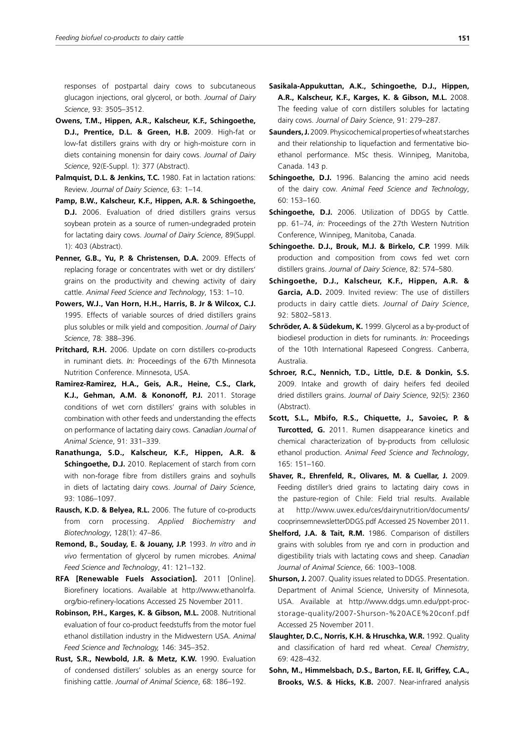responses of postpartal dairy cows to subcutaneous glucagon injections, oral glycerol, or both. *Journal of Dairy Science*, 93: 3505–3512.

**Owens, T.M., Hippen, A.R., Kalscheur, K.F., Schingoethe, D.J., Prentice, D.L. & Green, H.B.** 2009. High-fat or low-fat distillers grains with dry or high-moisture corn in diets containing monensin for dairy cows. *Journal of Dairy Science*, 92(E-Suppl. 1): 377 (Abstract).

**Palmquist, D.L. & Jenkins, T.C.** 1980. Fat in lactation rations: Review. *Journal of Dairy Science*, 63: 1–14.

**Pamp, B.W., Kalscheur, K.F., Hippen, A.R. & Schingoethe, D.J.** 2006. Evaluation of dried distillers grains versus soybean protein as a source of rumen-undegraded protein for lactating dairy cows. *Journal of Dairy Science*, 89(Suppl. 1): 403 (Abstract).

**Penner, G.B., Yu, P. & Christensen, D.A.** 2009. Effects of replacing forage or concentrates with wet or dry distillers' grains on the productivity and chewing activity of dairy cattle. *Animal Feed Science and Technology*, 153: 1–10.

**Powers, W.J., Van Horn, H.H., Harris, B. Jr & Wilcox, C.J.** 1995. Effects of variable sources of dried distillers grains plus solubles or milk yield and composition. *Journal of Dairy Science*, 78: 388–396.

**Pritchard, R.H.** 2006. Update on corn distillers co-products in ruminant diets. *In:* Proceedings of the 67th Minnesota Nutrition Conference. Minnesota, USA.

**Ramirez-Ramirez, H.A., Geis, A.R., Heine, C.S., Clark, K.J., Gehman, A.M. & Kononoff, P.J.** 2011. Storage conditions of wet corn distillers' grains with solubles in combination with other feeds and understanding the effects on performance of lactating dairy cows. *Canadian Journal of Animal Science*, 91: 331–339.

**Ranathunga, S.D., Kalscheur, K.F., Hippen, A.R. & Schingoethe, D.J.** 2010. Replacement of starch from corn with non-forage fibre from distillers grains and soyhulls in diets of lactating dairy cows. *Journal of Dairy Science*, 93: 1086–1097.

**Rausch, K.D. & Belyea, R.L.** 2006. The future of co-products from corn processing. *Applied Biochemistry and Biotechnology*, 128(1): 47–86.

**Remond, B., Souday, E. & Jouany, J.P.** 1993. *In vitro* and *in vivo* fermentation of glycerol by rumen microbes. *Animal Feed Science and Technology*, 41: 121–132.

**RFA [Renewable Fuels Association].** 2011 [Online]. Biorefinery locations. Available at http://www.ethanolrfa.org/bio-refinery-locations Accessed 25 November 2011.

**Robinson, P.H., Karges, K. & Gibson, M.L.** 2008. Nutritional evaluation of four co-product feedstuffs from the motor fuel ethanol distillation industry in the Midwestern USA. *Animal Feed Science and Technology,* 146: 345–352.

**Rust, S.R., Newbold, J.R. & Metz, K.W.** 1990. Evaluation of condensed distillers' solubles as an energy source for finishing cattle. *Journal of Animal Science*, 68: 186–192.

**Sasikala-Appukuttan, A.K., Schingoethe, D.J., Hippen, A.R., Kalscheur, K.F., Karges, K. & Gibson, M.L.** 2008. The feeding value of corn distillers solubles for lactating dairy cows. *Journal of Dairy Science*, 91: 279–287.

**Saunders, J.** 2009. Physicochemical properties of wheat starches and their relationship to liquefaction and fermentative bio-ethanol performance. MSc thesis. Winnipeg, Manitoba, Canada. 143 p.

**Schingoethe, D.J.** 1996. Balancing the amino acid needs of the dairy cow. *Animal Feed Science and Technology*, 60: 153–160.

**Schingoethe, D.J.** 2006. Utilization of DDGS by Cattle. pp. 61–74, *in:* Proceedings of the 27th Western Nutrition Conference, Winnipeg, Manitoba, Canada.

**Schingoethe. D.J., Brouk, M.J. & Birkelo, C.P.** 1999. Milk production and composition from cows fed wet corn distillers grains. *Journal of Dairy Science*, 82: 574–580.

**Schingoethe, D.J., Kalscheur, K.F., Hippen, A.R. & Garcia, A.D.** 2009. Invited review: The use of distillers products in dairy cattle diets. *Journal of Dairy Science*, 92: 5802–5813.

**Schröder, A. & Südekum, K.** 1999. Glycerol as a by-product of biodiesel production in diets for ruminants. *In:* Proceedings of the 10th International Rapeseed Congress. Canberra, Australia.

**Schroer, R.C., Nennich, T.D., Little, D.E. & Donkin, S.S.** 2009. Intake and growth of dairy heifers fed deoiled dried distillers grains. *Journal of Dairy Science*, 92(5): 2360 (Abstract).

**Scott, S.L., Mbifo, R.S., Chiquette, J., Savoiec, P. & Turcotted, G.** 2011. Rumen disappearance kinetics and chemical characterization of by-products from cellulosic ethanol production. *Animal Feed Science and Technology*, 165: 151–160.

**Shaver, R., Ehrenfeld, R., Olivares, M. & Cuellar, J.** 2009. Feeding distiller's dried grains to lactating dairy cows in the pasture-region of Chile: Field trial results. Available at http://www.uwex.edu/ces/dairynutrition/documents/cooprinsemnewsletterDDGS.pdf Accessed 25 November 2011.

**Shelford, J.A. & Tait, R.M.** 1986. Comparison of distillers grains with solubles from rye and corn in production and digestibility trials with lactating cows and sheep. *Canadian Journal of Animal Science*, 66: 1003–1008.

**Shurson, J.** 2007. Quality issues related to DDGS. Presentation. Department of Animal Science, University of Minnesota, USA. Available at http://www.ddgs.umn.edu/ppt-proc-storage-quality/2007-Shurson-%20ACE%20conf.pdf Accessed 25 November 2011.

**Slaughter, D.C., Norris, K.H. & Hruschka, W.R.** 1992. Quality and classification of hard red wheat. *Cereal Chemistry*, 69: 428–432.

**Sohn, M., Himmelsbach, D.S., Barton, F.E. II, Griffey, C.A., Brooks, W.S. & Hicks, K.B.** 2007. Near-infrared analysis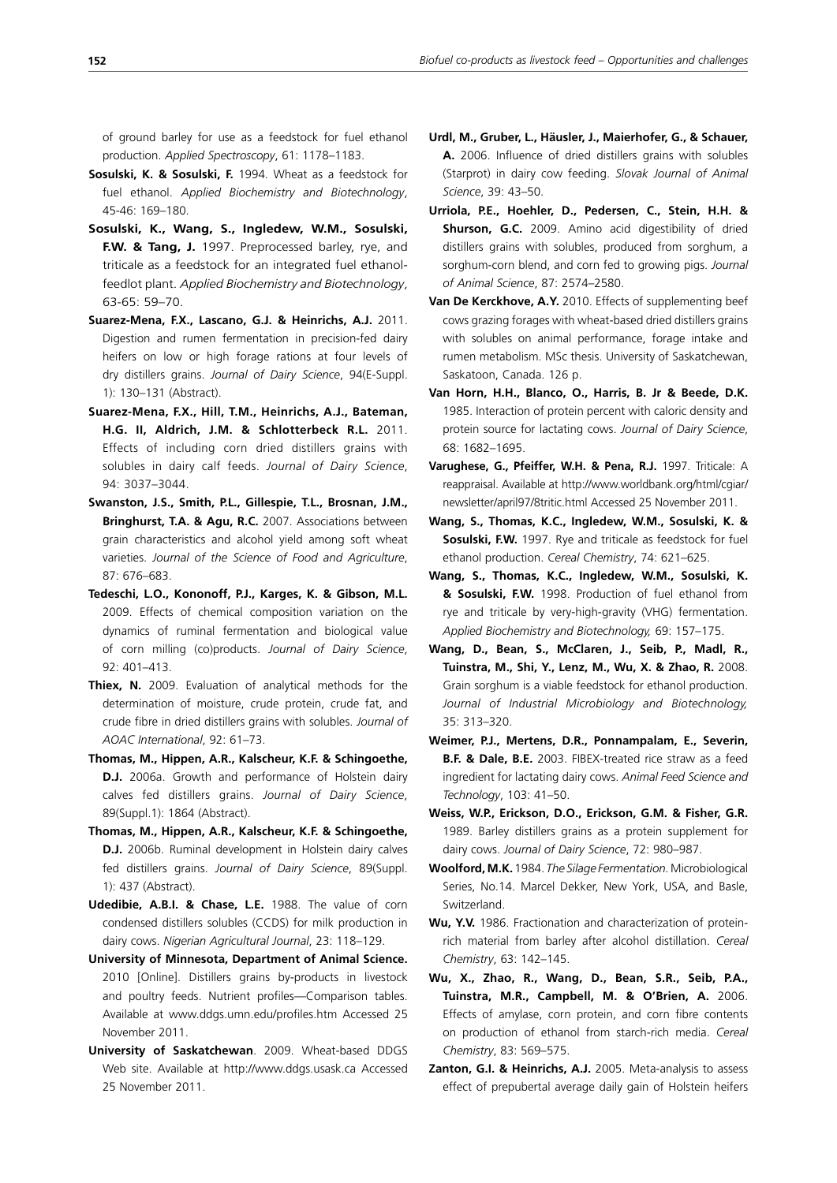of ground barley for use as a feedstock for fuel ethanol production. *Applied Spectroscopy*, 61: 1178–1183.

**Sosulski, K. & Sosulski, F.** 1994. Wheat as a feedstock for fuel ethanol. *Applied Biochemistry and Biotechnology*, 45-46: 169–180.

**Sosulski, K., Wang, S., Ingledew, W.M., Sosulski, F.W. & Tang, J.** 1997. Preprocessed barley, rye, and triticale as a feedstock for an integrated fuel ethanol-feedlot plant. *Applied Biochemistry and Biotechnology*, 63-65: 59–70.

**Suarez-Mena, F.X., Lascano, G.J. & Heinrichs, A.J.** 2011. Digestion and rumen fermentation in precision-fed dairy heifers on low or high forage rations at four levels of dry distillers grains. *Journal of Dairy Science*, 94(E-Suppl. 1): 130–131 (Abstract).

**Suarez-Mena, F.X., Hill, T.M., Heinrichs, A.J., Bateman, H.G. II, Aldrich, J.M. & Schlotterbeck R.L.** 2011. Effects of including corn dried distillers grains with solubles in dairy calf feeds. *Journal of Dairy Science*, 94: 3037–3044.

**Swanston, J.S., Smith, P.L., Gillespie, T.L., Brosnan, J.M., Bringhurst, T.A. & Agu, R.C.** 2007. Associations between grain characteristics and alcohol yield among soft wheat varieties. *Journal of the Science of Food and Agriculture*, 87: 676–683.

**Tedeschi, L.O., Kononoff, P.J., Karges, K. & Gibson, M.L.** 2009. Effects of chemical composition variation on the dynamics of ruminal fermentation and biological value of corn milling (co)products. *Journal of Dairy Science*, 92: 401–413.

**Thiex, N.** 2009. Evaluation of analytical methods for the determination of moisture, crude protein, crude fat, and crude fibre in dried distillers grains with solubles. *Journal of AOAC International*, 92: 61–73.

**Thomas, M., Hippen, A.R., Kalscheur, K.F. & Schingoethe, D.J.** 2006a. Growth and performance of Holstein dairy calves fed distillers grains. *Journal of Dairy Science*, 89(Suppl.1): 1864 (Abstract).

**Thomas, M., Hippen, A.R., Kalscheur, K.F. & Schingoethe, D.J.** 2006b. Ruminal development in Holstein dairy calves fed distillers grains. *Journal of Dairy Science*, 89(Suppl. 1): 437 (Abstract).

**Udedibie, A.B.I. & Chase, L.E.** 1988. The value of corn condensed distillers solubles (CCDS) for milk production in dairy cows. *Nigerian Agricultural Journal*, 23: 118–129.

**University of Minnesota, Department of Animal Science.** 2010 [Online]. Distillers grains by-products in livestock and poultry feeds. Nutrient profiles—Comparison tables. Available at www.ddgs.umn.edu/profiles.htm Accessed 25 November 2011.

**University of Saskatchewan**. 2009. Wheat-based DDGS Web site. Available at http://www.ddgs.usask.ca Accessed 25 November 2011.

**Urdl, M., Gruber, L., Häusler, J., Maierhofer, G., & Schauer, A.** 2006. Influence of dried distillers grains with solubles (Starprot) in dairy cow feeding. *Slovak Journal of Animal Science*, 39: 43–50.

**Urriola, P.E., Hoehler, D., Pedersen, C., Stein, H.H. & Shurson, G.C.** 2009. Amino acid digestibility of dried distillers grains with solubles, produced from sorghum, a sorghum-corn blend, and corn fed to growing pigs. *Journal of Animal Science*, 87: 2574–2580.

**Van De Kerckhove, A.Y.** 2010. Effects of supplementing beef cows grazing forages with wheat-based dried distillers grains with solubles on animal performance, forage intake and rumen metabolism. MSc thesis. University of Saskatchewan, Saskatoon, Canada. 126 p.

**Van Horn, H.H., Blanco, O., Harris, B. Jr & Beede, D.K.** 1985. Interaction of protein percent with caloric density and protein source for lactating cows. *Journal of Dairy Science*, 68: 1682–1695.

**Varughese, G., Pfeiffer, W.H. & Pena, R.J.** 1997. Triticale: A reappraisal. Available at http://www.worldbank.org/html/cgiar/newsletter/april97/8tritic.html Accessed 25 November 2011.

**Wang, S., Thomas, K.C., Ingledew, W.M., Sosulski, K. & Sosulski, F.W.** 1997. Rye and triticale as feedstock for fuel ethanol production. *Cereal Chemistry*, 74: 621–625.

**Wang, S., Thomas, K.C., Ingledew, W.M., Sosulski, K. & Sosulski, F.W.** 1998. Production of fuel ethanol from rye and triticale by very-high-gravity (VHG) fermentation. *Applied Biochemistry and Biotechnology,* 69: 157–175.

**Wang, D., Bean, S., McClaren, J., Seib, P., Madl, R., Tuinstra, M., Shi, Y., Lenz, M., Wu, X. & Zhao, R.** 2008. Grain sorghum is a viable feedstock for ethanol production. *Journal of Industrial Microbiology and Biotechnology,* 35: 313–320.

**Weimer, P.J., Mertens, D.R., Ponnampalam, E., Severin, B.F. & Dale, B.E.** 2003. FIBEX-treated rice straw as a feed ingredient for lactating dairy cows. *Animal Feed Science and Technology*, 103: 41–50.

**Weiss, W.P., Erickson, D.O., Erickson, G.M. & Fisher, G.R.** 1989. Barley distillers grains as a protein supplement for dairy cows. *Journal of Dairy Science*, 72: 980–987.

**Woolford, M.K.** 1984. *The Silage Fermentation.* Microbiological Series, No.14. Marcel Dekker, New York, USA, and Basle, Switzerland.

**Wu, Y.V.** 1986. Fractionation and characterization of protein-rich material from barley after alcohol distillation. *Cereal Chemistry*, 63: 142–145.

**Wu, X., Zhao, R., Wang, D., Bean, S.R., Seib, P.A., Tuinstra, M.R., Campbell, M. & O'Brien, A.** 2006. Effects of amylase, corn protein, and corn fibre contents on production of ethanol from starch-rich media. *Cereal Chemistry*, 83: 569–575.

**Zanton, G.I. & Heinrichs, A.J.** 2005. Meta-analysis to assess effect of prepubertal average daily gain of Holstein heifers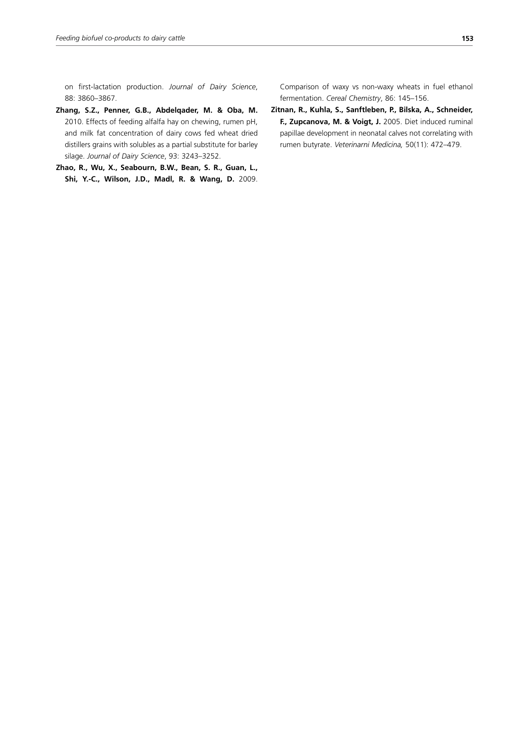on first-lactation production. *Journal of Dairy Science*, 88: 3860–3867.

**Zhang, S.Z., Penner, G.B., Abdelqader, M. & Oba, M.** 2010. Effects of feeding alfalfa hay on chewing, rumen pH, and milk fat concentration of dairy cows fed wheat dried distillers grains with solubles as a partial substitute for barley silage. *Journal of Dairy Science*, 93: 3243–3252.

**Zhao, R., Wu, X., Seabourn, B.W., Bean, S. R., Guan, L., Shi, Y.-C., Wilson, J.D., Madl, R. & Wang, D.** 2009. Comparison of waxy vs non-waxy wheats in fuel ethanol fermentation. *Cereal Chemistry*, 86: 145–156.

**Zitnan, R., Kuhla, S., Sanftleben, P., Bilska, A., Schneider, F., Zupcanova, M. & Voigt, J.** 2005. Diet induced ruminal papillae development in neonatal calves not correlating with rumen butyrate. *Veterinarni Medicina,* 50(11): 472–479.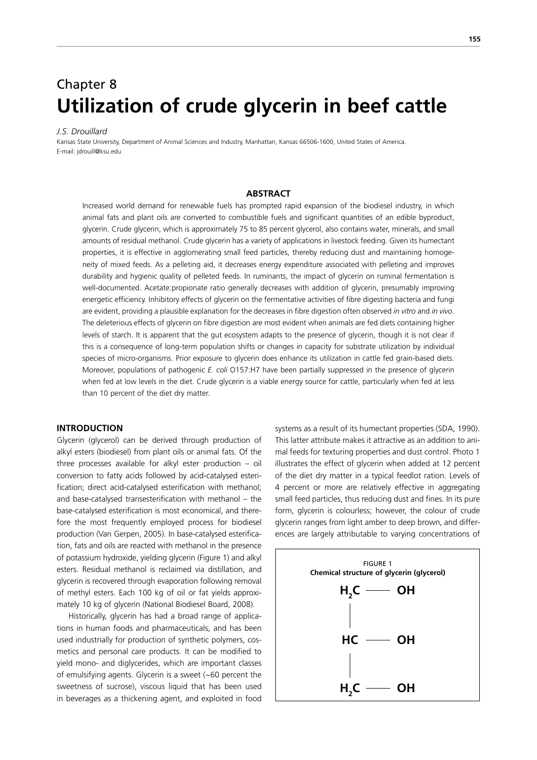# Chapter 8
# Utilization of crude glycerin in beef cattle

*J.S. Drouillard*

Kansas State University, Department of Animal Sciences and Industry, Manhattan, Kansas 66506-1600, United States of America.
E-mail: jdrouill@ksu.edu

## ABSTRACT

Increased world demand for renewable fuels has prompted rapid expansion of the biodiesel industry, in which animal fats and plant oils are converted to combustible fuels and significant quantities of an edible byproduct, glycerin. Crude glycerin, which is approximately 75 to 85 percent glycerol, also contains water, minerals, and small amounts of residual methanol. Crude glycerin has a variety of applications in livestock feeding. Given its humectant properties, it is effective in agglomerating small feed particles, thereby reducing dust and maintaining homogeneity of mixed feeds. As a pelleting aid, it decreases energy expenditure associated with pelleting and improves durability and hygienic quality of pelleted feeds. In ruminants, the impact of glycerin on ruminal fermentation is well-documented. Acetate:propionate ratio generally decreases with addition of glycerin, presumably improving energetic efficiency. Inhibitory effects of glycerin on the fermentative activities of fibre digesting bacteria and fungi are evident, providing a plausible explanation for the decreases in fibre digestion often observed *in vitro* and *in vivo*. The deleterious effects of glycerin on fibre digestion are most evident when animals are fed diets containing higher levels of starch. It is apparent that the gut ecosystem adapts to the presence of glycerin, though it is not clear if this is a consequence of long-term population shifts or changes in capacity for substrate utilization by individual species of micro-organisms. Prior exposure to glycerin does enhance its utilization in cattle fed grain-based diets. Moreover, populations of pathogenic *E. coli* O157:H7 have been partially suppressed in the presence of glycerin when fed at low levels in the diet. Crude glycerin is a viable energy source for cattle, particularly when fed at less than 10 percent of the diet dry matter.

## INTRODUCTION

Glycerin (glycerol) can be derived through production of alkyl esters (biodiesel) from plant oils or animal fats. Of the three processes available for alkyl ester production – oil conversion to fatty acids followed by acid-catalysed esterification; direct acid-catalysed esterification with methanol; and base-catalysed transesterification with methanol – the base-catalysed esterification is most economical, and therefore the most frequently employed process for biodiesel production (Van Gerpen, 2005). In base-catalysed esterification, fats and oils are reacted with methanol in the presence of potassium hydroxide, yielding glycerin (Figure 1) and alkyl esters. Residual methanol is reclaimed via distillation, and glycerin is recovered through evaporation following removal of methyl esters. Each 100 kg of oil or fat yields approximately 10 kg of glycerin (National Biodiesel Board, 2008).

Historically, glycerin has had a broad range of applications in human foods and pharmaceuticals, and has been used industrially for production of synthetic polymers, cosmetics and personal care products. It can be modified to yield mono- and diglycerides, which are important classes of emulsifying agents. Glycerin is a sweet (~60 percent the sweetness of sucrose), viscous liquid that has been used in beverages as a thickening agent, and exploited in food systems as a result of its humectant properties (SDA, 1990). This latter attribute makes it attractive as an addition to animal feeds for texturing properties and dust control. Photo 1 illustrates the effect of glycerin when added at 12 percent of the diet dry matter in a typical feedlot ration. Levels of 4 percent or more are relatively effective in aggregating small feed particles, thus reducing dust and fines. In its pure form, glycerin is colourless; however, the colour of crude glycerin ranges from light amber to deep brown, and differences are largely attributable to varying concentrations of

FIGURE 1
**Chemical structure of glycerin (glycerol)**

$$
\begin{array}{l}
H_2C \;—\; OH \\
\;\;| \\
HC \;—\; OH \\
\;\;| \\
H_2C \;—\; OH
\end{array}
$$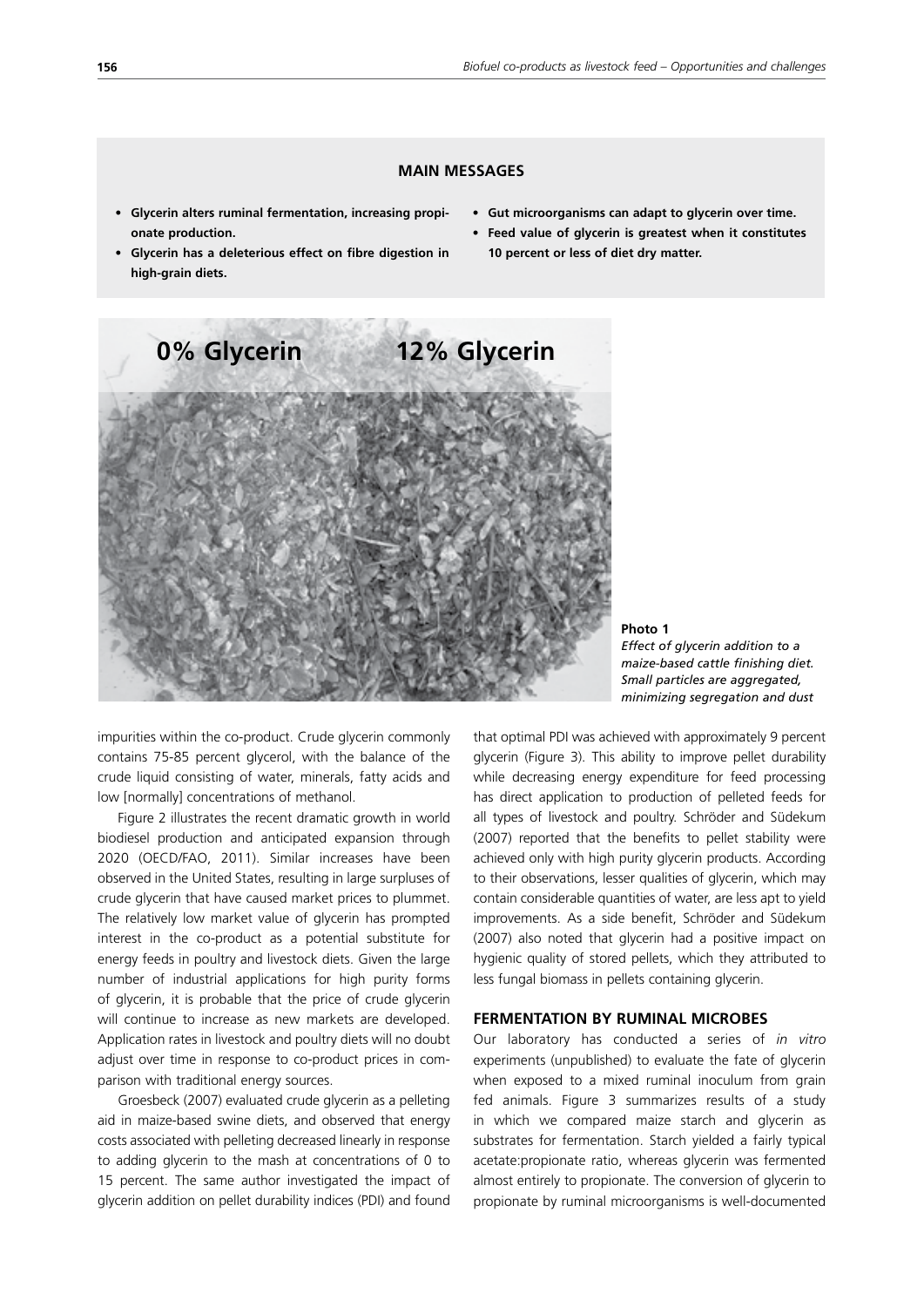**MAIN MESSAGES**

- **Glycerin alters ruminal fermentation, increasing propionate production.**
- **Glycerin has a deleterious effect on fibre digestion in high-grain diets.**
- **Gut microorganisms can adapt to glycerin over time.**
- **Feed value of glycerin is greatest when it constitutes 10 percent or less of diet dry matter.**

**Photo 1**
*Effect of glycerin addition to a maize-based cattle finishing diet. Small particles are aggregated, minimizing segregation and dust*

impurities within the co-product. Crude glycerin commonly contains 75-85 percent glycerol, with the balance of the crude liquid consisting of water, minerals, fatty acids and low [normally] concentrations of methanol.

Figure 2 illustrates the recent dramatic growth in world biodiesel production and anticipated expansion through 2020 (OECD/FAO, 2011). Similar increases have been observed in the United States, resulting in large surpluses of crude glycerin that have caused market prices to plummet. The relatively low market value of glycerin has prompted interest in the co-product as a potential substitute for energy feeds in poultry and livestock diets. Given the large number of industrial applications for high purity forms of glycerin, it is probable that the price of crude glycerin will continue to increase as new markets are developed. Application rates in livestock and poultry diets will no doubt adjust over time in response to co-product prices in comparison with traditional energy sources.

Groesbeck (2007) evaluated crude glycerin as a pelleting aid in maize-based swine diets, and observed that energy costs associated with pelleting decreased linearly in response to adding glycerin to the mash at concentrations of 0 to 15 percent. The same author investigated the impact of glycerin addition on pellet durability indices (PDI) and found that optimal PDI was achieved with approximately 9 percent glycerin (Figure 3). This ability to improve pellet durability while decreasing energy expenditure for feed processing has direct application to production of pelleted feeds for all types of livestock and poultry. Schröder and Südekum (2007) reported that the benefits to pellet stability were achieved only with high purity glycerin products. According to their observations, lesser qualities of glycerin, which may contain considerable quantities of water, are less apt to yield improvements. As a side benefit, Schröder and Südekum (2007) also noted that glycerin had a positive impact on hygienic quality of stored pellets, which they attributed to less fungal biomass in pellets containing glycerin.

## FERMENTATION BY RUMINAL MICROBES

Our laboratory has conducted a series of *in vitro* experiments (unpublished) to evaluate the fate of glycerin when exposed to a mixed ruminal inoculum from grain fed animals. Figure 3 summarizes results of a study in which we compared maize starch and glycerin as substrates for fermentation. Starch yielded a fairly typical acetate:propionate ratio, whereas glycerin was fermented almost entirely to propionate. The conversion of glycerin to propionate by ruminal microorganisms is well-documented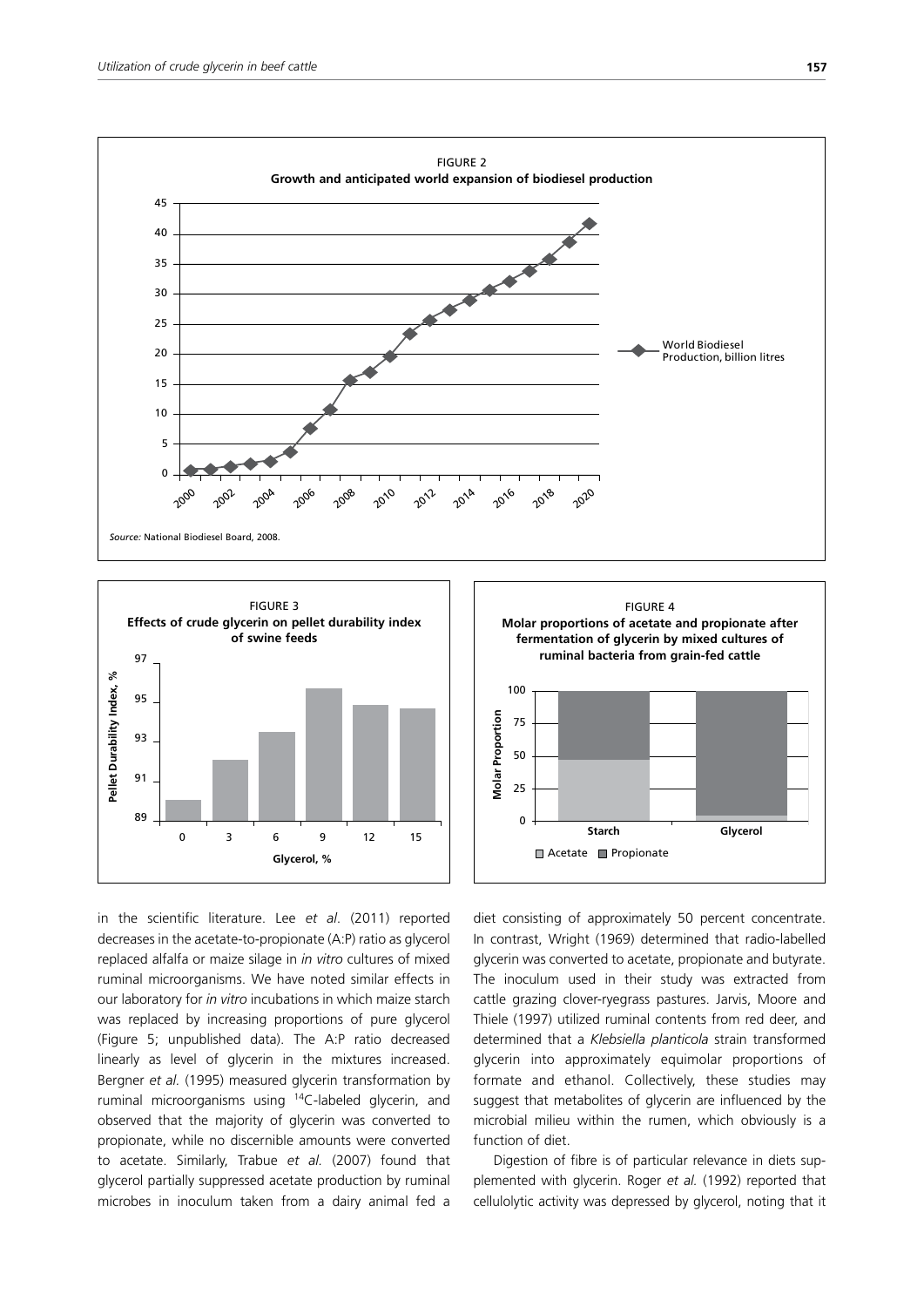FIGURE 2
**Growth and anticipated world expansion of biodiesel production**

*Source:* National Biodiesel Board, 2008.

FIGURE 3
**Effects of crude glycerin on pellet durability index of swine feeds**

FIGURE 4
**Molar proportions of acetate and propionate after fermentation of glycerin by mixed cultures of ruminal bacteria from grain-fed cattle**

in the scientific literature. Lee *et al*. (2011) reported decreases in the acetate-to-propionate (A:P) ratio as glycerol replaced alfalfa or maize silage in *in vitro* cultures of mixed ruminal microorganisms. We have noted similar effects in our laboratory for *in vitro* incubations in which maize starch was replaced by increasing proportions of pure glycerol (Figure 5; unpublished data). The A:P ratio decreased linearly as level of glycerin in the mixtures increased. Bergner *et al*. (1995) measured glycerin transformation by ruminal microorganisms using $^{14}C$-labeled glycerin, and observed that the majority of glycerin was converted to propionate, while no discernible amounts were converted to acetate. Similarly, Trabue *et al*. (2007) found that glycerol partially suppressed acetate production by ruminal microbes in inoculum taken from a dairy animal fed a diet consisting of approximately 50 percent concentrate. In contrast, Wright (1969) determined that radio-labelled glycerin was converted to acetate, propionate and butyrate. The inoculum used in their study was extracted from cattle grazing clover-ryegrass pastures. Jarvis, Moore and Thiele (1997) utilized ruminal contents from red deer, and determined that a *Klebsiella planticola* strain transformed glycerin into approximately equimolar proportions of formate and ethanol. Collectively, these studies may suggest that metabolites of glycerin are influenced by the microbial milieu within the rumen, which obviously is a function of diet.

Digestion of fibre is of particular relevance in diets supplemented with glycerin. Roger *et al.* (1992) reported that cellulolytic activity was depressed by glycerol, noting that it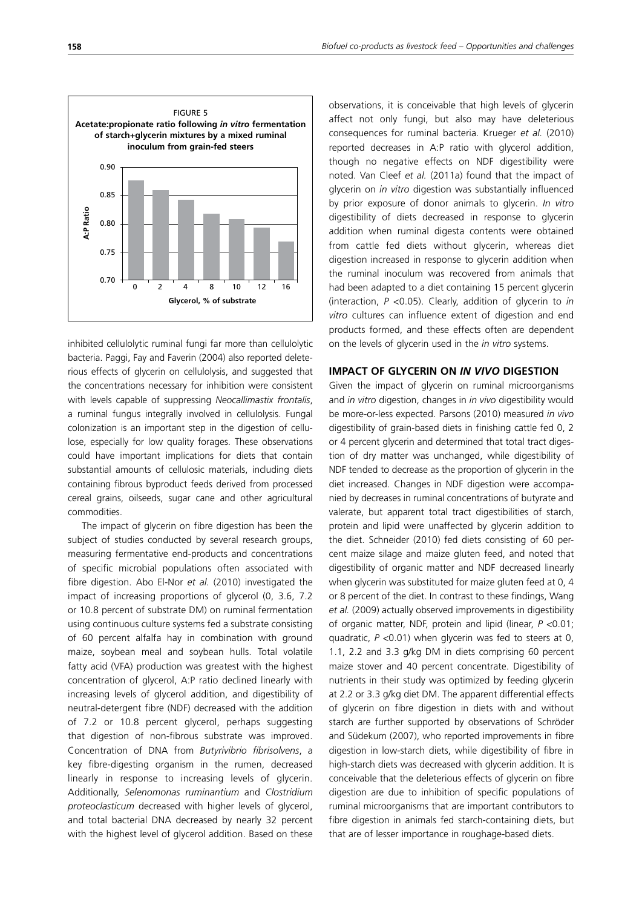FIGURE 5
**Acetate:propionate ratio following *in vitro* fermentation of starch+glycerin mixtures by a mixed ruminal inoculum from grain-fed steers**

| Glycerol, % of substrate | A:P Ratio |
|---|---|
| 0 | ~0.875 |
| 2 | ~0.858 |
| 4 | ~0.842 |
| 8 | ~0.817 |
| 10 | ~0.808 |
| 12 | ~0.793 |
| 16 | ~0.768 |

*Values read from the bar chart (approximate).*

inhibited cellulolytic ruminal fungi far more than cellulolytic bacteria. Paggi, Fay and Faverin (2004) also reported deleterious effects of glycerin on cellulolysis, and suggested that the concentrations necessary for inhibition were consistent with levels capable of suppressing *Neocallimastix frontalis*, a ruminal fungus integrally involved in cellulolysis. Fungal colonization is an important step in the digestion of cellulose, especially for low quality forages. These observations could have important implications for diets that contain substantial amounts of cellulosic materials, including diets containing fibrous byproduct feeds derived from processed cereal grains, oilseeds, sugar cane and other agricultural commodities.

The impact of glycerin on fibre digestion has been the subject of studies conducted by several research groups, measuring fermentative end-products and concentrations of specific microbial populations often associated with fibre digestion. Abo El-Nor *et al.* (2010) investigated the impact of increasing proportions of glycerol (0, 3.6, 7.2 or 10.8 percent of substrate DM) on ruminal fermentation using continuous culture systems fed a substrate consisting of 60 percent alfalfa hay in combination with ground maize, soybean meal and soybean hulls. Total volatile fatty acid (VFA) production was greatest with the highest concentration of glycerol, A:P ratio declined linearly with increasing levels of glycerol addition, and digestibility of neutral-detergent fibre (NDF) decreased with the addition of 7.2 or 10.8 percent glycerol, perhaps suggesting that digestion of non-fibrous substrate was improved. Concentration of DNA from *Butyrivibrio fibrisolvens*, a key fibre-digesting organism in the rumen, decreased linearly in response to increasing levels of glycerin. Additionally, *Selenomonas ruminantium* and *Clostridium proteoclasticum* decreased with higher levels of glycerol, and total bacterial DNA decreased by nearly 32 percent with the highest level of glycerol addition. Based on these observations, it is conceivable that high levels of glycerin affect not only fungi, but also may have deleterious consequences for ruminal bacteria. Krueger *et al.* (2010) reported decreases in A:P ratio with glycerol addition, though no negative effects on NDF digestibility were noted. Van Cleef *et al.* (2011a) found that the impact of glycerin on *in vitro* digestion was substantially influenced by prior exposure of donor animals to glycerin. *In vitro* digestibility of diets decreased in response to glycerin addition when ruminal digesta contents were obtained from cattle fed diets without glycerin, whereas diet digestion increased in response to glycerin addition when the ruminal inoculum was recovered from animals that had been adapted to a diet containing 15 percent glycerin (interaction, $P<0.05$). Clearly, addition of glycerin to *in vitro* cultures can influence extent of digestion and end products formed, and these effects often are dependent on the levels of glycerin used in the *in vitro* systems.

## IMPACT OF GLYCERIN ON *IN VIVO* DIGESTION

Given the impact of glycerin on ruminal microorganisms and *in vitro* digestion, changes in *in vivo* digestibility would be more-or-less expected. Parsons (2010) measured *in vivo* digestibility of grain-based diets in finishing cattle fed 0, 2 or 4 percent glycerin and determined that total tract digestion of dry matter was unchanged, while digestibility of NDF tended to decrease as the proportion of glycerin in the diet increased. Changes in NDF digestion were accompanied by decreases in ruminal concentrations of butyrate and valerate, but apparent total tract digestibilities of starch, protein and lipid were unaffected by glycerin addition to the diet. Schneider (2010) fed diets consisting of 60 percent maize silage and maize gluten feed, and noted that digestibility of organic matter and NDF decreased linearly when glycerin was substituted for maize gluten feed at 0, 4 or 8 percent of the diet. In contrast to these findings, Wang *et al.* (2009) actually observed improvements in digestibility of organic matter, NDF, protein and lipid (linear, $P<0.01$; quadratic, $P<0.01$) when glycerin was fed to steers at 0, 1.1, 2.2 and 3.3 g/kg DM in diets comprising 60 percent maize stover and 40 percent concentrate. Digestibility of nutrients in their study was optimized by feeding glycerin at 2.2 or 3.3 g/kg diet DM. The apparent differential effects of glycerin on fibre digestion in diets with and without starch are further supported by observations of Schröder and Südekum (2007), who reported improvements in fibre digestion in low-starch diets, while digestibility of fibre in high-starch diets was decreased with glycerin addition. It is conceivable that the deleterious effects of glycerin on fibre digestion are due to inhibition of specific populations of ruminal microorganisms that are important contributors to fibre digestion in animals fed starch-containing diets, but that are of lesser importance in roughage-based diets.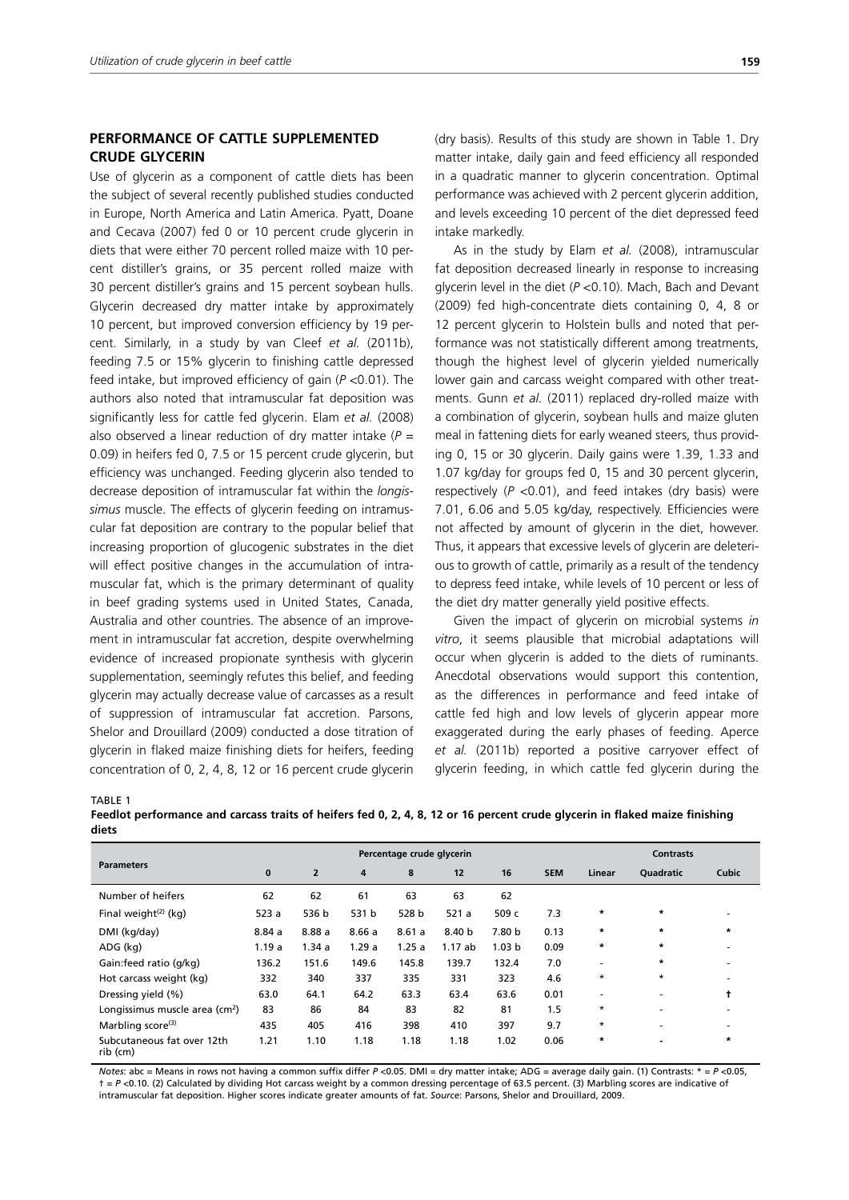## PERFORMANCE OF CATTLE SUPPLEMENTED CRUDE GLYCERIN

Use of glycerin as a component of cattle diets has been the subject of several recently published studies conducted in Europe, North America and Latin America. Pyatt, Doane and Cecava (2007) fed 0 or 10 percent crude glycerin in diets that were either 70 percent rolled maize with 10 percent distiller's grains, or 35 percent rolled maize with 30 percent distiller's grains and 15 percent soybean hulls. Glycerin decreased dry matter intake by approximately 10 percent, but improved conversion efficiency by 19 percent. Similarly, in a study by van Cleef *et al.* (2011b), feeding 7.5 or 15% glycerin to finishing cattle depressed feed intake, but improved efficiency of gain ($P$ <0.01). The authors also noted that intramuscular fat deposition was significantly less for cattle fed glycerin. Elam *et al.* (2008) also observed a linear reduction of dry matter intake ($P$ = 0.09) in heifers fed 0, 7.5 or 15 percent crude glycerin, but efficiency was unchanged. Feeding glycerin also tended to decrease deposition of intramuscular fat within the *longissimus* muscle. The effects of glycerin feeding on intramuscular fat deposition are contrary to the popular belief that increasing proportion of glucogenic substrates in the diet will effect positive changes in the accumulation of intramuscular fat, which is the primary determinant of quality in beef grading systems used in United States, Canada, Australia and other countries. The absence of an improvement in intramuscular fat accretion, despite overwhelming evidence of increased propionate synthesis with glycerin supplementation, seemingly refutes this belief, and feeding glycerin may actually decrease value of carcasses as a result of suppression of intramuscular fat accretion. Parsons, Shelor and Drouillard (2009) conducted a dose titration of glycerin in flaked maize finishing diets for heifers, feeding concentration of 0, 2, 4, 8, 12 or 16 percent crude glycerin (dry basis). Results of this study are shown in Table 1. Dry matter intake, daily gain and feed efficiency all responded in a quadratic manner to glycerin concentration. Optimal performance was achieved with 2 percent glycerin addition, and levels exceeding 10 percent of the diet depressed feed intake markedly.

As in the study by Elam *et al.* (2008), intramuscular fat deposition decreased linearly in response to increasing glycerin level in the diet ($P$ <0.10). Mach, Bach and Devant (2009) fed high-concentrate diets containing 0, 4, 8 or 12 percent glycerin to Holstein bulls and noted that performance was not statistically different among treatments, though the highest level of glycerin yielded numerically lower gain and carcass weight compared with other treatments. Gunn *et al.* (2011) replaced dry-rolled maize with a combination of glycerin, soybean hulls and maize gluten meal in fattening diets for early weaned steers, thus providing 0, 15 or 30 glycerin. Daily gains were 1.39, 1.33 and 1.07 kg/day for groups fed 0, 15 and 30 percent glycerin, respectively ($P$ <0.01), and feed intakes (dry basis) were 7.01, 6.06 and 5.05 kg/day, respectively. Efficiencies were not affected by amount of glycerin in the diet, however. Thus, it appears that excessive levels of glycerin are deleterious to growth of cattle, primarily as a result of the tendency to depress feed intake, while levels of 10 percent or less of the diet dry matter generally yield positive effects.

Given the impact of glycerin on microbial systems *in vitro*, it seems plausible that microbial adaptations will occur when glycerin is added to the diets of ruminants. Anecdotal observations would support this contention, as the differences in performance and feed intake of cattle fed high and low levels of glycerin appear more exaggerated during the early phases of feeding. Aperce *et al.* (2011b) reported a positive carryover effect of glycerin feeding, in which cattle fed glycerin during the

TABLE 1

**Feedlot performance and carcass traits of heifers fed 0, 2, 4, 8, 12 or 16 percent crude glycerin in flaked maize finishing diets**

| Parameters | Percentage crude glycerin | | | | | | | Contrasts | | |
|---|---|---|---|---|---|---|---|---|---|---|
| | 0 | 2 | 4 | 8 | 12 | 16 | SEM | Linear | Quadratic | Cubic |
| Number of heifers | 62 | 62 | 61 | 63 | 63 | 62 | | | | |
| Final weight[(2)] (kg) | 523 a | 536 b | 531 b | 528 b | 521 a | 509 c | 7.3 | * | * | - |
| DMI (kg/day) | 8.84 a | 8.88 a | 8.66 a | 8.61 a | 8.40 b | 7.80 b | 0.13 | * | * | * |
| ADG (kg) | 1.19 a | 1.34 a | 1.29 a | 1.25 a | 1.17 ab | 1.03 b | 0.09 | * | * | - |
| Gain:feed ratio (g/kg) | 136.2 | 151.6 | 149.6 | 145.8 | 139.7 | 132.4 | 7.0 | - | * | - |
| Hot carcass weight (kg) | 332 | 340 | 337 | 335 | 331 | 323 | 4.6 | * | * | - |
| Dressing yield (%) | 63.0 | 64.1 | 64.2 | 63.3 | 63.4 | 63.6 | 0.01 | - | - | † |
| Longissimus muscle area ($cm^2$) | 83 | 86 | 84 | 83 | 82 | 81 | 1.5 | * | - | - |
| Marbling score[(3)] | 435 | 405 | 416 | 398 | 410 | 397 | 9.7 | * | - | - |
| Subcutaneous fat over 12th rib (cm) | 1.21 | 1.10 | 1.18 | 1.18 | 1.18 | 1.02 | 0.06 | * | - | * |

*Notes*: abc = Means in rows not having a common suffix differ $P$ <0.05. DMI = dry matter intake; ADG = average daily gain. (1) Contrasts: * = $P$ <0.05, † = $P$ <0.10. (2) Calculated by dividing Hot carcass weight by a common dressing percentage of 63.5 percent. (3) Marbling scores are indicative of intramuscular fat deposition. Higher scores indicate greater amounts of fat. *Source*: Parsons, Shelor and Drouillard, 2009.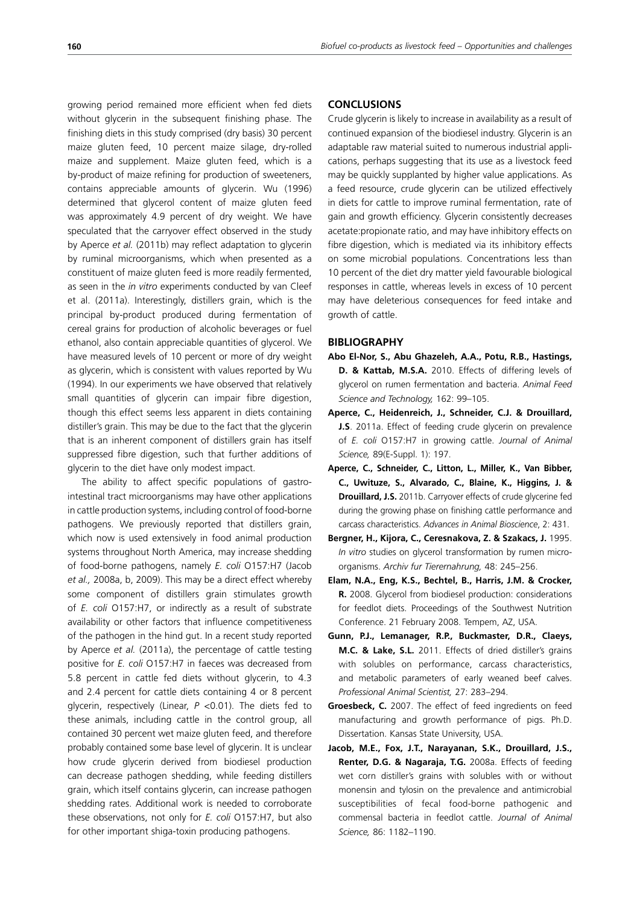growing period remained more efficient when fed diets without glycerin in the subsequent finishing phase. The finishing diets in this study comprised (dry basis) 30 percent maize gluten feed, 10 percent maize silage, dry-rolled maize and supplement. Maize gluten feed, which is a by-product of maize refining for production of sweeteners, contains appreciable amounts of glycerin. Wu (1996) determined that glycerol content of maize gluten feed was approximately 4.9 percent of dry weight. We have speculated that the carryover effect observed in the study by Aperce *et al.* (2011b) may reflect adaptation to glycerin by ruminal microorganisms, which when presented as a constituent of maize gluten feed is more readily fermented, as seen in the *in vitro* experiments conducted by van Cleef et al. (2011a). Interestingly, distillers grain, which is the principal by-product produced during fermentation of cereal grains for production of alcoholic beverages or fuel ethanol, also contain appreciable quantities of glycerol. We have measured levels of 10 percent or more of dry weight as glycerin, which is consistent with values reported by Wu (1994). In our experiments we have observed that relatively small quantities of glycerin can impair fibre digestion, though this effect seems less apparent in diets containing distiller's grain. This may be due to the fact that the glycerin that is an inherent component of distillers grain has itself suppressed fibre digestion, such that further additions of glycerin to the diet have only modest impact.

The ability to affect specific populations of gastrointestinal tract microorganisms may have other applications in cattle production systems, including control of food-borne pathogens. We previously reported that distillers grain, which now is used extensively in food animal production systems throughout North America, may increase shedding of food-borne pathogens, namely *E. coli* O157:H7 (Jacob *et al.,* 2008a, b, 2009). This may be a direct effect whereby some component of distillers grain stimulates growth of *E. coli* O157:H7, or indirectly as a result of substrate availability or other factors that influence competitiveness of the pathogen in the hind gut. In a recent study reported by Aperce *et al.* (2011a), the percentage of cattle testing positive for *E. coli* O157:H7 in faeces was decreased from 5.8 percent in cattle fed diets without glycerin, to 4.3 and 2.4 percent for cattle diets containing 4 or 8 percent glycerin, respectively (Linear, $P < 0.01$). The diets fed to these animals, including cattle in the control group, all contained 30 percent wet maize gluten feed, and therefore probably contained some base level of glycerin. It is unclear how crude glycerin derived from biodiesel production can decrease pathogen shedding, while feeding distillers grain, which itself contains glycerin, can increase pathogen shedding rates. Additional work is needed to corroborate these observations, not only for *E. coli* O157:H7, but also for other important shiga-toxin producing pathogens.

## CONCLUSIONS

Crude glycerin is likely to increase in availability as a result of continued expansion of the biodiesel industry. Glycerin is an adaptable raw material suited to numerous industrial applications, perhaps suggesting that its use as a livestock feed may be quickly supplanted by higher value applications. As a feed resource, crude glycerin can be utilized effectively in diets for cattle to improve ruminal fermentation, rate of gain and growth efficiency. Glycerin consistently decreases acetate:propionate ratio, and may have inhibitory effects on fibre digestion, which is mediated via its inhibitory effects on some microbial populations. Concentrations less than 10 percent of the diet dry matter yield favourable biological responses in cattle, whereas levels in excess of 10 percent may have deleterious consequences for feed intake and growth of cattle.

## BIBLIOGRAPHY

**Abo El-Nor, S., Abu Ghazeleh, A.A., Potu, R.B., Hastings, D. & Kattab, M.S.A.** 2010. Effects of differing levels of glycerol on rumen fermentation and bacteria. *Animal Feed Science and Technology,* 162: 99–105.

**Aperce, C., Heidenreich, J., Schneider, C.J. & Drouillard, J.S**. 2011a. Effect of feeding crude glycerin on prevalence of *E. coli* O157:H7 in growing cattle. *Journal of Animal Science,* 89(E-Suppl. 1): 197.

**Aperce, C., Schneider, C., Litton, L., Miller, K., Van Bibber, C., Uwituze, S., Alvarado, C., Blaine, K., Higgins, J. & Drouillard, J.S.** 2011b. Carryover effects of crude glycerine fed during the growing phase on finishing cattle performance and carcass characteristics. *Advances in Animal Bioscience*, 2: 431.

**Bergner, H., Kijora, C., Ceresnakova, Z. & Szakacs, J.** 1995. *In vitro* studies on glycerol transformation by rumen microorganisms. *Archiv fur Tierernahrung,* 48: 245–256.

**Elam, N.A., Eng, K.S., Bechtel, B., Harris, J.M. & Crocker, R.** 2008. Glycerol from biodiesel production: considerations for feedlot diets. Proceedings of the Southwest Nutrition Conference. 21 February 2008. Tempem, AZ, USA.

**Gunn, P.J., Lemanager, R.P., Buckmaster, D.R., Claeys, M.C. & Lake, S.L.** 2011. Effects of dried distiller's grains with solubles on performance, carcass characteristics, and metabolic parameters of early weaned beef calves. *Professional Animal Scientist,* 27: 283–294.

**Groesbeck, C.** 2007. The effect of feed ingredients on feed manufacturing and growth performance of pigs. Ph.D. Dissertation. Kansas State University, USA.

**Jacob, M.E., Fox, J.T., Narayanan, S.K., Drouillard, J.S., Renter, D.G. & Nagaraja, T.G.** 2008a. Effects of feeding wet corn distiller's grains with solubles with or without monensin and tylosin on the prevalence and antimicrobial susceptibilities of fecal food-borne pathogenic and commensal bacteria in feedlot cattle. *Journal of Animal Science,* 86: 1182–1190.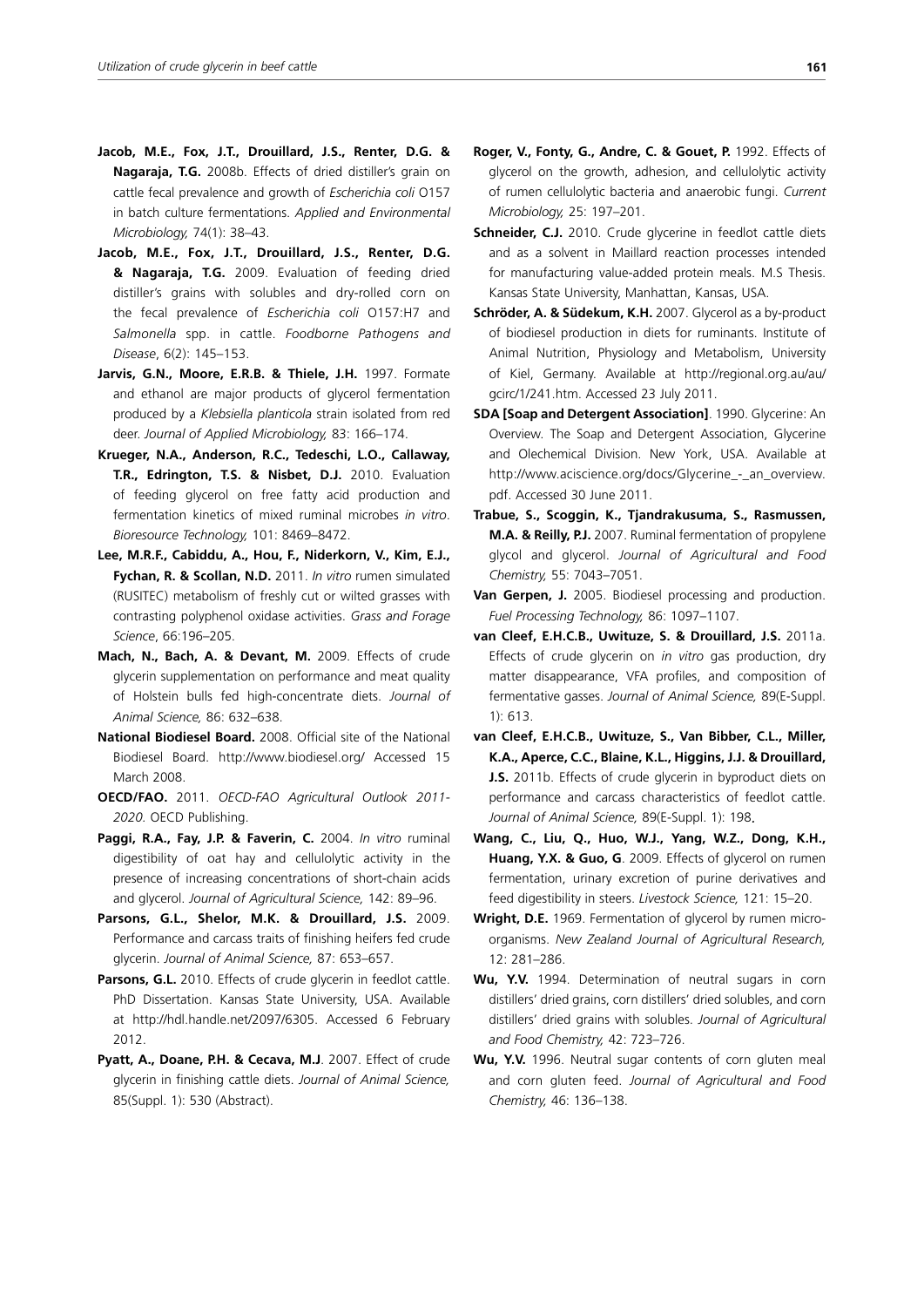**Jacob, M.E., Fox, J.T., Drouillard, J.S., Renter, D.G. & Nagaraja, T.G.** 2008b. Effects of dried distiller's grain on cattle fecal prevalence and growth of *Escherichia coli* O157 in batch culture fermentations. *Applied and Environmental Microbiology,* 74(1): 38–43.

**Jacob, M.E., Fox, J.T., Drouillard, J.S., Renter, D.G. & Nagaraja, T.G.** 2009. Evaluation of feeding dried distiller's grains with solubles and dry-rolled corn on the fecal prevalence of *Escherichia coli* O157:H7 and *Salmonella* spp. in cattle. *Foodborne Pathogens and Disease*, 6(2): 145–153.

**Jarvis, G.N., Moore, E.R.B. & Thiele, J.H.** 1997. Formate and ethanol are major products of glycerol fermentation produced by a *Klebsiella planticola* strain isolated from red deer. *Journal of Applied Microbiology,* 83: 166–174.

**Krueger, N.A., Anderson, R.C., Tedeschi, L.O., Callaway, T.R., Edrington, T.S. & Nisbet, D.J.** 2010. Evaluation of feeding glycerol on free fatty acid production and fermentation kinetics of mixed ruminal microbes *in vitro*. *Bioresource Technology,* 101: 8469–8472.

**Lee, M.R.F., Cabiddu, A., Hou, F., Niderkorn, V., Kim, E.J., Fychan, R. & Scollan, N.D.** 2011. *In vitro* rumen simulated (RUSITEC) metabolism of freshly cut or wilted grasses with contrasting polyphenol oxidase activities. *Grass and Forage Science*, 66:196–205.

**Mach, N., Bach, A. & Devant, M.** 2009. Effects of crude glycerin supplementation on performance and meat quality of Holstein bulls fed high-concentrate diets. *Journal of Animal Science,* 86: 632–638.

**National Biodiesel Board.** 2008. Official site of the National Biodiesel Board. http://www.biodiesel.org/ Accessed 15 March 2008.

**OECD/FAO.** 2011. *OECD-FAO Agricultural Outlook 2011-2020.* OECD Publishing.

**Paggi, R.A., Fay, J.P. & Faverin, C.** 2004. *In vitro* ruminal digestibility of oat hay and cellulolytic activity in the presence of increasing concentrations of short-chain acids and glycerol. *Journal of Agricultural Science,* 142: 89–96.

**Parsons, G.L., Shelor, M.K. & Drouillard, J.S.** 2009. Performance and carcass traits of finishing heifers fed crude glycerin. *Journal of Animal Science,* 87: 653–657.

**Parsons, G.L.** 2010. Effects of crude glycerin in feedlot cattle. PhD Dissertation. Kansas State University, USA. Available at http://hdl.handle.net/2097/6305. Accessed 6 February 2012.

**Pyatt, A., Doane, P.H. & Cecava, M.J**. 2007. Effect of crude glycerin in finishing cattle diets. *Journal of Animal Science,* 85(Suppl. 1): 530 (Abstract).

**Roger, V., Fonty, G., Andre, C. & Gouet, P.** 1992. Effects of glycerol on the growth, adhesion, and cellulolytic activity of rumen cellulolytic bacteria and anaerobic fungi. *Current Microbiology,* 25: 197–201.

**Schneider, C.J.** 2010. Crude glycerine in feedlot cattle diets and as a solvent in Maillard reaction processes intended for manufacturing value-added protein meals. M.S Thesis. Kansas State University, Manhattan, Kansas, USA.

**Schröder, A. & Südekum, K.H.** 2007. Glycerol as a by-product of biodiesel production in diets for ruminants. Institute of Animal Nutrition, Physiology and Metabolism, University of Kiel, Germany. Available at http://regional.org.au/au/gcirc/1/241.htm. Accessed 23 July 2011.

**SDA [Soap and Detergent Association]**. 1990. Glycerine: An Overview. The Soap and Detergent Association, Glycerine and Olechemical Division. New York, USA. Available at http://www.aciscience.org/docs/Glycerine_-_an_overview.pdf. Accessed 30 June 2011.

**Trabue, S., Scoggin, K., Tjandrakusuma, S., Rasmussen, M.A. & Reilly, P.J.** 2007. Ruminal fermentation of propylene glycol and glycerol. *Journal of Agricultural and Food Chemistry,* 55: 7043–7051.

**Van Gerpen, J.** 2005. Biodiesel processing and production. *Fuel Processing Technology,* 86: 1097–1107.

**van Cleef, E.H.C.B., Uwituze, S. & Drouillard, J.S.** 2011a. Effects of crude glycerin on *in vitro* gas production, dry matter disappearance, VFA profiles, and composition of fermentative gasses. *Journal of Animal Science,* 89(E-Suppl. 1): 613.

**van Cleef, E.H.C.B., Uwituze, S., Van Bibber, C.L., Miller, K.A., Aperce, C.C., Blaine, K.L., Higgins, J.J. & Drouillard, J.S.** 2011b. Effects of crude glycerin in byproduct diets on performance and carcass characteristics of feedlot cattle. *Journal of Animal Science,* 89(E-Suppl. 1): 198.

**Wang, C., Liu, Q., Huo, W.J., Yang, W.Z., Dong, K.H., Huang, Y.X. & Guo, G**. 2009. Effects of glycerol on rumen fermentation, urinary excretion of purine derivatives and feed digestibility in steers. *Livestock Science,* 121: 15–20.

**Wright, D.E.** 1969. Fermentation of glycerol by rumen micro-organisms. *New Zealand Journal of Agricultural Research,* 12: 281–286.

**Wu, Y.V.** 1994. Determination of neutral sugars in corn distillers' dried grains, corn distillers' dried solubles, and corn distillers' dried grains with solubles. *Journal of Agricultural and Food Chemistry,* 42: 723–726.

**Wu, Y.V.** 1996. Neutral sugar contents of corn gluten meal and corn gluten feed. *Journal of Agricultural and Food Chemistry,* 46: 136–138.